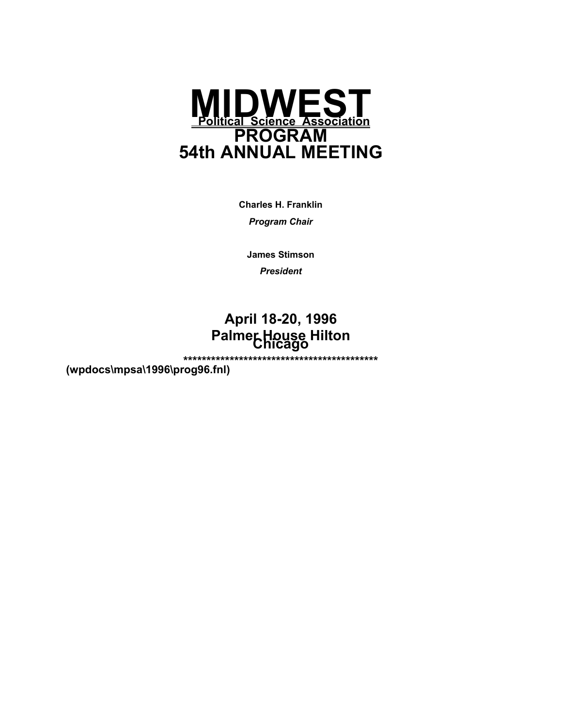# MIDWEST

**Political Science Association**

# PROGRAM
# 54th ANNUAL MEETING

**Charles H. Franklin**

***Program Chair***

**James Stimson**

***President***

## April 18-20, 1996
## Palmer House Hilton
## Chicago

**\*\*\*\*\*\*\*\*\*\*\*\*\*\*\*\*\*\*\*\*\*\*\*\*\*\*\*\*\*\*\*\*\*\*\*\*\*\*\*\*\*\***

**(wpdocs\mpsa\1996\prog96.fnl)**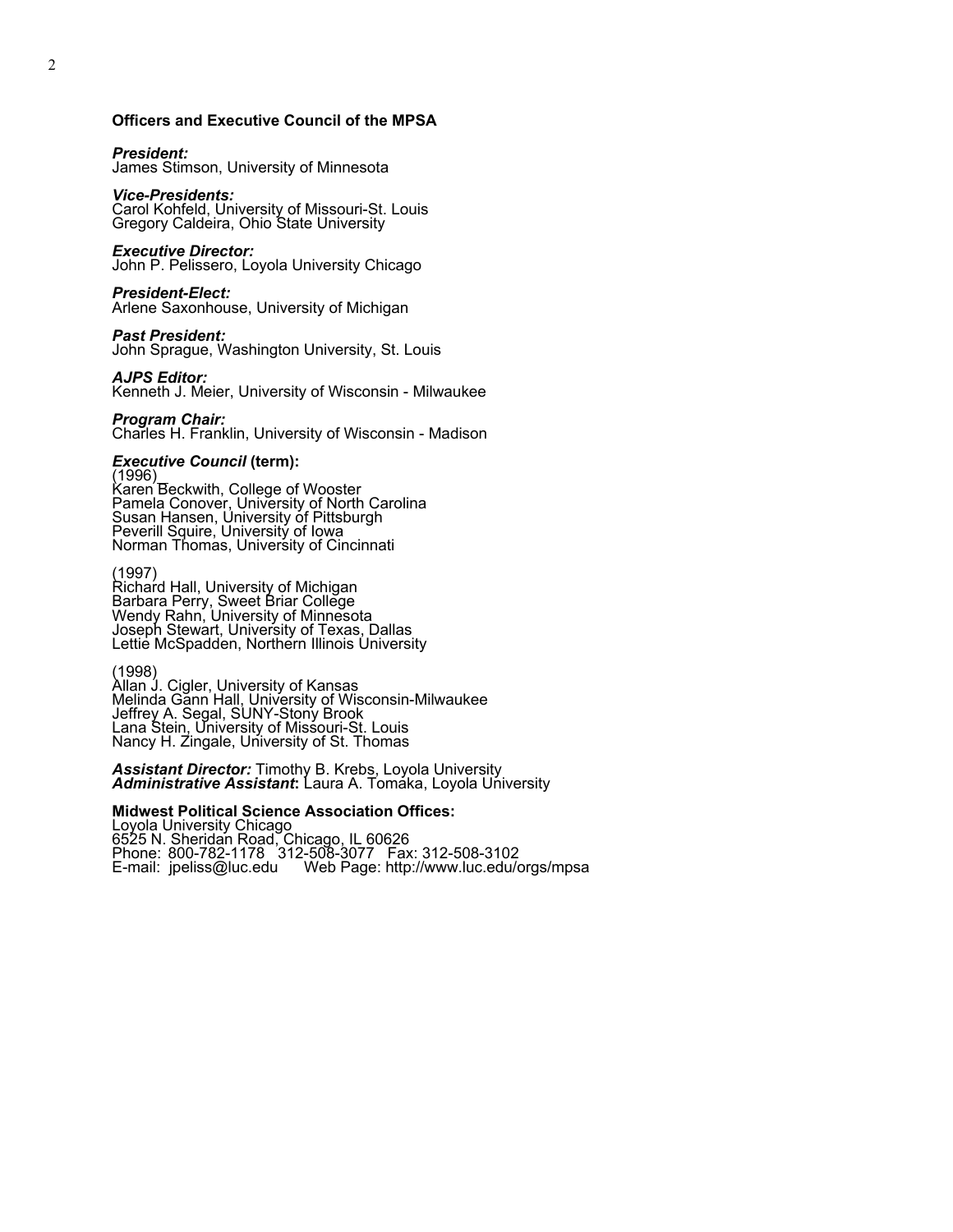### Officers and Executive Council of the MPSA

***President:***
James Stimson, University of Minnesota

***Vice-Presidents:***
Carol Kohfeld, University of Missouri-St. Louis
Gregory Caldeira, Ohio State University

***Executive Director:***
John P. Pelissero, Loyola University Chicago

***President-Elect:***
Arlene Saxonhouse, University of Michigan

***Past President:***
John Sprague, Washington University, St. Louis

***AJPS Editor:***
Kenneth J. Meier, University of Wisconsin - Milwaukee

***Program Chair:***
Charles H. Franklin, University of Wisconsin - Madison

***Executive Council* (term):**

(1996)
Karen Beckwith, College of Wooster
Pamela Conover, University of North Carolina
Susan Hansen, University of Pittsburgh
Peverill Squire, University of Iowa
Norman Thomas, University of Cincinnati

(1997)
Richard Hall, University of Michigan
Barbara Perry, Sweet Briar College
Wendy Rahn, University of Minnesota
Joseph Stewart, University of Texas, Dallas
Lettie McSpadden, Northern Illinois University

(1998)
Allan J. Cigler, University of Kansas
Melinda Gann Hall, University of Wisconsin-Milwaukee
Jeffrey A. Segal, SUNY-Stony Brook
Lana Stein, University of Missouri-St. Louis
Nancy H. Zingale, University of St. Thomas

***Assistant Director:*** Timothy B. Krebs, Loyola University
***Administrative Assistant*:** Laura A. Tomaka, Loyola University

**Midwest Political Science Association Offices:**
Loyola University Chicago
6525 N. Sheridan Road, Chicago, IL 60626
Phone: 800-782-1178 312-508-3077 Fax: 312-508-3102
E-mail: jpeliss@luc.edu Web Page: http://www.luc.edu/orgs/mpsa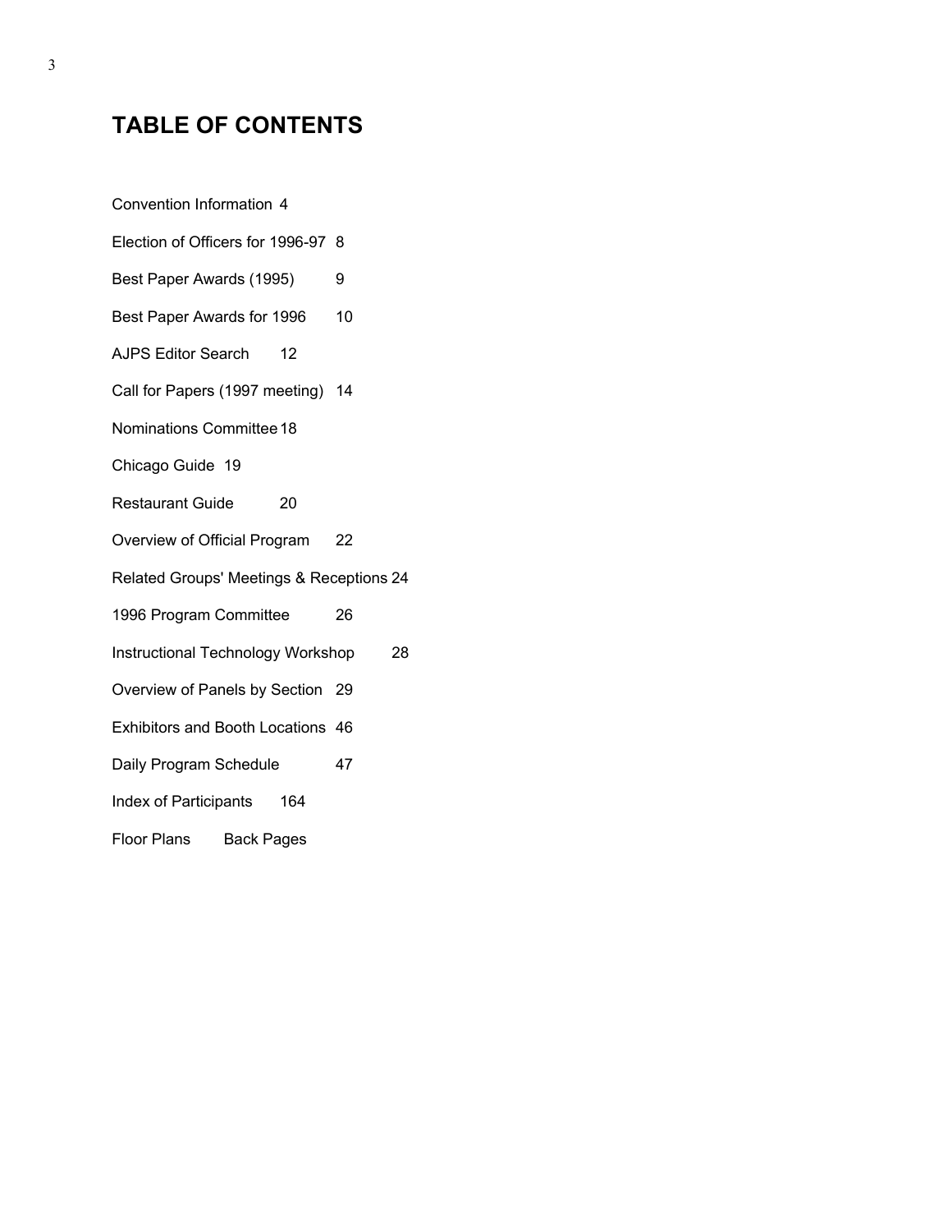# TABLE OF CONTENTS

| | |
|---|---|
| Convention Information | 4 |
| Election of Officers for 1996-97 | 8 |
| Best Paper Awards (1995) | 9 |
| Best Paper Awards for 1996 | 10 |
| AJPS Editor Search | 12 |
| Call for Papers (1997 meeting) | 14 |
| Nominations Committee | 18 |
| Chicago Guide | 19 |
| Restaurant Guide | 20 |
| Overview of Official Program | 22 |
| Related Groups' Meetings & Receptions | 24 |
| 1996 Program Committee | 26 |
| Instructional Technology Workshop | 28 |
| Overview of Panels by Section | 29 |
| Exhibitors and Booth Locations | 46 |
| Daily Program Schedule | 47 |
| Index of Participants | 164 |
| Floor Plans | Back Pages |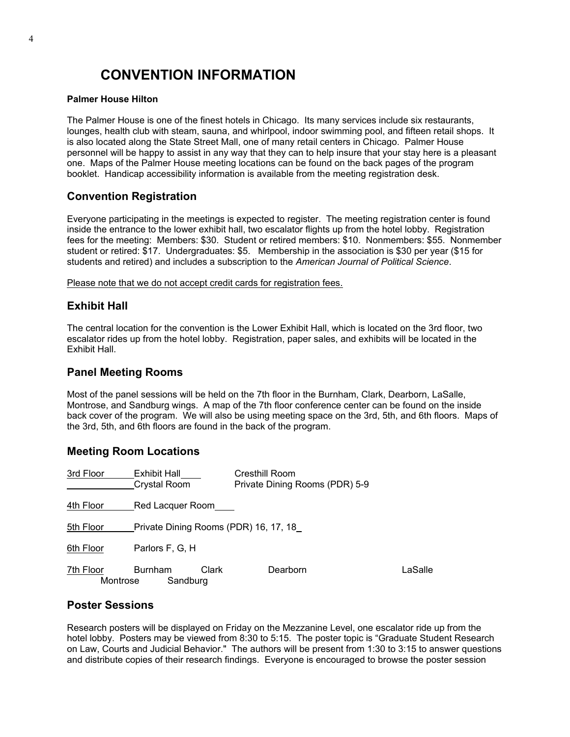# CONVENTION INFORMATION

**Palmer House Hilton**

The Palmer House is one of the finest hotels in Chicago. Its many services include six restaurants, lounges, health club with steam, sauna, and whirlpool, indoor swimming pool, and fifteen retail shops. It is also located along the State Street Mall, one of many retail centers in Chicago. Palmer House personnel will be happy to assist in any way that they can to help insure that your stay here is a pleasant one. Maps of the Palmer House meeting locations can be found on the back pages of the program booklet. Handicap accessibility information is available from the meeting registration desk.

## Convention Registration

Everyone participating in the meetings is expected to register. The meeting registration center is found inside the entrance to the lower exhibit hall, two escalator flights up from the hotel lobby. Registration fees for the meeting: Members: $30. Student or retired members: $10. Nonmembers: $55. Nonmember student or retired: $17. Undergraduates: $5. Membership in the association is $30 per year ($15 for students and retired) and includes a subscription to the *American Journal of Political Science*.

Please note that we do not accept credit cards for registration fees.

## Exhibit Hall

The central location for the convention is the Lower Exhibit Hall, which is located on the 3rd floor, two escalator rides up from the hotel lobby. Registration, paper sales, and exhibits will be located in the Exhibit Hall.

## Panel Meeting Rooms

Most of the panel sessions will be held on the 7th floor in the Burnham, Clark, Dearborn, LaSalle, Montrose, and Sandburg wings. A map of the 7th floor conference center can be found on the inside back cover of the program. We will also be using meeting space on the 3rd, 5th, and 6th floors. Maps of the 3rd, 5th, and 6th floors are found in the back of the program.

## Meeting Room Locations

| Floor | Rooms |
|---|---|
| 3rd Floor | Exhibit Hall, Cresthill Room, Crystal Room, Private Dining Rooms (PDR) 5-9 |
| 4th Floor | Red Lacquer Room |
| 5th Floor | Private Dining Rooms (PDR) 16, 17, 18 |
| 6th Floor | Parlors F, G, H |
| 7th Floor | Burnham, Clark, Dearborn, LaSalle, Montrose, Sandburg |

## Poster Sessions

Research posters will be displayed on Friday on the Mezzanine Level, one escalator ride up from the hotel lobby. Posters may be viewed from 8:30 to 5:15. The poster topic is "Graduate Student Research on Law, Courts and Judicial Behavior." The authors will be present from 1:30 to 3:15 to answer questions and distribute copies of their research findings. Everyone is encouraged to browse the poster session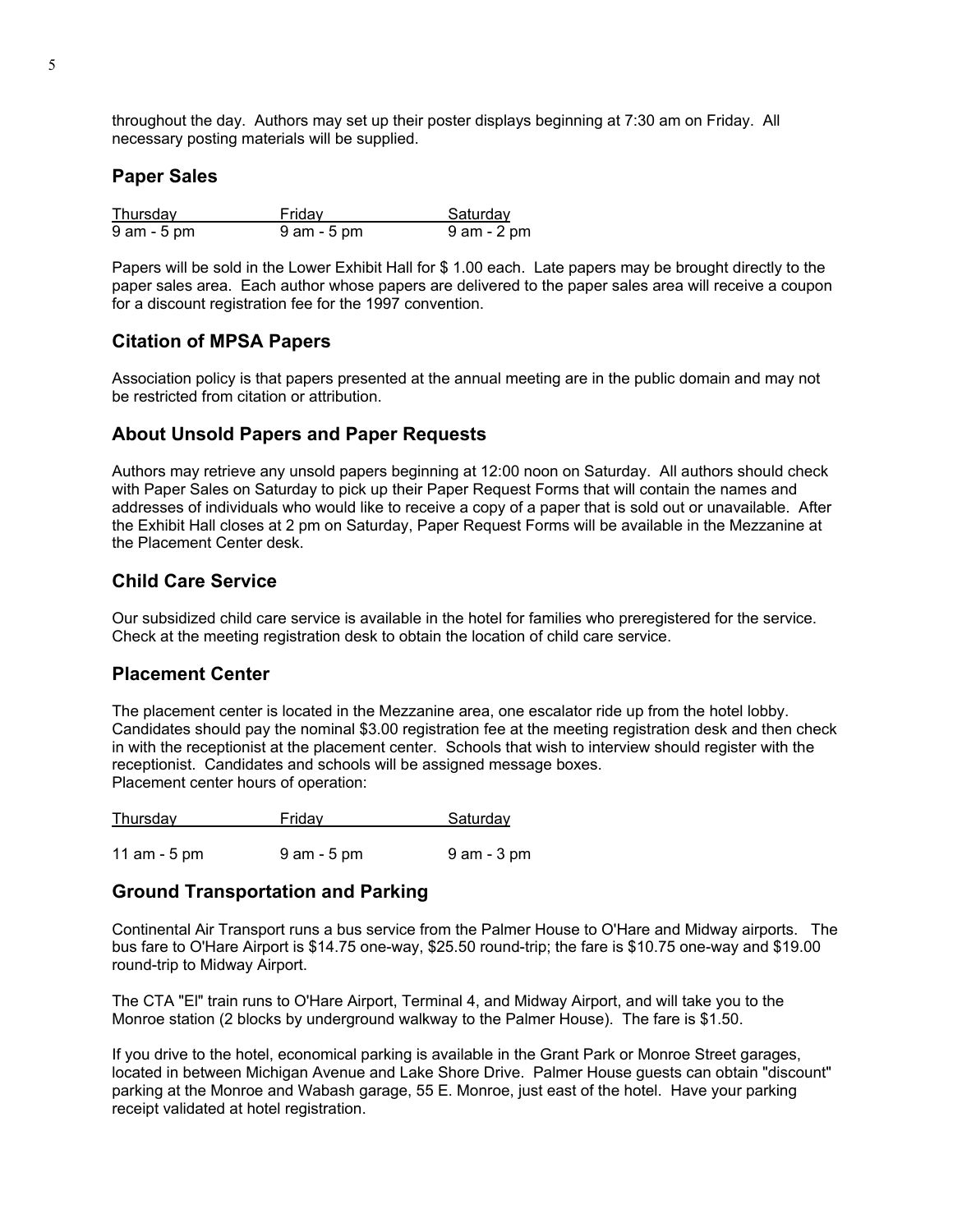throughout the day. Authors may set up their poster displays beginning at 7:30 am on Friday. All necessary posting materials will be supplied.

## Paper Sales

| Thursday | Friday | Saturday |
|---|---|---|
| 9 am - 5 pm | 9 am - 5 pm | 9 am - 2 pm |

Papers will be sold in the Lower Exhibit Hall for $ 1.00 each. Late papers may be brought directly to the paper sales area. Each author whose papers are delivered to the paper sales area will receive a coupon for a discount registration fee for the 1997 convention.

## Citation of MPSA Papers

Association policy is that papers presented at the annual meeting are in the public domain and may not be restricted from citation or attribution.

## About Unsold Papers and Paper Requests

Authors may retrieve any unsold papers beginning at 12:00 noon on Saturday. All authors should check with Paper Sales on Saturday to pick up their Paper Request Forms that will contain the names and addresses of individuals who would like to receive a copy of a paper that is sold out or unavailable. After the Exhibit Hall closes at 2 pm on Saturday, Paper Request Forms will be available in the Mezzanine at the Placement Center desk.

## Child Care Service

Our subsidized child care service is available in the hotel for families who preregistered for the service. Check at the meeting registration desk to obtain the location of child care service.

## Placement Center

The placement center is located in the Mezzanine area, one escalator ride up from the hotel lobby. Candidates should pay the nominal $3.00 registration fee at the meeting registration desk and then check in with the receptionist at the placement center. Schools that wish to interview should register with the receptionist. Candidates and schools will be assigned message boxes.
Placement center hours of operation:

| Thursday | Friday | Saturday |
|---|---|---|
| 11 am - 5 pm | 9 am - 5 pm | 9 am - 3 pm |

## Ground Transportation and Parking

Continental Air Transport runs a bus service from the Palmer House to O'Hare and Midway airports. The bus fare to O'Hare Airport is $14.75 one-way, $25.50 round-trip; the fare is $10.75 one-way and $19.00 round-trip to Midway Airport.

The CTA "El" train runs to O'Hare Airport, Terminal 4, and Midway Airport, and will take you to the Monroe station (2 blocks by underground walkway to the Palmer House). The fare is $1.50.

If you drive to the hotel, economical parking is available in the Grant Park or Monroe Street garages, located in between Michigan Avenue and Lake Shore Drive. Palmer House guests can obtain "discount" parking at the Monroe and Wabash garage, 55 E. Monroe, just east of the hotel. Have your parking receipt validated at hotel registration.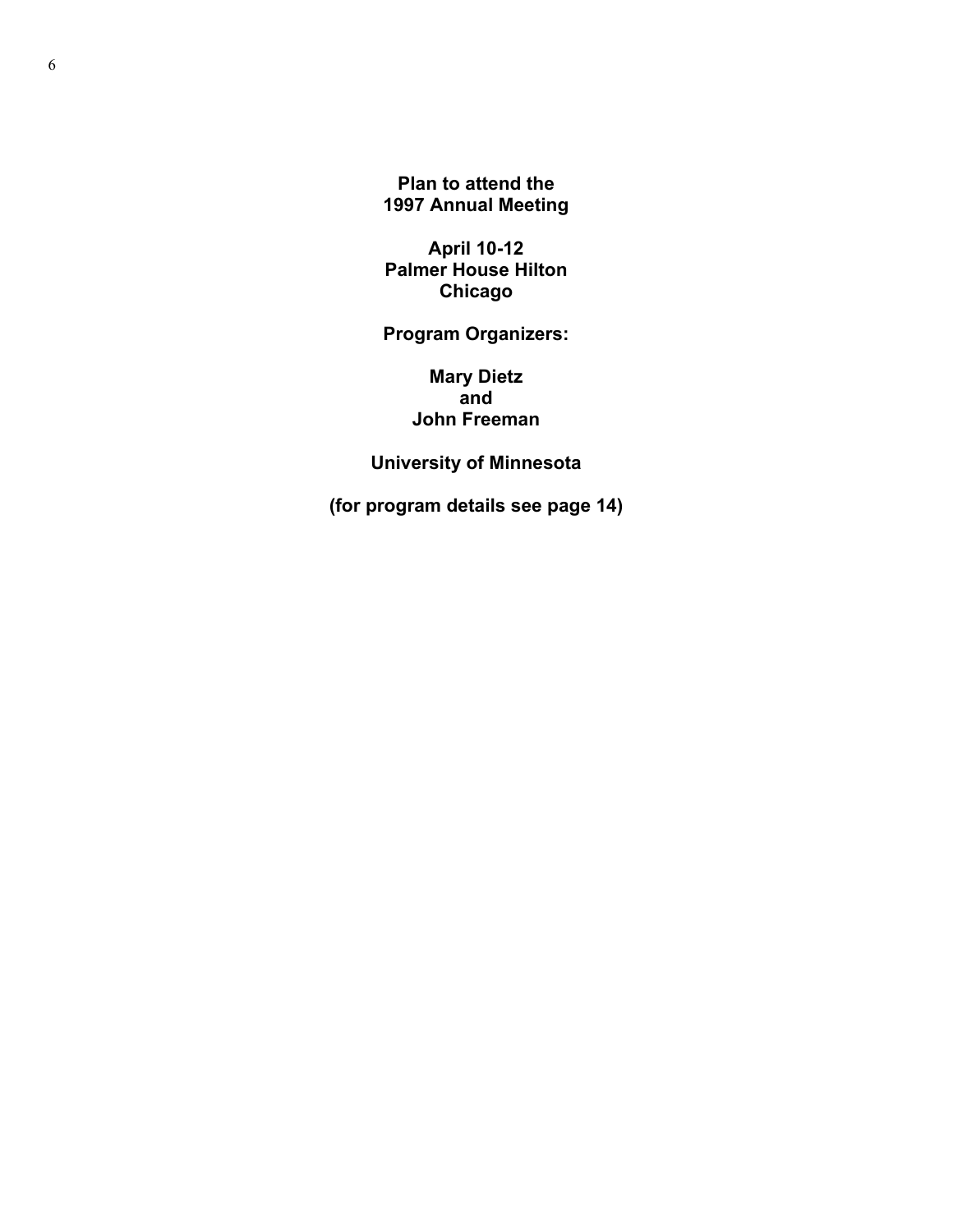**Plan to attend the 1997 Annual Meeting**

**April 10-12**
**Palmer House Hilton**
**Chicago**

**Program Organizers:**

**Mary Dietz**
**and**
**John Freeman**

**University of Minnesota**

**(for program details see page 14)**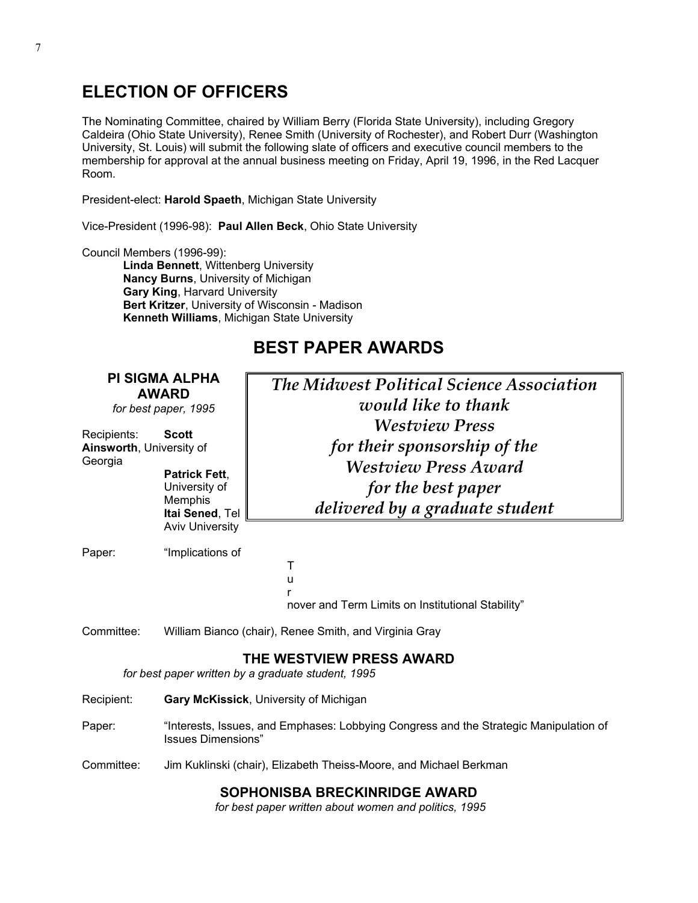## ELECTION OF OFFICERS

The Nominating Committee, chaired by William Berry (Florida State University), including Gregory Caldeira (Ohio State University), Renee Smith (University of Rochester), and Robert Durr (Washington University, St. Louis) will submit the following slate of officers and executive council members to the membership for approval at the annual business meeting on Friday, April 19, 1996, in the Red Lacquer Room.

President-elect: **Harold Spaeth**, Michigan State University

Vice-President (1996-98): **Paul Allen Beck**, Ohio State University

Council Members (1996-99):

- **Linda Bennett**, Wittenberg University
- **Nancy Burns**, University of Michigan
- **Gary King**, Harvard University
- **Bert Kritzer**, University of Wisconsin - Madison
- **Kenneth Williams**, Michigan State University

## BEST PAPER AWARDS

### PI SIGMA ALPHA AWARD

*for best paper, 1995*

Recipients: **Scott Ainsworth**, University of Georgia
**Patrick Fett**, University of Memphis
**Itai Sened**, Tel Aviv University

Paper: "Implications of Turnover and Term Limits on Institutional Stability"

Committee: William Bianco (chair), Renee Smith, and Virginia Gray

*The Midwest Political Science Association would like to thank Westview Press for their sponsorship of the Westview Press Award for the best paper delivered by a graduate student*

### THE WESTVIEW PRESS AWARD

*for best paper written by a graduate student, 1995*

Recipient: **Gary McKissick**, University of Michigan

Paper: "Interests, Issues, and Emphases: Lobbying Congress and the Strategic Manipulation of Issues Dimensions"

Committee: Jim Kuklinski (chair), Elizabeth Theiss-Moore, and Michael Berkman

### SOPHONISBA BRECKINRIDGE AWARD

*for best paper written about women and politics, 1995*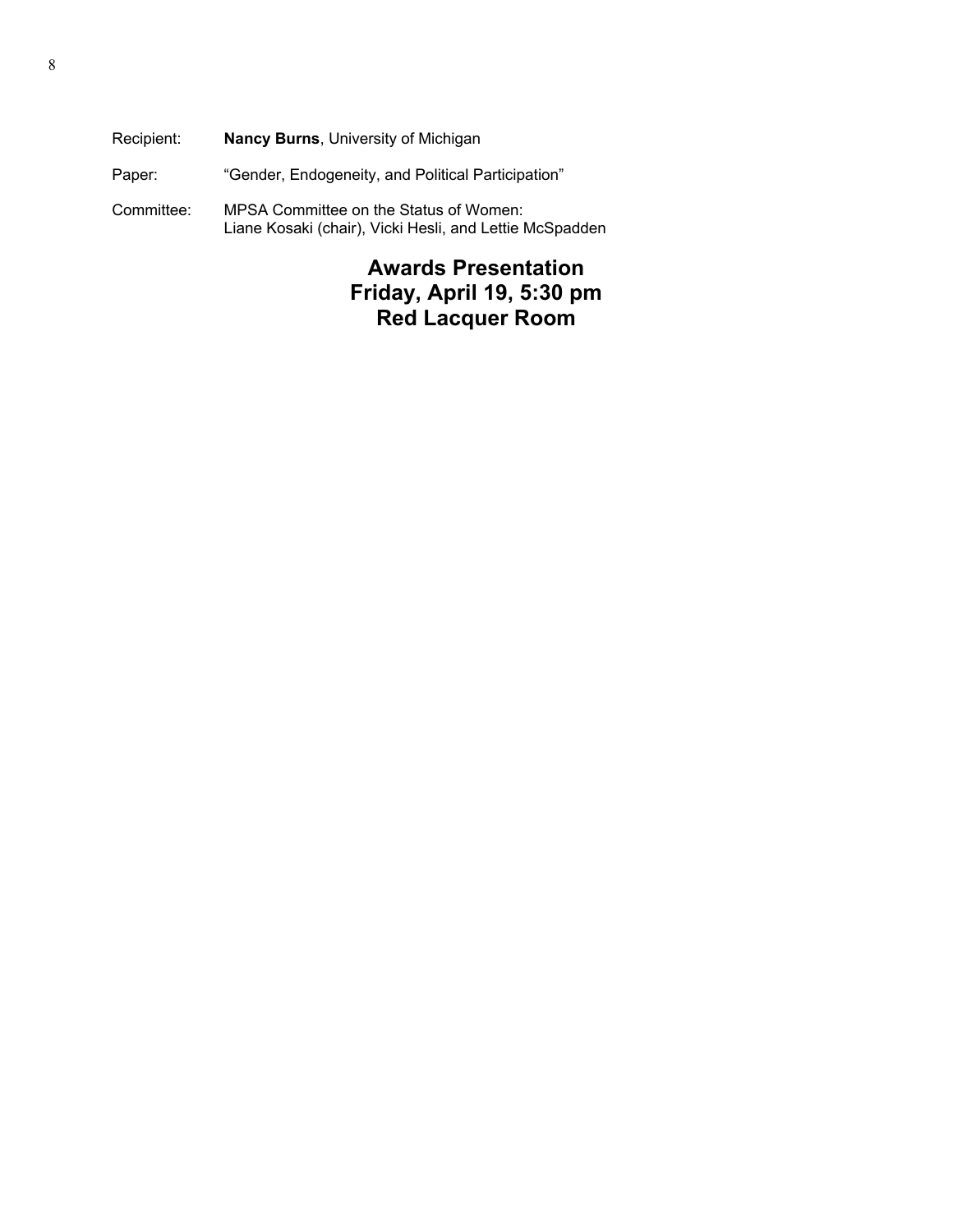Recipient: **Nancy Burns**, University of Michigan

Paper: "Gender, Endogeneity, and Political Participation"

Committee: MPSA Committee on the Status of Women:
Liane Kosaki (chair), Vicki Hesli, and Lettie McSpadden

**Awards Presentation**
**Friday, April 19, 5:30 pm**
**Red Lacquer Room**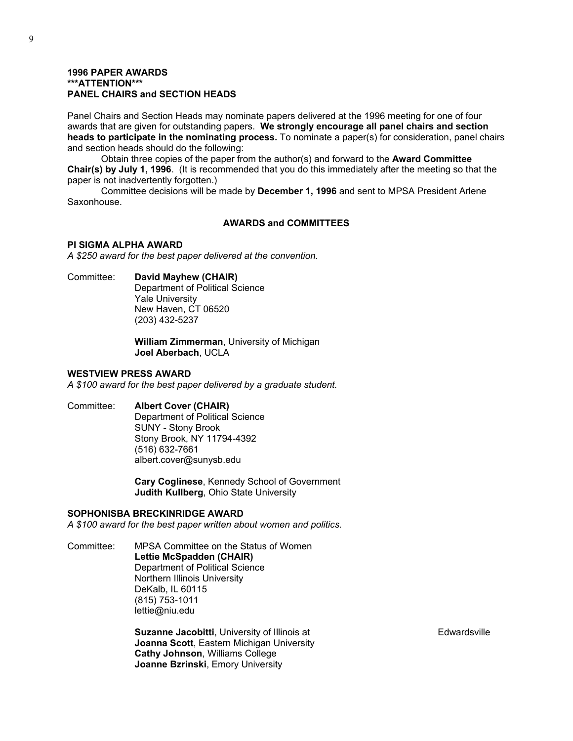**1996 PAPER AWARDS**
**\*\*\*ATTENTION\*\*\***
**PANEL CHAIRS and SECTION HEADS**

Panel Chairs and Section Heads may nominate papers delivered at the 1996 meeting for one of four awards that are given for outstanding papers. **We strongly encourage all panel chairs and section heads to participate in the nominating process.** To nominate a paper(s) for consideration, panel chairs and section heads should do the following:

Obtain three copies of the paper from the author(s) and forward to the **Award Committee Chair(s) by July 1, 1996**. (It is recommended that you do this immediately after the meeting so that the paper is not inadvertently forgotten.)

Committee decisions will be made by **December 1, 1996** and sent to MPSA President Arlene Saxonhouse.

## AWARDS and COMMITTEES

### PI SIGMA ALPHA AWARD

*A $250 award for the best paper delivered at the convention.*

Committee: **David Mayhew (CHAIR)**
Department of Political Science
Yale University
New Haven, CT 06520
(203) 432-5237

**William Zimmerman**, University of Michigan
**Joel Aberbach**, UCLA

### WESTVIEW PRESS AWARD

*A $100 award for the best paper delivered by a graduate student.*

Committee: **Albert Cover (CHAIR)**
Department of Political Science
SUNY - Stony Brook
Stony Brook, NY 11794-4392
(516) 632-7661
albert.cover@sunysb.edu

**Cary Coglinese**, Kennedy School of Government
**Judith Kullberg**, Ohio State University

### SOPHONISBA BRECKINRIDGE AWARD

*A $100 award for the best paper written about women and politics.*

Committee: MPSA Committee on the Status of Women
**Lettie McSpadden (CHAIR)**
Department of Political Science
Northern Illinois University
DeKalb, IL 60115
(815) 753-1011
lettie@niu.edu

**Suzanne Jacobitti**, University of Illinois at Edwardsville
**Joanna Scott**, Eastern Michigan University
**Cathy Johnson**, Williams College
**Joanne Bzrinski**, Emory University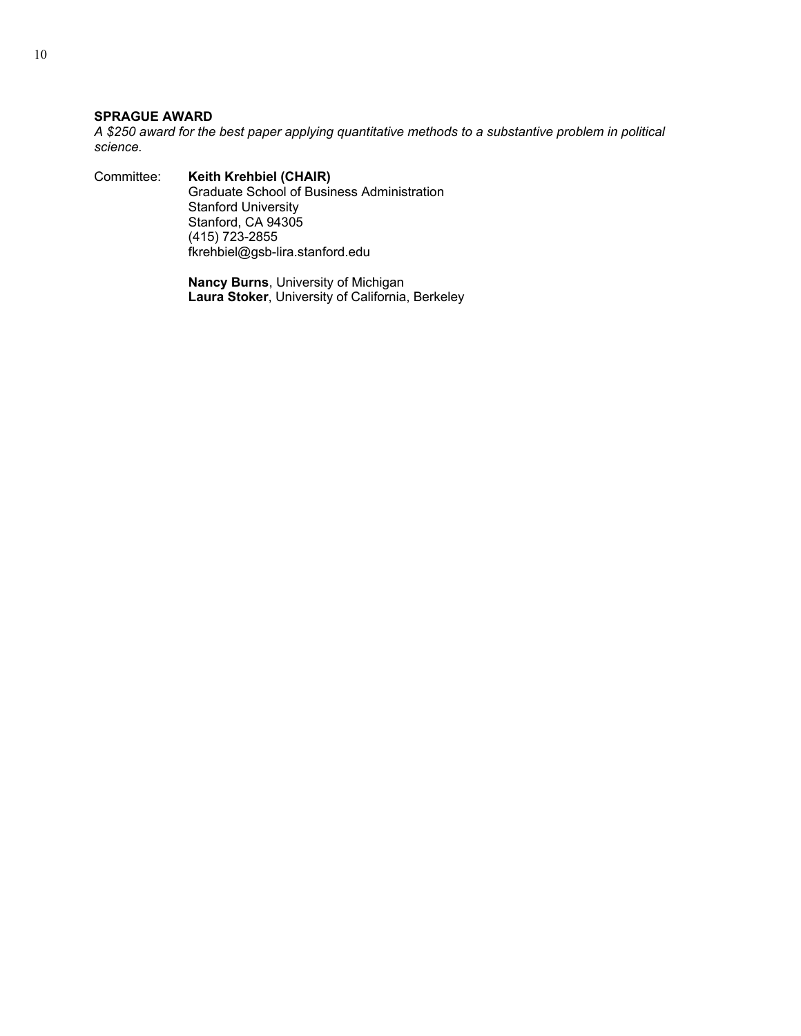**SPRAGUE AWARD**
*A $250 award for the best paper applying quantitative methods to a substantive problem in political science.*

Committee: **Keith Krehbiel (CHAIR)**
Graduate School of Business Administration
Stanford University
Stanford, CA 94305
(415) 723-2855
fkrehbiel@gsb-lira.stanford.edu

**Nancy Burns**, University of Michigan
**Laura Stoker**, University of California, Berkeley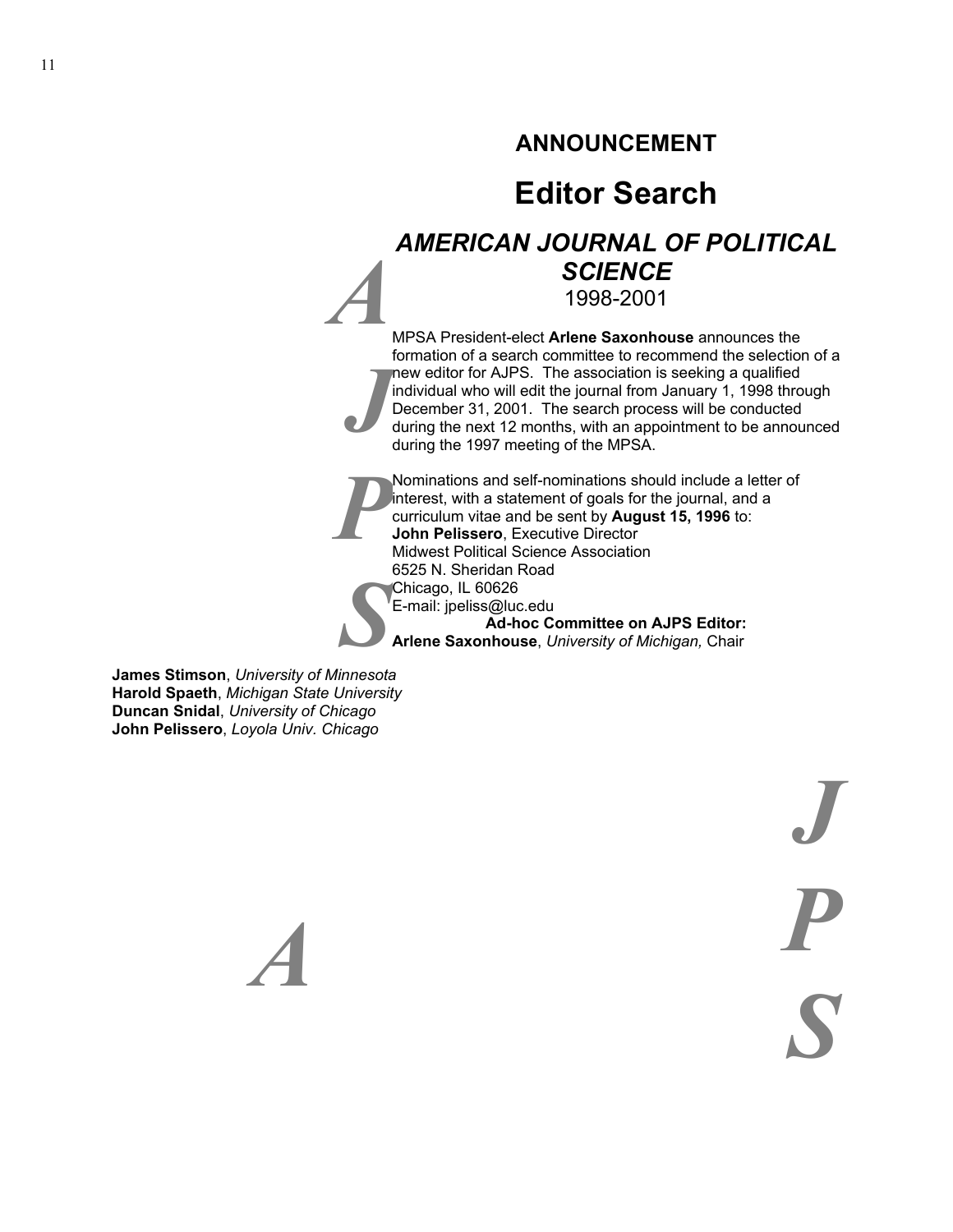## ANNOUNCEMENT

# Editor Search

## *AMERICAN JOURNAL OF POLITICAL SCIENCE*

1998-2001

MPSA President-elect **Arlene Saxonhouse** announces the formation of a search committee to recommend the selection of a new editor for AJPS. The association is seeking a qualified individual who will edit the journal from January 1, 1998 through December 31, 2001. The search process will be conducted during the next 12 months, with an appointment to be announced during the 1997 meeting of the MPSA.

Nominations and self-nominations should include a letter of interest, with a statement of goals for the journal, and a curriculum vitae and be sent by **August 15, 1996** to:
**John Pelissero**, Executive Director
Midwest Political Science Association
6525 N. Sheridan Road
Chicago, IL 60626
E-mail: jpeliss@luc.edu

**Ad-hoc Committee on AJPS Editor:**

**Arlene Saxonhouse**, *University of Michigan,* Chair
**James Stimson**, *University of Minnesota*
**Harold Spaeth**, *Michigan State University*
**Duncan Snidal**, *University of Chicago*
**John Pelissero**, *Loyola Univ. Chicago*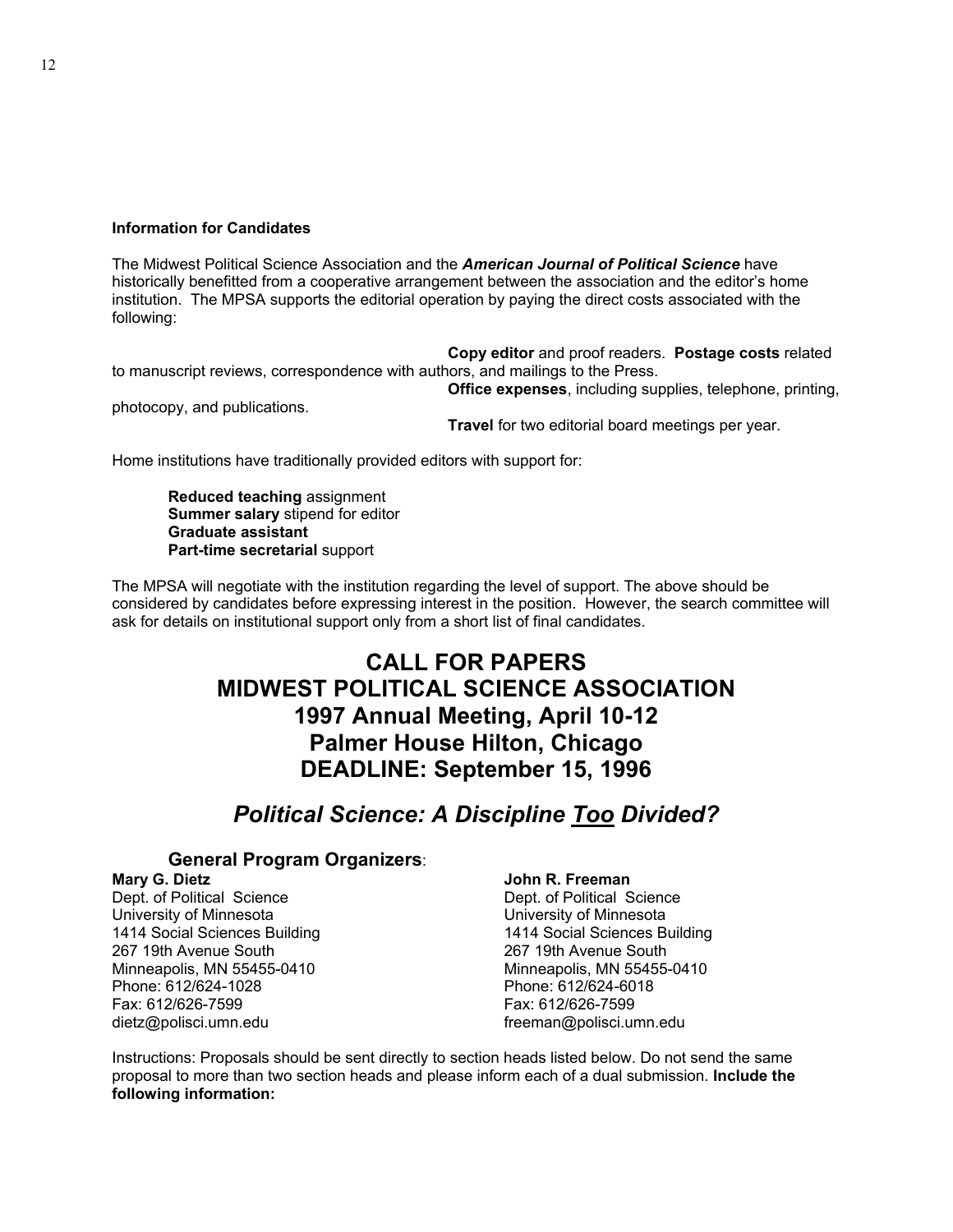**Information for Candidates**

The Midwest Political Science Association and the ***American Journal of Political Science*** have historically benefitted from a cooperative arrangement between the association and the editor's home institution. The MPSA supports the editorial operation by paying the direct costs associated with the following:

- **Copy editor** and proof readers. **Postage costs** related to manuscript reviews, correspondence with authors, and mailings to the Press.
- **Office expenses**, including supplies, telephone, printing, photocopy, and publications.
- **Travel** for two editorial board meetings per year.

Home institutions have traditionally provided editors with support for:

- **Reduced teaching** assignment
- **Summer salary** stipend for editor
- **Graduate assistant**
- **Part-time secretarial** support

The MPSA will negotiate with the institution regarding the level of support. The above should be considered by candidates before expressing interest in the position. However, the search committee will ask for details on institutional support only from a short list of final candidates.

# CALL FOR PAPERS
# MIDWEST POLITICAL SCIENCE ASSOCIATION
# 1997 Annual Meeting, April 10-12
# Palmer House Hilton, Chicago
# DEADLINE: September 15, 1996

## *Political Science: A Discipline Too Divided?*

### General Program Organizers:

**Mary G. Dietz**
Dept. of Political Science
University of Minnesota
1414 Social Sciences Building
267 19th Avenue South
Minneapolis, MN 55455-0410
Phone: 612/624-1028
Fax: 612/626-7599
dietz@polisci.umn.edu

**John R. Freeman**
Dept. of Political Science
University of Minnesota
1414 Social Sciences Building
267 19th Avenue South
Minneapolis, MN 55455-0410
Phone: 612/624-6018
Fax: 612/626-7599
freeman@polisci.umn.edu

Instructions: Proposals should be sent directly to section heads listed below. Do not send the same proposal to more than two section heads and please inform each of a dual submission. **Include the following information:**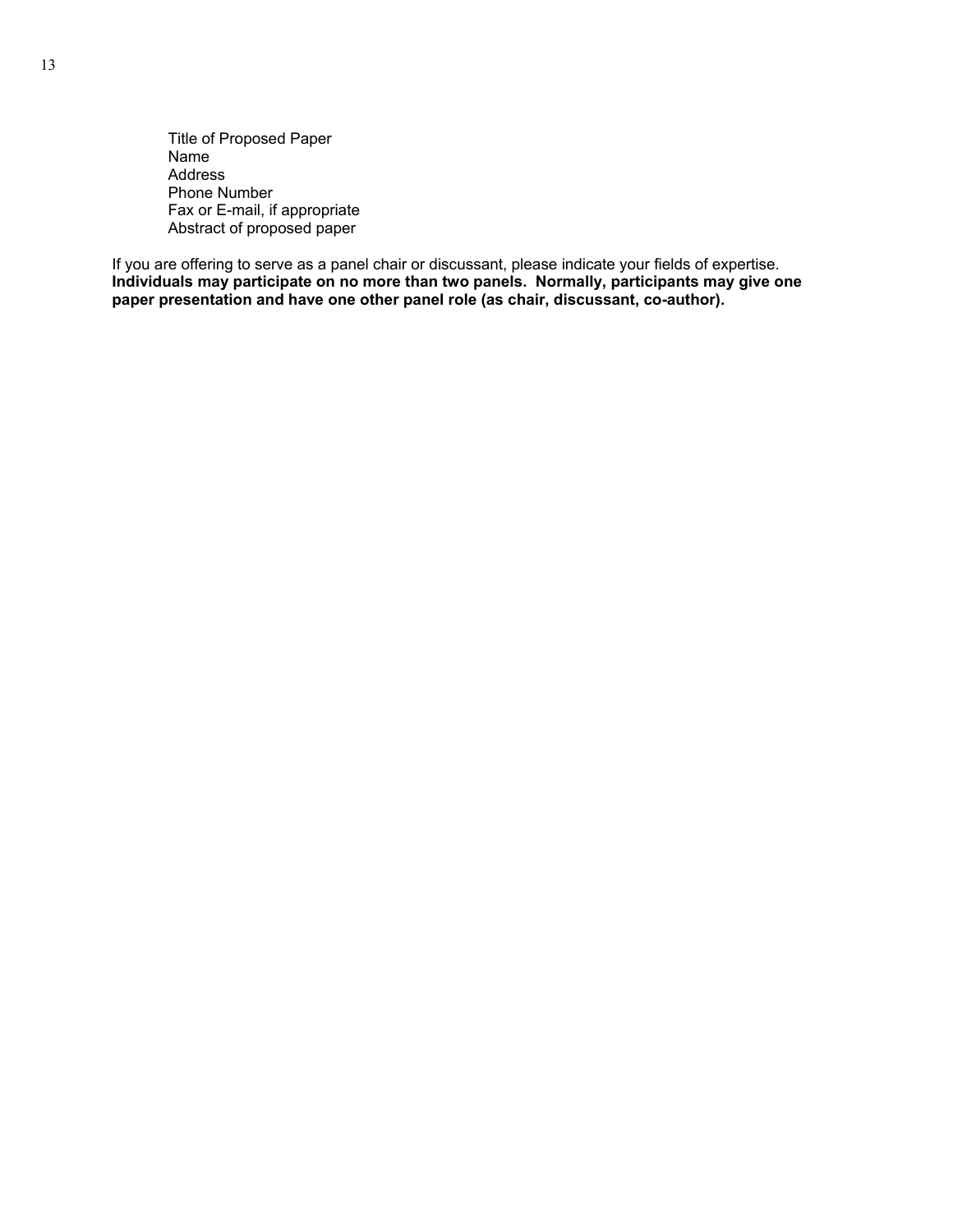Title of Proposed Paper
Name
Address
Phone Number
Fax or E-mail, if appropriate
Abstract of proposed paper

If you are offering to serve as a panel chair or discussant, please indicate your fields of expertise. **Individuals may participate on no more than two panels. Normally, participants may give one paper presentation and have one other panel role (as chair, discussant, co-author).**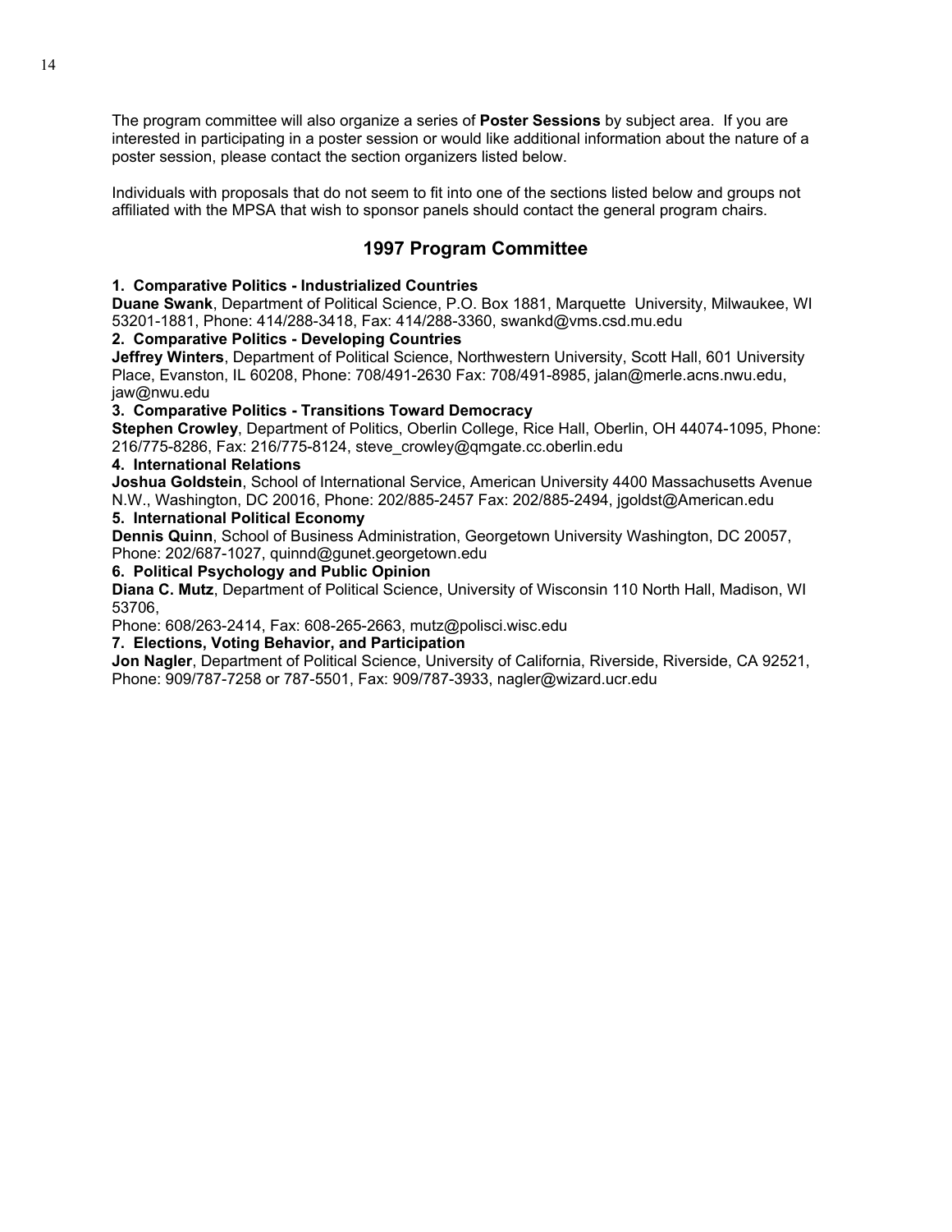The program committee will also organize a series of **Poster Sessions** by subject area. If you are interested in participating in a poster session or would like additional information about the nature of a poster session, please contact the section organizers listed below.

Individuals with proposals that do not seem to fit into one of the sections listed below and groups not affiliated with the MPSA that wish to sponsor panels should contact the general program chairs.

## 1997 Program Committee

**1. Comparative Politics - Industrialized Countries**
**Duane Swank**, Department of Political Science, P.O. Box 1881, Marquette University, Milwaukee, WI 53201-1881, Phone: 414/288-3418, Fax: 414/288-3360, swankd@vms.csd.mu.edu

**2. Comparative Politics - Developing Countries**
**Jeffrey Winters**, Department of Political Science, Northwestern University, Scott Hall, 601 University Place, Evanston, IL 60208, Phone: 708/491-2630 Fax: 708/491-8985, jalan@merle.acns.nwu.edu, jaw@nwu.edu

**3. Comparative Politics - Transitions Toward Democracy**
**Stephen Crowley**, Department of Politics, Oberlin College, Rice Hall, Oberlin, OH 44074-1095, Phone: 216/775-8286, Fax: 216/775-8124, steve_crowley@qmgate.cc.oberlin.edu

**4. International Relations**
**Joshua Goldstein**, School of International Service, American University 4400 Massachusetts Avenue N.W., Washington, DC 20016, Phone: 202/885-2457 Fax: 202/885-2494, jgoldst@American.edu

**5. International Political Economy**
**Dennis Quinn**, School of Business Administration, Georgetown University Washington, DC 20057, Phone: 202/687-1027, quinnd@gunet.georgetown.edu

**6. Political Psychology and Public Opinion**
**Diana C. Mutz**, Department of Political Science, University of Wisconsin 110 North Hall, Madison, WI 53706,
Phone: 608/263-2414, Fax: 608-265-2663, mutz@polisci.wisc.edu

**7. Elections, Voting Behavior, and Participation**
**Jon Nagler**, Department of Political Science, University of California, Riverside, Riverside, CA 92521, Phone: 909/787-7258 or 787-5501, Fax: 909/787-3933, nagler@wizard.ucr.edu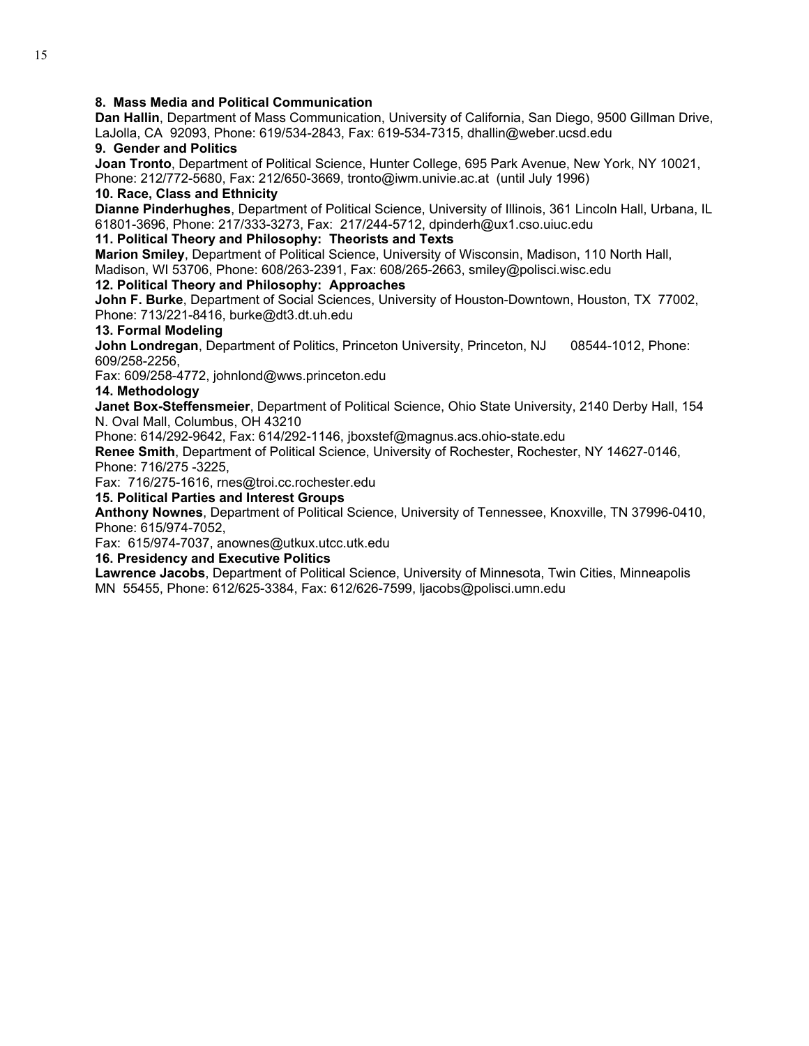**8. Mass Media and Political Communication**

**Dan Hallin**, Department of Mass Communication, University of California, San Diego, 9500 Gillman Drive, LaJolla, CA 92093, Phone: 619/534-2843, Fax: 619-534-7315, dhallin@weber.ucsd.edu

**9. Gender and Politics**

**Joan Tronto**, Department of Political Science, Hunter College, 695 Park Avenue, New York, NY 10021, Phone: 212/772-5680, Fax: 212/650-3669, tronto@iwm.univie.ac.at (until July 1996)

**10. Race, Class and Ethnicity**

**Dianne Pinderhughes**, Department of Political Science, University of Illinois, 361 Lincoln Hall, Urbana, IL 61801-3696, Phone: 217/333-3273, Fax: 217/244-5712, dpinderh@ux1.cso.uiuc.edu

**11. Political Theory and Philosophy: Theorists and Texts**

**Marion Smiley**, Department of Political Science, University of Wisconsin, Madison, 110 North Hall, Madison, WI 53706, Phone: 608/263-2391, Fax: 608/265-2663, smiley@polisci.wisc.edu

**12. Political Theory and Philosophy: Approaches**

**John F. Burke**, Department of Social Sciences, University of Houston-Downtown, Houston, TX 77002, Phone: 713/221-8416, burke@dt3.dt.uh.edu

**13. Formal Modeling**

**John Londregan**, Department of Politics, Princeton University, Princeton, NJ 08544-1012, Phone: 609/258-2256,
Fax: 609/258-4772, johnlond@wws.princeton.edu

**14. Methodology**

**Janet Box-Steffensmeier**, Department of Political Science, Ohio State University, 2140 Derby Hall, 154 N. Oval Mall, Columbus, OH 43210
Phone: 614/292-9642, Fax: 614/292-1146, jboxstef@magnus.acs.ohio-state.edu

**Renee Smith**, Department of Political Science, University of Rochester, Rochester, NY 14627-0146, Phone: 716/275 -3225,
Fax: 716/275-1616, rnes@troi.cc.rochester.edu

**15. Political Parties and Interest Groups**

**Anthony Nownes**, Department of Political Science, University of Tennessee, Knoxville, TN 37996-0410, Phone: 615/974-7052,
Fax: 615/974-7037, anownes@utkux.utcc.utk.edu

**16. Presidency and Executive Politics**

**Lawrence Jacobs**, Department of Political Science, University of Minnesota, Twin Cities, Minneapolis MN 55455, Phone: 612/625-3384, Fax: 612/626-7599, ljacobs@polisci.umn.edu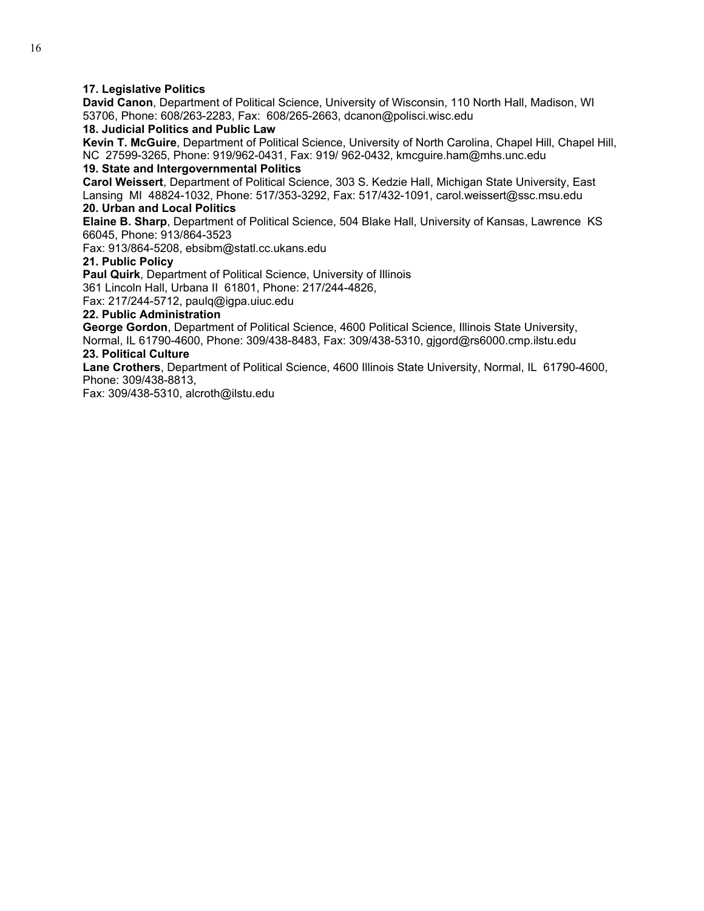**17. Legislative Politics**
**David Canon**, Department of Political Science, University of Wisconsin, 110 North Hall, Madison, WI 53706, Phone: 608/263-2283, Fax: 608/265-2663, dcanon@polisci.wisc.edu

**18. Judicial Politics and Public Law**
**Kevin T. McGuire**, Department of Political Science, University of North Carolina, Chapel Hill, Chapel Hill, NC 27599-3265, Phone: 919/962-0431, Fax: 919/ 962-0432, kmcguire.ham@mhs.unc.edu

**19. State and Intergovernmental Politics**
**Carol Weissert**, Department of Political Science, 303 S. Kedzie Hall, Michigan State University, East Lansing MI 48824-1032, Phone: 517/353-3292, Fax: 517/432-1091, carol.weissert@ssc.msu.edu

**20. Urban and Local Politics**
**Elaine B. Sharp**, Department of Political Science, 504 Blake Hall, University of Kansas, Lawrence KS 66045, Phone: 913/864-3523
Fax: 913/864-5208, ebsibm@statl.cc.ukans.edu

**21. Public Policy**
**Paul Quirk**, Department of Political Science, University of Illinois
361 Lincoln Hall, Urbana Il 61801, Phone: 217/244-4826,
Fax: 217/244-5712, paulq@igpa.uiuc.edu

**22. Public Administration**
**George Gordon**, Department of Political Science, 4600 Political Science, Illinois State University, Normal, IL 61790-4600, Phone: 309/438-8483, Fax: 309/438-5310, gjgord@rs6000.cmp.ilstu.edu

**23. Political Culture**
**Lane Crothers**, Department of Political Science, 4600 Illinois State University, Normal, IL 61790-4600, Phone: 309/438-8813,
Fax: 309/438-5310, alcroth@ilstu.edu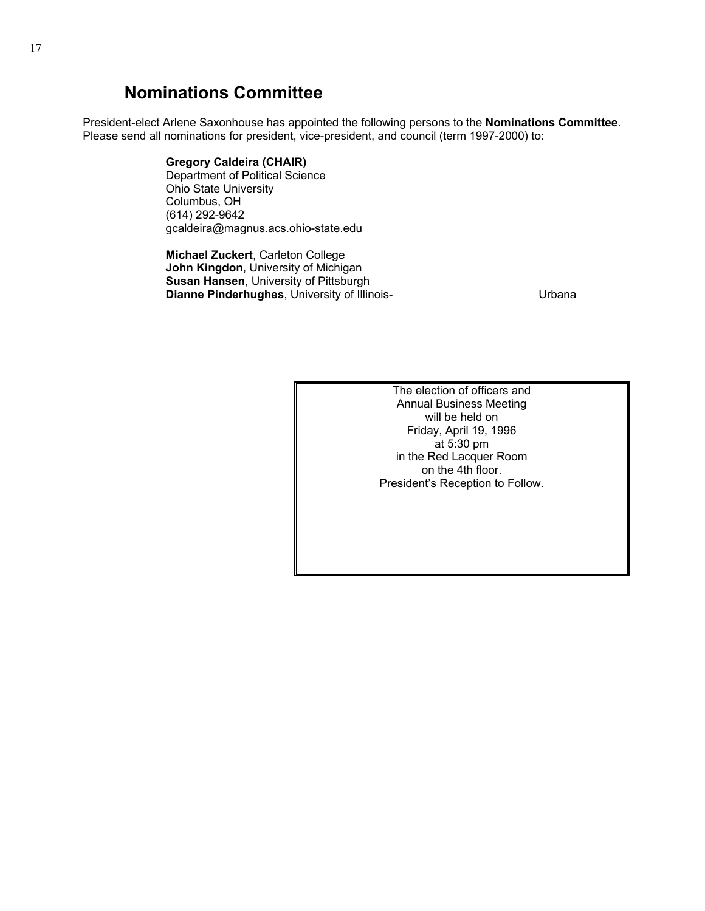## Nominations Committee

President-elect Arlene Saxonhouse has appointed the following persons to the **Nominations Committee**. Please send all nominations for president, vice-president, and council (term 1997-2000) to:

**Gregory Caldeira (CHAIR)**
Department of Political Science
Ohio State University
Columbus, OH
(614) 292-9642
gcaldeira@magnus.acs.ohio-state.edu

**Michael Zuckert**, Carleton College
**John Kingdon**, University of Michigan
**Susan Hansen**, University of Pittsburgh
**Dianne Pinderhughes**, University of Illinois-Urbana

The election of officers and
Annual Business Meeting
will be held on
Friday, April 19, 1996
at 5:30 pm
in the Red Lacquer Room
on the 4th floor.
President's Reception to Follow.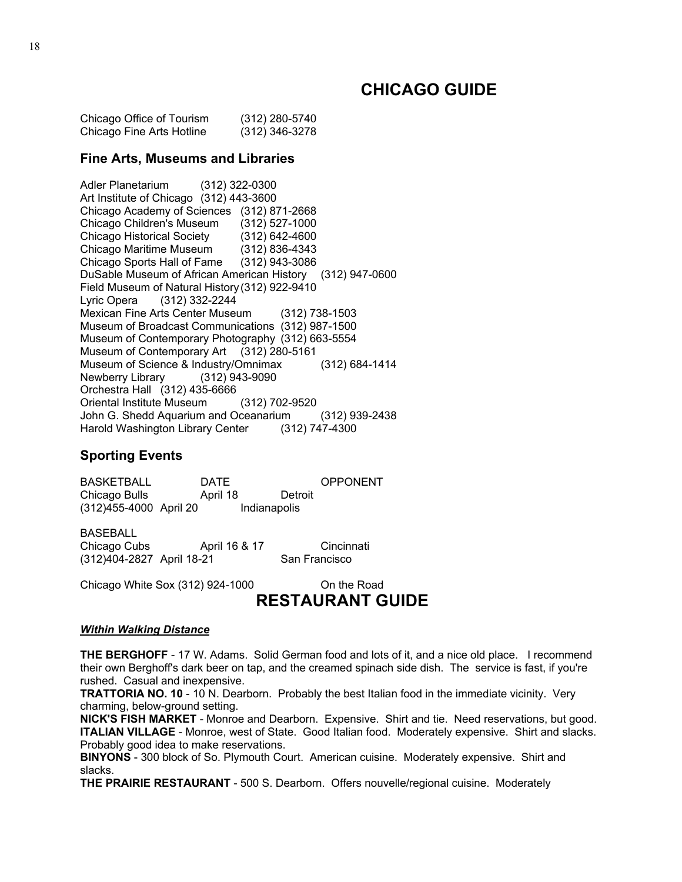# CHICAGO GUIDE

Chicago Office of Tourism (312) 280-5740
Chicago Fine Arts Hotline (312) 346-3278

## Fine Arts, Museums and Libraries

Adler Planetarium (312) 322-0300
Art Institute of Chicago (312) 443-3600
Chicago Academy of Sciences (312) 871-2668
Chicago Children's Museum (312) 527-1000
Chicago Historical Society (312) 642-4600
Chicago Maritime Museum (312) 836-4343
Chicago Sports Hall of Fame (312) 943-3086
DuSable Museum of African American History (312) 947-0600
Field Museum of Natural History (312) 922-9410
Lyric Opera (312) 332-2244
Mexican Fine Arts Center Museum (312) 738-1503
Museum of Broadcast Communications (312) 987-1500
Museum of Contemporary Photography (312) 663-5554
Museum of Contemporary Art (312) 280-5161
Museum of Science & Industry/Omnimax (312) 684-1414
Newberry Library (312) 943-9090
Orchestra Hall (312) 435-6666
Oriental Institute Museum (312) 702-9520
John G. Shedd Aquarium and Oceanarium (312) 939-2438
Harold Washington Library Center (312) 747-4300

## Sporting Events

| BASKETBALL | DATE | OPPONENT |
|---|---|---|
| Chicago Bulls | April 18 | Detroit |
| (312)455-4000 | April 20 | Indianapolis |

| BASEBALL | | |
|---|---|---|
| Chicago Cubs | April 16 & 17 | Cincinnati |
| (312)404-2827 | April 18-21 | San Francisco |
| Chicago White Sox (312) 924-1000 | | On the Road |

# RESTAURANT GUIDE

***Within Walking Distance***

**THE BERGHOFF** - 17 W. Adams. Solid German food and lots of it, and a nice old place. I recommend their own Berghoff's dark beer on tap, and the creamed spinach side dish. The service is fast, if you're rushed. Casual and inexpensive.

**TRATTORIA NO. 10** - 10 N. Dearborn. Probably the best Italian food in the immediate vicinity. Very charming, below-ground setting.

**NICK'S FISH MARKET** - Monroe and Dearborn. Expensive. Shirt and tie. Need reservations, but good.

**ITALIAN VILLAGE** - Monroe, west of State. Good Italian food. Moderately expensive. Shirt and slacks. Probably good idea to make reservations.

**BINYONS** - 300 block of So. Plymouth Court. American cuisine. Moderately expensive. Shirt and slacks.

**THE PRAIRIE RESTAURANT** - 500 S. Dearborn. Offers nouvelle/regional cuisine. Moderately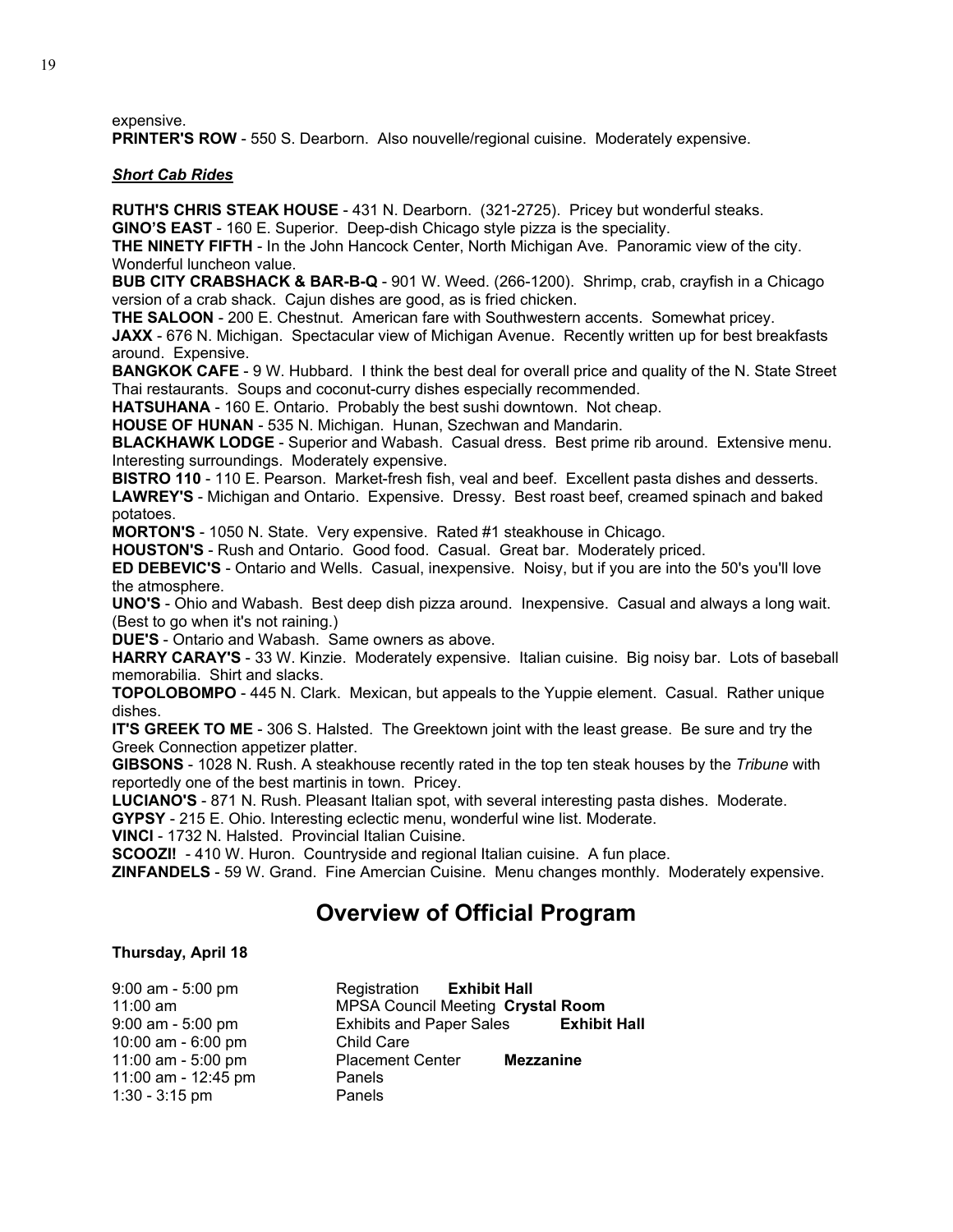expensive.

**PRINTER'S ROW** - 550 S. Dearborn. Also nouvelle/regional cuisine. Moderately expensive.

***Short Cab Rides***

**RUTH'S CHRIS STEAK HOUSE** - 431 N. Dearborn. (321-2725). Pricey but wonderful steaks.
**GINO'S EAST** - 160 E. Superior. Deep-dish Chicago style pizza is the speciality.
**THE NINETY FIFTH** - In the John Hancock Center, North Michigan Ave. Panoramic view of the city. Wonderful luncheon value.
**BUB CITY CRABSHACK & BAR-B-Q** - 901 W. Weed. (266-1200). Shrimp, crab, crayfish in a Chicago version of a crab shack. Cajun dishes are good, as is fried chicken.
**THE SALOON** - 200 E. Chestnut. American fare with Southwestern accents. Somewhat pricey.
**JAXX** - 676 N. Michigan. Spectacular view of Michigan Avenue. Recently written up for best breakfasts around. Expensive.
**BANGKOK CAFE** - 9 W. Hubbard. I think the best deal for overall price and quality of the N. State Street Thai restaurants. Soups and coconut-curry dishes especially recommended.
**HATSUHANA** - 160 E. Ontario. Probably the best sushi downtown. Not cheap.
**HOUSE OF HUNAN** - 535 N. Michigan. Hunan, Szechwan and Mandarin.
**BLACKHAWK LODGE** - Superior and Wabash. Casual dress. Best prime rib around. Extensive menu. Interesting surroundings. Moderately expensive.
**BISTRO 110** - 110 E. Pearson. Market-fresh fish, veal and beef. Excellent pasta dishes and desserts.
**LAWREY'S** - Michigan and Ontario. Expensive. Dressy. Best roast beef, creamed spinach and baked potatoes.
**MORTON'S** - 1050 N. State. Very expensive. Rated #1 steakhouse in Chicago.
**HOUSTON'S** - Rush and Ontario. Good food. Casual. Great bar. Moderately priced.
**ED DEBEVIC'S** - Ontario and Wells. Casual, inexpensive. Noisy, but if you are into the 50's you'll love the atmosphere.
**UNO'S** - Ohio and Wabash. Best deep dish pizza around. Inexpensive. Casual and always a long wait. (Best to go when it's not raining.)
**DUE'S** - Ontario and Wabash. Same owners as above.
**HARRY CARAY'S** - 33 W. Kinzie. Moderately expensive. Italian cuisine. Big noisy bar. Lots of baseball memorabilia. Shirt and slacks.
**TOPOLOBOMPO** - 445 N. Clark. Mexican, but appeals to the Yuppie element. Casual. Rather unique dishes.
**IT'S GREEK TO ME** - 306 S. Halsted. The Greektown joint with the least grease. Be sure and try the Greek Connection appetizer platter.
**GIBSONS** - 1028 N. Rush. A steakhouse recently rated in the top ten steak houses by the *Tribune* with reportedly one of the best martinis in town. Pricey.
**LUCIANO'S** - 871 N. Rush. Pleasant Italian spot, with several interesting pasta dishes. Moderate.
**GYPSY** - 215 E. Ohio. Interesting eclectic menu, wonderful wine list. Moderate.
**VINCI** - 1732 N. Halsted. Provincial Italian Cuisine.
**SCOOZI!** - 410 W. Huron. Countryside and regional Italian cuisine. A fun place.
**ZINFANDELS** - 59 W. Grand. Fine Amercian Cuisine. Menu changes monthly. Moderately expensive.

# Overview of Official Program

**Thursday, April 18**

| | | |
|---|---|---|
| 9:00 am - 5:00 pm | Registration | **Exhibit Hall** |
| 11:00 am | MPSA Council Meeting | **Crystal Room** |
| 9:00 am - 5:00 pm | Exhibits and Paper Sales | **Exhibit Hall** |
| 10:00 am - 6:00 pm | Child Care | |
| 11:00 am - 5:00 pm | Placement Center | **Mezzanine** |
| 11:00 am - 12:45 pm | Panels | |
| 1:30 - 3:15 pm | Panels | |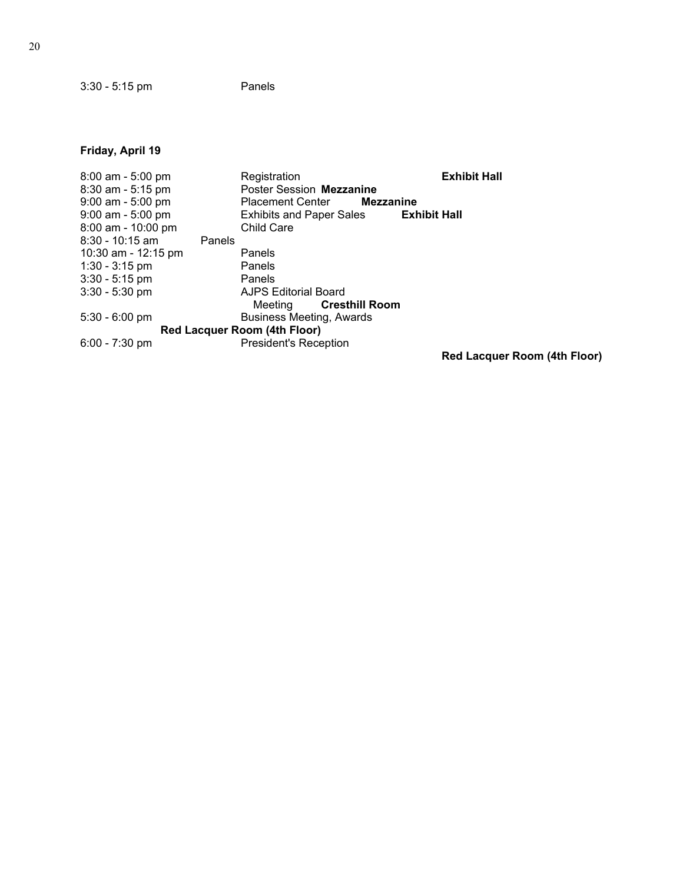3:30 - 5:15 pm Panels

**Friday, April 19**

8:00 am - 5:00 pm Registration **Exhibit Hall**
8:30 am - 5:15 pm Poster Session **Mezzanine**
9:00 am - 5:00 pm Placement Center **Mezzanine**
9:00 am - 5:00 pm Exhibits and Paper Sales **Exhibit Hall**
8:00 am - 10:00 pm Child Care
8:30 - 10:15 am Panels
10:30 am - 12:15 pm Panels
1:30 - 3:15 pm Panels
3:30 - 5:15 pm Panels
3:30 - 5:30 pm AJPS Editorial Board Meeting **Cresthill Room**
5:30 - 6:00 pm Business Meeting, Awards **Red Lacquer Room (4th Floor)**
6:00 - 7:30 pm President's Reception **Red Lacquer Room (4th Floor)**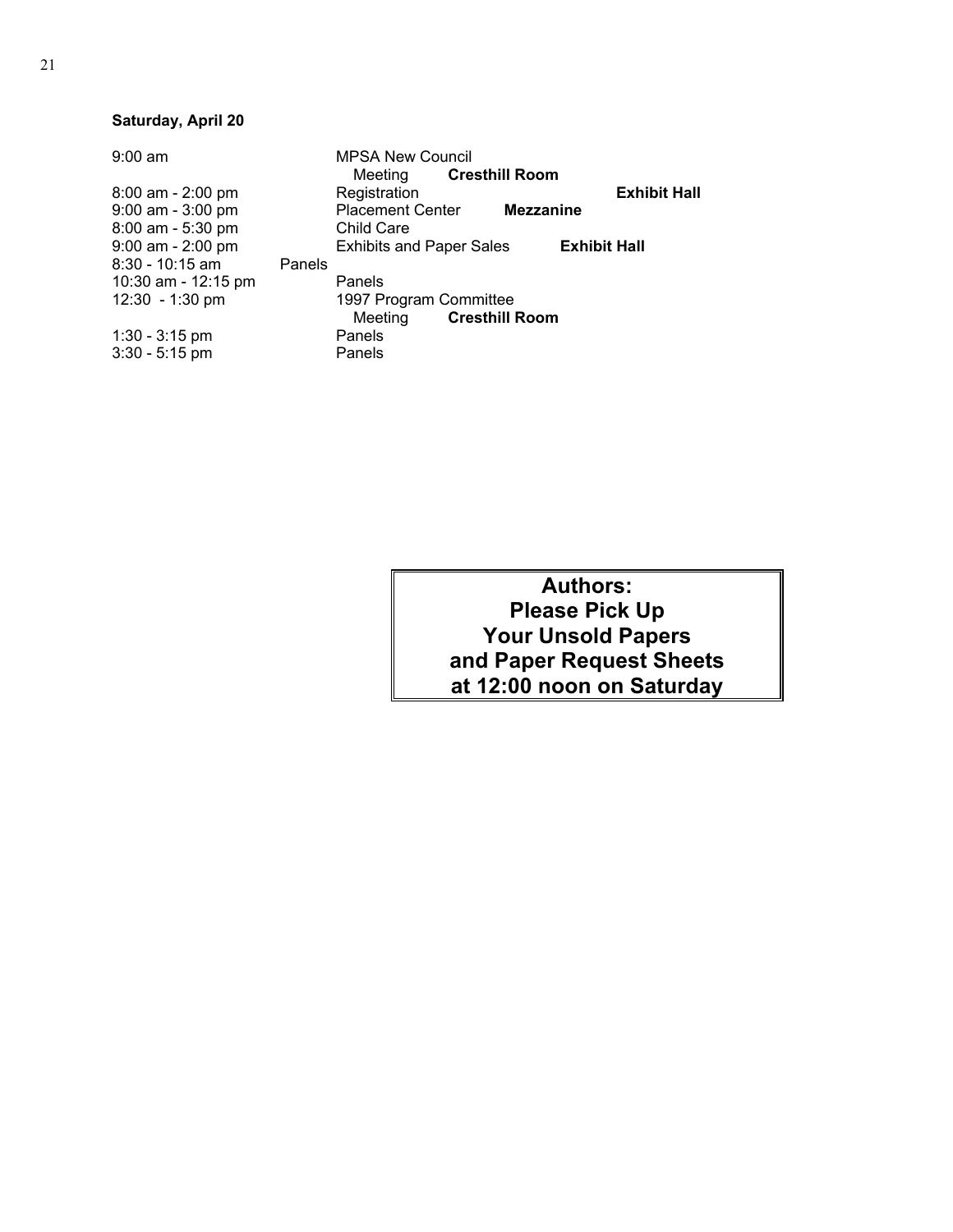**Saturday, April 20**

| | | |
|---|---|---|
| 9:00 am | MPSA New Council Meeting | **Cresthill Room** |
| 8:00 am - 2:00 pm | Registration | **Exhibit Hall** |
| 9:00 am - 3:00 pm | Placement Center | **Mezzanine** |
| 8:00 am - 5:30 pm | Child Care | |
| 9:00 am - 2:00 pm | Exhibits and Paper Sales | **Exhibit Hall** |
| 8:30 - 10:15 am | Panels | |
| 10:30 am - 12:15 pm | Panels | |
| 12:30 - 1:30 pm | 1997 Program Committee Meeting | **Cresthill Room** |
| 1:30 - 3:15 pm | Panels | |
| 3:30 - 5:15 pm | Panels | |

**Authors:**
**Please Pick Up**
**Your Unsold Papers**
**and Paper Request Sheets**
**at 12:00 noon on Saturday**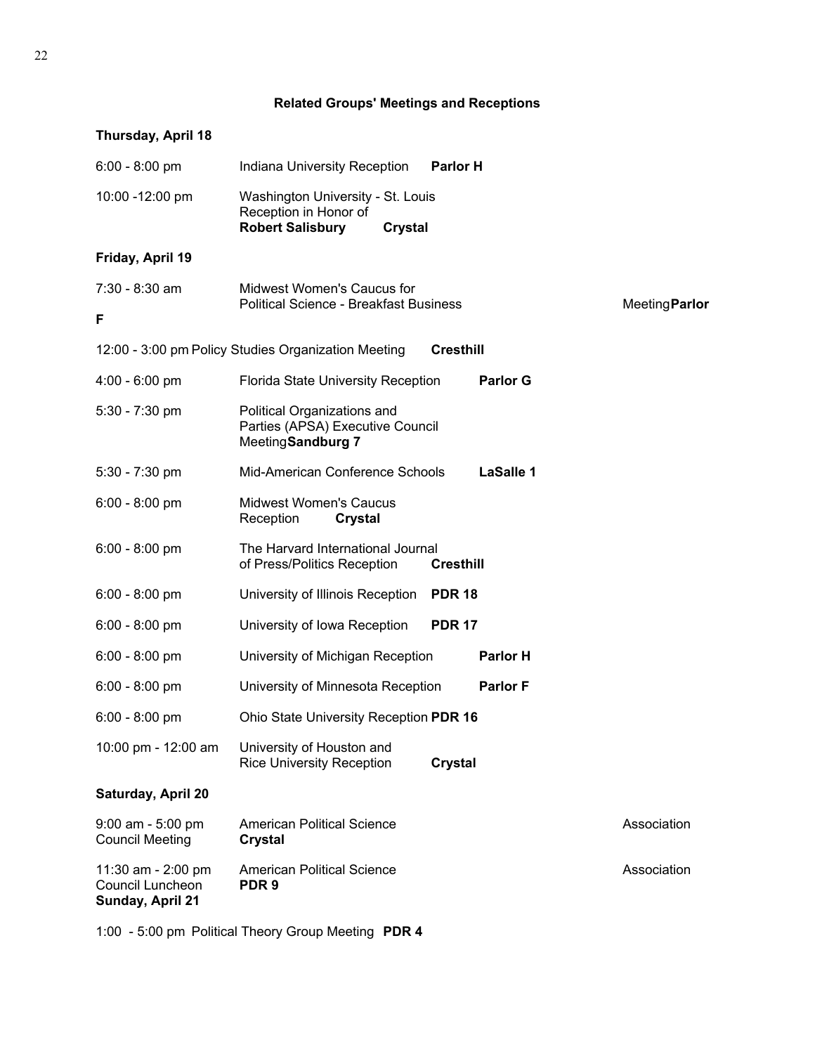## Related Groups' Meetings and Receptions

### Thursday, April 18

6:00 - 8:00 pm Indiana University Reception **Parlor H**

10:00 -12:00 pm Washington University - St. Louis Reception in Honor of **Robert Salisbury** **Crystal**

### Friday, April 19

7:30 - 8:30 am Midwest Women's Caucus for Political Science - Breakfast Business Meeting **Parlor F**

12:00 - 3:00 pm Policy Studies Organization Meeting **Cresthill**

4:00 - 6:00 pm Florida State University Reception **Parlor G**

5:30 - 7:30 pm Political Organizations and Parties (APSA) Executive Council Meeting **Sandburg 7**

5:30 - 7:30 pm Mid-American Conference Schools **LaSalle 1**

6:00 - 8:00 pm Midwest Women's Caucus Reception **Crystal**

6:00 - 8:00 pm The Harvard International Journal of Press/Politics Reception **Cresthill**

6:00 - 8:00 pm University of Illinois Reception **PDR 18**

6:00 - 8:00 pm University of Iowa Reception **PDR 17**

6:00 - 8:00 pm University of Michigan Reception **Parlor H**

6:00 - 8:00 pm University of Minnesota Reception **Parlor F**

6:00 - 8:00 pm Ohio State University Reception **PDR 16**

10:00 pm - 12:00 am University of Houston and Rice University Reception **Crystal**

### Saturday, April 20

9:00 am - 5:00 pm American Political Science Association Council Meeting **Crystal**

11:30 am - 2:00 pm American Political Science Association Council Luncheon **PDR 9**

### Sunday, April 21

1:00 - 5:00 pm Political Theory Group Meeting **PDR 4**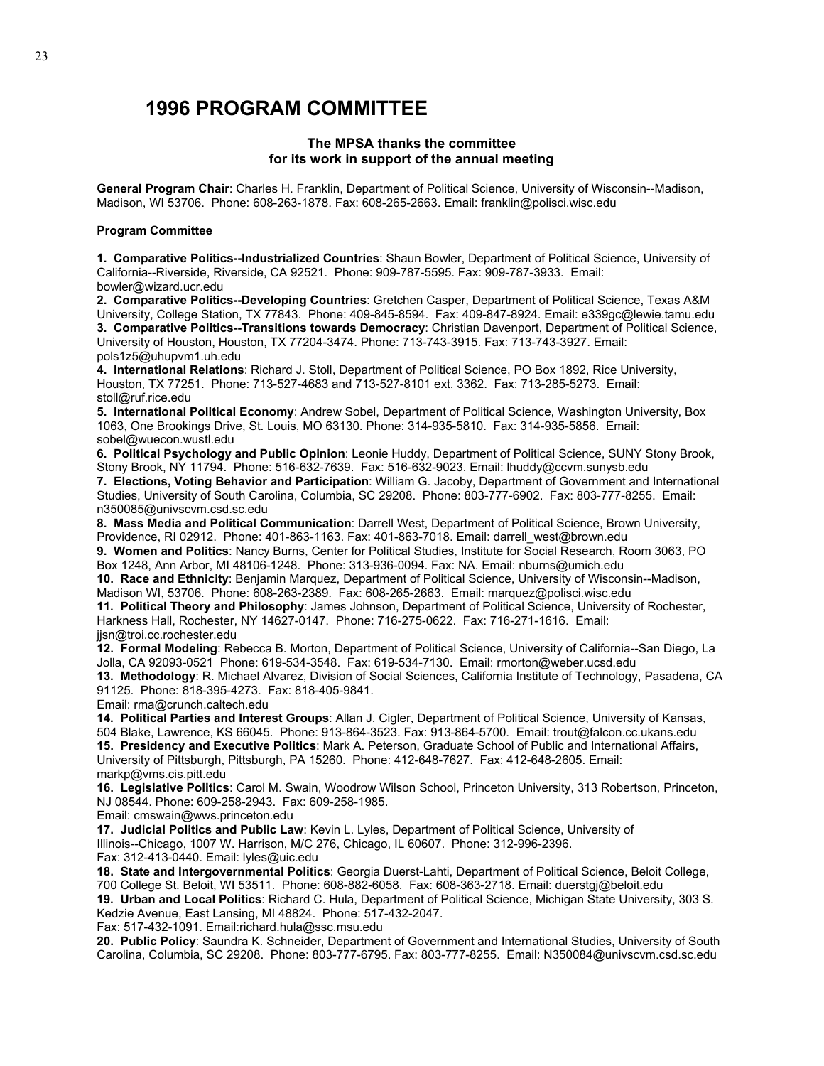# 1996 PROGRAM COMMITTEE

**The MPSA thanks the committee for its work in support of the annual meeting**

**General Program Chair**: Charles H. Franklin, Department of Political Science, University of Wisconsin--Madison, Madison, WI 53706. Phone: 608-263-1878. Fax: 608-265-2663. Email: franklin@polisci.wisc.edu

**Program Committee**

**1. Comparative Politics--Industrialized Countries**: Shaun Bowler, Department of Political Science, University of California--Riverside, Riverside, CA 92521. Phone: 909-787-5595. Fax: 909-787-3933. Email: bowler@wizard.ucr.edu

**2. Comparative Politics--Developing Countries**: Gretchen Casper, Department of Political Science, Texas A&M University, College Station, TX 77843. Phone: 409-845-8594. Fax: 409-847-8924. Email: e339gc@lewie.tamu.edu

**3. Comparative Politics--Transitions towards Democracy**: Christian Davenport, Department of Political Science, University of Houston, Houston, TX 77204-3474. Phone: 713-743-3915. Fax: 713-743-3927. Email: pols1z5@uhupvm1.uh.edu

**4. International Relations**: Richard J. Stoll, Department of Political Science, PO Box 1892, Rice University, Houston, TX 77251. Phone: 713-527-4683 and 713-527-8101 ext. 3362. Fax: 713-285-5273. Email: stoll@ruf.rice.edu

**5. International Political Economy**: Andrew Sobel, Department of Political Science, Washington University, Box 1063, One Brookings Drive, St. Louis, MO 63130. Phone: 314-935-5810. Fax: 314-935-5856. Email: sobel@wuecon.wustl.edu

**6. Political Psychology and Public Opinion**: Leonie Huddy, Department of Political Science, SUNY Stony Brook, Stony Brook, NY 11794. Phone: 516-632-7639. Fax: 516-632-9023. Email: lhuddy@ccvm.sunysb.edu

**7. Elections, Voting Behavior and Participation**: William G. Jacoby, Department of Government and International Studies, University of South Carolina, Columbia, SC 29208. Phone: 803-777-6902. Fax: 803-777-8255. Email: n350085@univscvm.csd.sc.edu

**8. Mass Media and Political Communication**: Darrell West, Department of Political Science, Brown University, Providence, RI 02912. Phone: 401-863-1163. Fax: 401-863-7018. Email: darrell_west@brown.edu

**9. Women and Politics**: Nancy Burns, Center for Political Studies, Institute for Social Research, Room 3063, PO Box 1248, Ann Arbor, MI 48106-1248. Phone: 313-936-0094. Fax: NA. Email: nburns@umich.edu

**10. Race and Ethnicity**: Benjamin Marquez, Department of Political Science, University of Wisconsin--Madison, Madison WI, 53706. Phone: 608-263-2389. Fax: 608-265-2663. Email: marquez@polisci.wisc.edu

**11. Political Theory and Philosophy**: James Johnson, Department of Political Science, University of Rochester, Harkness Hall, Rochester, NY 14627-0147. Phone: 716-275-0622. Fax: 716-271-1616. Email: jjsn@troi.cc.rochester.edu

**12. Formal Modeling**: Rebecca B. Morton, Department of Political Science, University of California--San Diego, La Jolla, CA 92093-0521 Phone: 619-534-3548. Fax: 619-534-7130. Email: rmorton@weber.ucsd.edu

**13. Methodology**: R. Michael Alvarez, Division of Social Sciences, California Institute of Technology, Pasadena, CA 91125. Phone: 818-395-4273. Fax: 818-405-9841. Email: rma@crunch.caltech.edu

**14. Political Parties and Interest Groups**: Allan J. Cigler, Department of Political Science, University of Kansas, 504 Blake, Lawrence, KS 66045. Phone: 913-864-3523. Fax: 913-864-5700. Email: trout@falcon.cc.ukans.edu

**15. Presidency and Executive Politics**: Mark A. Peterson, Graduate School of Public and International Affairs, University of Pittsburgh, Pittsburgh, PA 15260. Phone: 412-648-7627. Fax: 412-648-2605. Email: markp@vms.cis.pitt.edu

**16. Legislative Politics**: Carol M. Swain, Woodrow Wilson School, Princeton University, 313 Robertson, Princeton, NJ 08544. Phone: 609-258-2943. Fax: 609-258-1985. Email: cmswain@wws.princeton.edu

**17. Judicial Politics and Public Law**: Kevin L. Lyles, Department of Political Science, University of Illinois--Chicago, 1007 W. Harrison, M/C 276, Chicago, IL 60607. Phone: 312-996-2396. Fax: 312-413-0440. Email: lyles@uic.edu

**18. State and Intergovernmental Politics**: Georgia Duerst-Lahti, Department of Political Science, Beloit College, 700 College St. Beloit, WI 53511. Phone: 608-882-6058. Fax: 608-363-2718. Email: duerstgj@beloit.edu

**19. Urban and Local Politics**: Richard C. Hula, Department of Political Science, Michigan State University, 303 S. Kedzie Avenue, East Lansing, MI 48824. Phone: 517-432-2047. Fax: 517-432-1091. Email:richard.hula@ssc.msu.edu

**20. Public Policy**: Saundra K. Schneider, Department of Government and International Studies, University of South Carolina, Columbia, SC 29208. Phone: 803-777-6795. Fax: 803-777-8255. Email: N350084@univscvm.csd.sc.edu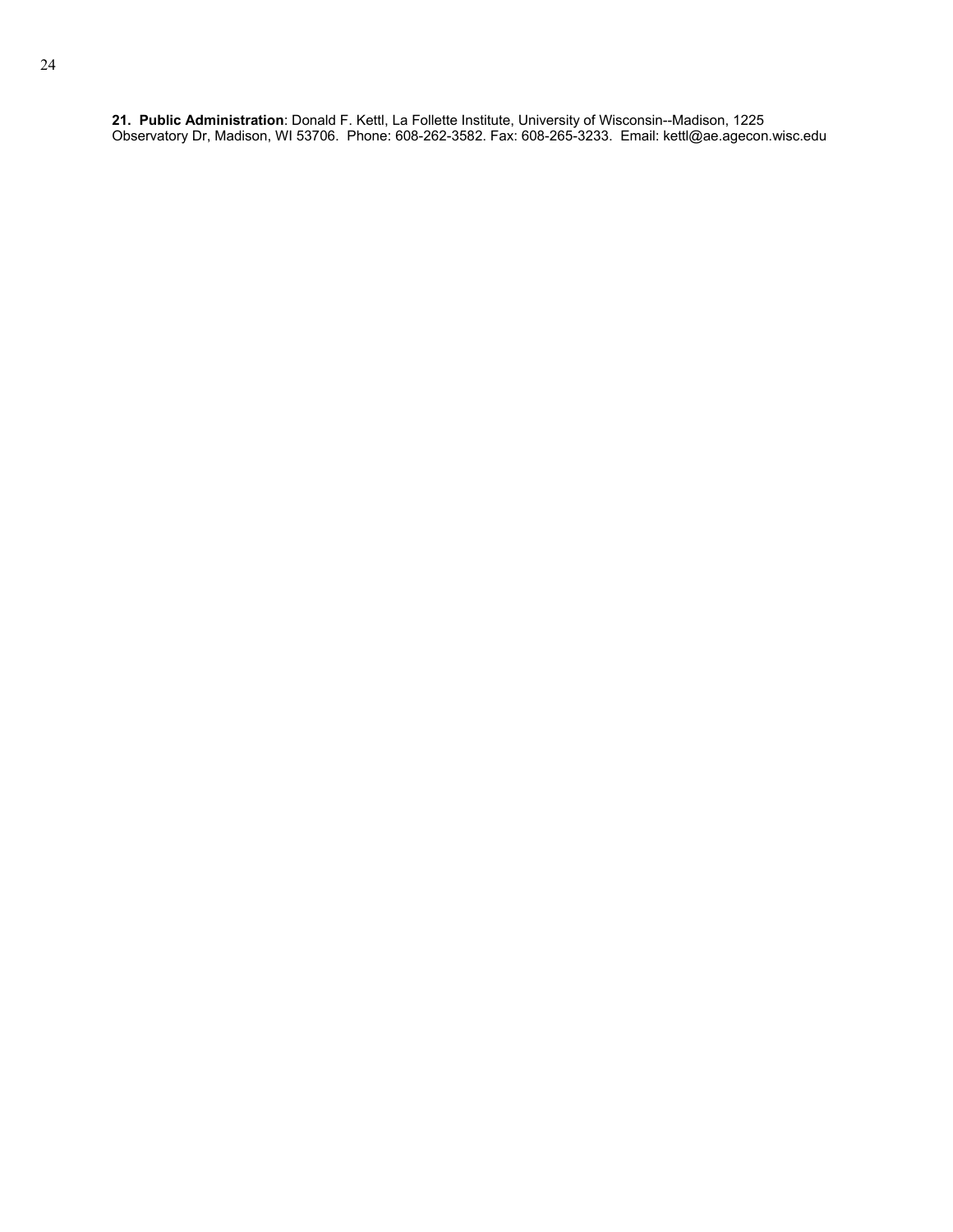**21. Public Administration**: Donald F. Kettl, La Follette Institute, University of Wisconsin--Madison, 1225 Observatory Dr, Madison, WI 53706. Phone: 608-262-3582. Fax: 608-265-3233. Email: kettl@ae.agecon.wisc.edu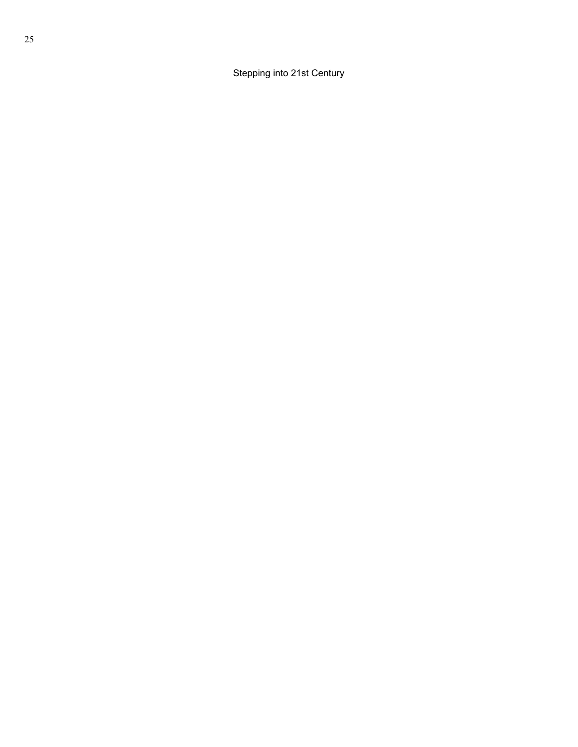Stepping into 21st Century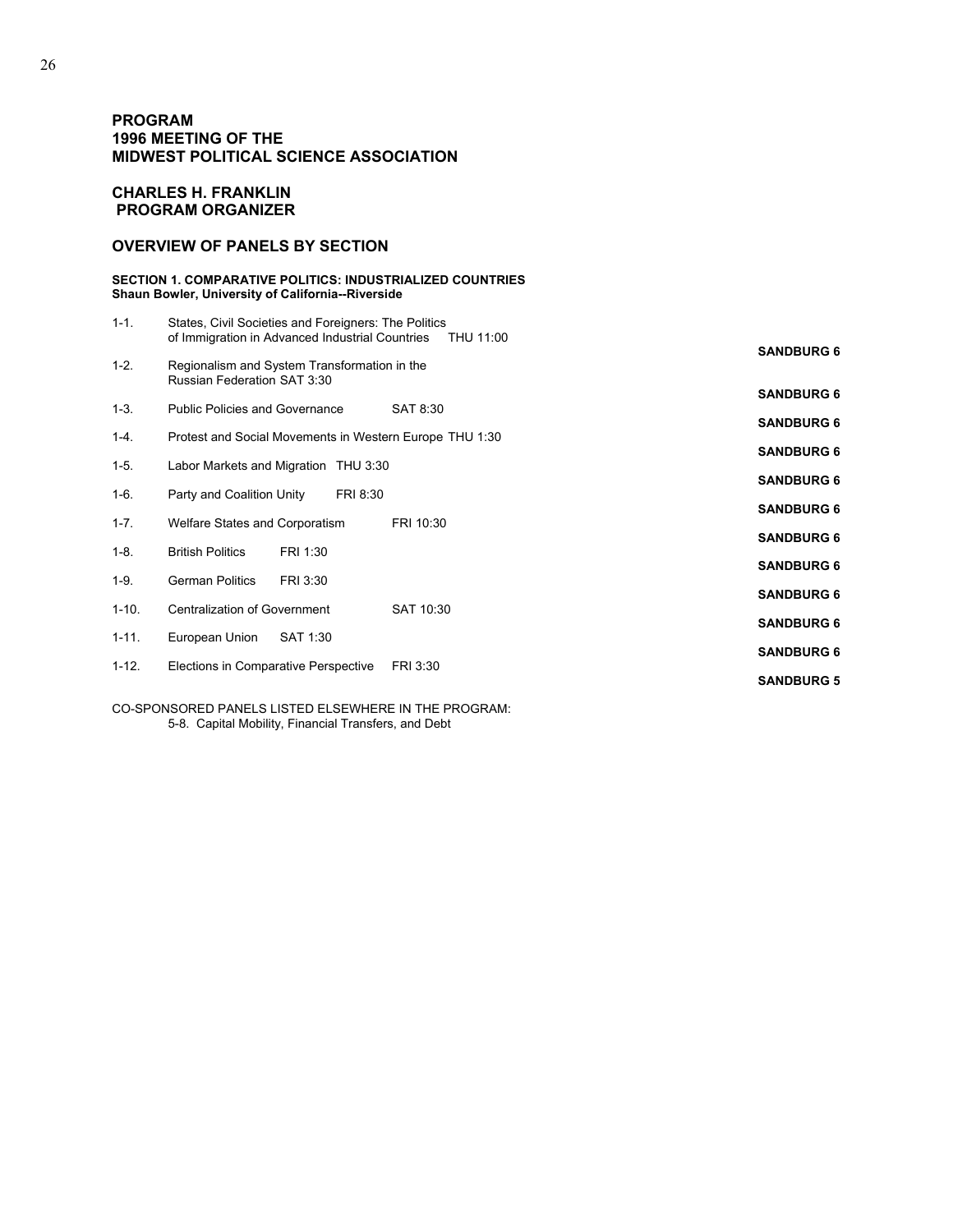# PROGRAM
# 1996 MEETING OF THE
# MIDWEST POLITICAL SCIENCE ASSOCIATION

## CHARLES H. FRANKLIN
## PROGRAM ORGANIZER

## OVERVIEW OF PANELS BY SECTION

### SECTION 1. COMPARATIVE POLITICS: INDUSTRIALIZED COUNTRIES
**Shaun Bowler, University of California--Riverside**

| No. | Panel | Time | Room |
|---|---|---|---|
| 1-1. | States, Civil Societies and Foreigners: The Politics of Immigration in Advanced Industrial Countries | THU 11:00 | SANDBURG 6 |
| 1-2. | Regionalism and System Transformation in the Russian Federation | SAT 3:30 | SANDBURG 6 |
| 1-3. | Public Policies and Governance | SAT 8:30 | SANDBURG 6 |
| 1-4. | Protest and Social Movements in Western Europe | THU 1:30 | SANDBURG 6 |
| 1-5. | Labor Markets and Migration | THU 3:30 | SANDBURG 6 |
| 1-6. | Party and Coalition Unity | FRI 8:30 | SANDBURG 6 |
| 1-7. | Welfare States and Corporatism | FRI 10:30 | SANDBURG 6 |
| 1-8. | British Politics | FRI 1:30 | SANDBURG 6 |
| 1-9. | German Politics | FRI 3:30 | SANDBURG 6 |
| 1-10. | Centralization of Government | SAT 10:30 | SANDBURG 6 |
| 1-11. | European Union | SAT 1:30 | SANDBURG 6 |
| 1-12. | Elections in Comparative Perspective | FRI 3:30 | SANDBURG 5 |

CO-SPONSORED PANELS LISTED ELSEWHERE IN THE PROGRAM:

5-8. Capital Mobility, Financial Transfers, and Debt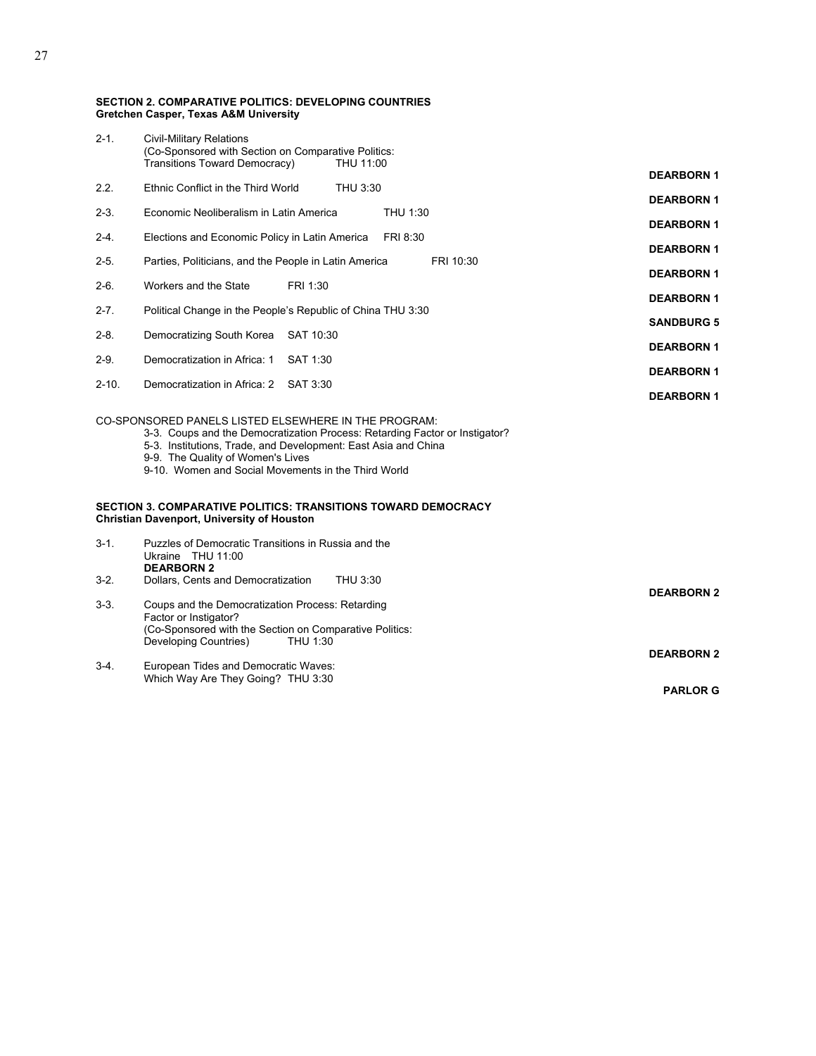**SECTION 2. COMPARATIVE POLITICS: DEVELOPING COUNTRIES**
**Gretchen Casper, Texas A&M University**

2-1. Civil-Military Relations
(Co-Sponsored with Section on Comparative Politics:
Transitions Toward Democracy) THU 11:00 **DEARBORN 1**

2.2. Ethnic Conflict in the Third World THU 3:30 **DEARBORN 1**

2-3. Economic Neoliberalism in Latin America THU 1:30 **DEARBORN 1**

2-4. Elections and Economic Policy in Latin America FRI 8:30 **DEARBORN 1**

2-5. Parties, Politicians, and the People in Latin America FRI 10:30 **DEARBORN 1**

2-6. Workers and the State FRI 1:30 **DEARBORN 1**

2-7. Political Change in the People's Republic of China THU 3:30 **SANDBURG 5**

2-8. Democratizing South Korea SAT 10:30 **DEARBORN 1**

2-9. Democratization in Africa: 1 SAT 1:30 **DEARBORN 1**

2-10. Democratization in Africa: 2 SAT 3:30 **DEARBORN 1**

CO-SPONSORED PANELS LISTED ELSEWHERE IN THE PROGRAM:

3-3. Coups and the Democratization Process: Retarding Factor or Instigator?
5-3. Institutions, Trade, and Development: East Asia and China
9-9. The Quality of Women's Lives
9-10. Women and Social Movements in the Third World

**SECTION 3. COMPARATIVE POLITICS: TRANSITIONS TOWARD DEMOCRACY**
**Christian Davenport, University of Houston**

3-1. Puzzles of Democratic Transitions in Russia and the Ukraine THU 11:00 **DEARBORN 2**

3-2. Dollars, Cents and Democratization THU 3:30 **DEARBORN 2**

3-3. Coups and the Democratization Process: Retarding Factor or Instigator?
(Co-Sponsored with the Section on Comparative Politics:
Developing Countries) THU 1:30 **DEARBORN 2**

3-4. European Tides and Democratic Waves:
Which Way Are They Going? THU 3:30 **PARLOR G**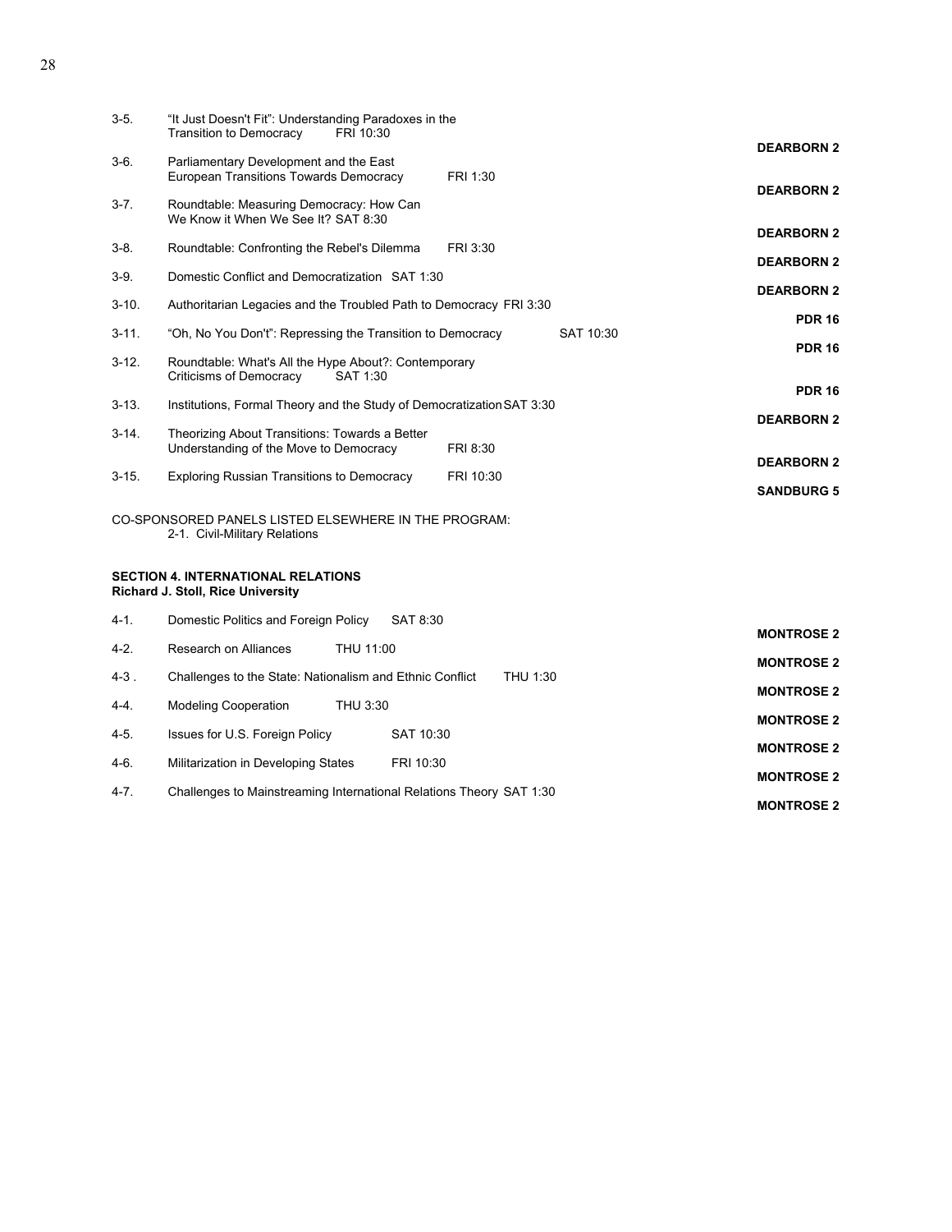3-5. "It Just Doesn't Fit": Understanding Paradoxes in the Transition to Democracy FRI 10:30 **DEARBORN 2**

3-6. Parliamentary Development and the East European Transitions Towards Democracy FRI 1:30 **DEARBORN 2**

3-7. Roundtable: Measuring Democracy: How Can We Know it When We See It? SAT 8:30 **DEARBORN 2**

3-8. Roundtable: Confronting the Rebel's Dilemma FRI 3:30 **DEARBORN 2**

3-9. Domestic Conflict and Democratization SAT 1:30 **DEARBORN 2**

3-10. Authoritarian Legacies and the Troubled Path to Democracy FRI 3:30 **PDR 16**

3-11. "Oh, No You Don't": Repressing the Transition to Democracy SAT 10:30 **PDR 16**

3-12. Roundtable: What's All the Hype About?: Contemporary Criticisms of Democracy SAT 1:30 **PDR 16**

3-13. Institutions, Formal Theory and the Study of Democratization SAT 3:30 **DEARBORN 2**

3-14. Theorizing About Transitions: Towards a Better Understanding of the Move to Democracy FRI 8:30 **DEARBORN 2**

3-15. Exploring Russian Transitions to Democracy FRI 10:30 **SANDBURG 5**

CO-SPONSORED PANELS LISTED ELSEWHERE IN THE PROGRAM:
2-1. Civil-Military Relations

**SECTION 4. INTERNATIONAL RELATIONS**
**Richard J. Stoll, Rice University**

4-1. Domestic Politics and Foreign Policy SAT 8:30 **MONTROSE 2**

4-2. Research on Alliances THU 11:00 **MONTROSE 2**

4-3 . Challenges to the State: Nationalism and Ethnic Conflict THU 1:30 **MONTROSE 2**

4-4. Modeling Cooperation THU 3:30 **MONTROSE 2**

4-5. Issues for U.S. Foreign Policy SAT 10:30 **MONTROSE 2**

4-6. Militarization in Developing States FRI 10:30 **MONTROSE 2**

4-7. Challenges to Mainstreaming International Relations Theory SAT 1:30 **MONTROSE 2**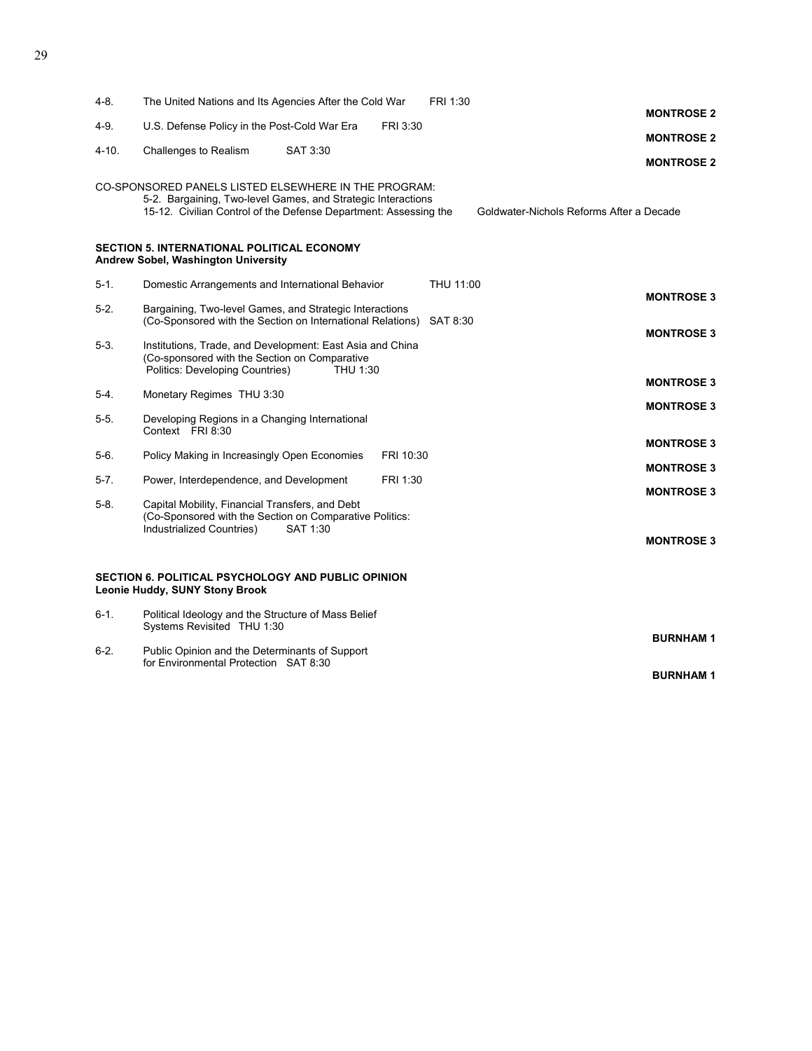4-8. The United Nations and Its Agencies After the Cold War FRI 1:30 **MONTROSE 2**

4-9. U.S. Defense Policy in the Post-Cold War Era FRI 3:30 **MONTROSE 2**

4-10. Challenges to Realism SAT 3:30 **MONTROSE 2**

CO-SPONSORED PANELS LISTED ELSEWHERE IN THE PROGRAM:
5-2. Bargaining, Two-level Games, and Strategic Interactions
15-12. Civilian Control of the Defense Department: Assessing the Goldwater-Nichols Reforms After a Decade

**SECTION 5. INTERNATIONAL POLITICAL ECONOMY**
**Andrew Sobel, Washington University**

5-1. Domestic Arrangements and International Behavior THU 11:00 **MONTROSE 3**

5-2. Bargaining, Two-level Games, and Strategic Interactions (Co-Sponsored with the Section on International Relations) SAT 8:30 **MONTROSE 3**

5-3. Institutions, Trade, and Development: East Asia and China (Co-sponsored with the Section on Comparative Politics: Developing Countries) THU 1:30 **MONTROSE 3**

5-4. Monetary Regimes THU 3:30 **MONTROSE 3**

5-5. Developing Regions in a Changing International Context FRI 8:30 **MONTROSE 3**

5-6. Policy Making in Increasingly Open Economies FRI 10:30 **MONTROSE 3**

5-7. Power, Interdependence, and Development FRI 1:30 **MONTROSE 3**

5-8. Capital Mobility, Financial Transfers, and Debt (Co-Sponsored with the Section on Comparative Politics: Industrialized Countries) SAT 1:30 **MONTROSE 3**

**SECTION 6. POLITICAL PSYCHOLOGY AND PUBLIC OPINION**
**Leonie Huddy, SUNY Stony Brook**

6-1. Political Ideology and the Structure of Mass Belief Systems Revisited THU 1:30 **BURNHAM 1**

6-2. Public Opinion and the Determinants of Support for Environmental Protection SAT 8:30 **BURNHAM 1**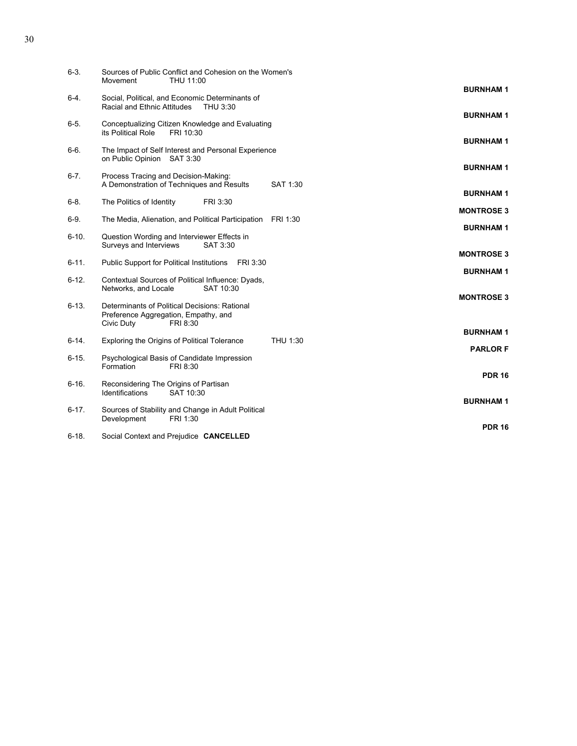| No. | Session | Time | Room |
|---|---|---|---|
| 6-3. | Sources of Public Conflict and Cohesion on the Women's Movement | THU 11:00 | **BURNHAM 1** |
| 6-4. | Social, Political, and Economic Determinants of Racial and Ethnic Attitudes | THU 3:30 | **BURNHAM 1** |
| 6-5. | Conceptualizing Citizen Knowledge and Evaluating its Political Role | FRI 10:30 | **BURNHAM 1** |
| 6-6. | The Impact of Self Interest and Personal Experience on Public Opinion | SAT 3:30 | **BURNHAM 1** |
| 6-7. | Process Tracing and Decision-Making: A Demonstration of Techniques and Results | SAT 1:30 | **BURNHAM 1** |
| 6-8. | The Politics of Identity | FRI 3:30 | **MONTROSE 3** |
| 6-9. | The Media, Alienation, and Political Participation | FRI 1:30 | **BURNHAM 1** |
| 6-10. | Question Wording and Interviewer Effects in Surveys and Interviews | SAT 3:30 | **MONTROSE 3** |
| 6-11. | Public Support for Political Institutions | FRI 3:30 | **BURNHAM 1** |
| 6-12. | Contextual Sources of Political Influence: Dyads, Networks, and Locale | SAT 10:30 | **MONTROSE 3** |
| 6-13. | Determinants of Political Decisions: Rational Preference Aggregation, Empathy, and Civic Duty | FRI 8:30 | **BURNHAM 1** |
| 6-14. | Exploring the Origins of Political Tolerance | THU 1:30 | **PARLOR F** |
| 6-15. | Psychological Basis of Candidate Impression Formation | FRI 8:30 | **PDR 16** |
| 6-16. | Reconsidering The Origins of Partisan Identifications | SAT 10:30 | **BURNHAM 1** |
| 6-17. | Sources of Stability and Change in Adult Political Development | FRI 1:30 | **PDR 16** |
| 6-18. | Social Context and Prejudice **CANCELLED** | | |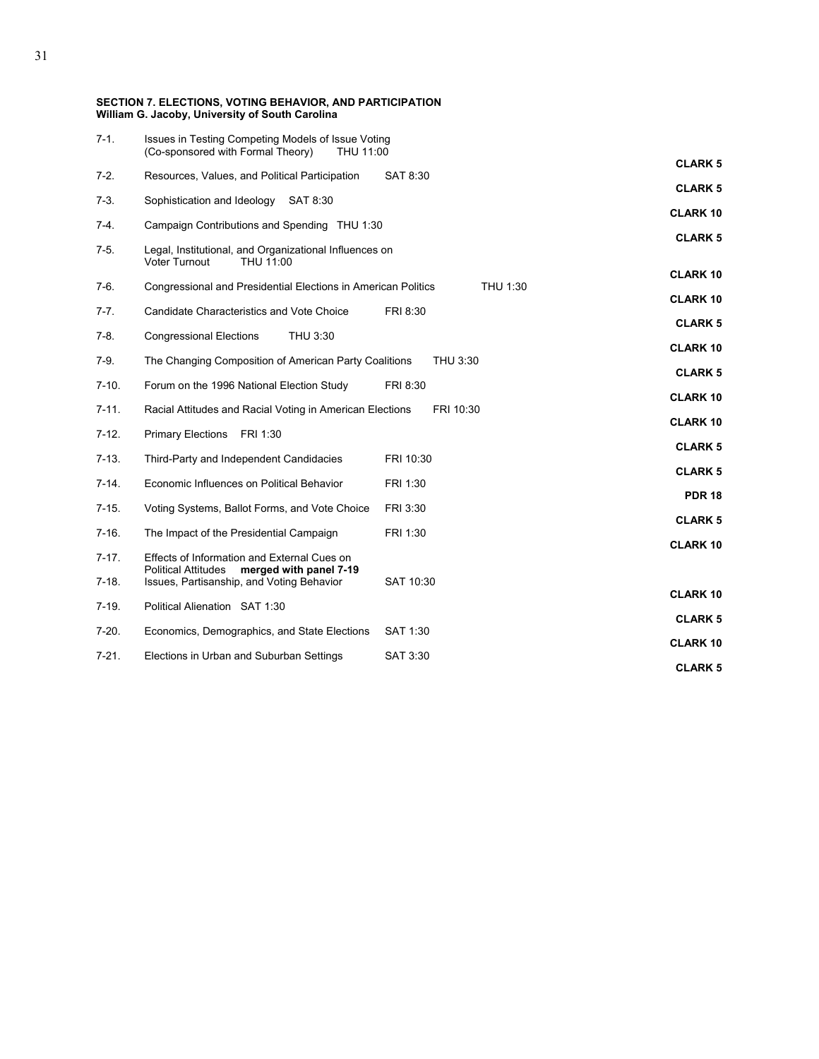**SECTION 7. ELECTIONS, VOTING BEHAVIOR, AND PARTICIPATION**
**William G. Jacoby, University of South Carolina**

| No. | Panel | Time | Room |
|---|---|---|---|
| 7-1. | Issues in Testing Competing Models of Issue Voting (Co-sponsored with Formal Theory) | THU 11:00 | **CLARK 5** |
| 7-2. | Resources, Values, and Political Participation | SAT 8:30 | **CLARK 5** |
| 7-3. | Sophistication and Ideology | SAT 8:30 | **CLARK 10** |
| 7-4. | Campaign Contributions and Spending | THU 1:30 | **CLARK 5** |
| 7-5. | Legal, Institutional, and Organizational Influences on Voter Turnout | THU 11:00 | **CLARK 10** |
| 7-6. | Congressional and Presidential Elections in American Politics | THU 1:30 | **CLARK 10** |
| 7-7. | Candidate Characteristics and Vote Choice | FRI 8:30 | **CLARK 5** |
| 7-8. | Congressional Elections | THU 3:30 | **CLARK 10** |
| 7-9. | The Changing Composition of American Party Coalitions | THU 3:30 | **CLARK 5** |
| 7-10. | Forum on the 1996 National Election Study | FRI 8:30 | **CLARK 10** |
| 7-11. | Racial Attitudes and Racial Voting in American Elections | FRI 10:30 | **CLARK 10** |
| 7-12. | Primary Elections | FRI 1:30 | **CLARK 5** |
| 7-13. | Third-Party and Independent Candidacies | FRI 10:30 | **CLARK 5** |
| 7-14. | Economic Influences on Political Behavior | FRI 1:30 | **PDR 18** |
| 7-15. | Voting Systems, Ballot Forms, and Vote Choice | FRI 3:30 | **CLARK 5** |
| 7-16. | The Impact of the Presidential Campaign | FRI 1:30 | **CLARK 10** |
| 7-17. | Effects of Information and External Cues on Political Attitudes **merged with panel 7-19** | | |
| 7-18. | Issues, Partisanship, and Voting Behavior | SAT 10:30 | **CLARK 10** |
| 7-19. | Political Alienation | SAT 1:30 | **CLARK 5** |
| 7-20. | Economics, Demographics, and State Elections | SAT 1:30 | **CLARK 10** |
| 7-21. | Elections in Urban and Suburban Settings | SAT 3:30 | **CLARK 5** |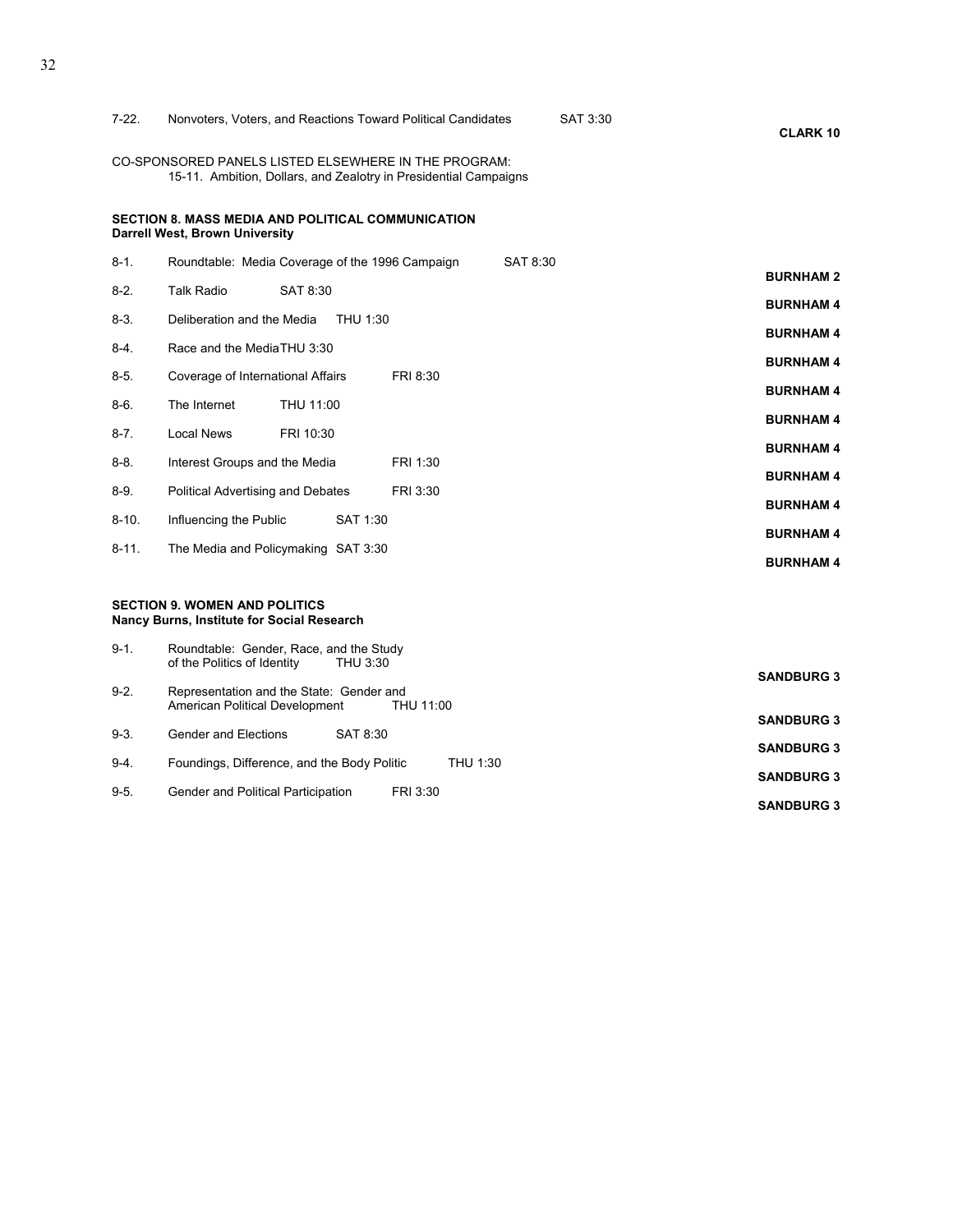7-22. Nonvoters, Voters, and Reactions Toward Political Candidates SAT 3:30 **CLARK 10**

CO-SPONSORED PANELS LISTED ELSEWHERE IN THE PROGRAM:
15-11. Ambition, Dollars, and Zealotry in Presidential Campaigns

**SECTION 8. MASS MEDIA AND POLITICAL COMMUNICATION**
**Darrell West, Brown University**

8-1. Roundtable: Media Coverage of the 1996 Campaign SAT 8:30 **BURNHAM 2**

8-2. Talk Radio SAT 8:30 **BURNHAM 4**

8-3. Deliberation and the Media THU 1:30 **BURNHAM 4**

8-4. Race and the Media THU 3:30 **BURNHAM 4**

8-5. Coverage of International Affairs FRI 8:30 **BURNHAM 4**

8-6. The Internet THU 11:00 **BURNHAM 4**

8-7. Local News FRI 10:30 **BURNHAM 4**

8-8. Interest Groups and the Media FRI 1:30 **BURNHAM 4**

8-9. Political Advertising and Debates FRI 3:30 **BURNHAM 4**

8-10. Influencing the Public SAT 1:30 **BURNHAM 4**

8-11. The Media and Policymaking SAT 3:30 **BURNHAM 4**

**SECTION 9. WOMEN AND POLITICS**
**Nancy Burns, Institute for Social Research**

9-1. Roundtable: Gender, Race, and the Study of the Politics of Identity THU 3:30 **SANDBURG 3**

9-2. Representation and the State: Gender and American Political Development THU 11:00 **SANDBURG 3**

9-3. Gender and Elections SAT 8:30 **SANDBURG 3**

9-4. Foundings, Difference, and the Body Politic THU 1:30 **SANDBURG 3**

9-5. Gender and Political Participation FRI 3:30 **SANDBURG 3**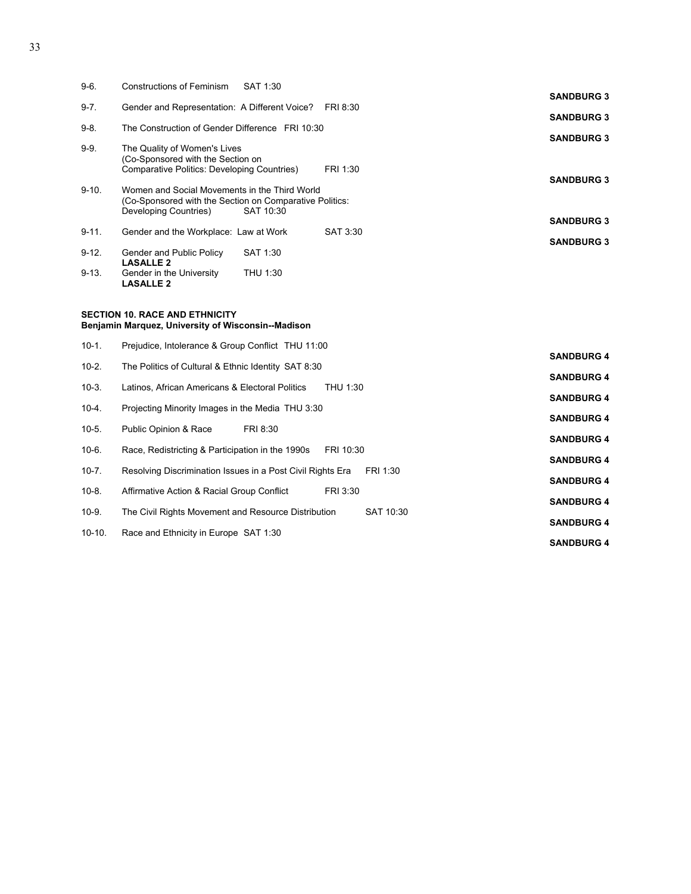9-6. Constructions of Feminism SAT 1:30
**SANDBURG 3**

9-7. Gender and Representation: A Different Voice? FRI 8:30
**SANDBURG 3**

9-8. The Construction of Gender Difference FRI 10:30
**SANDBURG 3**

9-9. The Quality of Women's Lives (Co-Sponsored with the Section on Comparative Politics: Developing Countries) FRI 1:30
**SANDBURG 3**

9-10. Women and Social Movements in the Third World (Co-Sponsored with the Section on Comparative Politics: Developing Countries) SAT 10:30
**SANDBURG 3**

9-11. Gender and the Workplace: Law at Work SAT 3:30
**SANDBURG 3**

9-12. Gender and Public Policy SAT 1:30
**LASALLE 2**

9-13. Gender in the University THU 1:30
**LASALLE 2**

**SECTION 10. RACE AND ETHNICITY**
**Benjamin Marquez, University of Wisconsin--Madison**

10-1. Prejudice, Intolerance & Group Conflict THU 11:00
**SANDBURG 4**

10-2. The Politics of Cultural & Ethnic Identity SAT 8:30
**SANDBURG 4**

10-3. Latinos, African Americans & Electoral Politics THU 1:30
**SANDBURG 4**

10-4. Projecting Minority Images in the Media THU 3:30
**SANDBURG 4**

10-5. Public Opinion & Race FRI 8:30
**SANDBURG 4**

10-6. Race, Redistricting & Participation in the 1990s FRI 10:30
**SANDBURG 4**

10-7. Resolving Discrimination Issues in a Post Civil Rights Era FRI 1:30
**SANDBURG 4**

10-8. Affirmative Action & Racial Group Conflict FRI 3:30
**SANDBURG 4**

10-9. The Civil Rights Movement and Resource Distribution SAT 10:30
**SANDBURG 4**

10-10. Race and Ethnicity in Europe SAT 1:30
**SANDBURG 4**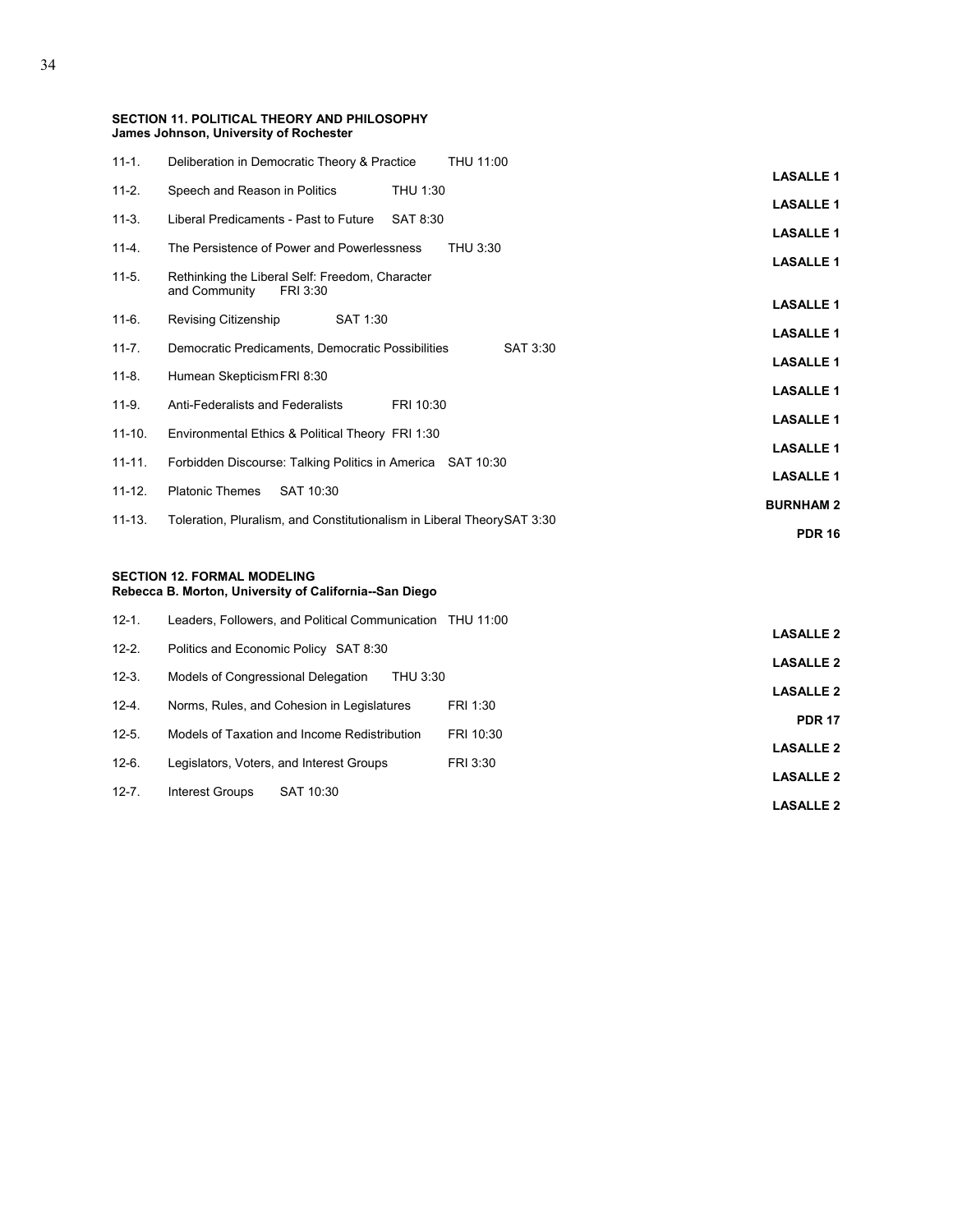**SECTION 11. POLITICAL THEORY AND PHILOSOPHY**
**James Johnson, University of Rochester**

| | | | |
|---|---|---|---|
| 11-1. | Deliberation in Democratic Theory & Practice | THU 11:00 | **LASALLE 1** |
| 11-2. | Speech and Reason in Politics | THU 1:30 | **LASALLE 1** |
| 11-3. | Liberal Predicaments - Past to Future | SAT 8:30 | **LASALLE 1** |
| 11-4. | The Persistence of Power and Powerlessness | THU 3:30 | **LASALLE 1** |
| 11-5. | Rethinking the Liberal Self: Freedom, Character and Community | FRI 3:30 | **LASALLE 1** |
| 11-6. | Revising Citizenship | SAT 1:30 | **LASALLE 1** |
| 11-7. | Democratic Predicaments, Democratic Possibilities | SAT 3:30 | **LASALLE 1** |
| 11-8. | Humean Skepticism | FRI 8:30 | **LASALLE 1** |
| 11-9. | Anti-Federalists and Federalists | FRI 10:30 | **LASALLE 1** |
| 11-10. | Environmental Ethics & Political Theory | FRI 1:30 | **LASALLE 1** |
| 11-11. | Forbidden Discourse: Talking Politics in America | SAT 10:30 | **LASALLE 1** |
| 11-12. | Platonic Themes | SAT 10:30 | **BURNHAM 2** |
| 11-13. | Toleration, Pluralism, and Constitutionalism in Liberal Theory | SAT 3:30 | **PDR 16** |

**SECTION 12. FORMAL MODELING**
**Rebecca B. Morton, University of California--San Diego**

| | | | |
|---|---|---|---|
| 12-1. | Leaders, Followers, and Political Communication | THU 11:00 | **LASALLE 2** |
| 12-2. | Politics and Economic Policy | SAT 8:30 | **LASALLE 2** |
| 12-3. | Models of Congressional Delegation | THU 3:30 | **LASALLE 2** |
| 12-4. | Norms, Rules, and Cohesion in Legislatures | FRI 1:30 | **PDR 17** |
| 12-5. | Models of Taxation and Income Redistribution | FRI 10:30 | **LASALLE 2** |
| 12-6. | Legislators, Voters, and Interest Groups | FRI 3:30 | **LASALLE 2** |
| 12-7. | Interest Groups | SAT 10:30 | **LASALLE 2** |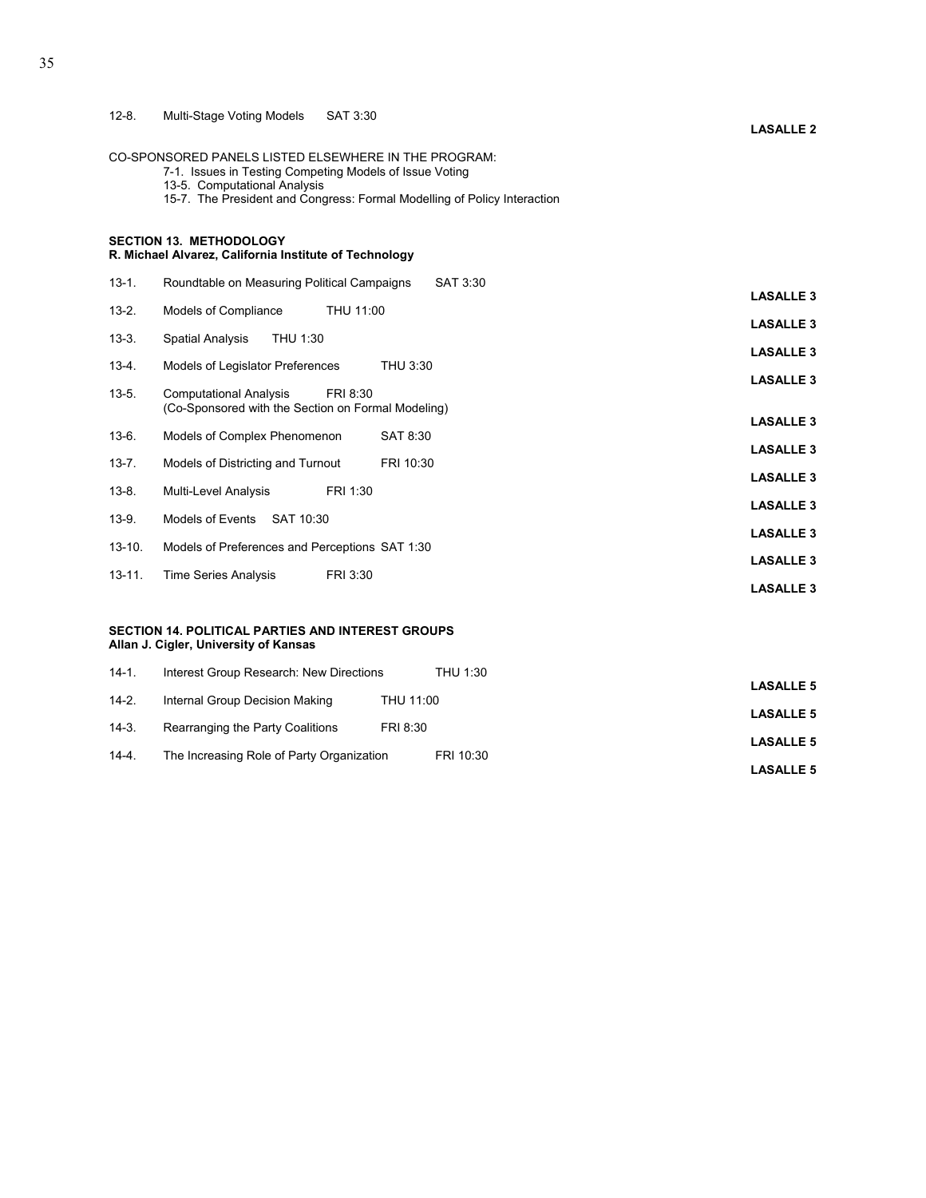12-8. Multi-Stage Voting Models SAT 3:30 **LASALLE 2**

CO-SPONSORED PANELS LISTED ELSEWHERE IN THE PROGRAM:

- 7-1. Issues in Testing Competing Models of Issue Voting
- 13-5. Computational Analysis
- 15-7. The President and Congress: Formal Modelling of Policy Interaction

**SECTION 13. METHODOLOGY**
**R. Michael Alvarez, California Institute of Technology**

| | | | |
|---|---|---|---|
| 13-1. | Roundtable on Measuring Political Campaigns | SAT 3:30 | **LASALLE 3** |
| 13-2. | Models of Compliance | THU 11:00 | **LASALLE 3** |
| 13-3. | Spatial Analysis | THU 1:30 | **LASALLE 3** |
| 13-4. | Models of Legislator Preferences | THU 3:30 | **LASALLE 3** |
| 13-5. | Computational Analysis (Co-Sponsored with the Section on Formal Modeling) | FRI 8:30 | **LASALLE 3** |
| 13-6. | Models of Complex Phenomenon | SAT 8:30 | **LASALLE 3** |
| 13-7. | Models of Districting and Turnout | FRI 10:30 | **LASALLE 3** |
| 13-8. | Multi-Level Analysis | FRI 1:30 | **LASALLE 3** |
| 13-9. | Models of Events | SAT 10:30 | **LASALLE 3** |
| 13-10. | Models of Preferences and Perceptions | SAT 1:30 | **LASALLE 3** |
| 13-11. | Time Series Analysis | FRI 3:30 | **LASALLE 3** |

**SECTION 14. POLITICAL PARTIES AND INTEREST GROUPS**
**Allan J. Cigler, University of Kansas**

| | | | |
|---|---|---|---|
| 14-1. | Interest Group Research: New Directions | THU 1:30 | **LASALLE 5** |
| 14-2. | Internal Group Decision Making | THU 11:00 | **LASALLE 5** |
| 14-3. | Rearranging the Party Coalitions | FRI 8:30 | **LASALLE 5** |
| 14-4. | The Increasing Role of Party Organization | FRI 10:30 | **LASALLE 5** |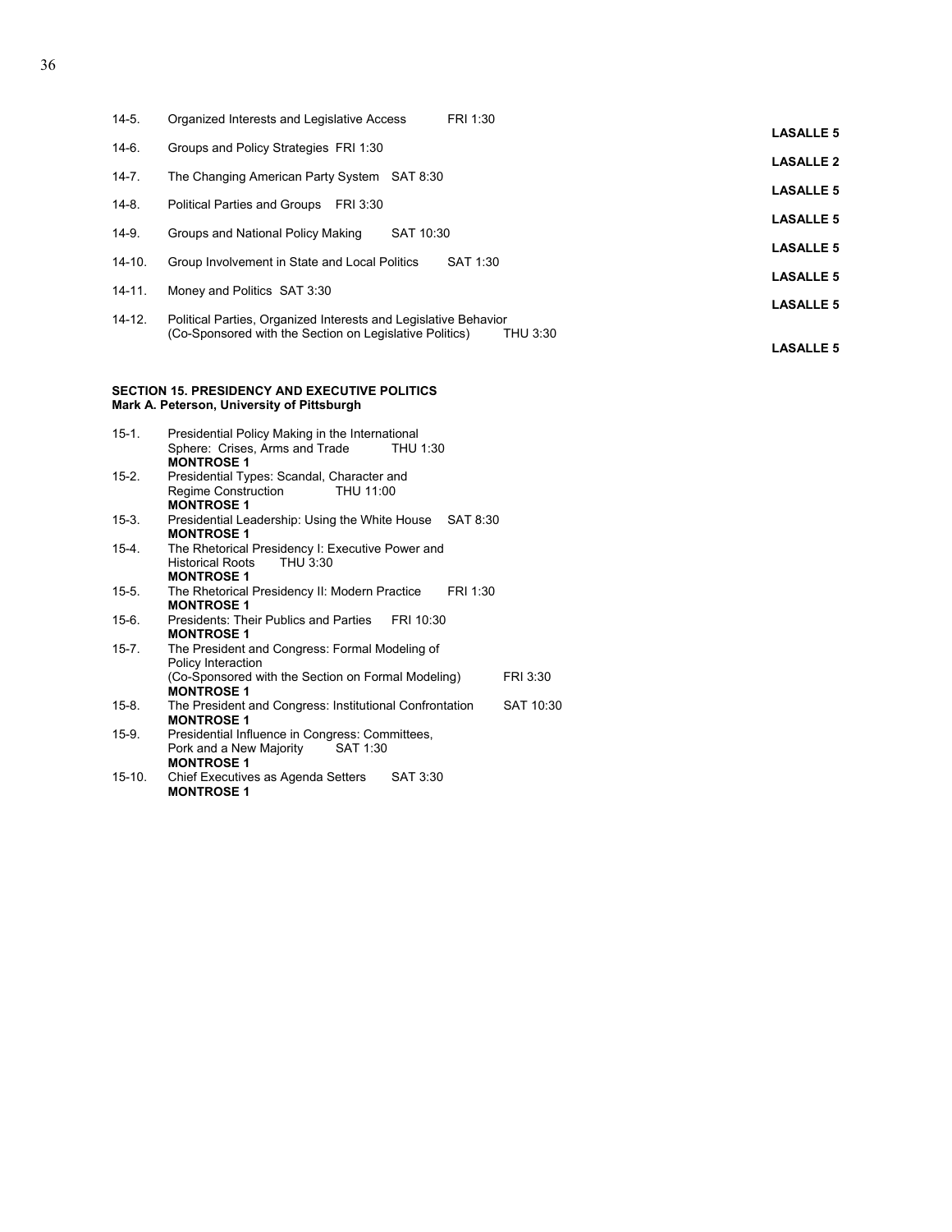14-5. Organized Interests and Legislative Access FRI 1:30 **LASALLE 5**

14-6. Groups and Policy Strategies FRI 1:30 **LASALLE 2**

14-7. The Changing American Party System SAT 8:30 **LASALLE 5**

14-8. Political Parties and Groups FRI 3:30 **LASALLE 5**

14-9. Groups and National Policy Making SAT 10:30 **LASALLE 5**

14-10. Group Involvement in State and Local Politics SAT 1:30 **LASALLE 5**

14-11. Money and Politics SAT 3:30 **LASALLE 5**

14-12. Political Parties, Organized Interests and Legislative Behavior (Co-Sponsored with the Section on Legislative Politics) THU 3:30 **LASALLE 5**

**SECTION 15. PRESIDENCY AND EXECUTIVE POLITICS**
**Mark A. Peterson, University of Pittsburgh**

15-1. Presidential Policy Making in the International Sphere: Crises, Arms and Trade THU 1:30
**MONTROSE 1**

15-2. Presidential Types: Scandal, Character and Regime Construction THU 11:00
**MONTROSE 1**

15-3. Presidential Leadership: Using the White House SAT 8:30
**MONTROSE 1**

15-4. The Rhetorical Presidency I: Executive Power and Historical Roots THU 3:30
**MONTROSE 1**

15-5. The Rhetorical Presidency II: Modern Practice FRI 1:30
**MONTROSE 1**

15-6. Presidents: Their Publics and Parties FRI 10:30
**MONTROSE 1**

15-7. The President and Congress: Formal Modeling of Policy Interaction (Co-Sponsored with the Section on Formal Modeling) FRI 3:30
**MONTROSE 1**

15-8. The President and Congress: Institutional Confrontation SAT 10:30
**MONTROSE 1**

15-9. Presidential Influence in Congress: Committees, Pork and a New Majority SAT 1:30
**MONTROSE 1**

15-10. Chief Executives as Agenda Setters SAT 3:30
**MONTROSE 1**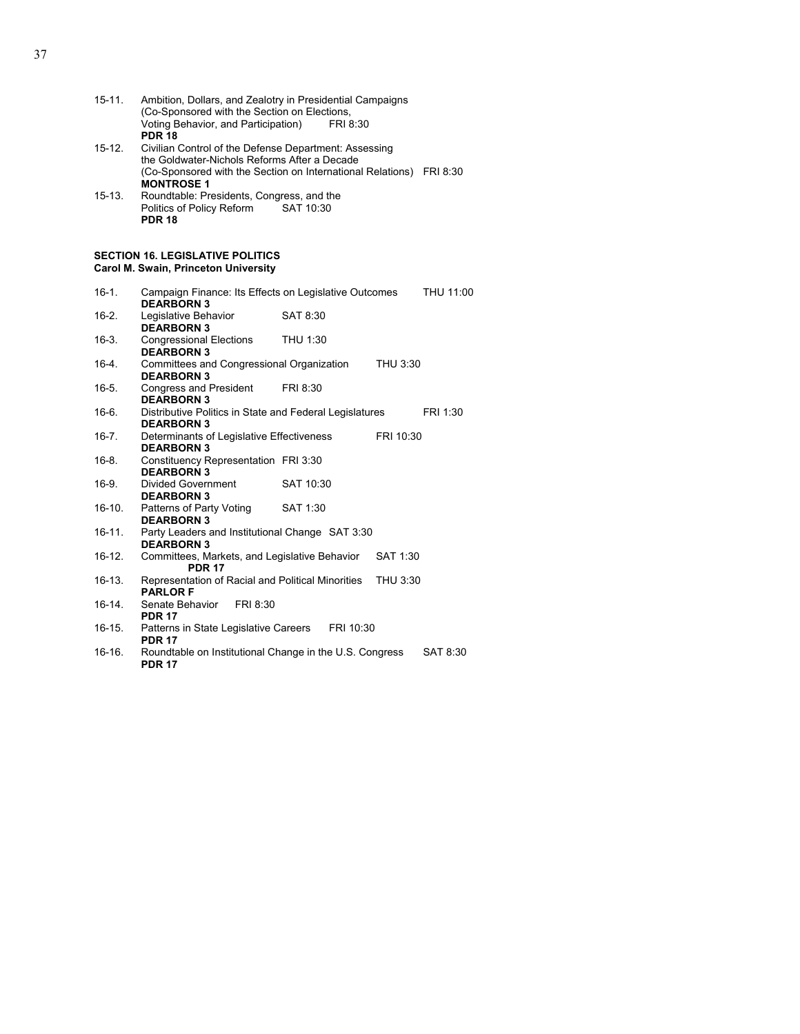15-11. Ambition, Dollars, and Zealotry in Presidential Campaigns (Co-Sponsored with the Section on Elections, Voting Behavior, and Participation) FRI 8:30
**PDR 18**

15-12. Civilian Control of the Defense Department: Assessing the Goldwater-Nichols Reforms After a Decade (Co-Sponsored with the Section on International Relations) FRI 8:30
**MONTROSE 1**

15-13. Roundtable: Presidents, Congress, and the Politics of Policy Reform SAT 10:30
**PDR 18**

### SECTION 16. LEGISLATIVE POLITICS
**Carol M. Swain, Princeton University**

16-1. Campaign Finance: Its Effects on Legislative Outcomes THU 11:00
**DEARBORN 3**

16-2. Legislative Behavior SAT 8:30
**DEARBORN 3**

16-3. Congressional Elections THU 1:30
**DEARBORN 3**

16-4. Committees and Congressional Organization THU 3:30
**DEARBORN 3**

16-5. Congress and President FRI 8:30
**DEARBORN 3**

16-6. Distributive Politics in State and Federal Legislatures FRI 1:30
**DEARBORN 3**

16-7. Determinants of Legislative Effectiveness FRI 10:30
**DEARBORN 3**

16-8. Constituency Representation FRI 3:30
**DEARBORN 3**

16-9. Divided Government SAT 10:30
**DEARBORN 3**

16-10. Patterns of Party Voting SAT 1:30
**DEARBORN 3**

16-11. Party Leaders and Institutional Change SAT 3:30
**DEARBORN 3**

16-12. Committees, Markets, and Legislative Behavior SAT 1:30
**PDR 17**

16-13. Representation of Racial and Political Minorities THU 3:30
**PARLOR F**

16-14. Senate Behavior FRI 8:30
**PDR 17**

16-15. Patterns in State Legislative Careers FRI 10:30
**PDR 17**

16-16. Roundtable on Institutional Change in the U.S. Congress SAT 8:30
**PDR 17**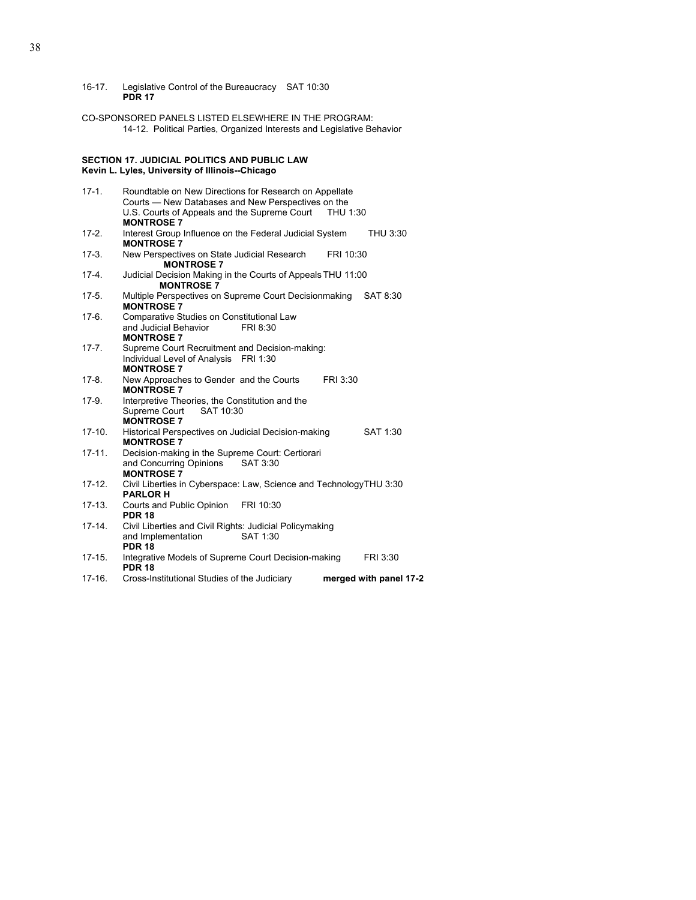16-17. Legislative Control of the Bureaucracy SAT 10:30
**PDR 17**

CO-SPONSORED PANELS LISTED ELSEWHERE IN THE PROGRAM:
14-12. Political Parties, Organized Interests and Legislative Behavior

**SECTION 17. JUDICIAL POLITICS AND PUBLIC LAW**
**Kevin L. Lyles, University of Illinois--Chicago**

17-1. Roundtable on New Directions for Research on Appellate Courts — New Databases and New Perspectives on the U.S. Courts of Appeals and the Supreme Court THU 1:30
**MONTROSE 7**

17-2. Interest Group Influence on the Federal Judicial System THU 3:30
**MONTROSE 7**

17-3. New Perspectives on State Judicial Research FRI 10:30
**MONTROSE 7**

17-4. Judicial Decision Making in the Courts of Appeals THU 11:00
**MONTROSE 7**

17-5. Multiple Perspectives on Supreme Court Decisionmaking SAT 8:30
**MONTROSE 7**

17-6. Comparative Studies on Constitutional Law and Judicial Behavior FRI 8:30
**MONTROSE 7**

17-7. Supreme Court Recruitment and Decision-making: Individual Level of Analysis FRI 1:30
**MONTROSE 7**

17-8. New Approaches to Gender and the Courts FRI 3:30
**MONTROSE 7**

17-9. Interpretive Theories, the Constitution and the Supreme Court SAT 10:30
**MONTROSE 7**

17-10. Historical Perspectives on Judicial Decision-making SAT 1:30
**MONTROSE 7**

17-11. Decision-making in the Supreme Court: Certiorari and Concurring Opinions SAT 3:30
**MONTROSE 7**

17-12. Civil Liberties in Cyberspace: Law, Science and Technology THU 3:30
**PARLOR H**

17-13. Courts and Public Opinion FRI 10:30
**PDR 18**

17-14. Civil Liberties and Civil Rights: Judicial Policymaking and Implementation SAT 1:30
**PDR 18**

17-15. Integrative Models of Supreme Court Decision-making FRI 3:30
**PDR 18**

17-16. Cross-Institutional Studies of the Judiciary **merged with panel 17-2**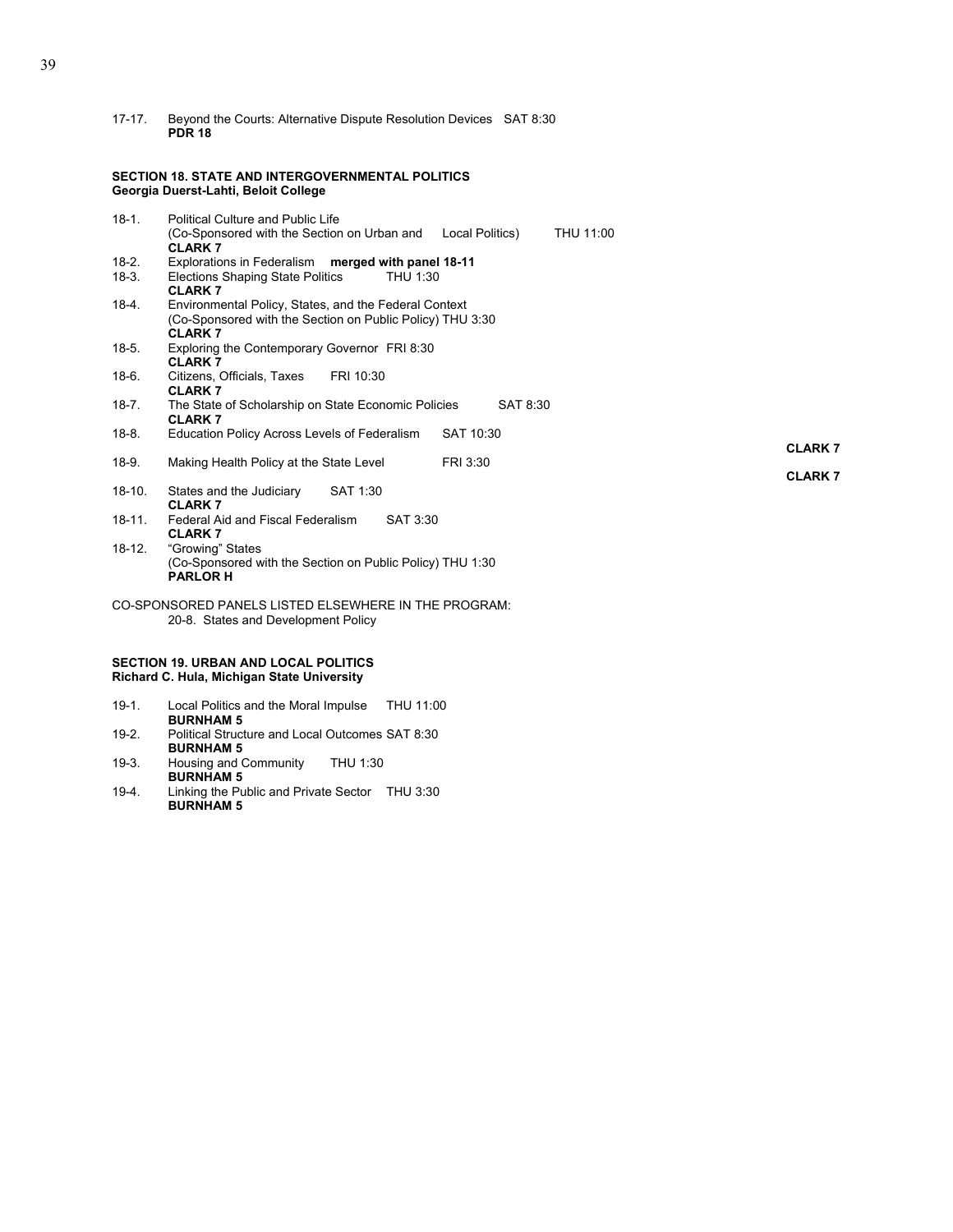17-17. Beyond the Courts: Alternative Dispute Resolution Devices SAT 8:30
**PDR 18**

**SECTION 18. STATE AND INTERGOVERNMENTAL POLITICS**
**Georgia Duerst-Lahti, Beloit College**

18-1. Political Culture and Public Life
(Co-Sponsored with the Section on Urban and Local Politics) THU 11:00
**CLARK 7**

18-2. Explorations in Federalism **merged with panel 18-11**

18-3. Elections Shaping State Politics THU 1:30
**CLARK 7**

18-4. Environmental Policy, States, and the Federal Context
(Co-Sponsored with the Section on Public Policy) THU 3:30
**CLARK 7**

18-5. Exploring the Contemporary Governor FRI 8:30
**CLARK 7**

18-6. Citizens, Officials, Taxes FRI 10:30
**CLARK 7**

18-7. The State of Scholarship on State Economic Policies SAT 8:30
**CLARK 7**

18-8. Education Policy Across Levels of Federalism SAT 10:30
**CLARK 7**

18-9. Making Health Policy at the State Level FRI 3:30
**CLARK 7**

18-10. States and the Judiciary SAT 1:30
**CLARK 7**

18-11. Federal Aid and Fiscal Federalism SAT 3:30
**CLARK 7**

18-12. "Growing" States
(Co-Sponsored with the Section on Public Policy) THU 1:30
**PARLOR H**

CO-SPONSORED PANELS LISTED ELSEWHERE IN THE PROGRAM:
20-8. States and Development Policy

**SECTION 19. URBAN AND LOCAL POLITICS**
**Richard C. Hula, Michigan State University**

19-1. Local Politics and the Moral Impulse THU 11:00
**BURNHAM 5**

19-2. Political Structure and Local Outcomes SAT 8:30
**BURNHAM 5**

19-3. Housing and Community THU 1:30
**BURNHAM 5**

19-4. Linking the Public and Private Sector THU 3:30
**BURNHAM 5**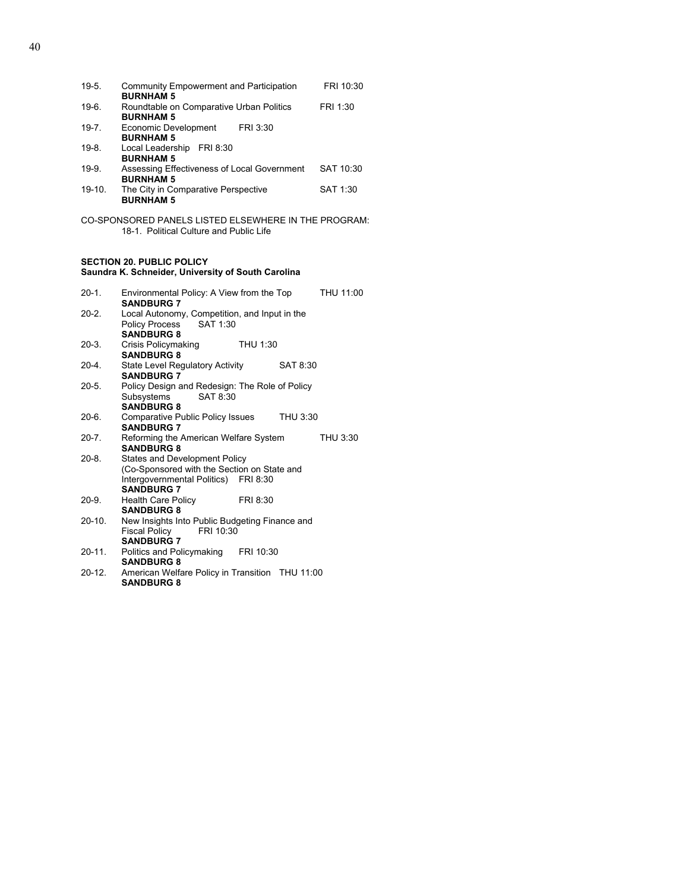19-5. Community Empowerment and Participation FRI 10:30
**BURNHAM 5**

19-6. Roundtable on Comparative Urban Politics FRI 1:30
**BURNHAM 5**

19-7. Economic Development FRI 3:30
**BURNHAM 5**

19-8. Local Leadership FRI 8:30
**BURNHAM 5**

19-9. Assessing Effectiveness of Local Government SAT 10:30
**BURNHAM 5**

19-10. The City in Comparative Perspective SAT 1:30
**BURNHAM 5**

CO-SPONSORED PANELS LISTED ELSEWHERE IN THE PROGRAM:
18-1. Political Culture and Public Life

**SECTION 20. PUBLIC POLICY**
**Saundra K. Schneider, University of South Carolina**

20-1. Environmental Policy: A View from the Top THU 11:00
**SANDBURG 7**

20-2. Local Autonomy, Competition, and Input in the Policy Process SAT 1:30
**SANDBURG 8**

20-3. Crisis Policymaking THU 1:30
**SANDBURG 8**

20-4. State Level Regulatory Activity SAT 8:30
**SANDBURG 7**

20-5. Policy Design and Redesign: The Role of Policy Subsystems SAT 8:30
**SANDBURG 8**

20-6. Comparative Public Policy Issues THU 3:30
**SANDBURG 7**

20-7. Reforming the American Welfare System THU 3:30
**SANDBURG 8**

20-8. States and Development Policy (Co-Sponsored with the Section on State and Intergovernmental Politics) FRI 8:30
**SANDBURG 7**

20-9. Health Care Policy FRI 8:30
**SANDBURG 8**

20-10. New Insights Into Public Budgeting Finance and Fiscal Policy FRI 10:30
**SANDBURG 7**

20-11. Politics and Policymaking FRI 10:30
**SANDBURG 8**

20-12. American Welfare Policy in Transition THU 11:00
**SANDBURG 8**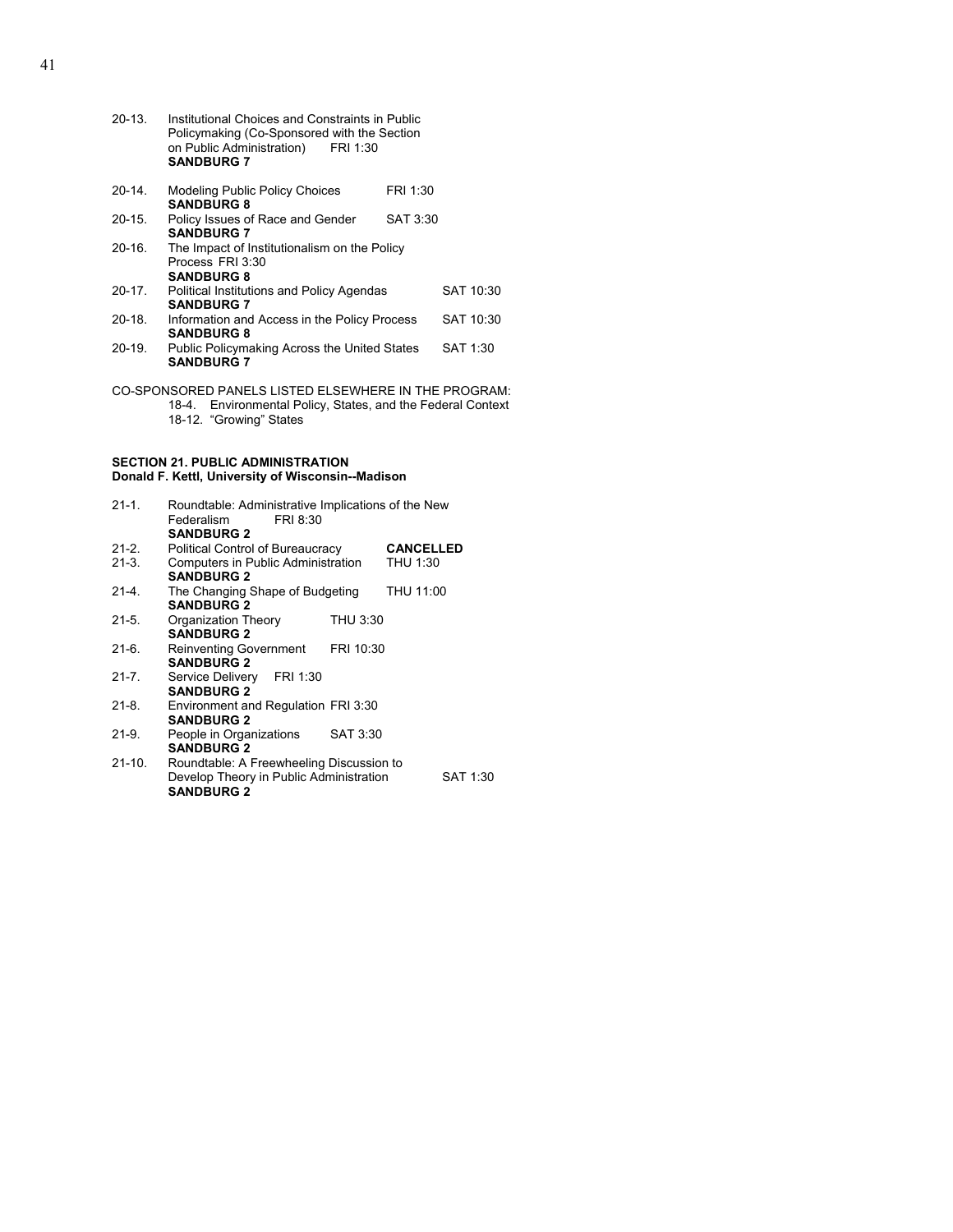20-13. Institutional Choices and Constraints in Public Policymaking (Co-Sponsored with the Section on Public Administration) FRI 1:30
**SANDBURG 7**

20-14. Modeling Public Policy Choices FRI 1:30
**SANDBURG 8**

20-15. Policy Issues of Race and Gender SAT 3:30
**SANDBURG 7**

20-16. The Impact of Institutionalism on the Policy Process FRI 3:30
**SANDBURG 8**

20-17. Political Institutions and Policy Agendas SAT 10:30
**SANDBURG 7**

20-18. Information and Access in the Policy Process SAT 10:30
**SANDBURG 8**

20-19. Public Policymaking Across the United States SAT 1:30
**SANDBURG 7**

CO-SPONSORED PANELS LISTED ELSEWHERE IN THE PROGRAM:

18-4. Environmental Policy, States, and the Federal Context
18-12. "Growing" States

**SECTION 21. PUBLIC ADMINISTRATION**
**Donald F. Kettl, University of Wisconsin--Madison**

21-1. Roundtable: Administrative Implications of the New Federalism FRI 8:30
**SANDBURG 2**

21-2. Political Control of Bureaucracy **CANCELLED**

21-3. Computers in Public Administration THU 1:30
**SANDBURG 2**

21-4. The Changing Shape of Budgeting THU 11:00
**SANDBURG 2**

21-5. Organization Theory THU 3:30
**SANDBURG 2**

21-6. Reinventing Government FRI 10:30
**SANDBURG 2**

21-7. Service Delivery FRI 1:30
**SANDBURG 2**

21-8. Environment and Regulation FRI 3:30
**SANDBURG 2**

21-9. People in Organizations SAT 3:30
**SANDBURG 2**

21-10. Roundtable: A Freewheeling Discussion to Develop Theory in Public Administration SAT 1:30
**SANDBURG 2**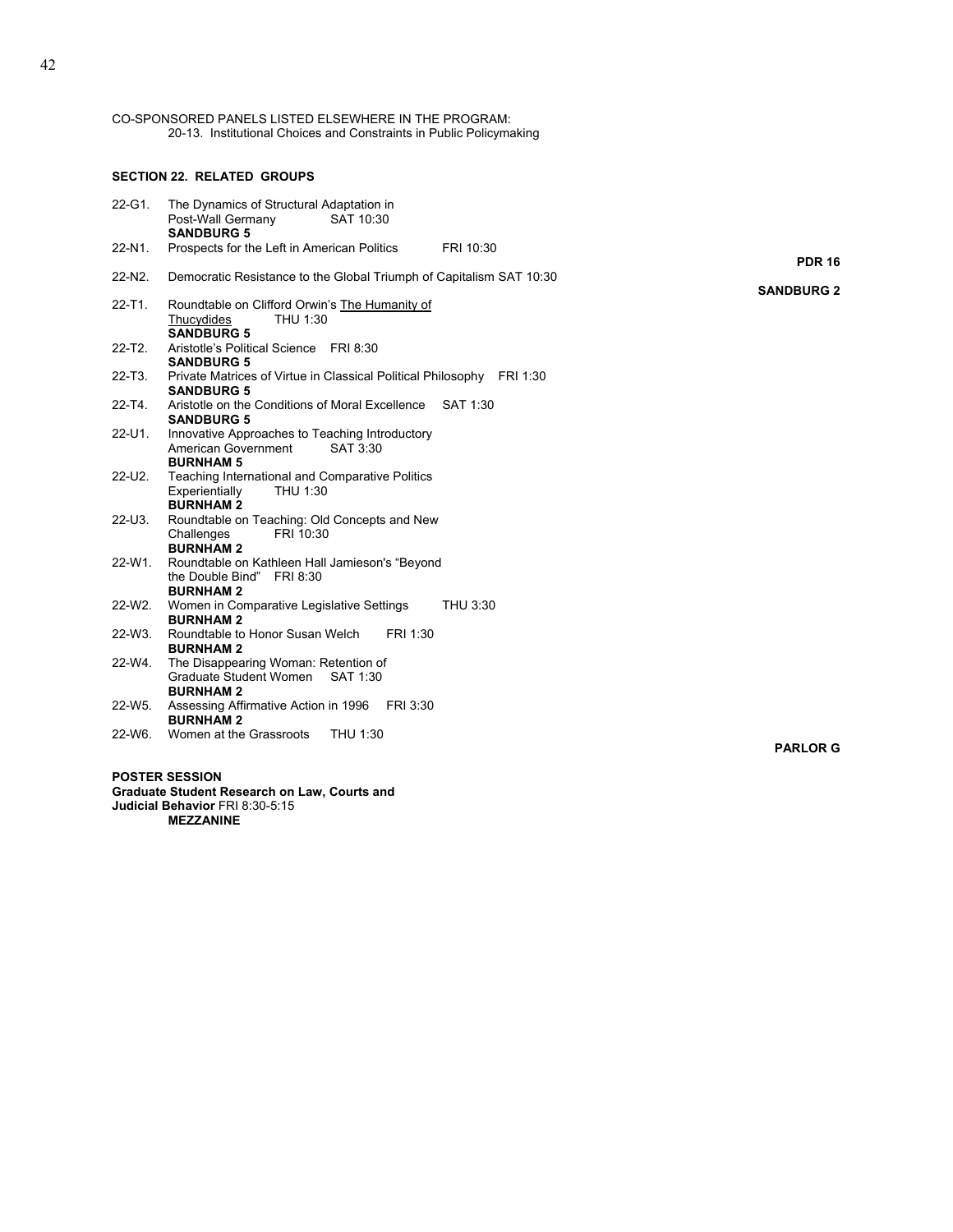CO-SPONSORED PANELS LISTED ELSEWHERE IN THE PROGRAM:
20-13. Institutional Choices and Constraints in Public Policymaking

**SECTION 22. RELATED GROUPS**

22-G1. The Dynamics of Structural Adaptation in Post-Wall Germany SAT 10:30
**SANDBURG 5**

22-N1. Prospects for the Left in American Politics FRI 10:30
**PDR 16**

22-N2. Democratic Resistance to the Global Triumph of Capitalism SAT 10:30
**SANDBURG 2**

22-T1. Roundtable on Clifford Orwin's The Humanity of Thucydides THU 1:30
**SANDBURG 5**

22-T2. Aristotle's Political Science FRI 8:30
**SANDBURG 5**

22-T3. Private Matrices of Virtue in Classical Political Philosophy FRI 1:30
**SANDBURG 5**

22-T4. Aristotle on the Conditions of Moral Excellence SAT 1:30
**SANDBURG 5**

22-U1. Innovative Approaches to Teaching Introductory American Government SAT 3:30
**BURNHAM 5**

22-U2. Teaching International and Comparative Politics Experientially THU 1:30
**BURNHAM 2**

22-U3. Roundtable on Teaching: Old Concepts and New Challenges FRI 10:30
**BURNHAM 2**

22-W1. Roundtable on Kathleen Hall Jamieson's "Beyond the Double Bind" FRI 8:30
**BURNHAM 2**

22-W2. Women in Comparative Legislative Settings THU 3:30
**BURNHAM 2**

22-W3. Roundtable to Honor Susan Welch FRI 1:30
**BURNHAM 2**

22-W4. The Disappearing Woman: Retention of Graduate Student Women SAT 1:30
**BURNHAM 2**

22-W5. Assessing Affirmative Action in 1996 FRI 3:30
**BURNHAM 2**

22-W6. Women at the Grassroots THU 1:30
**PARLOR G**

**POSTER SESSION**
**Graduate Student Research on Law, Courts and Judicial Behavior** FRI 8:30-5:15
**MEZZANINE**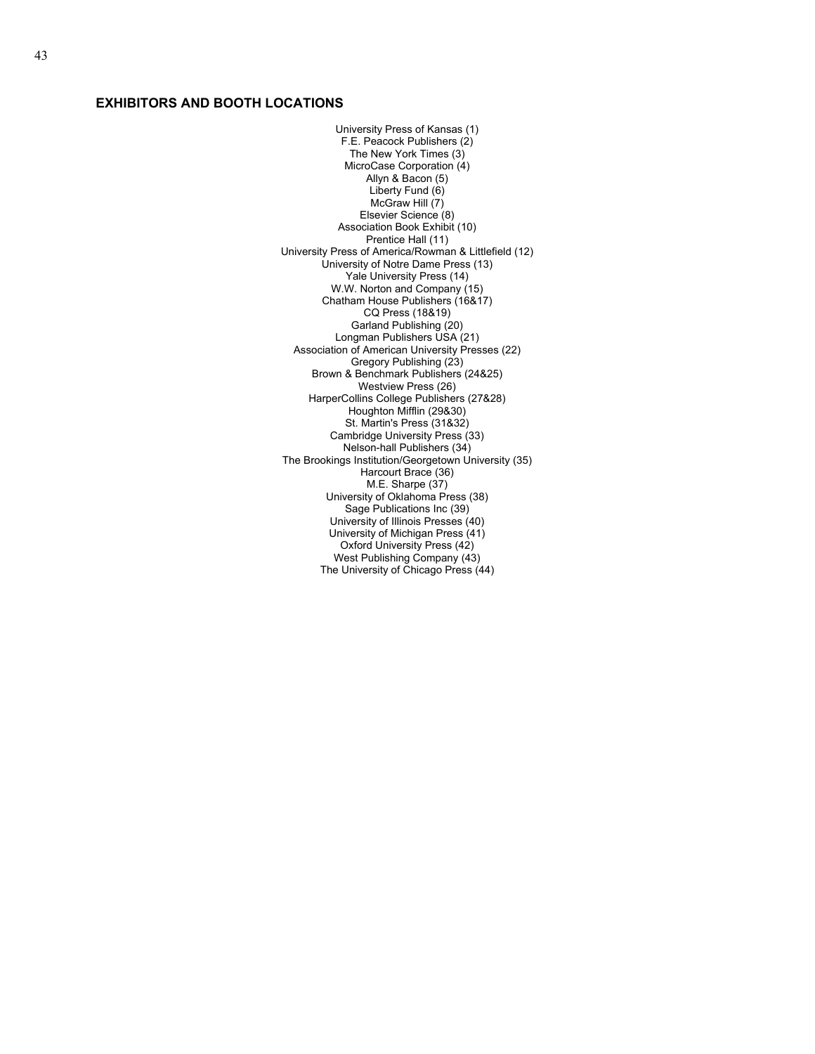## EXHIBITORS AND BOOTH LOCATIONS

University Press of Kansas (1)
F.E. Peacock Publishers (2)
The New York Times (3)
MicroCase Corporation (4)
Allyn & Bacon (5)
Liberty Fund (6)
McGraw Hill (7)
Elsevier Science (8)
Association Book Exhibit (10)
Prentice Hall (11)
University Press of America/Rowman & Littlefield (12)
University of Notre Dame Press (13)
Yale University Press (14)
W.W. Norton and Company (15)
Chatham House Publishers (16&17)
CQ Press (18&19)
Garland Publishing (20)
Longman Publishers USA (21)
Association of American University Presses (22)
Gregory Publishing (23)
Brown & Benchmark Publishers (24&25)
Westview Press (26)
HarperCollins College Publishers (27&28)
Houghton Mifflin (29&30)
St. Martin's Press (31&32)
Cambridge University Press (33)
Nelson-hall Publishers (34)
The Brookings Institution/Georgetown University (35)
Harcourt Brace (36)
M.E. Sharpe (37)
University of Oklahoma Press (38)
Sage Publications Inc (39)
University of Illinois Presses (40)
University of Michigan Press (41)
Oxford University Press (42)
West Publishing Company (43)
The University of Chicago Press (44)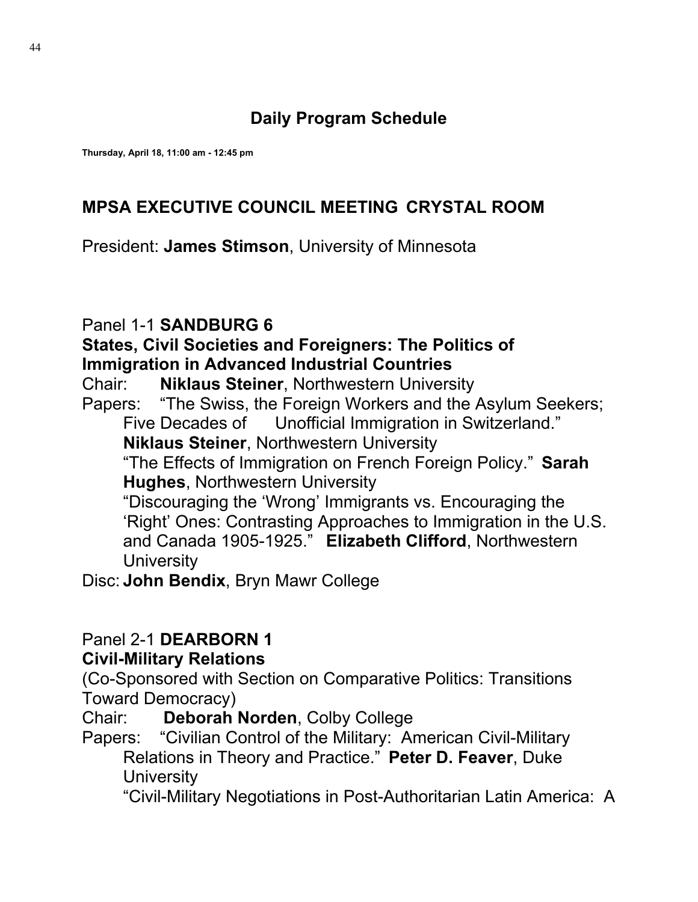## Daily Program Schedule

**Thursday, April 18, 11:00 am - 12:45 pm**

### MPSA EXECUTIVE COUNCIL MEETING CRYSTAL ROOM

President: **James Stimson**, University of Minnesota

Panel 1-1 **SANDBURG 6**
**States, Civil Societies and Foreigners: The Politics of Immigration in Advanced Industrial Countries**
Chair: **Niklaus Steiner**, Northwestern University
Papers: "The Swiss, the Foreign Workers and the Asylum Seekers; Five Decades of Unofficial Immigration in Switzerland." **Niklaus Steiner**, Northwestern University
"The Effects of Immigration on French Foreign Policy." **Sarah Hughes**, Northwestern University
"Discouraging the 'Wrong' Immigrants vs. Encouraging the 'Right' Ones: Contrasting Approaches to Immigration in the U.S. and Canada 1905-1925." **Elizabeth Clifford**, Northwestern University
Disc: **John Bendix**, Bryn Mawr College

Panel 2-1 **DEARBORN 1**
**Civil-Military Relations**
(Co-Sponsored with Section on Comparative Politics: Transitions Toward Democracy)
Chair: **Deborah Norden**, Colby College
Papers: "Civilian Control of the Military: American Civil-Military Relations in Theory and Practice." **Peter D. Feaver**, Duke University
"Civil-Military Negotiations in Post-Authoritarian Latin America: A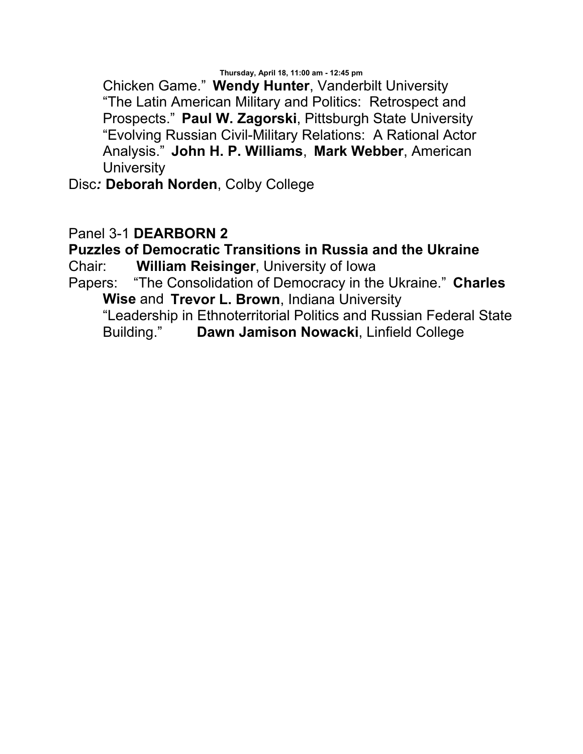Chicken Game." **Wendy Hunter**, Vanderbilt University
"The Latin American Military and Politics: Retrospect and Prospects." **Paul W. Zagorski**, Pittsburgh State University
"Evolving Russian Civil-Military Relations: A Rational Actor Analysis." **John H. P. Williams**, **Mark Webber**, American University

Disc***:*** **Deborah Norden**, Colby College

Panel 3-1 **DEARBORN 2**

**Puzzles of Democratic Transitions in Russia and the Ukraine**

Chair: **William Reisinger**, University of Iowa

Papers: "The Consolidation of Democracy in the Ukraine." **Charles Wise** and **Trevor L. Brown**, Indiana University
"Leadership in Ethnoterritorial Politics and Russian Federal State Building." **Dawn Jamison Nowacki**, Linfield College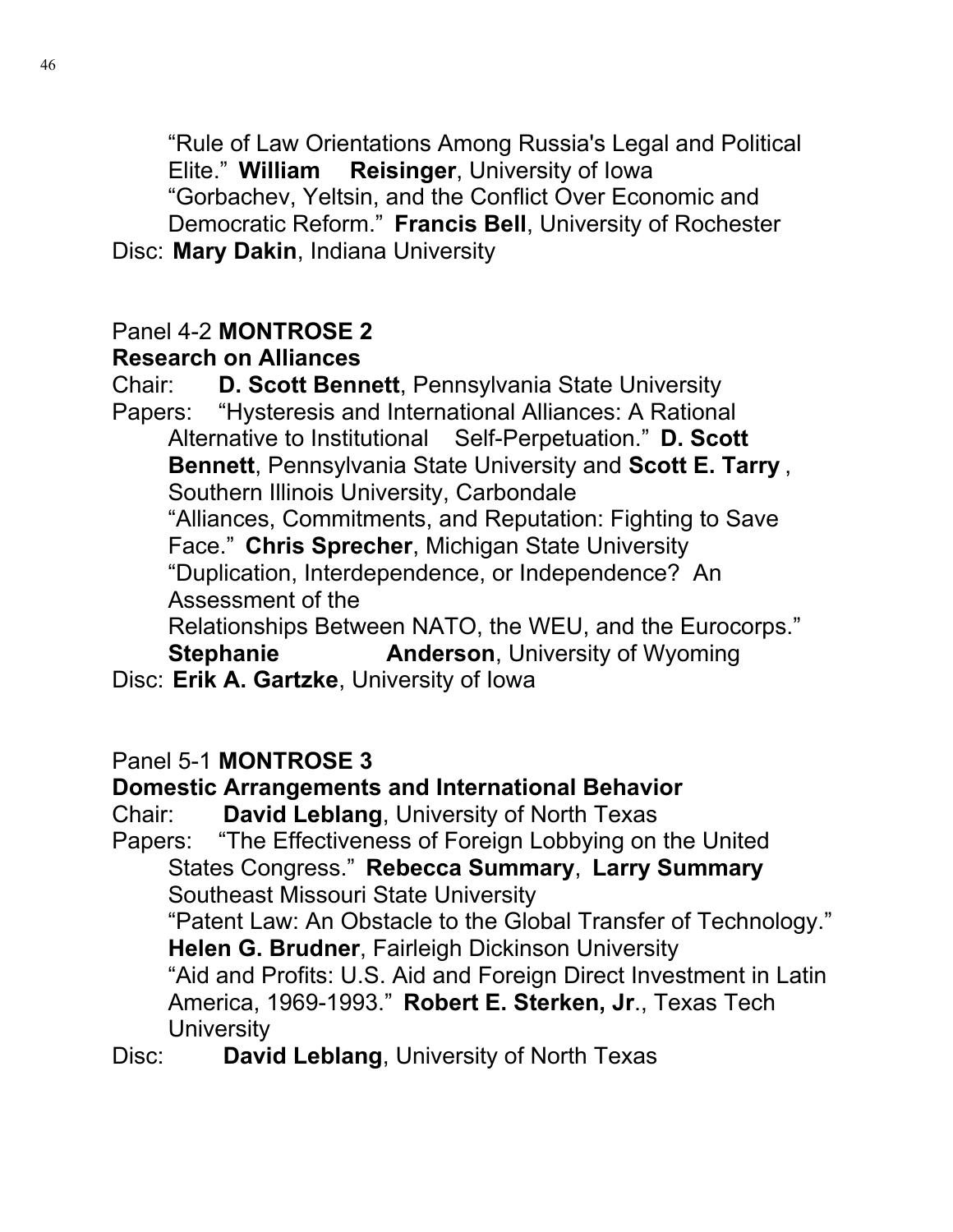"Rule of Law Orientations Among Russia's Legal and Political Elite." **William Reisinger**, University of Iowa
"Gorbachev, Yeltsin, and the Conflict Over Economic and Democratic Reform." **Francis Bell**, University of Rochester

Disc: **Mary Dakin**, Indiana University

Panel 4-2 **MONTROSE 2**

**Research on Alliances**

Chair: **D. Scott Bennett**, Pennsylvania State University

Papers: "Hysteresis and International Alliances: A Rational Alternative to Institutional Self-Perpetuation." **D. Scott Bennett**, Pennsylvania State University and **Scott E. Tarry** , Southern Illinois University, Carbondale
"Alliances, Commitments, and Reputation: Fighting to Save Face." **Chris Sprecher**, Michigan State University
"Duplication, Interdependence, or Independence? An Assessment of the
Relationships Between NATO, the WEU, and the Eurocorps." **Stephanie Anderson**, University of Wyoming

Disc: **Erik A. Gartzke**, University of Iowa

Panel 5-1 **MONTROSE 3**

**Domestic Arrangements and International Behavior**

Chair: **David Leblang**, University of North Texas

Papers: "The Effectiveness of Foreign Lobbying on the United States Congress." **Rebecca Summary**, **Larry Summary** Southeast Missouri State University
"Patent Law: An Obstacle to the Global Transfer of Technology." **Helen G. Brudner**, Fairleigh Dickinson University
"Aid and Profits: U.S. Aid and Foreign Direct Investment in Latin America, 1969-1993." **Robert E. Sterken, Jr**., Texas Tech University

Disc: **David Leblang**, University of North Texas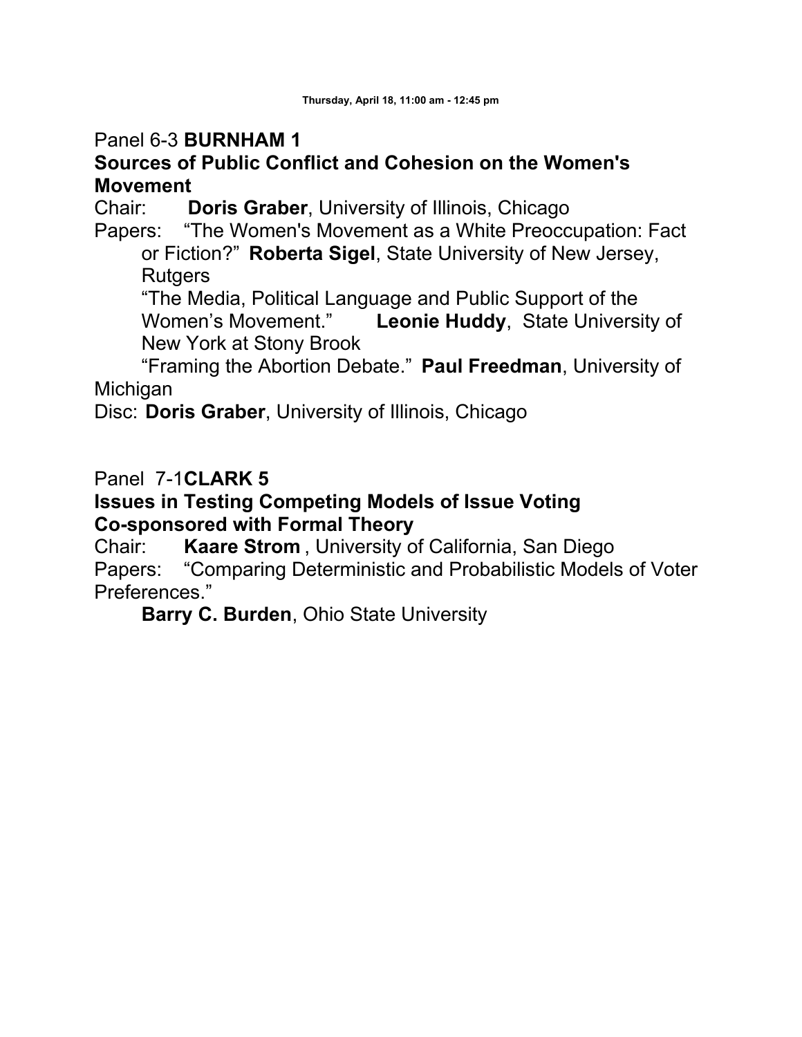Thursday, April 18, 11:00 am - 12:45 pm

Panel 6-3 **BURNHAM 1**

**Sources of Public Conflict and Cohesion on the Women's Movement**

Chair: **Doris Graber**, University of Illinois, Chicago

Papers: "The Women's Movement as a White Preoccupation: Fact or Fiction?" **Roberta Sigel**, State University of New Jersey, Rutgers

"The Media, Political Language and Public Support of the Women's Movement." **Leonie Huddy**, State University of New York at Stony Brook

"Framing the Abortion Debate." **Paul Freedman**, University of Michigan

Disc: **Doris Graber**, University of Illinois, Chicago

Panel 7-1**CLARK 5**

**Issues in Testing Competing Models of Issue Voting Co-sponsored with Formal Theory**

Chair: **Kaare Strom** , University of California, San Diego

Papers: "Comparing Deterministic and Probabilistic Models of Voter Preferences."

**Barry C. Burden**, Ohio State University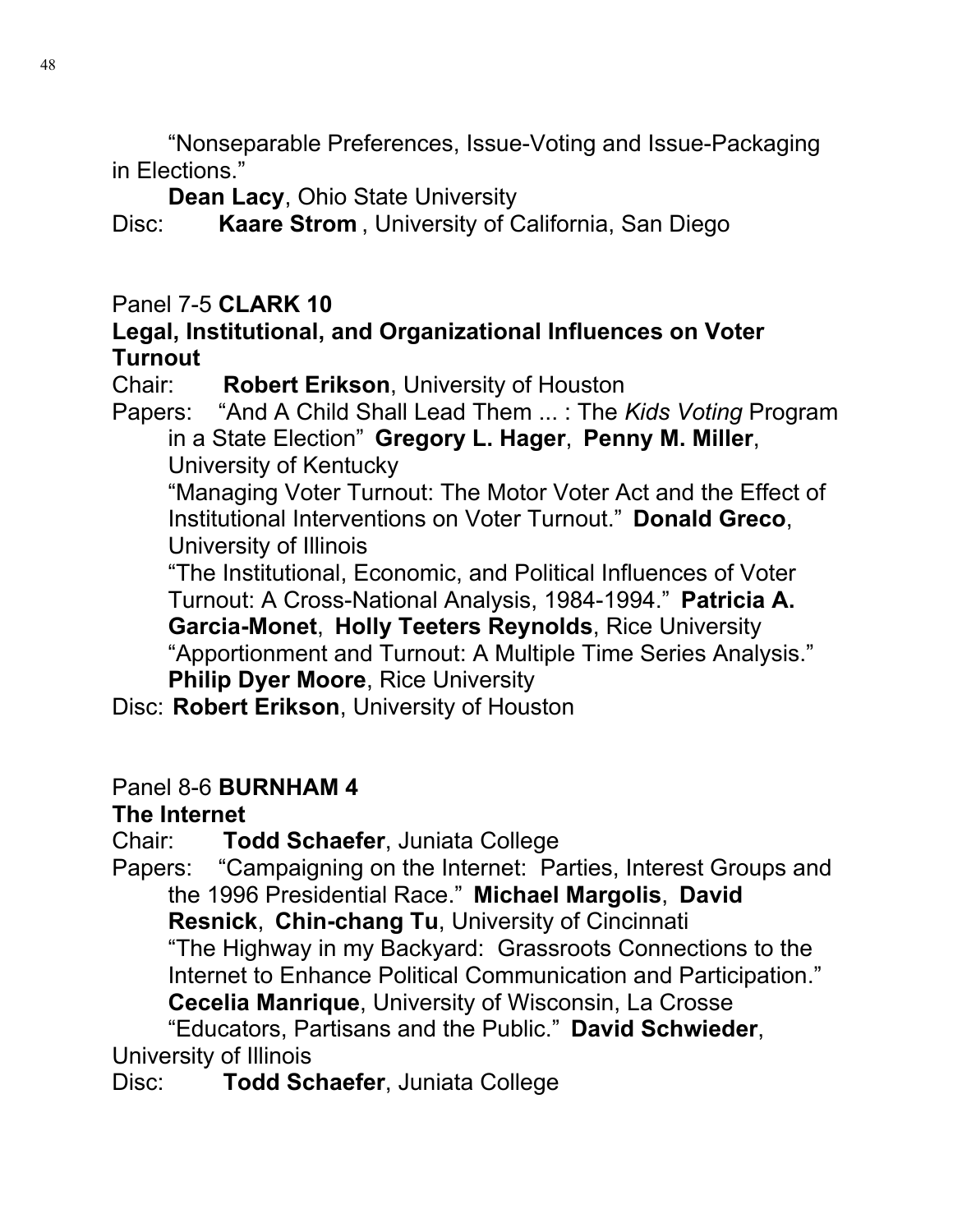"Nonseparable Preferences, Issue-Voting and Issue-Packaging in Elections."
**Dean Lacy**, Ohio State University
Disc: **Kaare Strom** , University of California, San Diego

Panel 7-5 **CLARK 10**
**Legal, Institutional, and Organizational Influences on Voter Turnout**
Chair: **Robert Erikson**, University of Houston
Papers: "And A Child Shall Lead Them ... : The *Kids Voting* Program in a State Election" **Gregory L. Hager**, **Penny M. Miller**, University of Kentucky
"Managing Voter Turnout: The Motor Voter Act and the Effect of Institutional Interventions on Voter Turnout." **Donald Greco**, University of Illinois
"The Institutional, Economic, and Political Influences of Voter Turnout: A Cross-National Analysis, 1984-1994." **Patricia A. Garcia-Monet**, **Holly Teeters Reynolds**, Rice University
"Apportionment and Turnout: A Multiple Time Series Analysis." **Philip Dyer Moore**, Rice University
Disc: **Robert Erikson**, University of Houston

Panel 8-6 **BURNHAM 4**
**The Internet**
Chair: **Todd Schaefer**, Juniata College
Papers: "Campaigning on the Internet: Parties, Interest Groups and the 1996 Presidential Race." **Michael Margolis**, **David Resnick**, **Chin-chang Tu**, University of Cincinnati
"The Highway in my Backyard: Grassroots Connections to the Internet to Enhance Political Communication and Participation." **Cecelia Manrique**, University of Wisconsin, La Crosse
"Educators, Partisans and the Public." **David Schwieder**, University of Illinois
Disc: **Todd Schaefer**, Juniata College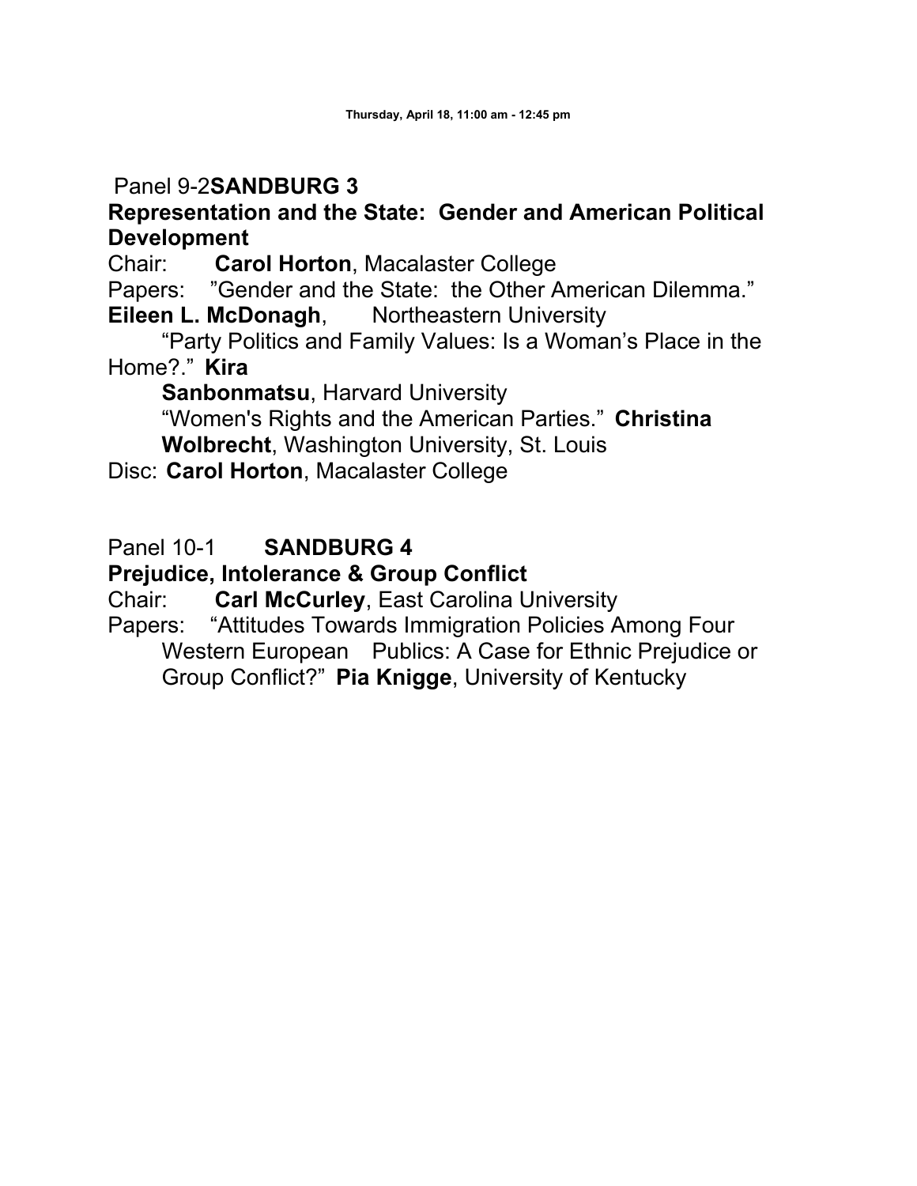Thursday, April 18, 11:00 am - 12:45 pm

Panel 9-2**SANDBURG 3**

**Representation and the State: Gender and American Political Development**

Chair: **Carol Horton**, Macalaster College

Papers: ”Gender and the State: the Other American Dilemma.” **Eileen L. McDonagh**, Northeastern University

“Party Politics and Family Values: Is a Woman’s Place in the Home?.” **Kira Sanbonmatsu**, Harvard University

“Women's Rights and the American Parties.” **Christina Wolbrecht**, Washington University, St. Louis

Disc: **Carol Horton**, Macalaster College

Panel 10-1 **SANDBURG 4**

**Prejudice, Intolerance & Group Conflict**

Chair: **Carl McCurley**, East Carolina University

Papers: “Attitudes Towards Immigration Policies Among Four Western European Publics: A Case for Ethnic Prejudice or Group Conflict?” **Pia Knigge**, University of Kentucky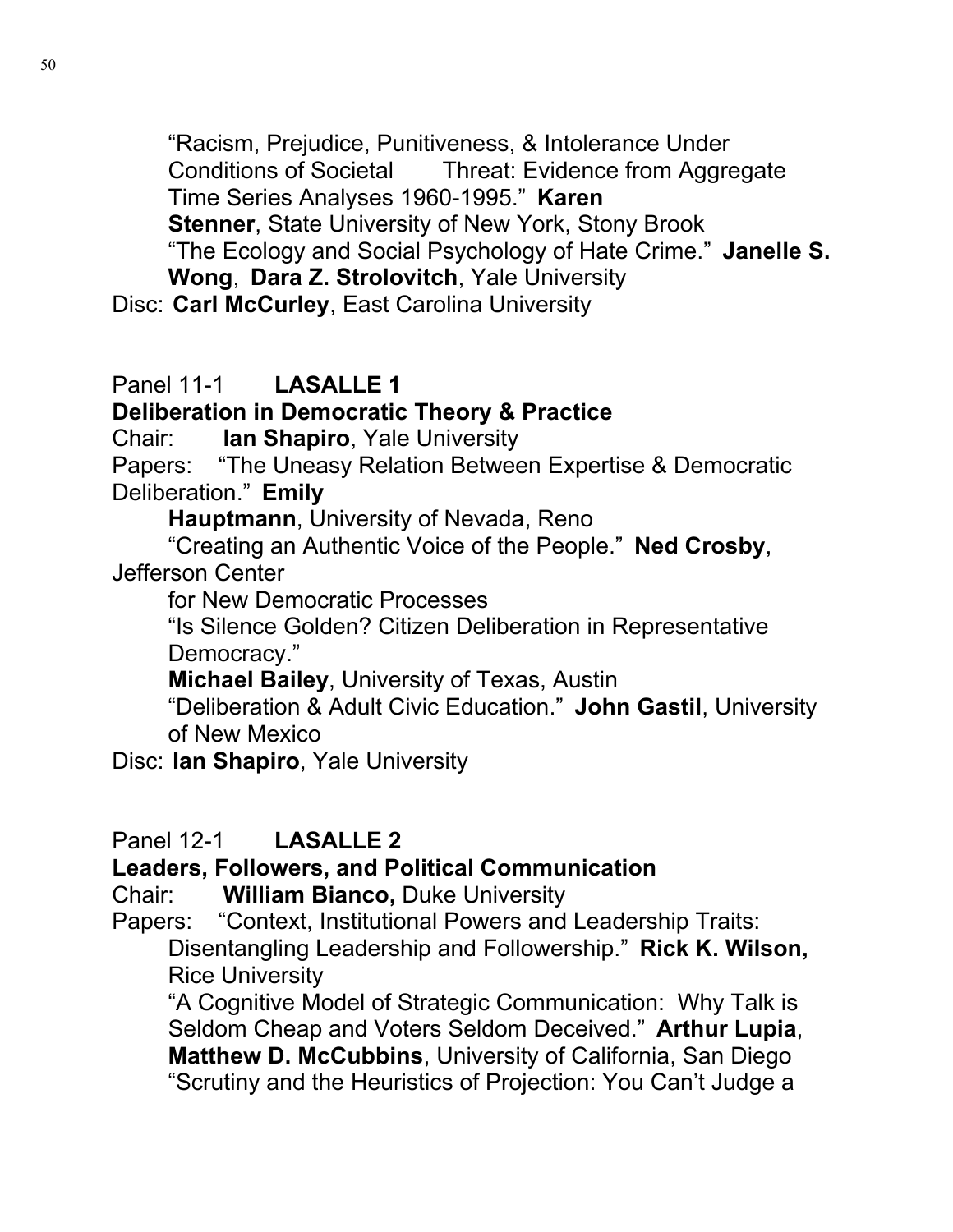"Racism, Prejudice, Punitiveness, & Intolerance Under Conditions of Societal Threat: Evidence from Aggregate Time Series Analyses 1960-1995." **Karen Stenner**, State University of New York, Stony Brook

"The Ecology and Social Psychology of Hate Crime." **Janelle S. Wong**, **Dara Z. Strolovitch**, Yale University

Disc: **Carl McCurley**, East Carolina University

Panel 11-1 **LASALLE 1**

**Deliberation in Democratic Theory & Practice**

Chair: **Ian Shapiro**, Yale University

Papers: "The Uneasy Relation Between Expertise & Democratic Deliberation." **Emily Hauptmann**, University of Nevada, Reno

"Creating an Authentic Voice of the People." **Ned Crosby**, Jefferson Center for New Democratic Processes

"Is Silence Golden? Citizen Deliberation in Representative Democracy." **Michael Bailey**, University of Texas, Austin

"Deliberation & Adult Civic Education." **John Gastil**, University of New Mexico

Disc: **Ian Shapiro**, Yale University

Panel 12-1 **LASALLE 2**

**Leaders, Followers, and Political Communication**

Chair: **William Bianco,** Duke University

Papers: "Context, Institutional Powers and Leadership Traits: Disentangling Leadership and Followership." **Rick K. Wilson,** Rice University

"A Cognitive Model of Strategic Communication: Why Talk is Seldom Cheap and Voters Seldom Deceived." **Arthur Lupia**, **Matthew D. McCubbins**, University of California, San Diego

"Scrutiny and the Heuristics of Projection: You Can't Judge a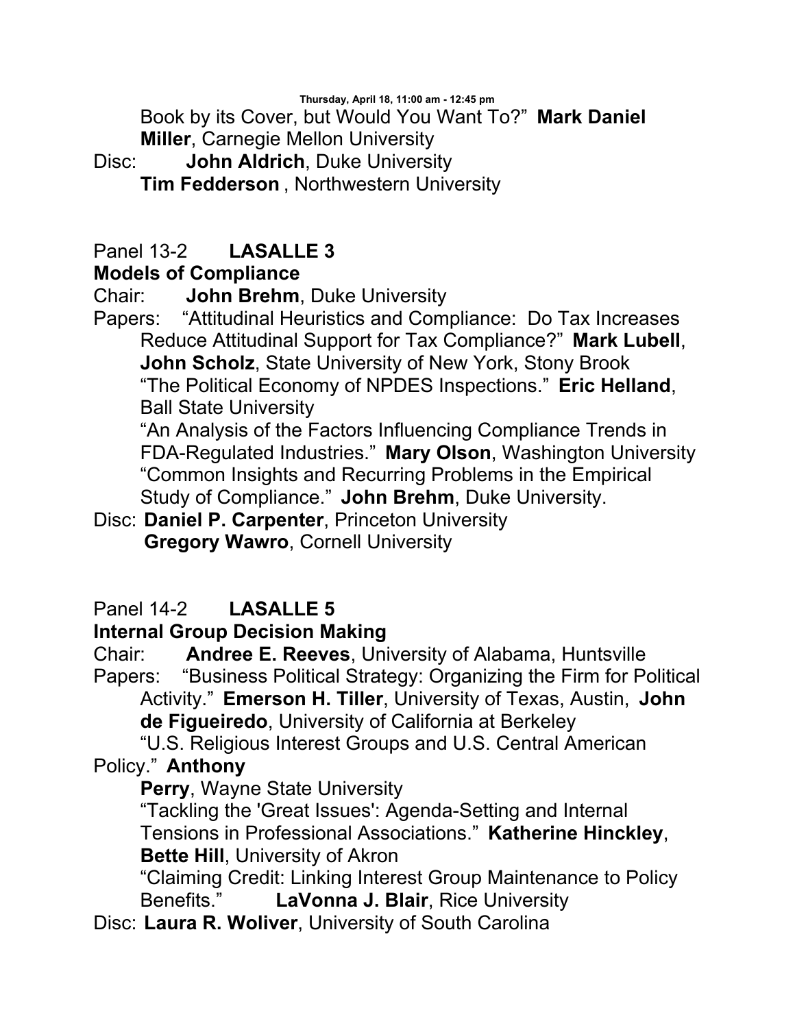Book by its Cover, but Would You Want To?" **Mark Daniel Miller**, Carnegie Mellon University

Disc: **John Aldrich**, Duke University
**Tim Fedderson** , Northwestern University

Panel 13-2 **LASALLE 3**

**Models of Compliance**

Chair: **John Brehm**, Duke University

Papers: "Attitudinal Heuristics and Compliance: Do Tax Increases Reduce Attitudinal Support for Tax Compliance?" **Mark Lubell**, **John Scholz**, State University of New York, Stony Brook
"The Political Economy of NPDES Inspections." **Eric Helland**, Ball State University
"An Analysis of the Factors Influencing Compliance Trends in FDA-Regulated Industries." **Mary Olson**, Washington University
"Common Insights and Recurring Problems in the Empirical Study of Compliance." **John Brehm**, Duke University.

Disc: **Daniel P. Carpenter**, Princeton University
**Gregory Wawro**, Cornell University

Panel 14-2 **LASALLE 5**

**Internal Group Decision Making**

Chair: **Andree E. Reeves**, University of Alabama, Huntsville

Papers: "Business Political Strategy: Organizing the Firm for Political Activity." **Emerson H. Tiller**, University of Texas, Austin, **John de Figueiredo**, University of California at Berkeley
"U.S. Religious Interest Groups and U.S. Central American Policy." **Anthony Perry**, Wayne State University
"Tackling the 'Great Issues': Agenda-Setting and Internal Tensions in Professional Associations." **Katherine Hinckley**, **Bette Hill**, University of Akron
"Claiming Credit: Linking Interest Group Maintenance to Policy Benefits." **LaVonna J. Blair**, Rice University

Disc: **Laura R. Woliver**, University of South Carolina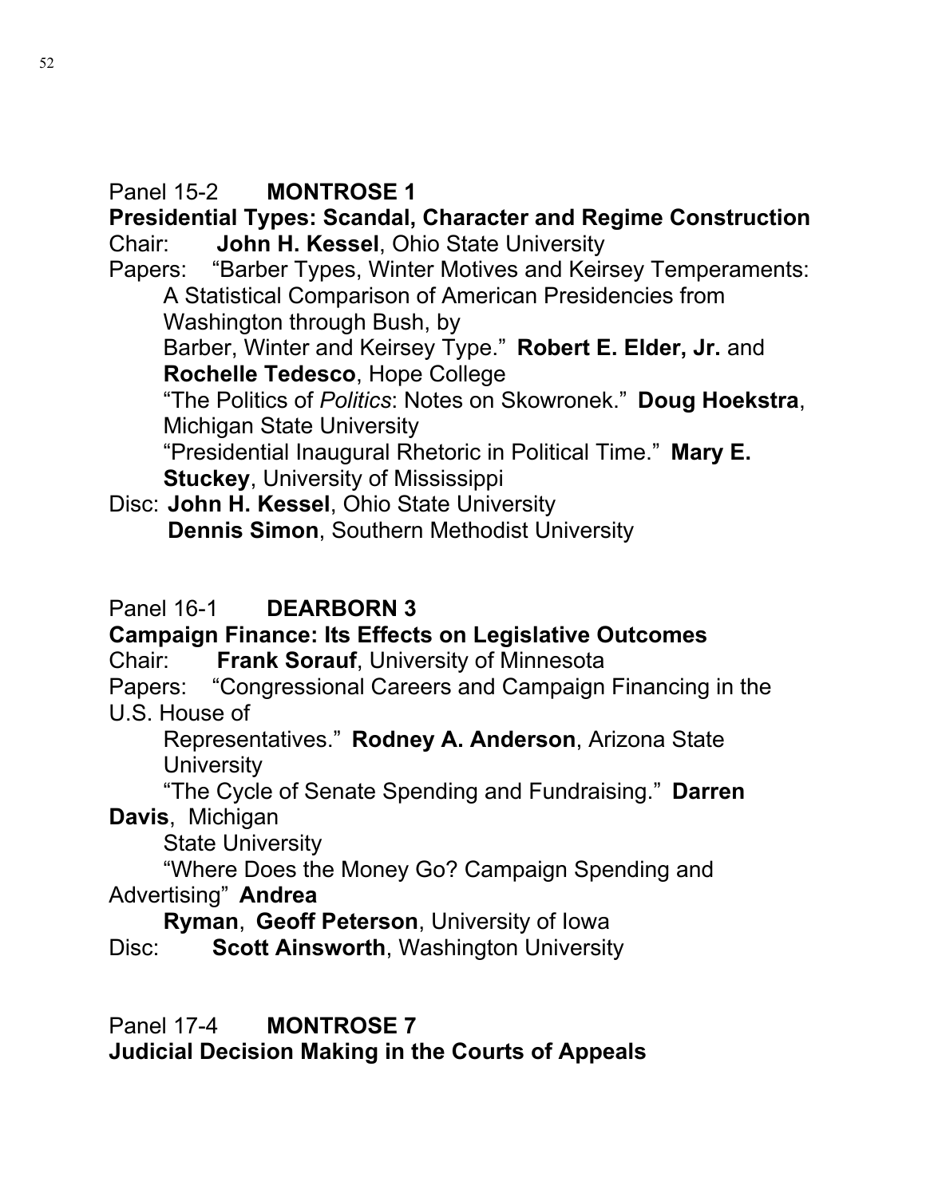Panel 15-2 **MONTROSE 1**

**Presidential Types: Scandal, Character and Regime Construction**

Chair: **John H. Kessel**, Ohio State University

Papers: "Barber Types, Winter Motives and Keirsey Temperaments: A Statistical Comparison of American Presidencies from Washington through Bush, by Barber, Winter and Keirsey Type." **Robert E. Elder, Jr.** and **Rochelle Tedesco**, Hope College

"The Politics of *Politics*: Notes on Skowronek." **Doug Hoekstra**, Michigan State University

"Presidential Inaugural Rhetoric in Political Time." **Mary E. Stuckey**, University of Mississippi

Disc: **John H. Kessel**, Ohio State University
**Dennis Simon**, Southern Methodist University

Panel 16-1 **DEARBORN 3**

**Campaign Finance: Its Effects on Legislative Outcomes**

Chair: **Frank Sorauf**, University of Minnesota

Papers: "Congressional Careers and Campaign Financing in the U.S. House of Representatives." **Rodney A. Anderson**, Arizona State University

"The Cycle of Senate Spending and Fundraising." **Darren Davis**, Michigan State University

"Where Does the Money Go? Campaign Spending and Advertising" **Andrea Ryman**, **Geoff Peterson**, University of Iowa

Disc: **Scott Ainsworth**, Washington University

Panel 17-4 **MONTROSE 7**

**Judicial Decision Making in the Courts of Appeals**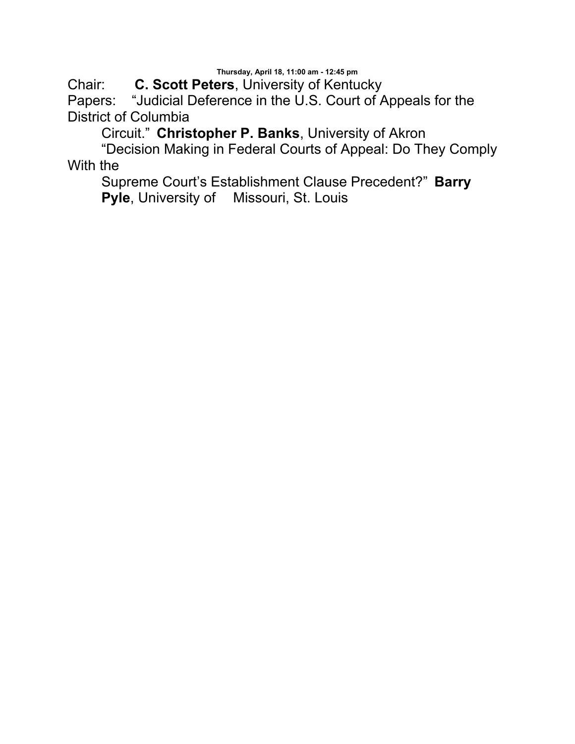**Thursday, April 18, 11:00 am - 12:45 pm**

Chair: **C. Scott Peters**, University of Kentucky

Papers: "Judicial Deference in the U.S. Court of Appeals for the District of Columbia Circuit." **Christopher P. Banks**, University of Akron

"Decision Making in Federal Courts of Appeal: Do They Comply With the Supreme Court's Establishment Clause Precedent?" **Barry Pyle**, University of Missouri, St. Louis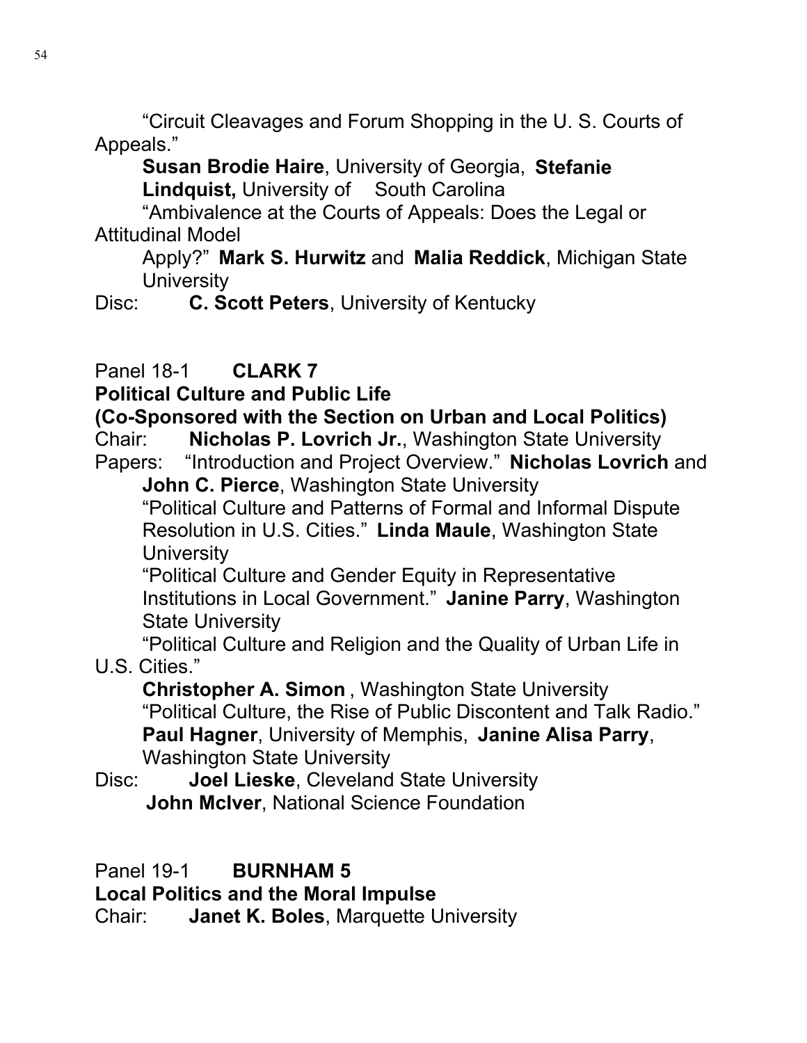"Circuit Cleavages and Forum Shopping in the U. S. Courts of Appeals."

**Susan Brodie Haire**, University of Georgia, **Stefanie Lindquist,** University of South Carolina

"Ambivalence at the Courts of Appeals: Does the Legal or Attitudinal Model Apply?" **Mark S. Hurwitz** and **Malia Reddick**, Michigan State University

Disc: **C. Scott Peters**, University of Kentucky

Panel 18-1 **CLARK 7**

**Political Culture and Public Life**

**(Co-Sponsored with the Section on Urban and Local Politics)**

Chair: **Nicholas P. Lovrich Jr.**, Washington State University

Papers: "Introduction and Project Overview." **Nicholas Lovrich** and **John C. Pierce**, Washington State University

"Political Culture and Patterns of Formal and Informal Dispute Resolution in U.S. Cities." **Linda Maule**, Washington State University

"Political Culture and Gender Equity in Representative Institutions in Local Government." **Janine Parry**, Washington State University

"Political Culture and Religion and the Quality of Urban Life in U.S. Cities."

**Christopher A. Simon** , Washington State University

"Political Culture, the Rise of Public Discontent and Talk Radio." **Paul Hagner**, University of Memphis, **Janine Alisa Parry**, Washington State University

Disc: **Joel Lieske**, Cleveland State University

**John McIver**, National Science Foundation

Panel 19-1 **BURNHAM 5**

**Local Politics and the Moral Impulse**

Chair: **Janet K. Boles**, Marquette University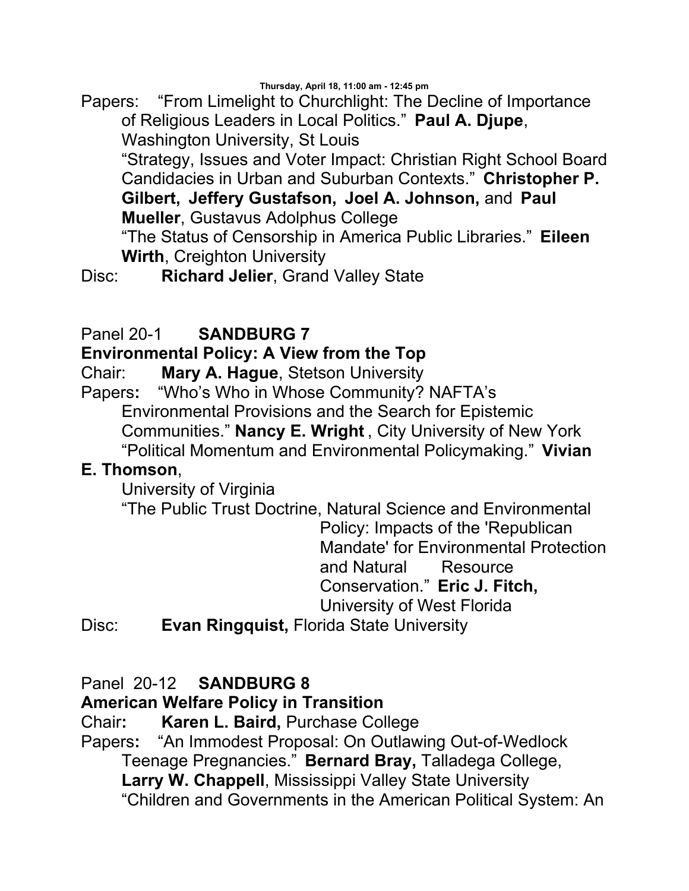Papers: "From Limelight to Churchlight: The Decline of Importance of Religious Leaders in Local Politics." **Paul A. Djupe**, Washington University, St Louis

"Strategy, Issues and Voter Impact: Christian Right School Board Candidacies in Urban and Suburban Contexts." **Christopher P. Gilbert, Jeffery Gustafson, Joel A. Johnson,** and **Paul Mueller**, Gustavus Adolphus College

"The Status of Censorship in America Public Libraries." **Eileen Wirth**, Creighton University

Disc: **Richard Jelier**, Grand Valley State

Panel 20-1 **SANDBURG 7**

**Environmental Policy: A View from the Top**

Chair: **Mary A. Hague**, Stetson University

Papers**:** "Who's Who in Whose Community? NAFTA's Environmental Provisions and the Search for Epistemic Communities." **Nancy E. Wright** , City University of New York

"Political Momentum and Environmental Policymaking." **Vivian E. Thomson**, University of Virginia

"The Public Trust Doctrine, Natural Science and Environmental Policy: Impacts of the 'Republican Mandate' for Environmental Protection and Natural Resource Conservation." **Eric J. Fitch,** University of West Florida

Disc: **Evan Ringquist,** Florida State University

Panel 20-12 **SANDBURG 8**

**American Welfare Policy in Transition**

Chair**:** **Karen L. Baird,** Purchase College

Papers**:** "An Immodest Proposal: On Outlawing Out-of-Wedlock Teenage Pregnancies." **Bernard Bray,** Talladega College, **Larry W. Chappell**, Mississippi Valley State University

"Children and Governments in the American Political System: An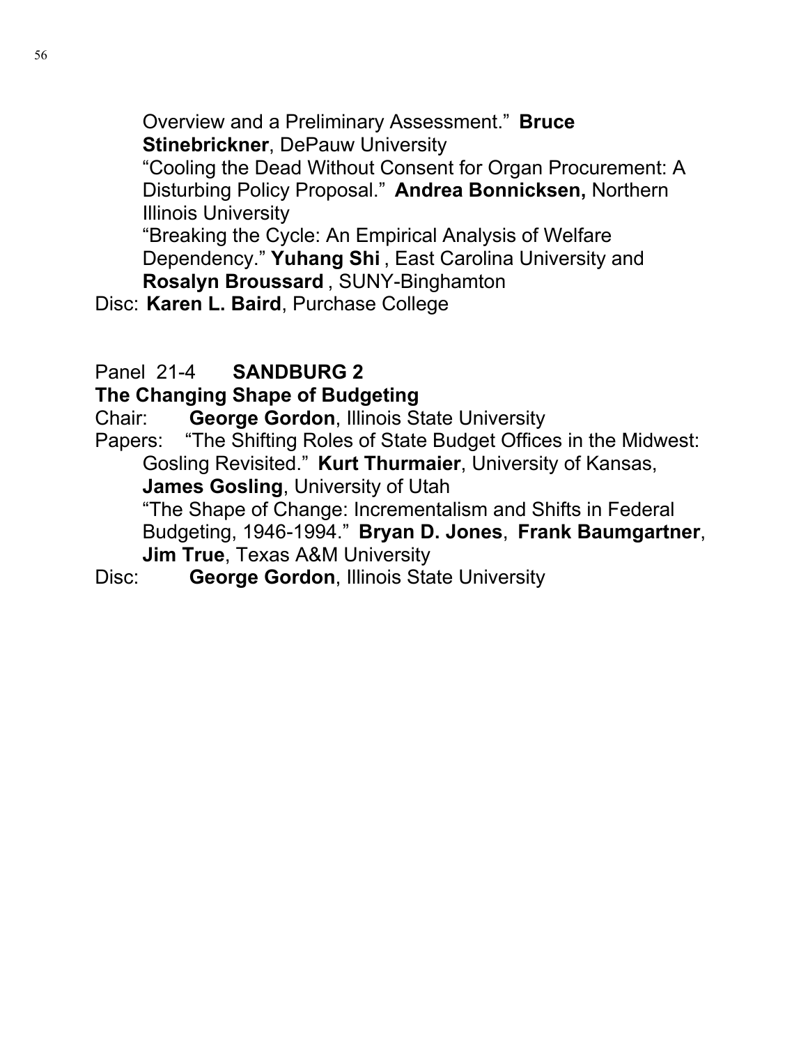Overview and a Preliminary Assessment." **Bruce Stinebrickner**, DePauw University

"Cooling the Dead Without Consent for Organ Procurement: A Disturbing Policy Proposal." **Andrea Bonnicksen,** Northern Illinois University

"Breaking the Cycle: An Empirical Analysis of Welfare Dependency." **Yuhang Shi** , East Carolina University and **Rosalyn Broussard** , SUNY-Binghamton

Disc: **Karen L. Baird**, Purchase College

Panel 21-4 **SANDBURG 2**

**The Changing Shape of Budgeting**

Chair: **George Gordon**, Illinois State University

Papers: "The Shifting Roles of State Budget Offices in the Midwest: Gosling Revisited." **Kurt Thurmaier**, University of Kansas, **James Gosling**, University of Utah

"The Shape of Change: Incrementalism and Shifts in Federal Budgeting, 1946-1994." **Bryan D. Jones**, **Frank Baumgartner**, **Jim True**, Texas A&M University

Disc: **George Gordon**, Illinois State University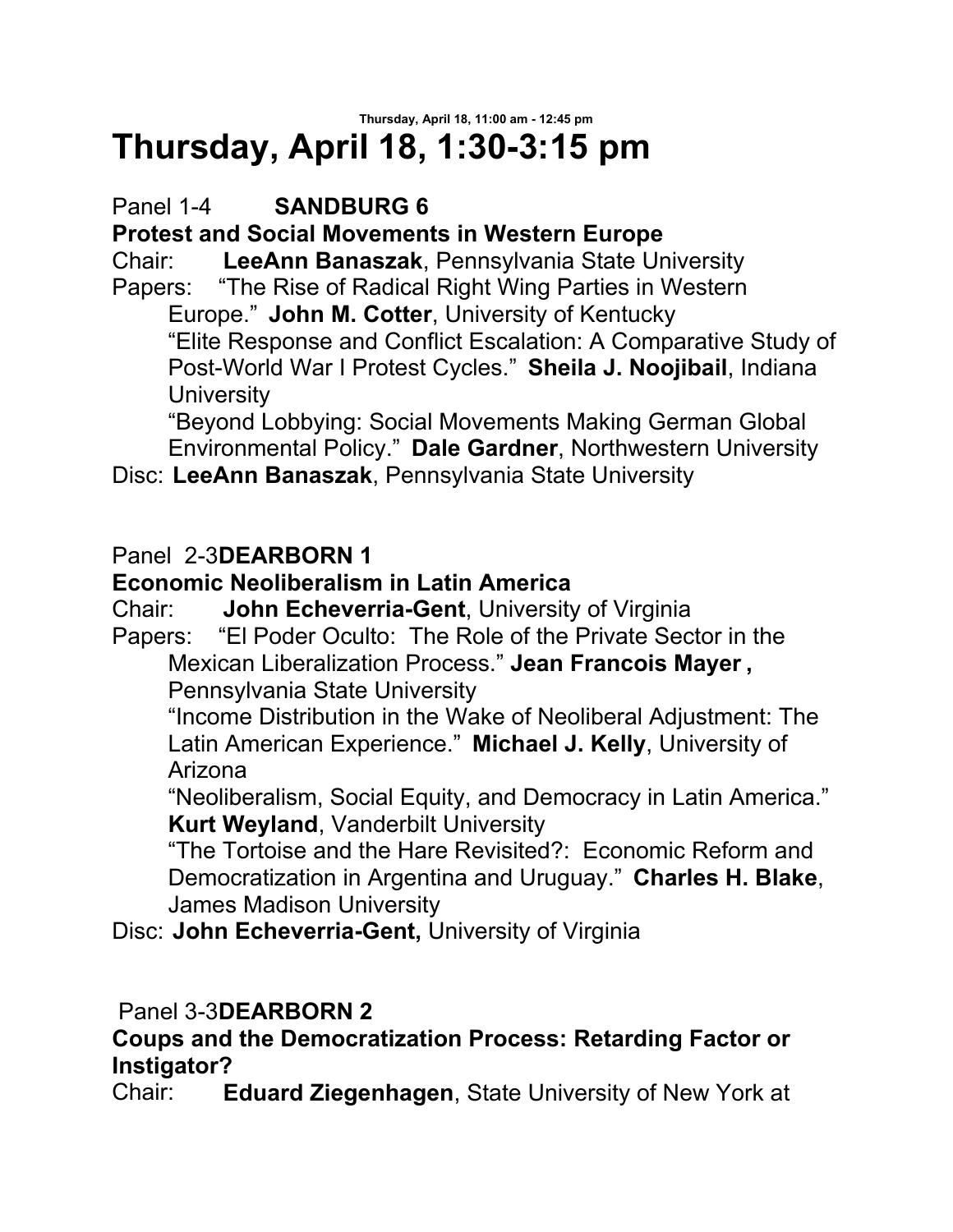# Thursday, April 18, 1:30-3:15 pm

Panel 1-4 **SANDBURG 6**

**Protest and Social Movements in Western Europe**

Chair: **LeeAnn Banaszak**, Pennsylvania State University

Papers: "The Rise of Radical Right Wing Parties in Western Europe." **John M. Cotter**, University of Kentucky

"Elite Response and Conflict Escalation: A Comparative Study of Post-World War I Protest Cycles." **Sheila J. Noojibail**, Indiana University

"Beyond Lobbying: Social Movements Making German Global Environmental Policy." **Dale Gardner**, Northwestern University

Disc: **LeeAnn Banaszak**, Pennsylvania State University

Panel 2-3 **DEARBORN 1**

**Economic Neoliberalism in Latin America**

Chair: **John Echeverria-Gent**, University of Virginia

Papers: "El Poder Oculto: The Role of the Private Sector in the Mexican Liberalization Process." **Jean Francois Mayer ,** Pennsylvania State University

"Income Distribution in the Wake of Neoliberal Adjustment: The Latin American Experience." **Michael J. Kelly**, University of Arizona

"Neoliberalism, Social Equity, and Democracy in Latin America." **Kurt Weyland**, Vanderbilt University

"The Tortoise and the Hare Revisited?: Economic Reform and Democratization in Argentina and Uruguay." **Charles H. Blake**, James Madison University

Disc: **John Echeverria-Gent,** University of Virginia

Panel 3-3 **DEARBORN 2**

**Coups and the Democratization Process: Retarding Factor or Instigator?**

Chair: **Eduard Ziegenhagen**, State University of New York at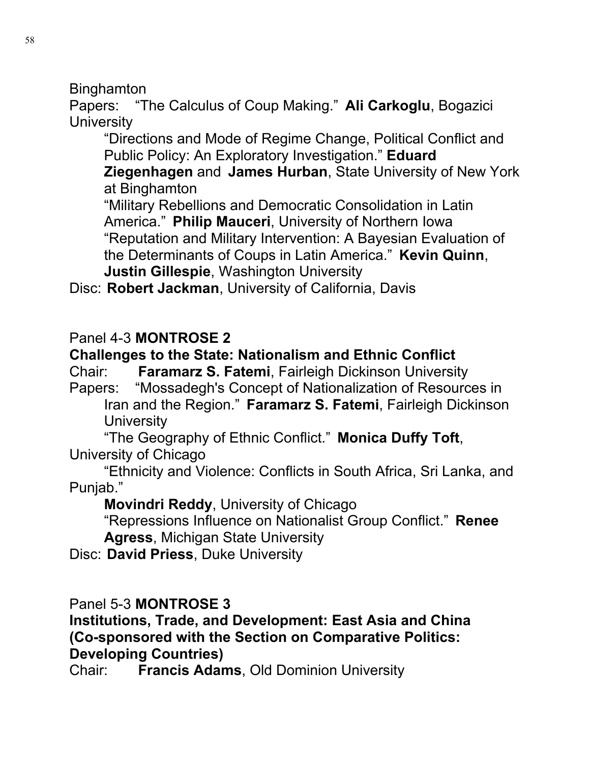Binghamton

Papers: "The Calculus of Coup Making." **Ali Carkoglu**, Bogazici University

"Directions and Mode of Regime Change, Political Conflict and Public Policy: An Exploratory Investigation." **Eduard Ziegenhagen** and **James Hurban**, State University of New York at Binghamton

"Military Rebellions and Democratic Consolidation in Latin America." **Philip Mauceri**, University of Northern Iowa

"Reputation and Military Intervention: A Bayesian Evaluation of the Determinants of Coups in Latin America." **Kevin Quinn**, **Justin Gillespie**, Washington University

Disc: **Robert Jackman**, University of California, Davis

Panel 4-3 **MONTROSE 2**

**Challenges to the State: Nationalism and Ethnic Conflict**

Chair: **Faramarz S. Fatemi**, Fairleigh Dickinson University

Papers: "Mossadegh's Concept of Nationalization of Resources in Iran and the Region." **Faramarz S. Fatemi**, Fairleigh Dickinson University

"The Geography of Ethnic Conflict." **Monica Duffy Toft**, University of Chicago

"Ethnicity and Violence: Conflicts in South Africa, Sri Lanka, and Punjab."

**Movindri Reddy**, University of Chicago

"Repressions Influence on Nationalist Group Conflict." **Renee Agress**, Michigan State University

Disc: **David Priess**, Duke University

Panel 5-3 **MONTROSE 3**

**Institutions, Trade, and Development: East Asia and China (Co-sponsored with the Section on Comparative Politics: Developing Countries)**

Chair: **Francis Adams**, Old Dominion University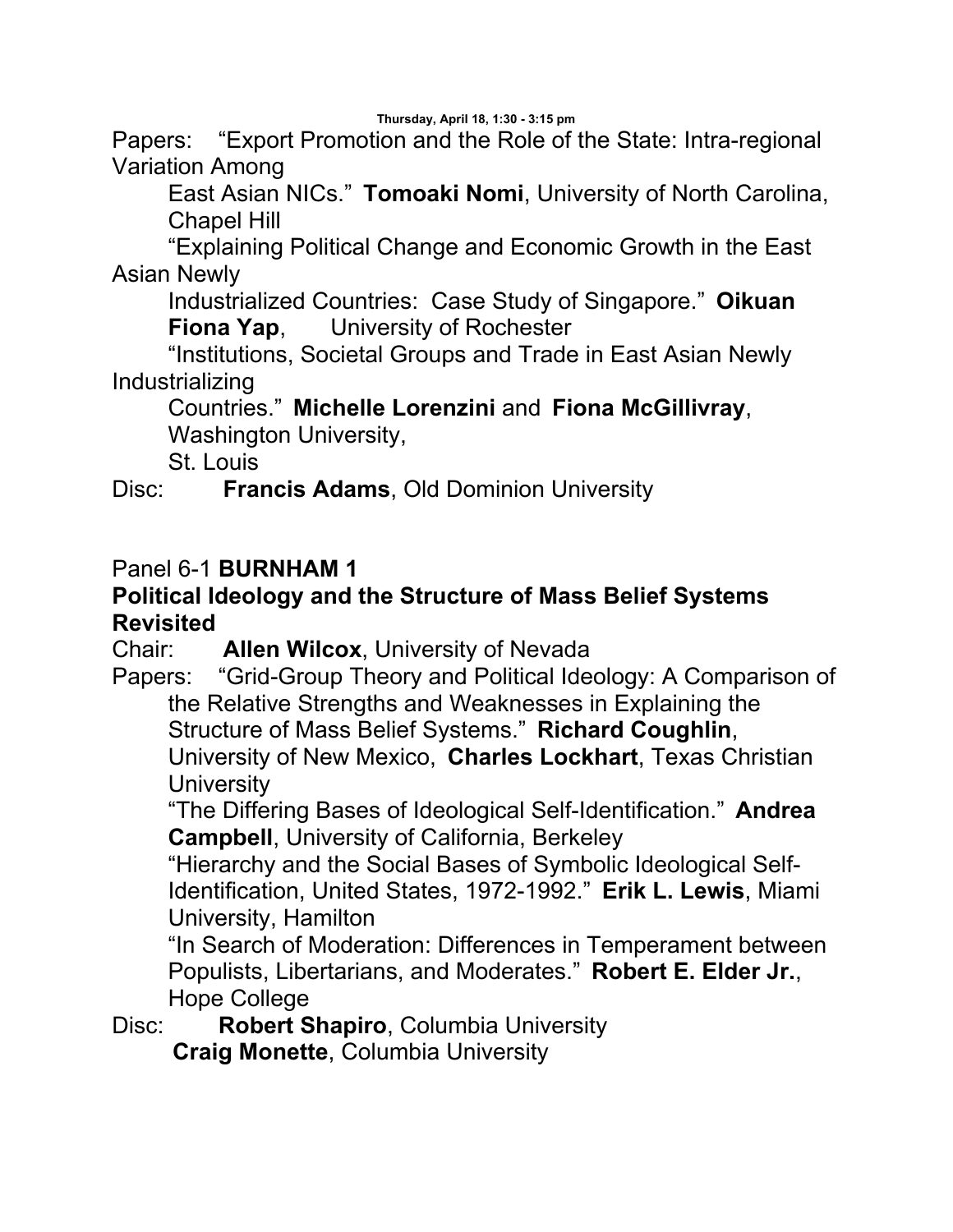Papers: "Export Promotion and the Role of the State: Intra-regional Variation Among East Asian NICs." **Tomoaki Nomi**, University of North Carolina, Chapel Hill

"Explaining Political Change and Economic Growth in the East Asian Newly Industrialized Countries: Case Study of Singapore." **Oikuan Fiona Yap**, University of Rochester

"Institutions, Societal Groups and Trade in East Asian Newly Industrializing Countries." **Michelle Lorenzini** and **Fiona McGillivray**, Washington University, St. Louis

Disc: **Francis Adams**, Old Dominion University

Panel 6-1 **BURNHAM 1**

**Political Ideology and the Structure of Mass Belief Systems Revisited**

Chair: **Allen Wilcox**, University of Nevada

Papers: "Grid-Group Theory and Political Ideology: A Comparison of the Relative Strengths and Weaknesses in Explaining the Structure of Mass Belief Systems." **Richard Coughlin**, University of New Mexico, **Charles Lockhart**, Texas Christian University

"The Differing Bases of Ideological Self-Identification." **Andrea Campbell**, University of California, Berkeley

"Hierarchy and the Social Bases of Symbolic Ideological Self-Identification, United States, 1972-1992." **Erik L. Lewis**, Miami University, Hamilton

"In Search of Moderation: Differences in Temperament between Populists, Libertarians, and Moderates." **Robert E. Elder Jr.**, Hope College

Disc: **Robert Shapiro**, Columbia University

**Craig Monette**, Columbia University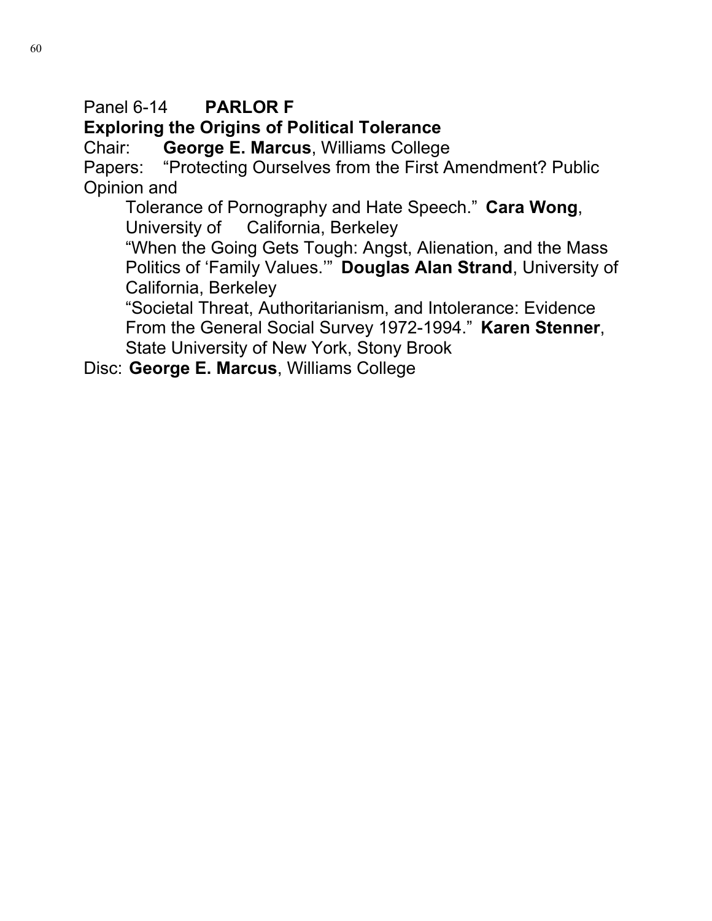Panel 6-14 **PARLOR F**

**Exploring the Origins of Political Tolerance**

Chair: **George E. Marcus**, Williams College

Papers: "Protecting Ourselves from the First Amendment? Public Opinion and Tolerance of Pornography and Hate Speech." **Cara Wong**, University of California, Berkeley

"When the Going Gets Tough: Angst, Alienation, and the Mass Politics of 'Family Values.'" **Douglas Alan Strand**, University of California, Berkeley

"Societal Threat, Authoritarianism, and Intolerance: Evidence From the General Social Survey 1972-1994." **Karen Stenner**, State University of New York, Stony Brook

Disc: **George E. Marcus**, Williams College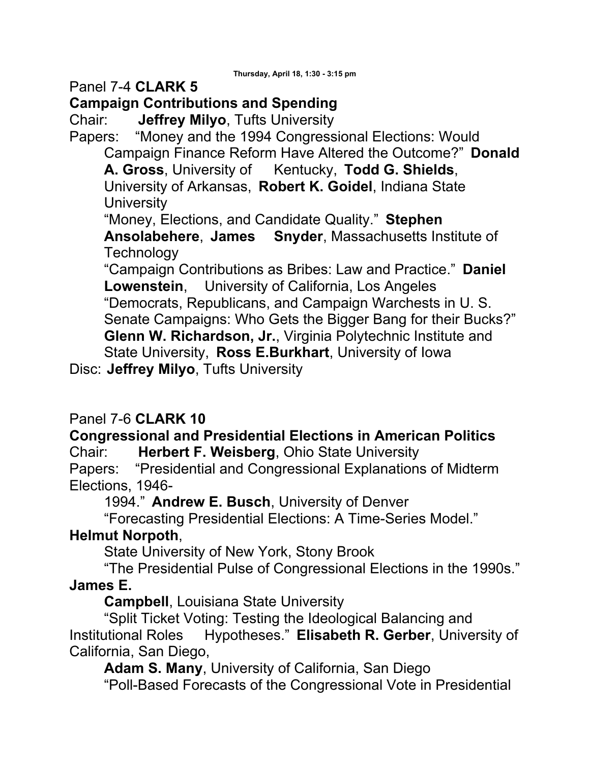Thursday, April 18, 1:30 - 3:15 pm

Panel 7-4 **CLARK 5**

**Campaign Contributions and Spending**

Chair: **Jeffrey Milyo**, Tufts University

Papers: "Money and the 1994 Congressional Elections: Would Campaign Finance Reform Have Altered the Outcome?" **Donald A. Gross**, University of Kentucky, **Todd G. Shields**, University of Arkansas, **Robert K. Goidel**, Indiana State University

"Money, Elections, and Candidate Quality." **Stephen Ansolabehere**, **James Snyder**, Massachusetts Institute of Technology

"Campaign Contributions as Bribes: Law and Practice." **Daniel Lowenstein**, University of California, Los Angeles

"Democrats, Republicans, and Campaign Warchests in U. S. Senate Campaigns: Who Gets the Bigger Bang for their Bucks?" **Glenn W. Richardson, Jr.**, Virginia Polytechnic Institute and State University, **Ross E.Burkhart**, University of Iowa

Disc: **Jeffrey Milyo**, Tufts University

Panel 7-6 **CLARK 10**

**Congressional and Presidential Elections in American Politics**

Chair: **Herbert F. Weisberg**, Ohio State University

Papers: "Presidential and Congressional Explanations of Midterm Elections, 1946-1994." **Andrew E. Busch**, University of Denver

"Forecasting Presidential Elections: A Time-Series Model." **Helmut Norpoth**, State University of New York, Stony Brook

"The Presidential Pulse of Congressional Elections in the 1990s." **James E. Campbell**, Louisiana State University

"Split Ticket Voting: Testing the Ideological Balancing and Institutional Roles Hypotheses." **Elisabeth R. Gerber**, University of California, San Diego, **Adam S. Many**, University of California, San Diego

"Poll-Based Forecasts of the Congressional Vote in Presidential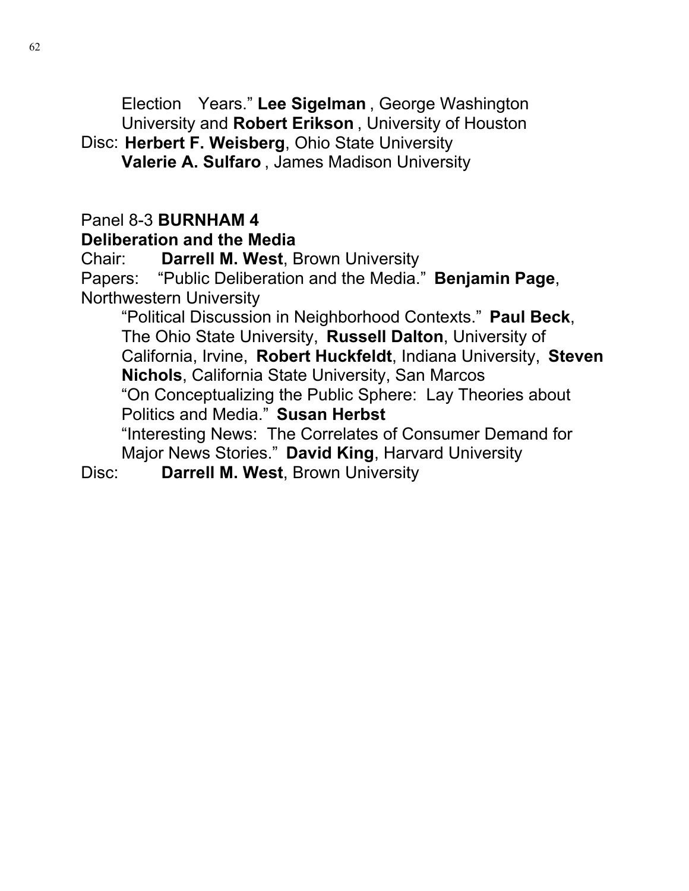Election Years." **Lee Sigelman** , George Washington University and **Robert Erikson** , University of Houston

Disc: **Herbert F. Weisberg**, Ohio State University
**Valerie A. Sulfaro** , James Madison University

Panel 8-3 **BURNHAM 4**
**Deliberation and the Media**

Chair: **Darrell M. West**, Brown University

Papers: "Public Deliberation and the Media." **Benjamin Page**, Northwestern University

"Political Discussion in Neighborhood Contexts." **Paul Beck**, The Ohio State University, **Russell Dalton**, University of California, Irvine, **Robert Huckfeldt**, Indiana University, **Steven Nichols**, California State University, San Marcos

"On Conceptualizing the Public Sphere: Lay Theories about Politics and Media." **Susan Herbst**

"Interesting News: The Correlates of Consumer Demand for Major News Stories." **David King**, Harvard University

Disc: **Darrell M. West**, Brown University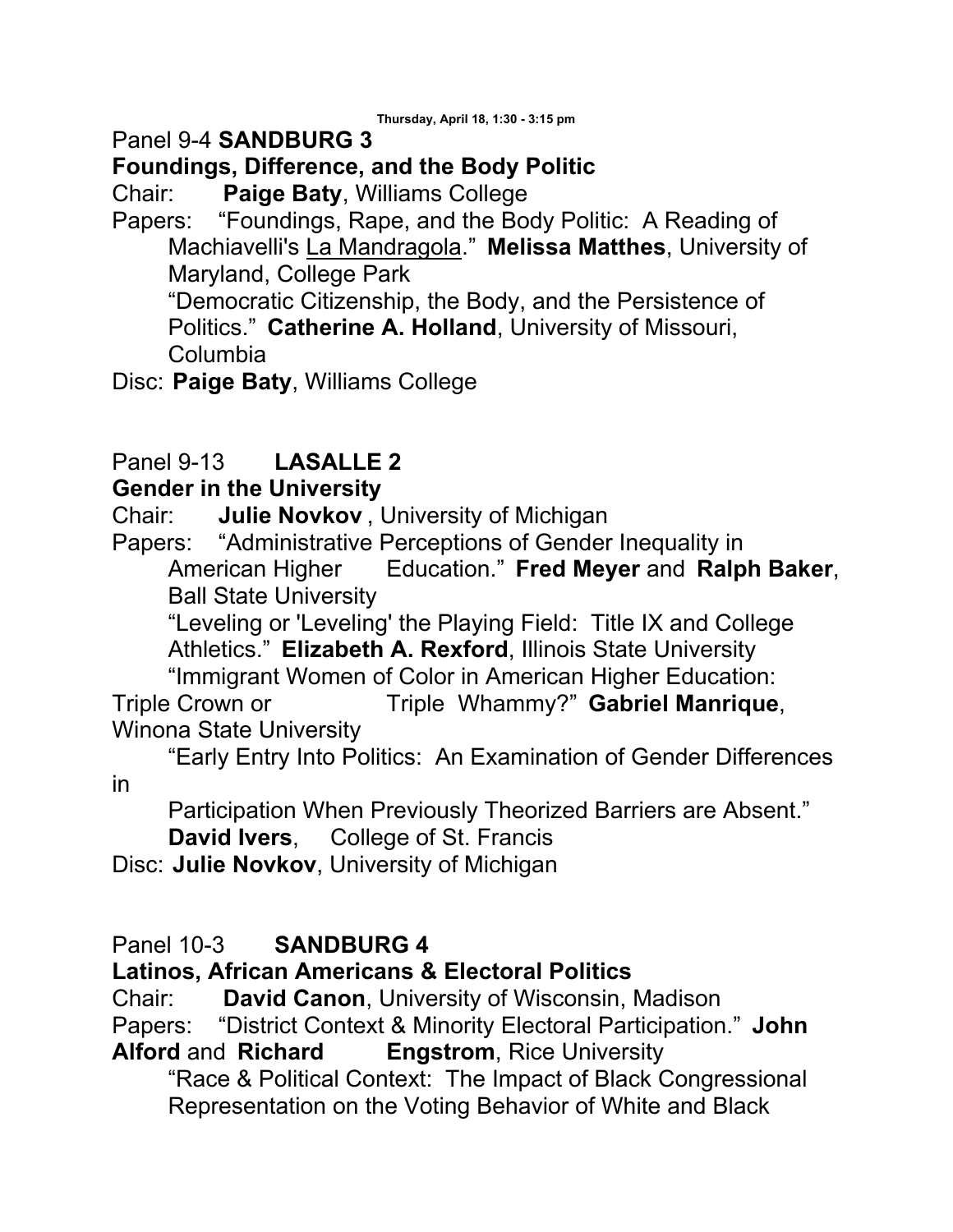Thursday, April 18, 1:30 - 3:15 pm

Panel 9-4 **SANDBURG 3**

**Foundings, Difference, and the Body Politic**

Chair: **Paige Baty**, Williams College

Papers: "Foundings, Rape, and the Body Politic: A Reading of Machiavelli's La Mandragola." **Melissa Matthes**, University of Maryland, College Park

"Democratic Citizenship, the Body, and the Persistence of Politics." **Catherine A. Holland**, University of Missouri, Columbia

Disc: **Paige Baty**, Williams College

Panel 9-13 **LASALLE 2**

**Gender in the University**

Chair: **Julie Novkov** , University of Michigan

Papers: "Administrative Perceptions of Gender Inequality in American Higher Education." **Fred Meyer** and **Ralph Baker**, Ball State University

"Leveling or 'Leveling' the Playing Field: Title IX and College Athletics." **Elizabeth A. Rexford**, Illinois State University

"Immigrant Women of Color in American Higher Education: Triple Crown or Triple Whammy?" **Gabriel Manrique**, Winona State University

"Early Entry Into Politics: An Examination of Gender Differences in Participation When Previously Theorized Barriers are Absent." **David Ivers**, College of St. Francis

Disc: **Julie Novkov**, University of Michigan

Panel 10-3 **SANDBURG 4**

**Latinos, African Americans & Electoral Politics**

Chair: **David Canon**, University of Wisconsin, Madison

Papers: "District Context & Minority Electoral Participation." **John Alford** and **Richard Engstrom**, Rice University

"Race & Political Context: The Impact of Black Congressional Representation on the Voting Behavior of White and Black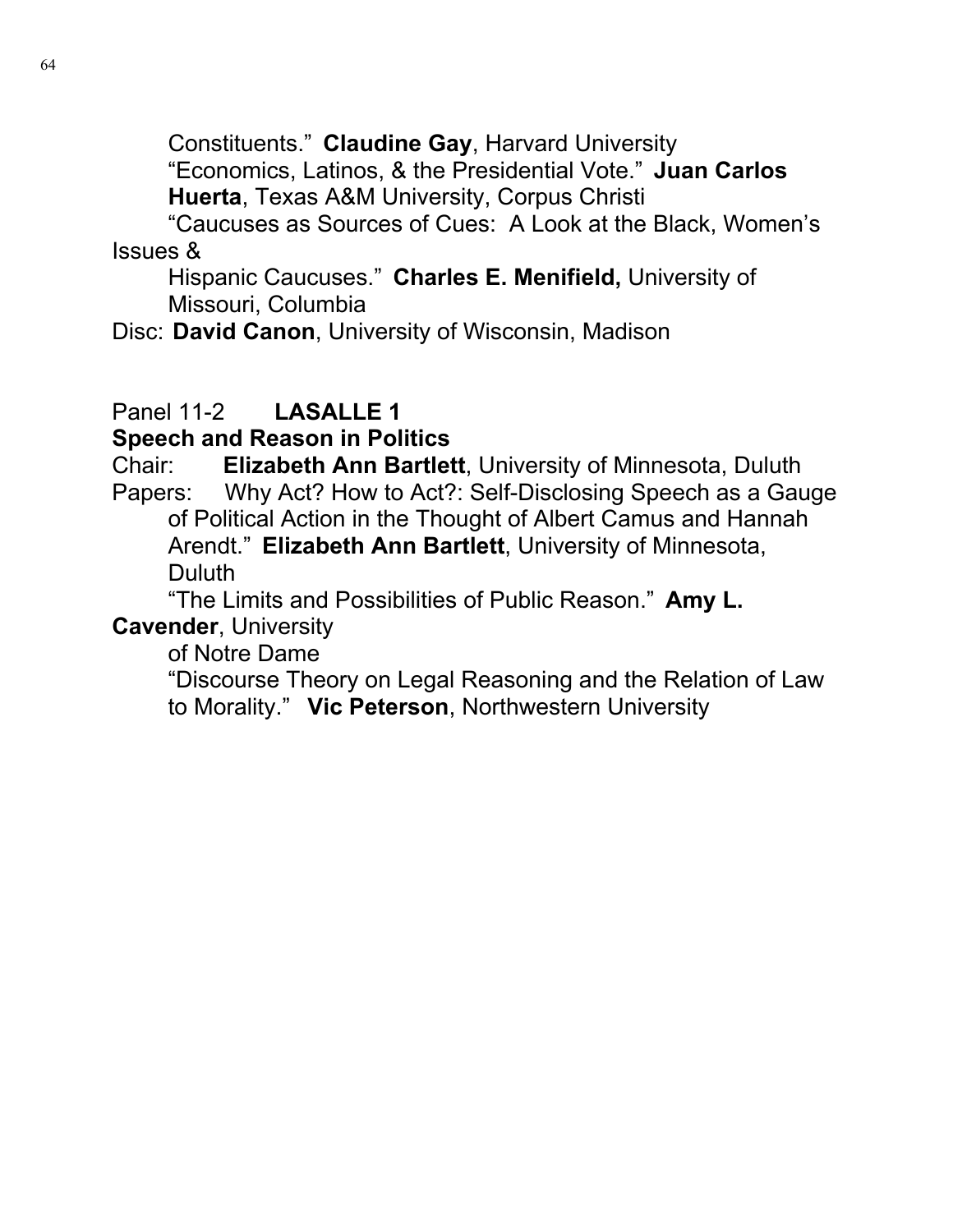Constituents." **Claudine Gay**, Harvard University

"Economics, Latinos, & the Presidential Vote." **Juan Carlos Huerta**, Texas A&M University, Corpus Christi

"Caucuses as Sources of Cues: A Look at the Black, Women's Issues & Hispanic Caucuses." **Charles E. Menifield,** University of Missouri, Columbia

Disc: **David Canon**, University of Wisconsin, Madison

Panel 11-2 **LASALLE 1**

**Speech and Reason in Politics**

Chair: **Elizabeth Ann Bartlett**, University of Minnesota, Duluth

Papers: Why Act? How to Act?: Self-Disclosing Speech as a Gauge of Political Action in the Thought of Albert Camus and Hannah Arendt." **Elizabeth Ann Bartlett**, University of Minnesota, Duluth

"The Limits and Possibilities of Public Reason." **Amy L. Cavender**, University of Notre Dame

"Discourse Theory on Legal Reasoning and the Relation of Law to Morality." **Vic Peterson**, Northwestern University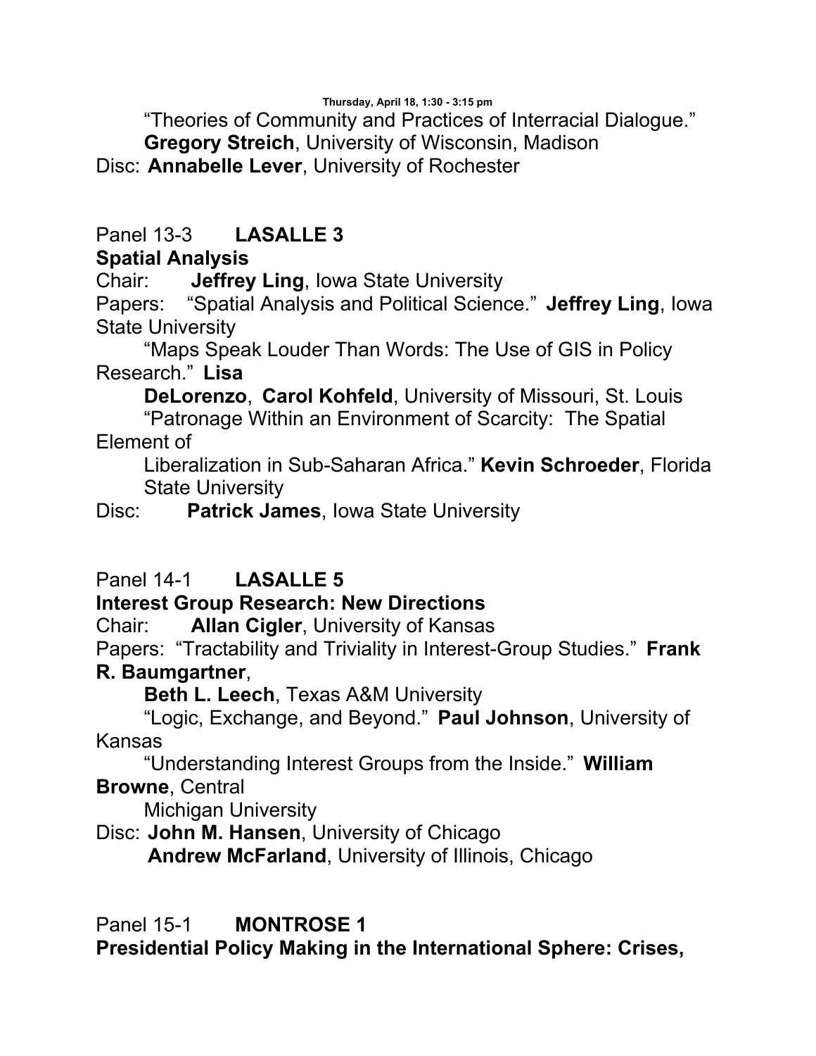“Theories of Community and Practices of Interracial Dialogue.” **Gregory Streich**, University of Wisconsin, Madison
Disc: **Annabelle Lever**, University of Rochester

Panel 13-3 **LASALLE 3**
**Spatial Analysis**
Chair: **Jeffrey Ling**, Iowa State University
Papers: “Spatial Analysis and Political Science.” **Jeffrey Ling**, Iowa State University
“Maps Speak Louder Than Words: The Use of GIS in Policy Research.” **Lisa DeLorenzo**, **Carol Kohfeld**, University of Missouri, St. Louis
“Patronage Within an Environment of Scarcity: The Spatial Element of Liberalization in Sub-Saharan Africa.” **Kevin Schroeder**, Florida State University
Disc: **Patrick James**, Iowa State University

Panel 14-1 **LASALLE 5**
**Interest Group Research: New Directions**
Chair: **Allan Cigler**, University of Kansas
Papers: “Tractability and Triviality in Interest-Group Studies.” **Frank R. Baumgartner**, **Beth L. Leech**, Texas A&M University
“Logic, Exchange, and Beyond.” **Paul Johnson**, University of Kansas
“Understanding Interest Groups from the Inside.” **William Browne**, Central Michigan University
Disc: **John M. Hansen**, University of Chicago
**Andrew McFarland**, University of Illinois, Chicago

Panel 15-1 **MONTROSE 1**
**Presidential Policy Making in the International Sphere: Crises,**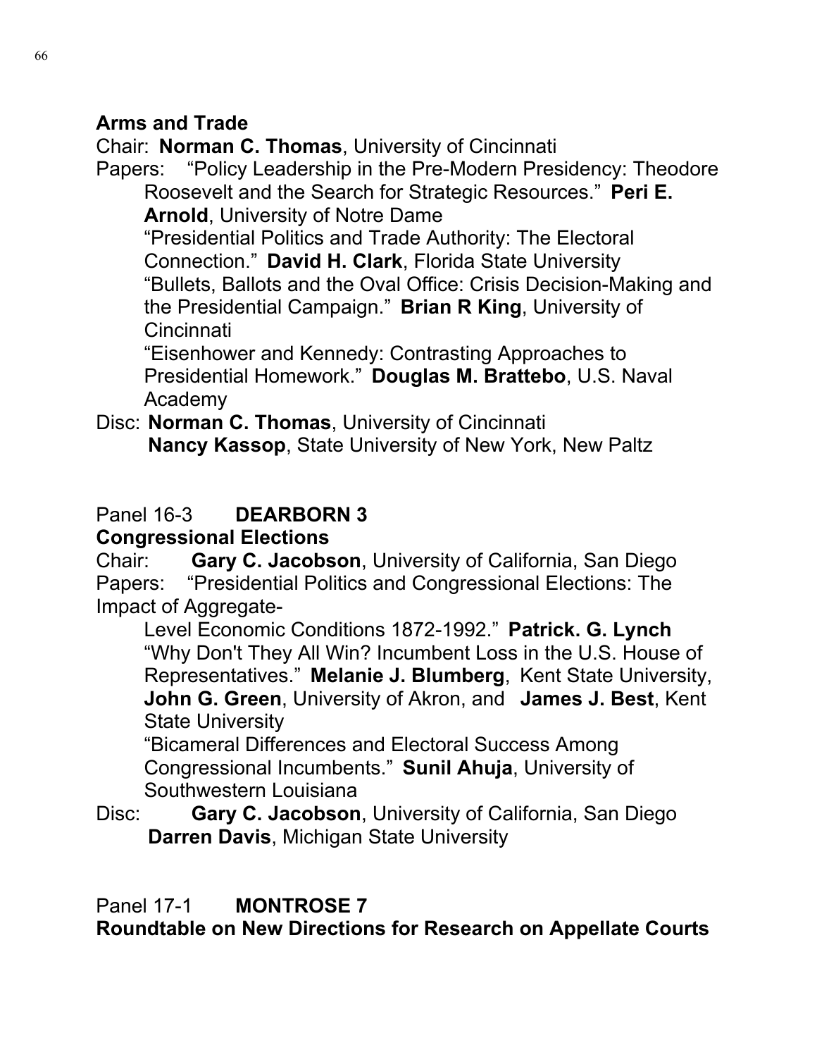**Arms and Trade**

Chair: **Norman C. Thomas**, University of Cincinnati

Papers: “Policy Leadership in the Pre-Modern Presidency: Theodore Roosevelt and the Search for Strategic Resources.” **Peri E. Arnold**, University of Notre Dame

“Presidential Politics and Trade Authority: The Electoral Connection.” **David H. Clark**, Florida State University

“Bullets, Ballots and the Oval Office: Crisis Decision-Making and the Presidential Campaign.” **Brian R King**, University of Cincinnati

“Eisenhower and Kennedy: Contrasting Approaches to Presidential Homework.” **Douglas M. Brattebo**, U.S. Naval Academy

Disc: **Norman C. Thomas**, University of Cincinnati
**Nancy Kassop**, State University of New York, New Paltz

Panel 16-3 **DEARBORN 3**

**Congressional Elections**

Chair: **Gary C. Jacobson**, University of California, San Diego

Papers: “Presidential Politics and Congressional Elections: The Impact of Aggregate-Level Economic Conditions 1872-1992.” **Patrick. G. Lynch**

“Why Don't They All Win? Incumbent Loss in the U.S. House of Representatives.” **Melanie J. Blumberg**, Kent State University, **John G. Green**, University of Akron, and **James J. Best**, Kent State University

“Bicameral Differences and Electoral Success Among Congressional Incumbents.” **Sunil Ahuja**, University of Southwestern Louisiana

Disc: **Gary C. Jacobson**, University of California, San Diego
**Darren Davis**, Michigan State University

Panel 17-1 **MONTROSE 7**

**Roundtable on New Directions for Research on Appellate Courts**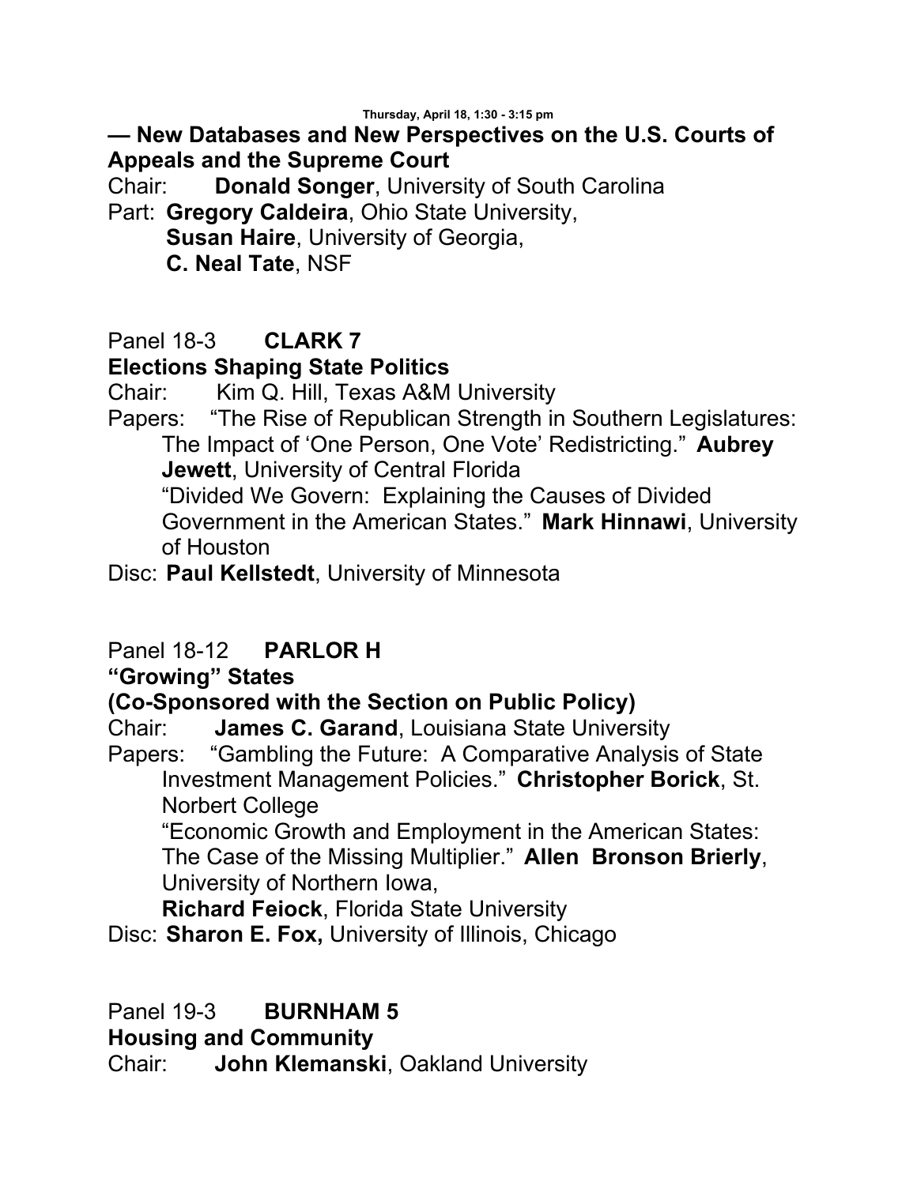Thursday, April 18, 1:30 - 3:15 pm

**— New Databases and New Perspectives on the U.S. Courts of Appeals and the Supreme Court**

Chair: **Donald Songer**, University of South Carolina

Part: **Gregory Caldeira**, Ohio State University,
**Susan Haire**, University of Georgia,
**C. Neal Tate**, NSF

Panel 18-3 **CLARK 7**

**Elections Shaping State Politics**

Chair: Kim Q. Hill, Texas A&M University

Papers: "The Rise of Republican Strength in Southern Legislatures: The Impact of 'One Person, One Vote' Redistricting." **Aubrey Jewett**, University of Central Florida

"Divided We Govern: Explaining the Causes of Divided Government in the American States." **Mark Hinnawi**, University of Houston

Disc: **Paul Kellstedt**, University of Minnesota

Panel 18-12 **PARLOR H**

**"Growing" States**

**(Co-Sponsored with the Section on Public Policy)**

Chair: **James C. Garand**, Louisiana State University

Papers: "Gambling the Future: A Comparative Analysis of State Investment Management Policies." **Christopher Borick**, St. Norbert College

"Economic Growth and Employment in the American States: The Case of the Missing Multiplier." **Allen Bronson Brierly**, University of Northern Iowa,
**Richard Feiock**, Florida State University

Disc: **Sharon E. Fox,** University of Illinois, Chicago

Panel 19-3 **BURNHAM 5**

**Housing and Community**

Chair: **John Klemanski**, Oakland University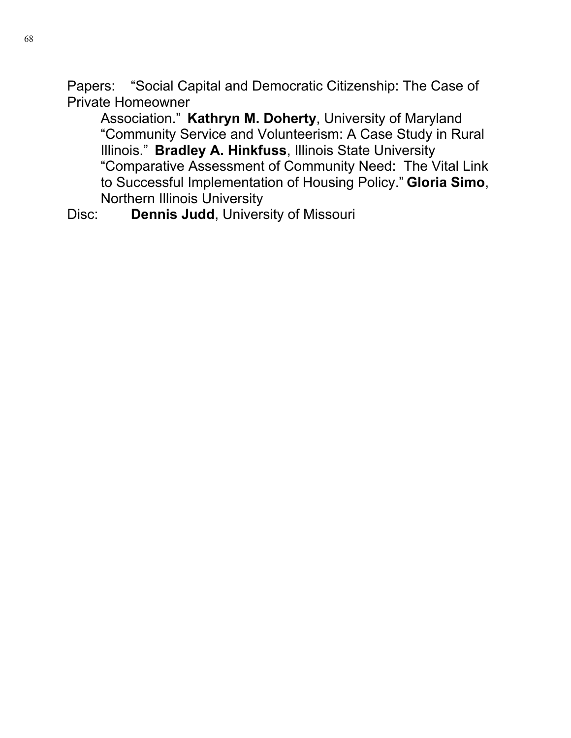Papers: "Social Capital and Democratic Citizenship: The Case of Private Homeowner Association." **Kathryn M. Doherty**, University of Maryland

"Community Service and Volunteerism: A Case Study in Rural Illinois." **Bradley A. Hinkfuss**, Illinois State University

"Comparative Assessment of Community Need: The Vital Link to Successful Implementation of Housing Policy." **Gloria Simo**, Northern Illinois University

Disc: **Dennis Judd**, University of Missouri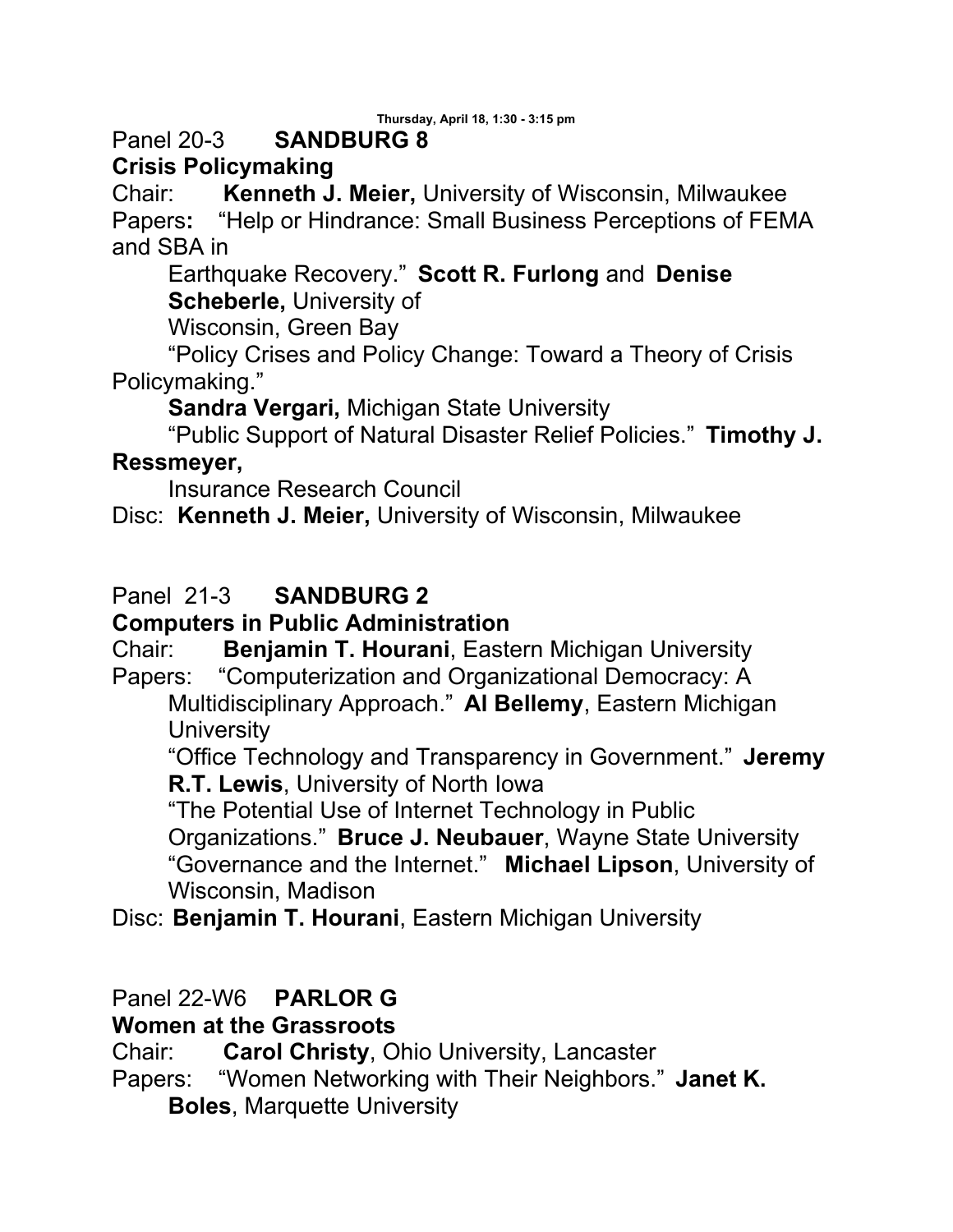Thursday, April 18, 1:30 - 3:15 pm

Panel 20-3 **SANDBURG 8**

**Crisis Policymaking**

Chair: **Kenneth J. Meier,** University of Wisconsin, Milwaukee

Papers**:** "Help or Hindrance: Small Business Perceptions of FEMA and SBA in Earthquake Recovery." **Scott R. Furlong** and **Denise Scheberle,** University of Wisconsin, Green Bay

"Policy Crises and Policy Change: Toward a Theory of Crisis Policymaking." **Sandra Vergari,** Michigan State University

"Public Support of Natural Disaster Relief Policies." **Timothy J. Ressmeyer,** Insurance Research Council

Disc: **Kenneth J. Meier,** University of Wisconsin, Milwaukee

Panel 21-3 **SANDBURG 2**

**Computers in Public Administration**

Chair: **Benjamin T. Hourani**, Eastern Michigan University

Papers: "Computerization and Organizational Democracy: A Multidisciplinary Approach." **Al Bellemy**, Eastern Michigan University

"Office Technology and Transparency in Government." **Jeremy R.T. Lewis**, University of North Iowa

"The Potential Use of Internet Technology in Public Organizations." **Bruce J. Neubauer**, Wayne State University

"Governance and the Internet." **Michael Lipson**, University of Wisconsin, Madison

Disc: **Benjamin T. Hourani**, Eastern Michigan University

Panel 22-W6 **PARLOR G**

**Women at the Grassroots**

Chair: **Carol Christy**, Ohio University, Lancaster

Papers: "Women Networking with Their Neighbors." **Janet K. Boles**, Marquette University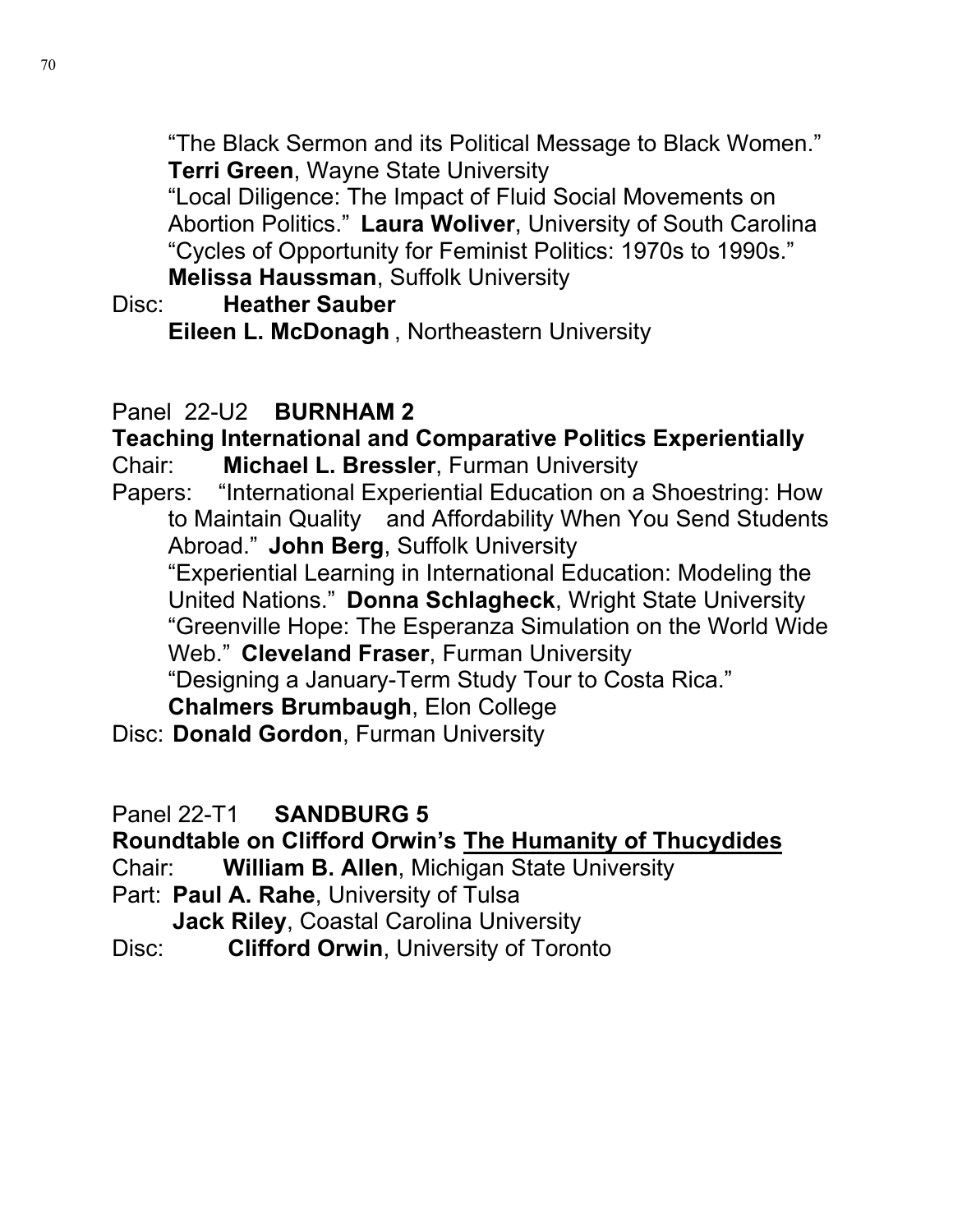"The Black Sermon and its Political Message to Black Women." **Terri Green**, Wayne State University

"Local Diligence: The Impact of Fluid Social Movements on Abortion Politics." **Laura Woliver**, University of South Carolina

"Cycles of Opportunity for Feminist Politics: 1970s to 1990s." **Melissa Haussman**, Suffolk University

Disc: **Heather Sauber**

**Eileen L. McDonagh** , Northeastern University

Panel 22-U2 **BURNHAM 2**

**Teaching International and Comparative Politics Experientially**

Chair: **Michael L. Bressler**, Furman University

Papers: "International Experiential Education on a Shoestring: How to Maintain Quality and Affordability When You Send Students Abroad." **John Berg**, Suffolk University

"Experiential Learning in International Education: Modeling the United Nations." **Donna Schlagheck**, Wright State University

"Greenville Hope: The Esperanza Simulation on the World Wide Web." **Cleveland Fraser**, Furman University

"Designing a January-Term Study Tour to Costa Rica." **Chalmers Brumbaugh**, Elon College

Disc: **Donald Gordon**, Furman University

Panel 22-T1 **SANDBURG 5**

**Roundtable on Clifford Orwin's The Humanity of Thucydides**

Chair: **William B. Allen**, Michigan State University

Part: **Paul A. Rahe**, University of Tulsa

**Jack Riley**, Coastal Carolina University

Disc: **Clifford Orwin**, University of Toronto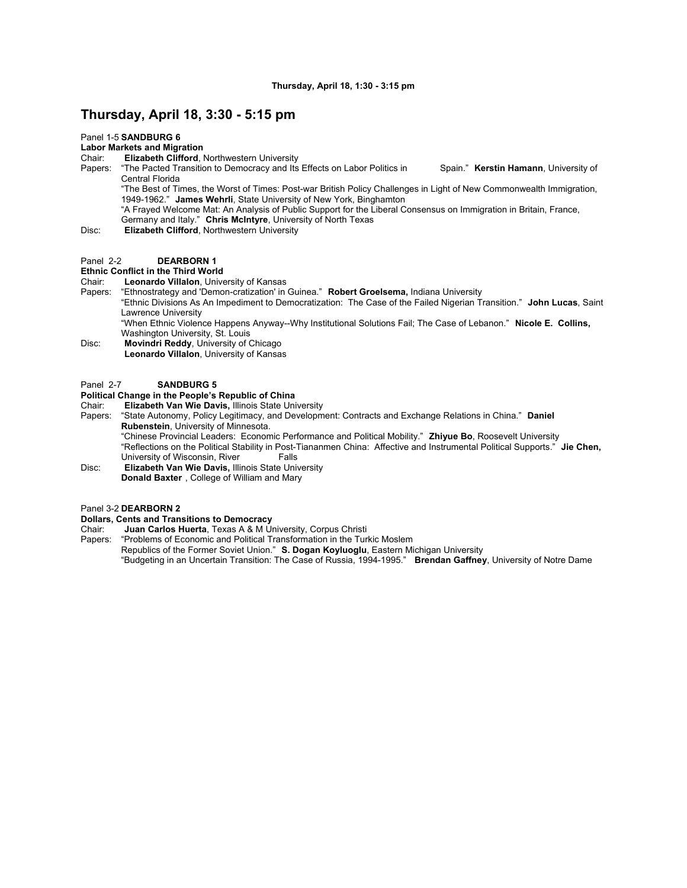**Thursday, April 18, 1:30 - 3:15 pm**

## Thursday, April 18, 3:30 - 5:15 pm

Panel 1-5 **SANDBURG 6**

**Labor Markets and Migration**

Chair: **Elizabeth Clifford**, Northwestern University

Papers: "The Pacted Transition to Democracy and Its Effects on Labor Politics in Spain." **Kerstin Hamann**, University of Central Florida

"The Best of Times, the Worst of Times: Post-war British Policy Challenges in Light of New Commonwealth Immigration, 1949-1962." **James Wehrli**, State University of New York, Binghamton

"A Frayed Welcome Mat: An Analysis of Public Support for the Liberal Consensus on Immigration in Britain, France, Germany and Italy." **Chris McIntyre**, University of North Texas

Disc: **Elizabeth Clifford**, Northwestern University

Panel 2-2 **DEARBORN 1**

**Ethnic Conflict in the Third World**

Chair: **Leonardo Villalon**, University of Kansas

Papers: "Ethnostrategy and 'Demon-cratization' in Guinea." **Robert Groelsema,** Indiana University

"Ethnic Divisions As An Impediment to Democratization: The Case of the Failed Nigerian Transition." **John Lucas**, Saint Lawrence University

"When Ethnic Violence Happens Anyway--Why Institutional Solutions Fail; The Case of Lebanon." **Nicole E. Collins,** Washington University, St. Louis

Disc: **Movindri Reddy**, University of Chicago

**Leonardo Villalon**, University of Kansas

Panel 2-7 **SANDBURG 5**

**Political Change in the People's Republic of China**

Chair: **Elizabeth Van Wie Davis,** Illinois State University

Papers: "State Autonomy, Policy Legitimacy, and Development: Contracts and Exchange Relations in China." **Daniel Rubenstein**, University of Minnesota.

"Chinese Provincial Leaders: Economic Performance and Political Mobility." **Zhiyue Bo**, Roosevelt University

"Reflections on the Political Stability in Post-Tiananmen China: Affective and Instrumental Political Supports." **Jie Chen,** University of Wisconsin, River Falls

Disc: **Elizabeth Van Wie Davis,** Illinois State University

**Donald Baxter** , College of William and Mary

Panel 3-2 **DEARBORN 2**

**Dollars, Cents and Transitions to Democracy**

Chair: **Juan Carlos Huerta**, Texas A & M University, Corpus Christi

Papers: "Problems of Economic and Political Transformation in the Turkic Moslem Republics of the Former Soviet Union." **S. Dogan Koyluoglu**, Eastern Michigan University

"Budgeting in an Uncertain Transition: The Case of Russia, 1994-1995." **Brendan Gaffney**, University of Notre Dame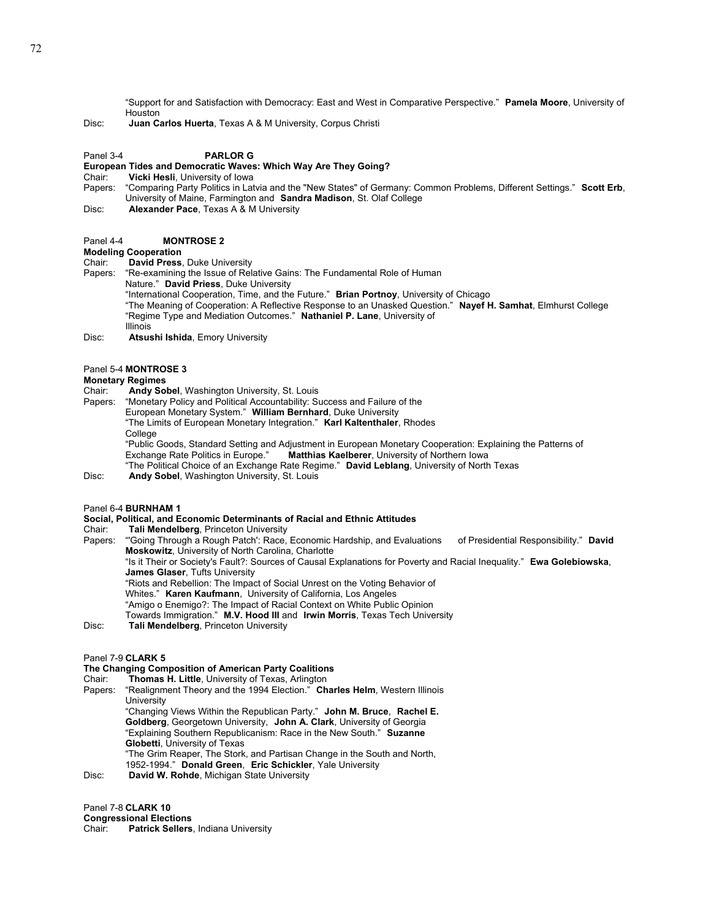"Support for and Satisfaction with Democracy: East and West in Comparative Perspective." **Pamela Moore**, University of Houston

Disc: **Juan Carlos Huerta**, Texas A & M University, Corpus Christi

Panel 3-4 **PARLOR G**

**European Tides and Democratic Waves: Which Way Are They Going?**

Chair: **Vicki Hesli**, University of Iowa

Papers: "Comparing Party Politics in Latvia and the "New States" of Germany: Common Problems, Different Settings." **Scott Erb**, University of Maine, Farmington and **Sandra Madison**, St. Olaf College

Disc: **Alexander Pace**, Texas A & M University

Panel 4-4 **MONTROSE 2**

**Modeling Cooperation**

Chair: **David Press**, Duke University

Papers: "Re-examining the Issue of Relative Gains: The Fundamental Role of Human Nature." **David Priess**, Duke University

"International Cooperation, Time, and the Future." **Brian Portnoy**, University of Chicago

"The Meaning of Cooperation: A Reflective Response to an Unasked Question." **Nayef H. Samhat**, Elmhurst College

"Regime Type and Mediation Outcomes." **Nathaniel P. Lane**, University of Illinois

Disc: **Atsushi Ishida**, Emory University

Panel 5-4 **MONTROSE 3**

**Monetary Regimes**

Chair: **Andy Sobel**, Washington University, St. Louis

Papers: "Monetary Policy and Political Accountability: Success and Failure of the European Monetary System." **William Bernhard**, Duke University

"The Limits of European Monetary Integration." **Karl Kaltenthaler**, Rhodes College

"Public Goods, Standard Setting and Adjustment in European Monetary Cooperation: Explaining the Patterns of Exchange Rate Politics in Europe." **Matthias Kaelberer**, University of Northern Iowa

"The Political Choice of an Exchange Rate Regime." **David Leblang**, University of North Texas

Disc: **Andy Sobel**, Washington University, St. Louis

Panel 6-4 **BURNHAM 1**

**Social, Political, and Economic Determinants of Racial and Ethnic Attitudes**

Chair: **Tali Mendelberg**, Princeton University

Papers: "'Going Through a Rough Patch': Race, Economic Hardship, and Evaluations of Presidential Responsibility." **David Moskowitz**, University of North Carolina, Charlotte

"Is it Their or Society's Fault?: Sources of Causal Explanations for Poverty and Racial Inequality." **Ewa Golebiowska**, **James Glaser**, Tufts University

"Riots and Rebellion: The Impact of Social Unrest on the Voting Behavior of Whites." **Karen Kaufmann**, University of California, Los Angeles

"Amigo o Enemigo?: The Impact of Racial Context on White Public Opinion Towards Immigration." **M.V. Hood III** and **Irwin Morris**, Texas Tech University

Disc: **Tali Mendelberg**, Princeton University

Panel 7-9 **CLARK 5**

**The Changing Composition of American Party Coalitions**

Chair: **Thomas H. Little**, University of Texas, Arlington

Papers: "Realignment Theory and the 1994 Election." **Charles Helm**, Western Illinois University

"Changing Views Within the Republican Party." **John M. Bruce**, **Rachel E. Goldberg**, Georgetown University, **John A. Clark**, University of Georgia

"Explaining Southern Republicanism: Race in the New South." **Suzanne Globetti**, University of Texas

"The Grim Reaper, The Stork, and Partisan Change in the South and North, 1952-1994." **Donald Green**, **Eric Schickler**, Yale University

Disc: **David W. Rohde**, Michigan State University

Panel 7-8 **CLARK 10**

**Congressional Elections**

Chair: **Patrick Sellers**, Indiana University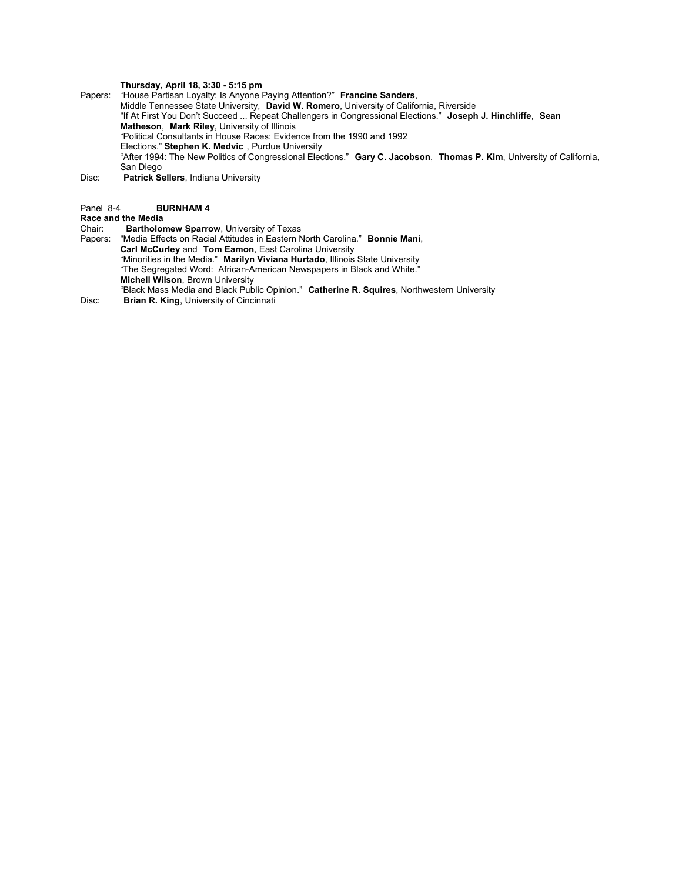**Thursday, April 18, 3:30 - 5:15 pm**

Papers: "House Partisan Loyalty: Is Anyone Paying Attention?" **Francine Sanders**, Middle Tennessee State University, **David W. Romero**, University of California, Riverside

"If At First You Don't Succeed ... Repeat Challengers in Congressional Elections." **Joseph J. Hinchliffe**, **Sean Matheson**, **Mark Riley**, University of Illinois

"Political Consultants in House Races: Evidence from the 1990 and 1992 Elections." **Stephen K. Medvic**, Purdue University

"After 1994: The New Politics of Congressional Elections." **Gary C. Jacobson**, **Thomas P. Kim**, University of California, San Diego

Disc: **Patrick Sellers**, Indiana University

Panel 8-4 **BURNHAM 4**

**Race and the Media**

Chair: **Bartholomew Sparrow**, University of Texas

Papers: "Media Effects on Racial Attitudes in Eastern North Carolina." **Bonnie Mani**, **Carl McCurley** and **Tom Eamon**, East Carolina University

"Minorities in the Media." **Marilyn Viviana Hurtado**, Illinois State University

"The Segregated Word: African-American Newspapers in Black and White." **Michell Wilson**, Brown University

"Black Mass Media and Black Public Opinion." **Catherine R. Squires**, Northwestern University

Disc: **Brian R. King**, University of Cincinnati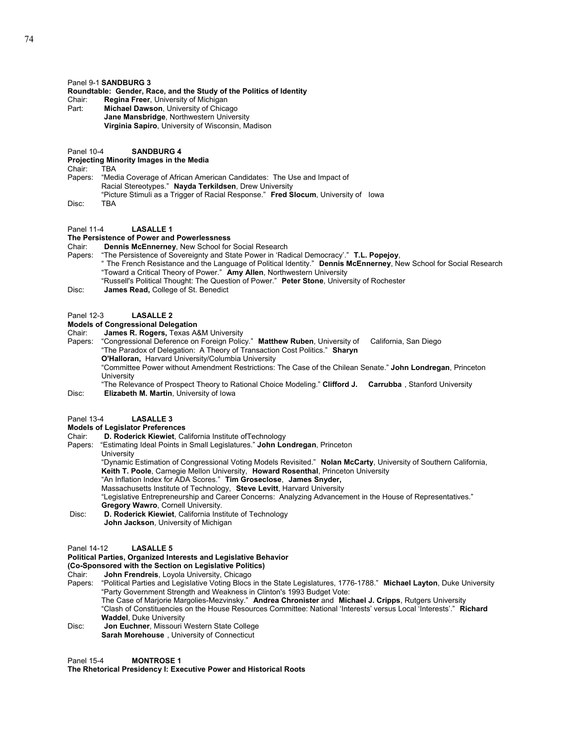Panel 9-1 **SANDBURG 3**

**Roundtable: Gender, Race, and the Study of the Politics of Identity**

Chair: **Regina Freer**, University of Michigan

Part: **Michael Dawson**, University of Chicago
**Jane Mansbridge**, Northwestern University
**Virginia Sapiro**, University of Wisconsin, Madison

Panel 10-4 **SANDBURG 4**

**Projecting Minority Images in the Media**

Chair: TBA

Papers: "Media Coverage of African American Candidates: The Use and Impact of Racial Stereotypes." **Nayda Terkildsen**, Drew University
"Picture Stimuli as a Trigger of Racial Response." **Fred Slocum**, University of Iowa

Disc: TBA

Panel 11-4 **LASALLE 1**

**The Persistence of Power and Powerlessness**

Chair: **Dennis McEnnerney**, New School for Social Research

Papers: "The Persistence of Sovereignty and State Power in 'Radical Democracy'." **T.L. Popejoy**,
" The French Resistance and the Language of Political Identity." **Dennis McEnnerney**, New School for Social Research
"Toward a Critical Theory of Power." **Amy Allen**, Northwestern University
"Russell's Political Thought: The Question of Power." **Peter Stone**, University of Rochester

Disc: **James Read,** College of St. Benedict

Panel 12-3 **LASALLE 2**

**Models of Congressional Delegation**

Chair: **James R. Rogers,** Texas A&M University

Papers: "Congressional Deference on Foreign Policy." **Matthew Ruben**, University of California, San Diego
"The Paradox of Delegation: A Theory of Transaction Cost Politics." **Sharyn O'Halloran,** Harvard University/Columbia University
"Committee Power without Amendment Restrictions: The Case of the Chilean Senate." **John Londregan**, Princeton University
"The Relevance of Prospect Theory to Rational Choice Modeling." **Clifford J. Carrubba** , Stanford University

Disc: **Elizabeth M. Martin**, University of Iowa

Panel 13-4 **LASALLE 3**

**Models of Legislator Preferences**

Chair: **D. Roderick Kiewiet**, California Institute ofTechnology

Papers: "Estimating Ideal Points in Small Legislatures." **John Londregan**, Princeton University
"Dynamic Estimation of Congressional Voting Models Revisited." **Nolan McCarty**, University of Southern California, **Keith T. Poole**, Carnegie Mellon University, **Howard Rosenthal**, Princeton University
"An Inflation Index for ADA Scores." **Tim Groseclose**, **James Snyder,** Massachusetts Institute of Technology, **Steve Levitt**, Harvard University
"Legislative Entrepreneurship and Career Concerns: Analyzing Advancement in the House of Representatives." **Gregory Wawro**, Cornell University.

Disc: **D. Roderick Kiewiet**, California Institute of Technology
**John Jackson**, University of Michigan

Panel 14-12 **LASALLE 5**

**Political Parties, Organized Interests and Legislative Behavior**

**(Co-Sponsored with the Section on Legislative Politics)**

Chair: **John Frendreis**, Loyola University, Chicago

Papers: "Political Parties and Legislative Voting Blocs in the State Legislatures, 1776-1788." **Michael Layton**, Duke University
"Party Government Strength and Weakness in Clinton's 1993 Budget Vote: The Case of Marjorie Margolies-Mezvinsky." **Andrea Chronister** and **Michael J. Cripps**, Rutgers University
"Clash of Constituencies on the House Resources Committee: National 'Interests' versus Local 'Interests'." **Richard Waddel**, Duke University

Disc: **Jon Euchner**, Missouri Western State College
**Sarah Morehouse** , University of Connecticut

Panel 15-4 **MONTROSE 1**

**The Rhetorical Presidency I: Executive Power and Historical Roots**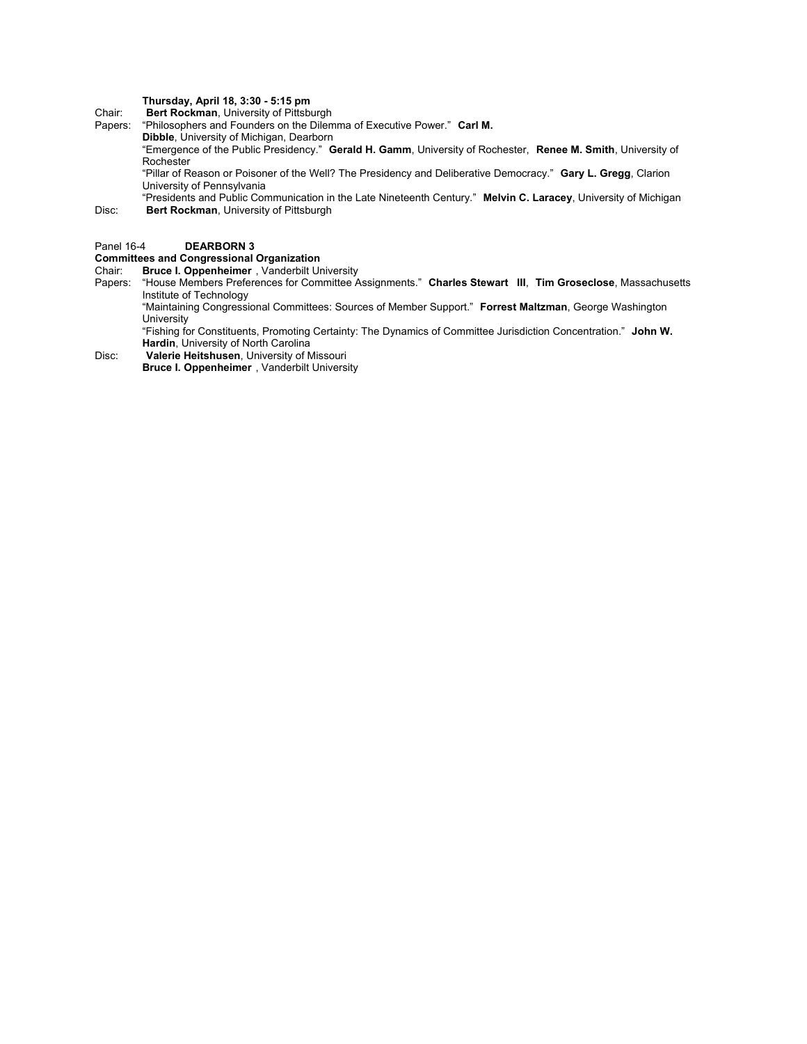**Thursday, April 18, 3:30 - 5:15 pm**

Chair: **Bert Rockman**, University of Pittsburgh

Papers: "Philosophers and Founders on the Dilemma of Executive Power." **Carl M. Dibble**, University of Michigan, Dearborn

"Emergence of the Public Presidency." **Gerald H. Gamm**, University of Rochester, **Renee M. Smith**, University of Rochester

"Pillar of Reason or Poisoner of the Well? The Presidency and Deliberative Democracy." **Gary L. Gregg**, Clarion University of Pennsylvania

"Presidents and Public Communication in the Late Nineteenth Century." **Melvin C. Laracey**, University of Michigan

Disc: **Bert Rockman**, University of Pittsburgh

Panel 16-4 **DEARBORN 3**

**Committees and Congressional Organization**

Chair: **Bruce I. Oppenheimer** , Vanderbilt University

Papers: "House Members Preferences for Committee Assignments." **Charles Stewart III**, **Tim Groseclose**, Massachusetts Institute of Technology

"Maintaining Congressional Committees: Sources of Member Support." **Forrest Maltzman**, George Washington University

"Fishing for Constituents, Promoting Certainty: The Dynamics of Committee Jurisdiction Concentration." **John W. Hardin**, University of North Carolina

Disc: **Valerie Heitshusen**, University of Missouri

**Bruce I. Oppenheimer** , Vanderbilt University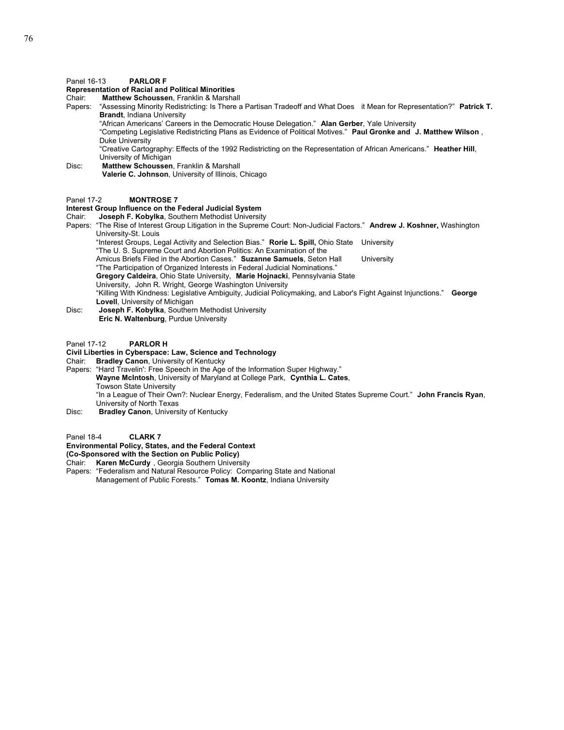Panel 16-13 **PARLOR F**

**Representation of Racial and Political Minorities**

Chair: **Matthew Schoussen**, Franklin & Marshall

Papers: "Assessing Minority Redistricting: Is There a Partisan Tradeoff and What Does it Mean for Representation?" **Patrick T. Brandt**, Indiana University

"African Americans' Careers in the Democratic House Delegation." **Alan Gerber**, Yale University

"Competing Legislative Redistricting Plans as Evidence of Political Motives." **Paul Gronke and J. Matthew Wilson**, Duke University

"Creative Cartography: Effects of the 1992 Redistricting on the Representation of African Americans." **Heather Hill**, University of Michigan

Disc: **Matthew Schoussen**, Franklin & Marshall

**Valerie C. Johnson**, University of Illinois, Chicago

Panel 17-2 **MONTROSE 7**

**Interest Group Influence on the Federal Judicial System**

Chair: **Joseph F. Kobylka**, Southern Methodist University

Papers: "The Rise of Interest Group Litigation in the Supreme Court: Non-Judicial Factors." **Andrew J. Koshner,** Washington University-St. Louis

"Interest Groups, Legal Activity and Selection Bias." **Rorie L. Spill,** Ohio State University

"The U. S. Supreme Court and Abortion Politics: An Examination of the Amicus Briefs Filed in the Abortion Cases." **Suzanne Samuels**, Seton Hall University

"The Participation of Organized Interests in Federal Judicial Nominations."
**Gregory Caldeira**, Ohio State University, **Marie Hojnacki**, Pennsylvania State University, John R. Wright, George Washington University

"Killing With Kindness: Legislative Ambiguity, Judicial Policymaking, and Labor's Fight Against Injunctions." **George Lovell**, University of Michigan

Disc: **Joseph F. Kobylka**, Southern Methodist University

**Eric N. Waltenburg**, Purdue University

Panel 17-12 **PARLOR H**

**Civil Liberties in Cyberspace: Law, Science and Technology**

Chair: **Bradley Canon**, University of Kentucky

Papers: "Hard Travelin': Free Speech in the Age of the Information Super Highway."
**Wayne McIntosh**, University of Maryland at College Park, **Cynthia L. Cates**, Towson State University

"In a League of Their Own?: Nuclear Energy, Federalism, and the United States Supreme Court." **John Francis Ryan**, University of North Texas

Disc: **Bradley Canon**, University of Kentucky

Panel 18-4 **CLARK 7**

**Environmental Policy, States, and the Federal Context**
**(Co-Sponsored with the Section on Public Policy)**

Chair: **Karen McCurdy** , Georgia Southern University

Papers: "Federalism and Natural Resource Policy: Comparing State and National Management of Public Forests." **Tomas M. Koontz**, Indiana University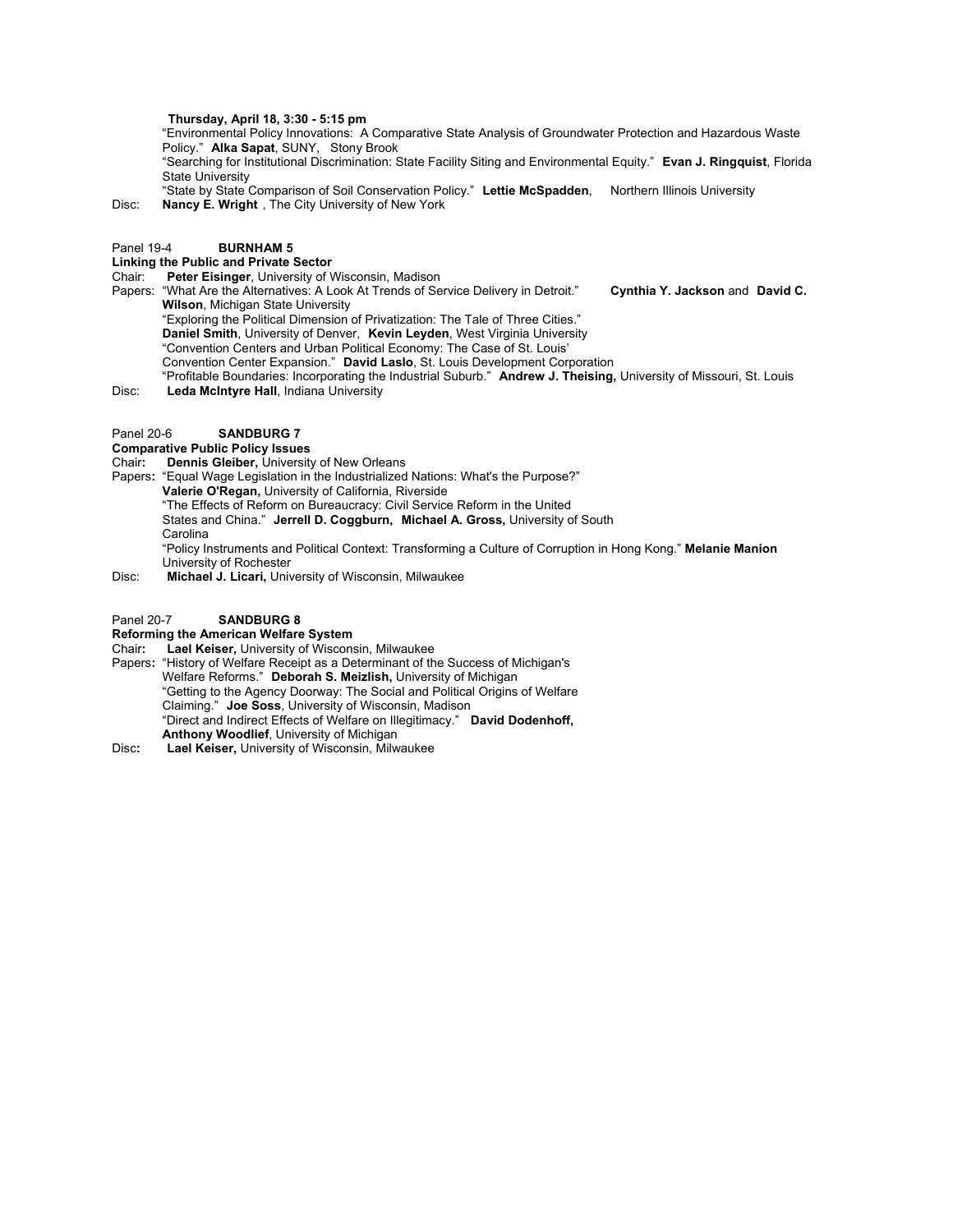**Thursday, April 18, 3:30 - 5:15 pm**

"Environmental Policy Innovations: A Comparative State Analysis of Groundwater Protection and Hazardous Waste Policy." **Alka Sapat**, SUNY, Stony Brook

"Searching for Institutional Discrimination: State Facility Siting and Environmental Equity." **Evan J. Ringquist**, Florida State University

"State by State Comparison of Soil Conservation Policy." **Lettie McSpadden**, Northern Illinois University

Disc: **Nancy E. Wright**, The City University of New York

Panel 19-4 **BURNHAM 5**

**Linking the Public and Private Sector**

Chair: **Peter Eisinger**, University of Wisconsin, Madison

Papers: "What Are the Alternatives: A Look At Trends of Service Delivery in Detroit." **Cynthia Y. Jackson** and **David C. Wilson**, Michigan State University

"Exploring the Political Dimension of Privatization: The Tale of Three Cities." **Daniel Smith**, University of Denver, **Kevin Leyden**, West Virginia University

"Convention Centers and Urban Political Economy: The Case of St. Louis' Convention Center Expansion." **David Laslo**, St. Louis Development Corporation

"Profitable Boundaries: Incorporating the Industrial Suburb." **Andrew J. Theising,** University of Missouri, St. Louis

Disc: **Leda McIntyre Hall**, Indiana University

Panel 20-6 **SANDBURG 7**

**Comparative Public Policy Issues**

Chair**:** **Dennis Gleiber,** University of New Orleans

Papers**:** "Equal Wage Legislation in the Industrialized Nations: What's the Purpose?" **Valerie O'Regan,** University of California, Riverside

"The Effects of Reform on Bureaucracy: Civil Service Reform in the United States and China." **Jerrell D. Coggburn, Michael A. Gross,** University of South Carolina

"Policy Instruments and Political Context: Transforming a Culture of Corruption in Hong Kong." **Melanie Manion** University of Rochester

Disc: **Michael J. Licari,** University of Wisconsin, Milwaukee

Panel 20-7 **SANDBURG 8**

**Reforming the American Welfare System**

Chair**:** **Lael Keiser,** University of Wisconsin, Milwaukee

Papers**:** "History of Welfare Receipt as a Determinant of the Success of Michigan's Welfare Reforms." **Deborah S. Meizlish,** University of Michigan

"Getting to the Agency Doorway: The Social and Political Origins of Welfare Claiming." **Joe Soss**, University of Wisconsin, Madison

"Direct and Indirect Effects of Welfare on Illegitimacy." **David Dodenhoff, Anthony Woodlief**, University of Michigan

Disc**:** **Lael Keiser,** University of Wisconsin, Milwaukee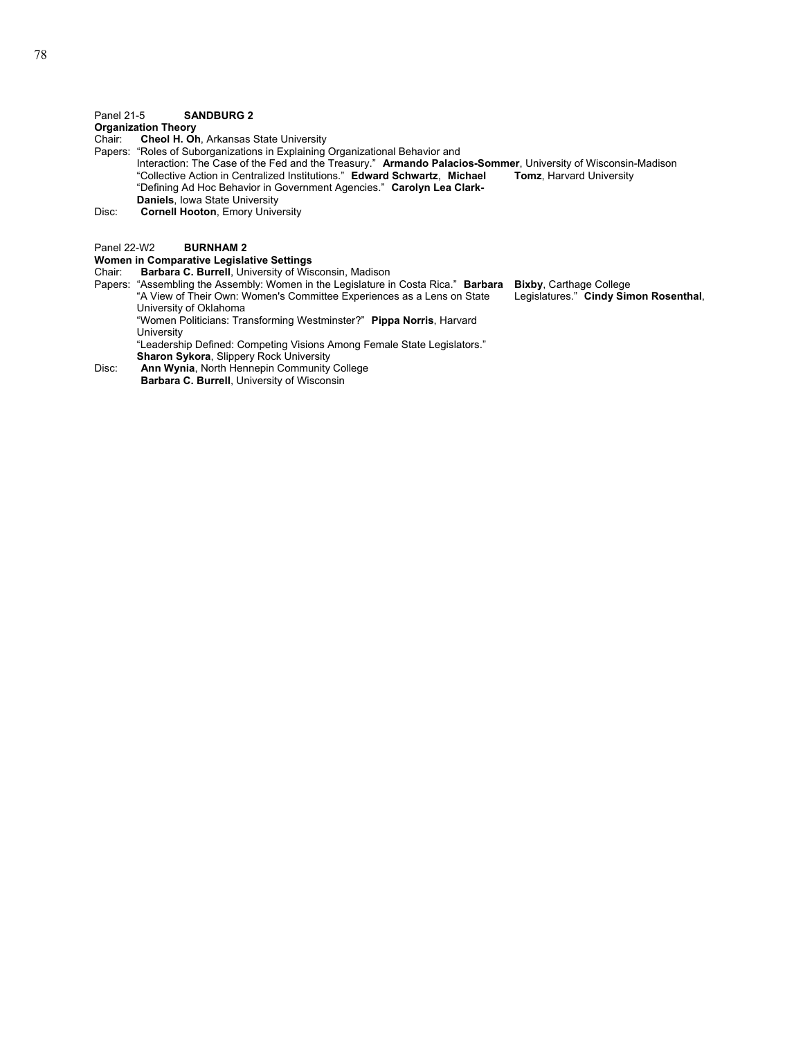Panel 21-5 **SANDBURG 2**
**Organization Theory**
Chair: **Cheol H. Oh**, Arkansas State University
Papers: "Roles of Suborganizations in Explaining Organizational Behavior and Interaction: The Case of the Fed and the Treasury." **Armando Palacios-Sommer**, University of Wisconsin-Madison
"Collective Action in Centralized Institutions." **Edward Schwartz**, **Michael Tomz**, Harvard University
"Defining Ad Hoc Behavior in Government Agencies." **Carolyn Lea Clark-Daniels**, Iowa State University
Disc: **Cornell Hooton**, Emory University

Panel 22-W2 **BURNHAM 2**
**Women in Comparative Legislative Settings**
Chair: **Barbara C. Burrell**, University of Wisconsin, Madison
Papers: "Assembling the Assembly: Women in the Legislature in Costa Rica." **Barbara Bixby**, Carthage College
"A View of Their Own: Women's Committee Experiences as a Lens on State Legislatures." **Cindy Simon Rosenthal**, University of Oklahoma
"Women Politicians: Transforming Westminster?" **Pippa Norris**, Harvard University
"Leadership Defined: Competing Visions Among Female State Legislators." **Sharon Sykora**, Slippery Rock University
Disc: **Ann Wynia**, North Hennepin Community College
**Barbara C. Burrell**, University of Wisconsin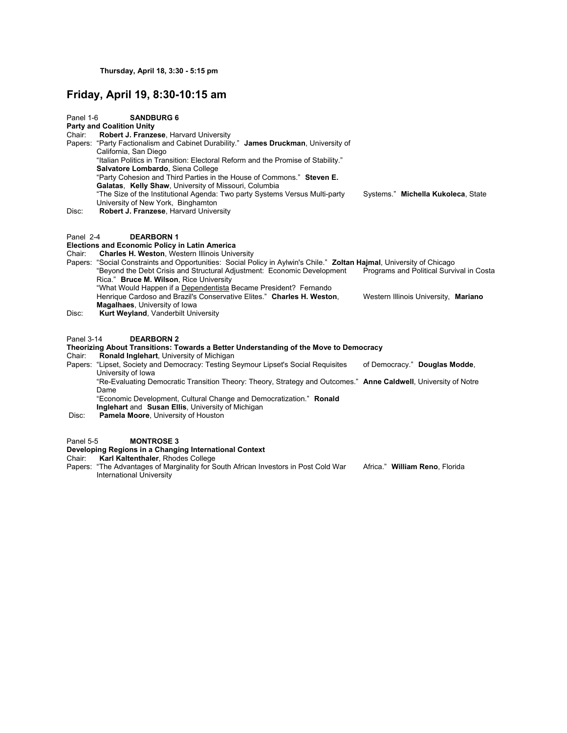**Thursday, April 18, 3:30 - 5:15 pm**

## Friday, April 19, 8:30-10:15 am

Panel 1-6 **SANDBURG 6**
**Party and Coalition Unity**
Chair: **Robert J. Franzese**, Harvard University
Papers: "Party Factionalism and Cabinet Durability." **James Druckman**, University of California, San Diego
"Italian Politics in Transition: Electoral Reform and the Promise of Stability." **Salvatore Lombardo**, Siena College
"Party Cohesion and Third Parties in the House of Commons." **Steven E. Galatas**, **Kelly Shaw**, University of Missouri, Columbia
"The Size of the Institutional Agenda: Two party Systems Versus Multi-party Systems." **Michella Kukoleca**, State University of New York, Binghamton
Disc: **Robert J. Franzese**, Harvard University

Panel 2-4 **DEARBORN 1**
**Elections and Economic Policy in Latin America**
Chair: **Charles H. Weston**, Western Illinois University
Papers: "Social Constraints and Opportunities: Social Policy in Aylwin's Chile." **Zoltan Hajmal**, University of Chicago
"Beyond the Debt Crisis and Structural Adjustment: Economic Development Programs and Political Survival in Costa Rica." **Bruce M. Wilson**, Rice University
"What Would Happen if a Dependentista Became President? Fernando Henrique Cardoso and Brazil's Conservative Elites." **Charles H. Weston**, Western Illinois University, **Mariano Magalhaes**, University of Iowa
Disc: **Kurt Weyland**, Vanderbilt University

Panel 3-14 **DEARBORN 2**
**Theorizing About Transitions: Towards a Better Understanding of the Move to Democracy**
Chair: **Ronald Inglehart**, University of Michigan
Papers: "Lipset, Society and Democracy: Testing Seymour Lipset's Social Requisites of Democracy." **Douglas Modde**, University of Iowa
"Re-Evaluating Democratic Transition Theory: Theory, Strategy and Outcomes." **Anne Caldwell**, University of Notre Dame
"Economic Development, Cultural Change and Democratization." **Ronald Inglehart** and **Susan Ellis**, University of Michigan
Disc: **Pamela Moore**, University of Houston

Panel 5-5 **MONTROSE 3**
**Developing Regions in a Changing International Context**
Chair: **Karl Kaltenthaler**, Rhodes College
Papers: "The Advantages of Marginality for South African Investors in Post Cold War Africa." **William Reno**, Florida International University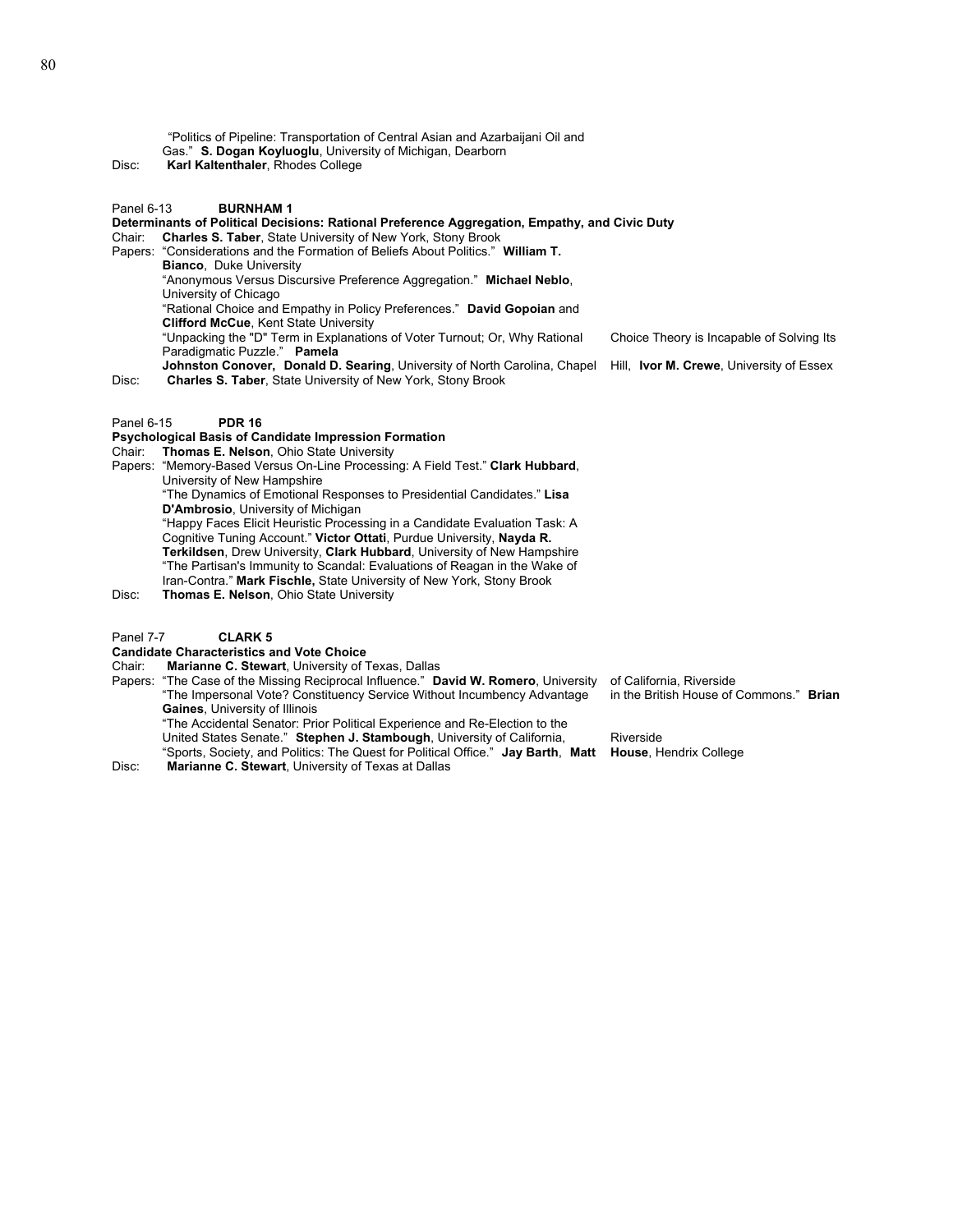"Politics of Pipeline: Transportation of Central Asian and Azarbaijani Oil and Gas." **S. Dogan Koyluoglu**, University of Michigan, Dearborn

Disc: **Karl Kaltenthaler**, Rhodes College

Panel 6-13 **BURNHAM 1**

**Determinants of Political Decisions: Rational Preference Aggregation, Empathy, and Civic Duty**

Chair: **Charles S. Taber**, State University of New York, Stony Brook

Papers: "Considerations and the Formation of Beliefs About Politics." **William T. Bianco**, Duke University

"Anonymous Versus Discursive Preference Aggregation." **Michael Neblo**, University of Chicago

"Rational Choice and Empathy in Policy Preferences." **David Gopoian** and **Clifford McCue**, Kent State University

"Unpacking the "D" Term in Explanations of Voter Turnout; Or, Why Rational Choice Theory is Incapable of Solving Its Paradigmatic Puzzle." **Pamela Johnston Conover, Donald D. Searing**, University of North Carolina, Chapel Hill, **Ivor M. Crewe**, University of Essex

Disc: **Charles S. Taber**, State University of New York, Stony Brook

Panel 6-15 **PDR 16**

**Psychological Basis of Candidate Impression Formation**

Chair: **Thomas E. Nelson**, Ohio State University

Papers: "Memory-Based Versus On-Line Processing: A Field Test." **Clark Hubbard**, University of New Hampshire

"The Dynamics of Emotional Responses to Presidential Candidates." **Lisa D'Ambrosio**, University of Michigan

"Happy Faces Elicit Heuristic Processing in a Candidate Evaluation Task: A Cognitive Tuning Account." **Victor Ottati**, Purdue University, **Nayda R. Terkildsen**, Drew University, **Clark Hubbard**, University of New Hampshire

"The Partisan's Immunity to Scandal: Evaluations of Reagan in the Wake of Iran-Contra." **Mark Fischle,** State University of New York, Stony Brook

Disc: **Thomas E. Nelson**, Ohio State University

Panel 7-7 **CLARK 5**

**Candidate Characteristics and Vote Choice**

Chair: **Marianne C. Stewart**, University of Texas, Dallas

Papers: "The Case of the Missing Reciprocal Influence." **David W. Romero**, University of California, Riverside

"The Impersonal Vote? Constituency Service Without Incumbency Advantage in the British House of Commons." **Brian Gaines**, University of Illinois

"The Accidental Senator: Prior Political Experience and Re-Election to the United States Senate." **Stephen J. Stambough**, University of California, Riverside

"Sports, Society, and Politics: The Quest for Political Office." **Jay Barth**, **Matt House**, Hendrix College

Disc: **Marianne C. Stewart**, University of Texas at Dallas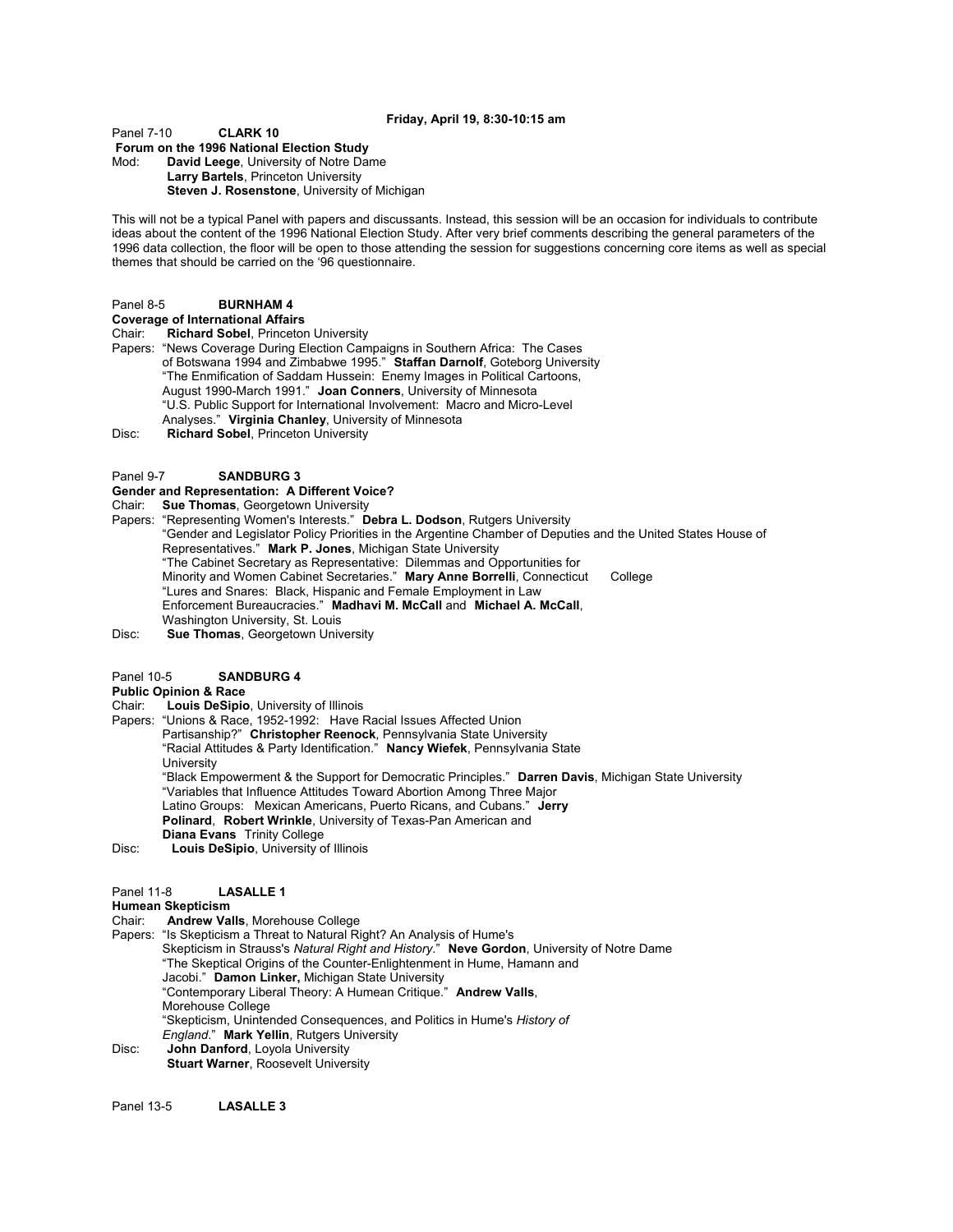**Friday, April 19, 8:30-10:15 am**

Panel 7-10 **CLARK 10**

**Forum on the 1996 National Election Study**

Mod: **David Leege**, University of Notre Dame
**Larry Bartels**, Princeton University
**Steven J. Rosenstone**, University of Michigan

This will not be a typical Panel with papers and discussants. Instead, this session will be an occasion for individuals to contribute ideas about the content of the 1996 National Election Study. After very brief comments describing the general parameters of the 1996 data collection, the floor will be open to those attending the session for suggestions concerning core items as well as special themes that should be carried on the '96 questionnaire.

Panel 8-5 **BURNHAM 4**

**Coverage of International Affairs**

Chair: **Richard Sobel**, Princeton University

Papers: "News Coverage During Election Campaigns in Southern Africa: The Cases of Botswana 1994 and Zimbabwe 1995." **Staffan Darnolf**, Goteborg University
"The Enmification of Saddam Hussein: Enemy Images in Political Cartoons, August 1990-March 1991." **Joan Conners**, University of Minnesota
"U.S. Public Support for International Involvement: Macro and Micro-Level Analyses." **Virginia Chanley**, University of Minnesota

Disc: **Richard Sobel**, Princeton University

Panel 9-7 **SANDBURG 3**

**Gender and Representation: A Different Voice?**

Chair: **Sue Thomas**, Georgetown University

Papers: "Representing Women's Interests." **Debra L. Dodson**, Rutgers University
"Gender and Legislator Policy Priorities in the Argentine Chamber of Deputies and the United States House of Representatives." **Mark P. Jones**, Michigan State University
"The Cabinet Secretary as Representative: Dilemmas and Opportunities for Minority and Women Cabinet Secretaries." **Mary Anne Borrelli**, Connecticut College
"Lures and Snares: Black, Hispanic and Female Employment in Law Enforcement Bureaucracies." **Madhavi M. McCall** and **Michael A. McCall**, Washington University, St. Louis

Disc: **Sue Thomas**, Georgetown University

Panel 10-5 **SANDBURG 4**

**Public Opinion & Race**

Chair: **Louis DeSipio**, University of Illinois

Papers: "Unions & Race, 1952-1992: Have Racial Issues Affected Union Partisanship?" **Christopher Reenock**, Pennsylvania State University
"Racial Attitudes & Party Identification." **Nancy Wiefek**, Pennsylvania State University
"Black Empowerment & the Support for Democratic Principles." **Darren Davis**, Michigan State University
"Variables that Influence Attitudes Toward Abortion Among Three Major Latino Groups: Mexican Americans, Puerto Ricans, and Cubans." **Jerry Polinard**, **Robert Wrinkle**, University of Texas-Pan American and **Diana Evans** Trinity College

Disc: **Louis DeSipio**, University of Illinois

Panel 11-8 **LASALLE 1**

**Humean Skepticism**

Chair: **Andrew Valls**, Morehouse College

Papers: "Is Skepticism a Threat to Natural Right? An Analysis of Hume's Skepticism in Strauss's *Natural Right and History*." **Neve Gordon**, University of Notre Dame
"The Skeptical Origins of the Counter-Enlightenment in Hume, Hamann and Jacobi." **Damon Linker,** Michigan State University
"Contemporary Liberal Theory: A Humean Critique." **Andrew Valls**, Morehouse College
"Skepticism, Unintended Consequences, and Politics in Hume's *History of England*." **Mark Yellin**, Rutgers University

Disc: **John Danford**, Loyola University
**Stuart Warner**, Roosevelt University

Panel 13-5 **LASALLE 3**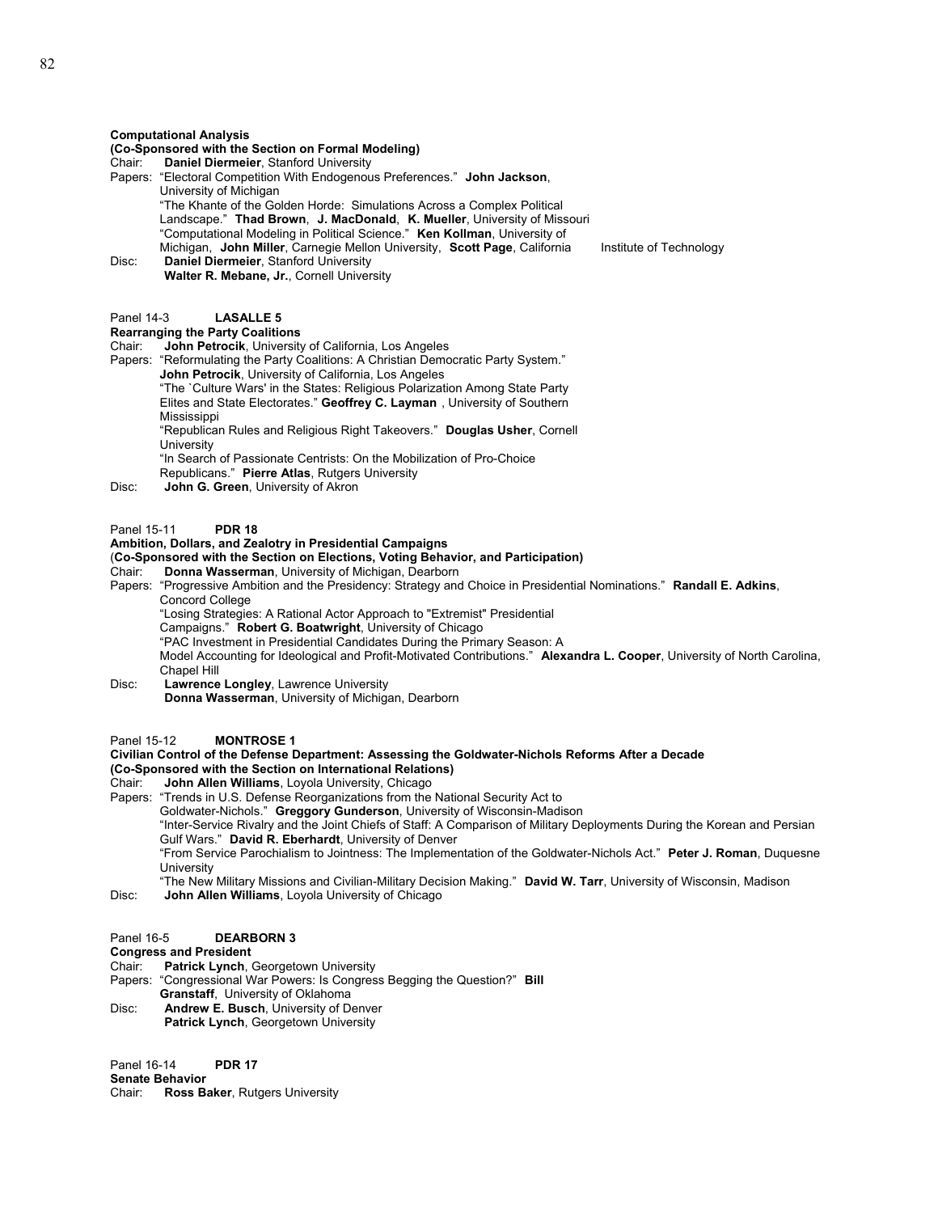**Computational Analysis**
**(Co-Sponsored with the Section on Formal Modeling)**
Chair: **Daniel Diermeier**, Stanford University
Papers: "Electoral Competition With Endogenous Preferences." **John Jackson**, University of Michigan
"The Khante of the Golden Horde: Simulations Across a Complex Political Landscape." **Thad Brown**, **J. MacDonald**, **K. Mueller**, University of Missouri
"Computational Modeling in Political Science." **Ken Kollman**, University of Michigan, **John Miller**, Carnegie Mellon University, **Scott Page**, California Institute of Technology
Disc: **Daniel Diermeier**, Stanford University
**Walter R. Mebane, Jr.**, Cornell University

Panel 14-3 **LASALLE 5**
**Rearranging the Party Coalitions**
Chair: **John Petrocik**, University of California, Los Angeles
Papers: "Reformulating the Party Coalitions: A Christian Democratic Party System." **John Petrocik**, University of California, Los Angeles
"The `Culture Wars' in the States: Religious Polarization Among State Party Elites and State Electorates." **Geoffrey C. Layman** , University of Southern Mississippi
"Republican Rules and Religious Right Takeovers." **Douglas Usher**, Cornell University
"In Search of Passionate Centrists: On the Mobilization of Pro-Choice Republicans." **Pierre Atlas**, Rutgers University
Disc: **John G. Green**, University of Akron

Panel 15-11 **PDR 18**
**Ambition, Dollars, and Zealotry in Presidential Campaigns**
(**Co-Sponsored with the Section on Elections, Voting Behavior, and Participation)**
Chair: **Donna Wasserman**, University of Michigan, Dearborn
Papers: "Progressive Ambition and the Presidency: Strategy and Choice in Presidential Nominations." **Randall E. Adkins**, Concord College
"Losing Strategies: A Rational Actor Approach to "Extremist" Presidential Campaigns." **Robert G. Boatwright**, University of Chicago
"PAC Investment in Presidential Candidates During the Primary Season: A Model Accounting for Ideological and Profit-Motivated Contributions." **Alexandra L. Cooper**, University of North Carolina, Chapel Hill
Disc: **Lawrence Longley**, Lawrence University
**Donna Wasserman**, University of Michigan, Dearborn

Panel 15-12 **MONTROSE 1**
**Civilian Control of the Defense Department: Assessing the Goldwater-Nichols Reforms After a Decade**
**(Co-Sponsored with the Section on International Relations)**
Chair: **John Allen Williams**, Loyola University, Chicago
Papers: "Trends in U.S. Defense Reorganizations from the National Security Act to Goldwater-Nichols." **Greggory Gunderson**, University of Wisconsin-Madison
"Inter-Service Rivalry and the Joint Chiefs of Staff: A Comparison of Military Deployments During the Korean and Persian Gulf Wars." **David R. Eberhardt**, University of Denver
"From Service Parochialism to Jointness: The Implementation of the Goldwater-Nichols Act." **Peter J. Roman**, Duquesne University
"The New Military Missions and Civilian-Military Decision Making." **David W. Tarr**, University of Wisconsin, Madison
Disc: **John Allen Williams**, Loyola University of Chicago

Panel 16-5 **DEARBORN 3**
**Congress and President**
Chair: **Patrick Lynch**, Georgetown University
Papers: "Congressional War Powers: Is Congress Begging the Question?" **Bill Granstaff**, University of Oklahoma
Disc: **Andrew E. Busch**, University of Denver
**Patrick Lynch**, Georgetown University

Panel 16-14 **PDR 17**
**Senate Behavior**
Chair: **Ross Baker**, Rutgers University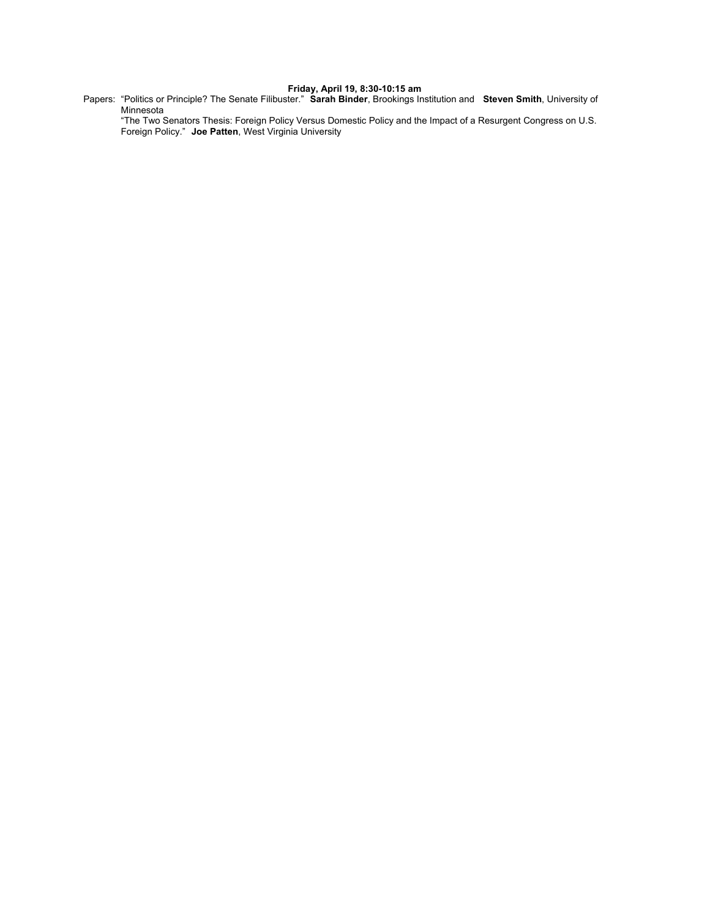**Friday, April 19, 8:30-10:15 am**

Papers: "Politics or Principle? The Senate Filibuster." **Sarah Binder**, Brookings Institution and **Steven Smith**, University of Minnesota

"The Two Senators Thesis: Foreign Policy Versus Domestic Policy and the Impact of a Resurgent Congress on U.S. Foreign Policy." **Joe Patten**, West Virginia University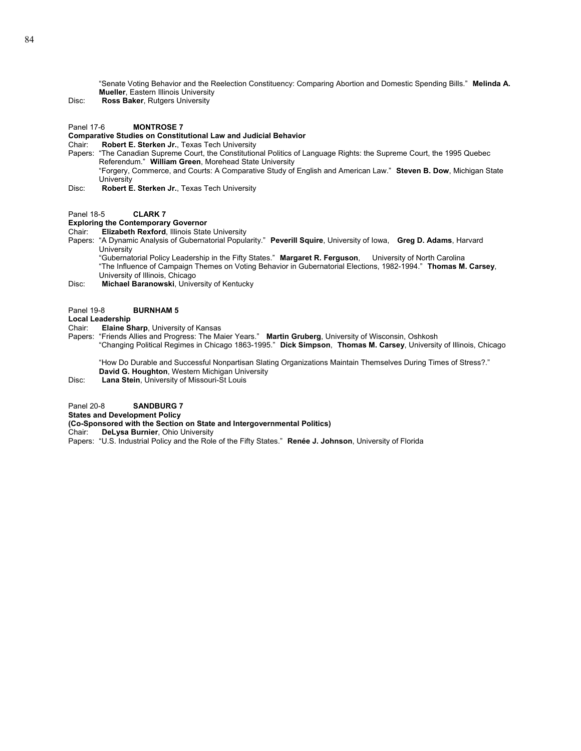"Senate Voting Behavior and the Reelection Constituency: Comparing Abortion and Domestic Spending Bills." **Melinda A. Mueller**, Eastern Illinois University

Disc: **Ross Baker**, Rutgers University

Panel 17-6 **MONTROSE 7**

**Comparative Studies on Constitutional Law and Judicial Behavior**

Chair: **Robert E. Sterken Jr.**, Texas Tech University

Papers: "The Canadian Supreme Court, the Constitutional Politics of Language Rights: the Supreme Court, the 1995 Quebec Referendum." **William Green**, Morehead State University

"Forgery, Commerce, and Courts: A Comparative Study of English and American Law." **Steven B. Dow**, Michigan State University

Disc: **Robert E. Sterken Jr.**, Texas Tech University

Panel 18-5 **CLARK 7**

**Exploring the Contemporary Governor**

Chair: **Elizabeth Rexford**, Illinois State University

Papers: "A Dynamic Analysis of Gubernatorial Popularity." **Peverill Squire**, University of Iowa, **Greg D. Adams**, Harvard University

"Gubernatorial Policy Leadership in the Fifty States." **Margaret R. Ferguson**, University of North Carolina

"The Influence of Campaign Themes on Voting Behavior in Gubernatorial Elections, 1982-1994." **Thomas M. Carsey**, University of Illinois, Chicago

Disc: **Michael Baranowski**, University of Kentucky

Panel 19-8 **BURNHAM 5**

**Local Leadership**

Chair: **Elaine Sharp**, University of Kansas

Papers: "Friends Allies and Progress: The Maier Years." **Martin Gruberg**, University of Wisconsin, Oshkosh

"Changing Political Regimes in Chicago 1863-1995." **Dick Simpson**, **Thomas M. Carsey**, University of Illinois, Chicago

"How Do Durable and Successful Nonpartisan Slating Organizations Maintain Themselves During Times of Stress?." **David G. Houghton**, Western Michigan University

Disc: **Lana Stein**, University of Missouri-St Louis

Panel 20-8 **SANDBURG 7**

**States and Development Policy**

**(Co-Sponsored with the Section on State and Intergovernmental Politics)**

Chair: **DeLysa Burnier**, Ohio University

Papers: "U.S. Industrial Policy and the Role of the Fifty States." **Renée J. Johnson**, University of Florida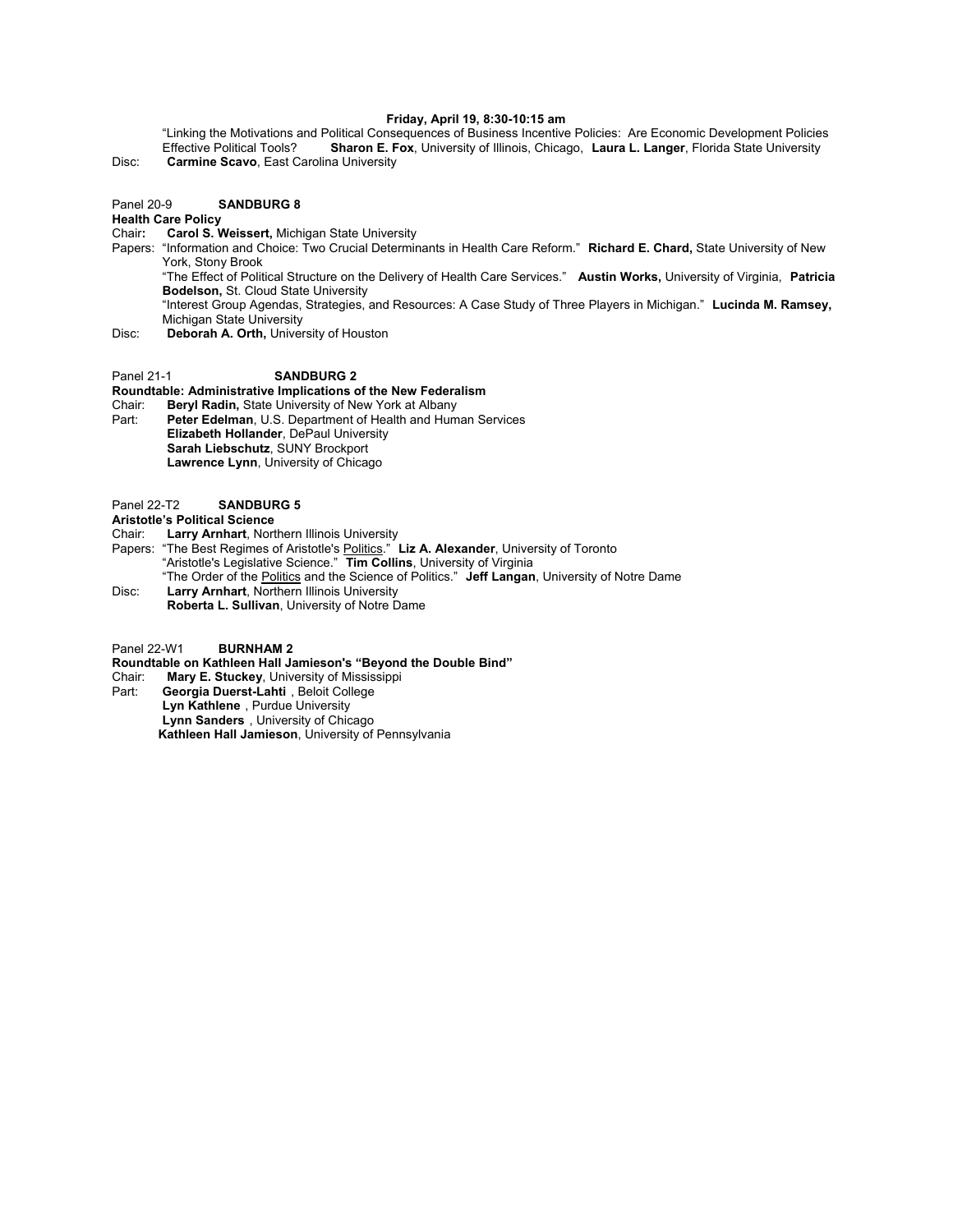**Friday, April 19, 8:30-10:15 am**

"Linking the Motivations and Political Consequences of Business Incentive Policies: Are Economic Development Policies Effective Political Tools? **Sharon E. Fox**, University of Illinois, Chicago, **Laura L. Langer**, Florida State University

Disc: **Carmine Scavo**, East Carolina University

Panel 20-9 **SANDBURG 8**

**Health Care Policy**

Chair**:** **Carol S. Weissert,** Michigan State University

Papers: "Information and Choice: Two Crucial Determinants in Health Care Reform." **Richard E. Chard,** State University of New York, Stony Brook

"The Effect of Political Structure on the Delivery of Health Care Services." **Austin Works,** University of Virginia, **Patricia Bodelson,** St. Cloud State University

"Interest Group Agendas, Strategies, and Resources: A Case Study of Three Players in Michigan." **Lucinda M. Ramsey,** Michigan State University

Disc: **Deborah A. Orth,** University of Houston

Panel 21-1 **SANDBURG 2**

**Roundtable: Administrative Implications of the New Federalism**

Chair: **Beryl Radin,** State University of New York at Albany

Part: **Peter Edelman**, U.S. Department of Health and Human Services
**Elizabeth Hollander**, DePaul University
**Sarah Liebschutz**, SUNY Brockport
**Lawrence Lynn**, University of Chicago

Panel 22-T2 **SANDBURG 5**

**Aristotle's Political Science**

Chair: **Larry Arnhart**, Northern Illinois University

Papers: "The Best Regimes of Aristotle's Politics." **Liz A. Alexander**, University of Toronto

"Aristotle's Legislative Science." **Tim Collins**, University of Virginia

"The Order of the Politics and the Science of Politics." **Jeff Langan**, University of Notre Dame

Disc: **Larry Arnhart**, Northern Illinois University
**Roberta L. Sullivan**, University of Notre Dame

Panel 22-W1 **BURNHAM 2**

**Roundtable on Kathleen Hall Jamieson's "Beyond the Double Bind"**

Chair: **Mary E. Stuckey**, University of Mississippi

Part: **Georgia Duerst-Lahti** , Beloit College
**Lyn Kathlene** , Purdue University
**Lynn Sanders** , University of Chicago
**Kathleen Hall Jamieson**, University of Pennsylvania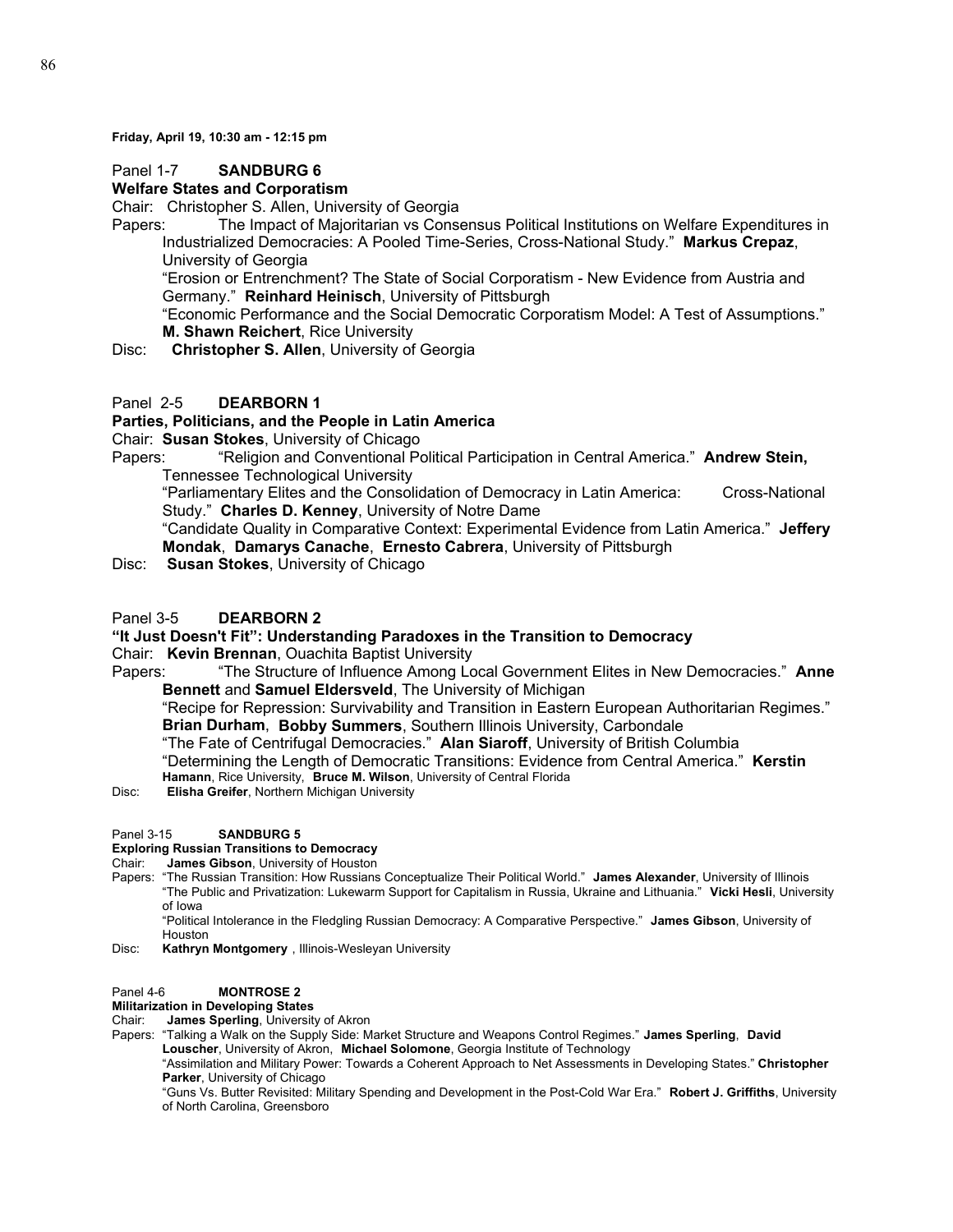**Friday, April 19, 10:30 am - 12:15 pm**

Panel 1-7 **SANDBURG 6**

**Welfare States and Corporatism**

Chair: Christopher S. Allen, University of Georgia

Papers: The Impact of Majoritarian vs Consensus Political Institutions on Welfare Expenditures in Industrialized Democracies: A Pooled Time-Series, Cross-National Study." **Markus Crepaz**, University of Georgia

"Erosion or Entrenchment? The State of Social Corporatism - New Evidence from Austria and Germany." **Reinhard Heinisch**, University of Pittsburgh

"Economic Performance and the Social Democratic Corporatism Model: A Test of Assumptions." **M. Shawn Reichert**, Rice University

Disc: **Christopher S. Allen**, University of Georgia

Panel 2-5 **DEARBORN 1**

**Parties, Politicians, and the People in Latin America**

Chair: **Susan Stokes**, University of Chicago

Papers: "Religion and Conventional Political Participation in Central America." **Andrew Stein,** Tennessee Technological University

"Parliamentary Elites and the Consolidation of Democracy in Latin America: Cross-National Study." **Charles D. Kenney**, University of Notre Dame

"Candidate Quality in Comparative Context: Experimental Evidence from Latin America." **Jeffery Mondak**, **Damarys Canache**, **Ernesto Cabrera**, University of Pittsburgh

Disc: **Susan Stokes**, University of Chicago

Panel 3-5 **DEARBORN 2**

**"It Just Doesn't Fit": Understanding Paradoxes in the Transition to Democracy**

Chair: **Kevin Brennan**, Ouachita Baptist University

Papers: "The Structure of Influence Among Local Government Elites in New Democracies." **Anne Bennett** and **Samuel Eldersveld**, The University of Michigan

"Recipe for Repression: Survivability and Transition in Eastern European Authoritarian Regimes." **Brian Durham**, **Bobby Summers**, Southern Illinois University, Carbondale

"The Fate of Centrifugal Democracies." **Alan Siaroff**, University of British Columbia

"Determining the Length of Democratic Transitions: Evidence from Central America." **Kerstin Hamann**, Rice University, **Bruce M. Wilson**, University of Central Florida

Disc: **Elisha Greifer**, Northern Michigan University

Panel 3-15 **SANDBURG 5**

**Exploring Russian Transitions to Democracy**

Chair: **James Gibson**, University of Houston

Papers: "The Russian Transition: How Russians Conceptualize Their Political World." **James Alexander**, University of Illinois

"The Public and Privatization: Lukewarm Support for Capitalism in Russia, Ukraine and Lithuania." **Vicki Hesli**, University of Iowa

"Political Intolerance in the Fledgling Russian Democracy: A Comparative Perspective." **James Gibson**, University of Houston

Disc: **Kathryn Montgomery** , Illinois-Wesleyan University

Panel 4-6 **MONTROSE 2**

**Militarization in Developing States**

Chair: **James Sperling**, University of Akron

Papers: "Talking a Walk on the Supply Side: Market Structure and Weapons Control Regimes." **James Sperling**, **David Louscher**, University of Akron, **Michael Solomone**, Georgia Institute of Technology

"Assimilation and Military Power: Towards a Coherent Approach to Net Assessments in Developing States." **Christopher Parker**, University of Chicago

"Guns Vs. Butter Revisited: Military Spending and Development in the Post-Cold War Era." **Robert J. Griffiths**, University of North Carolina, Greensboro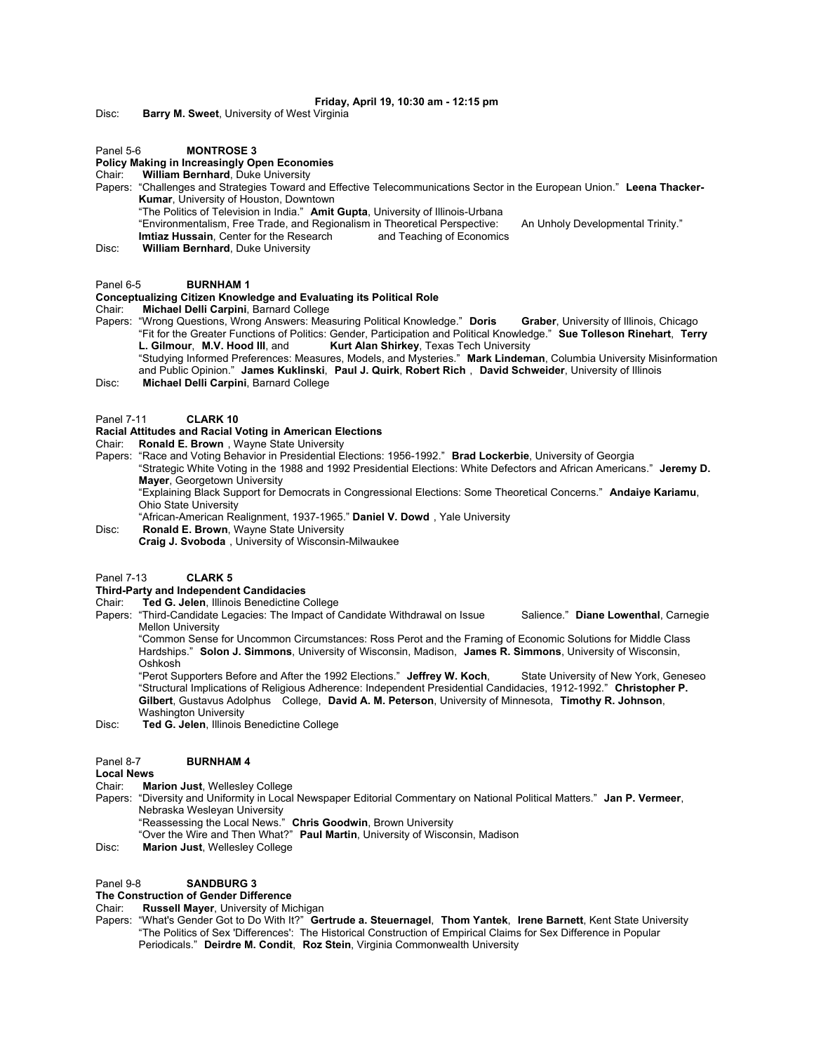**Friday, April 19, 10:30 am - 12:15 pm**

Disc: **Barry M. Sweet**, University of West Virginia

Panel 5-6 **MONTROSE 3**

**Policy Making in Increasingly Open Economies**

Chair: **William Bernhard**, Duke University

Papers: "Challenges and Strategies Toward and Effective Telecommunications Sector in the European Union." **Leena Thacker-Kumar**, University of Houston, Downtown

"The Politics of Television in India." **Amit Gupta**, University of Illinois-Urbana

"Environmentalism, Free Trade, and Regionalism in Theoretical Perspective: An Unholy Developmental Trinity." **Imtiaz Hussain**, Center for the Research and Teaching of Economics

Disc: **William Bernhard**, Duke University

Panel 6-5 **BURNHAM 1**

**Conceptualizing Citizen Knowledge and Evaluating its Political Role**

Chair: **Michael Delli Carpini**, Barnard College

Papers: "Wrong Questions, Wrong Answers: Measuring Political Knowledge." **Doris Graber**, University of Illinois, Chicago

"Fit for the Greater Functions of Politics: Gender, Participation and Political Knowledge." **Sue Tolleson Rinehart**, **Terry L. Gilmour**, **M.V. Hood III**, and **Kurt Alan Shirkey**, Texas Tech University

"Studying Informed Preferences: Measures, Models, and Mysteries." **Mark Lindeman**, Columbia University Misinformation and Public Opinion." **James Kuklinski**, **Paul J. Quirk**, **Robert Rich** , **David Schweider**, University of Illinois

Disc: **Michael Delli Carpini**, Barnard College

Panel 7-11 **CLARK 10**

**Racial Attitudes and Racial Voting in American Elections**

Chair: **Ronald E. Brown** , Wayne State University

Papers: "Race and Voting Behavior in Presidential Elections: 1956-1992." **Brad Lockerbie**, University of Georgia

"Strategic White Voting in the 1988 and 1992 Presidential Elections: White Defectors and African Americans." **Jeremy D. Mayer**, Georgetown University

"Explaining Black Support for Democrats in Congressional Elections: Some Theoretical Concerns." **Andaiye Kariamu**, Ohio State University

"African-American Realignment, 1937-1965." **Daniel V. Dowd** , Yale University

Disc: **Ronald E. Brown**, Wayne State University

**Craig J. Svoboda** , University of Wisconsin-Milwaukee

Panel 7-13 **CLARK 5**

**Third-Party and Independent Candidacies**

Chair: **Ted G. Jelen**, Illinois Benedictine College

Papers: "Third-Candidate Legacies: The Impact of Candidate Withdrawal on Issue Salience." **Diane Lowenthal**, Carnegie Mellon University

"Common Sense for Uncommon Circumstances: Ross Perot and the Framing of Economic Solutions for Middle Class Hardships." **Solon J. Simmons**, University of Wisconsin, Madison, **James R. Simmons**, University of Wisconsin, Oshkosh

"Perot Supporters Before and After the 1992 Elections." **Jeffrey W. Koch**, State University of New York, Geneseo

"Structural Implications of Religious Adherence: Independent Presidential Candidacies, 1912-1992." **Christopher P. Gilbert**, Gustavus Adolphus College, **David A. M. Peterson**, University of Minnesota, **Timothy R. Johnson**, Washington University

Disc: **Ted G. Jelen**, Illinois Benedictine College

Panel 8-7 **BURNHAM 4**

**Local News**

Chair: **Marion Just**, Wellesley College

Papers: "Diversity and Uniformity in Local Newspaper Editorial Commentary on National Political Matters." **Jan P. Vermeer**, Nebraska Wesleyan University

"Reassessing the Local News." **Chris Goodwin**, Brown University

"Over the Wire and Then What?" **Paul Martin**, University of Wisconsin, Madison

Disc: **Marion Just**, Wellesley College

Panel 9-8 **SANDBURG 3**

**The Construction of Gender Difference**

Chair: **Russell Mayer**, University of Michigan

Papers: "What's Gender Got to Do With It?" **Gertrude a. Steuernagel**, **Thom Yantek**, **Irene Barnett**, Kent State University

"The Politics of Sex 'Differences': The Historical Construction of Empirical Claims for Sex Difference in Popular Periodicals." **Deirdre M. Condit**, **Roz Stein**, Virginia Commonwealth University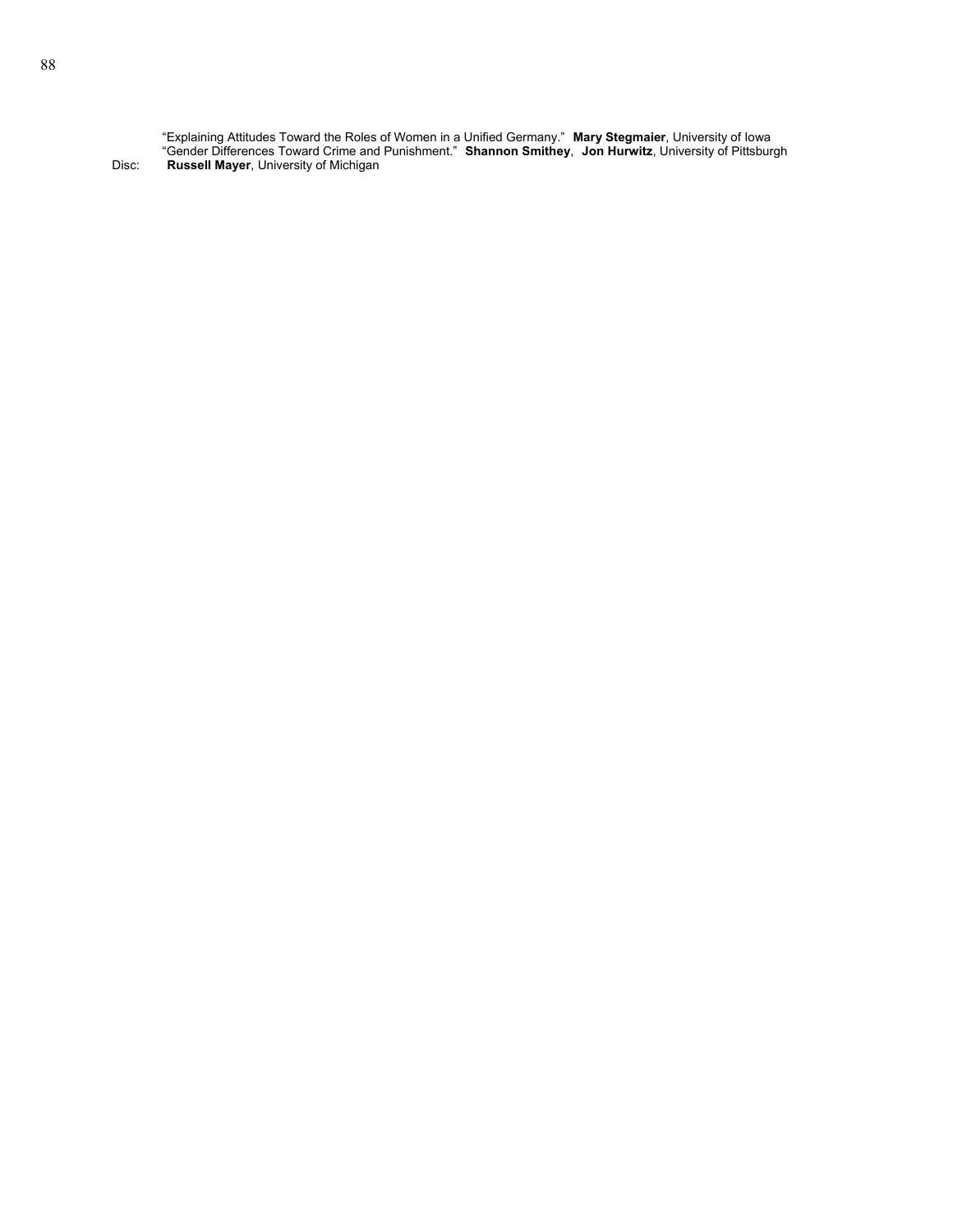"Explaining Attitudes Toward the Roles of Women in a Unified Germany." **Mary Stegmaier**, University of Iowa

"Gender Differences Toward Crime and Punishment." **Shannon Smithey**, **Jon Hurwitz**, University of Pittsburgh

Disc: **Russell Mayer**, University of Michigan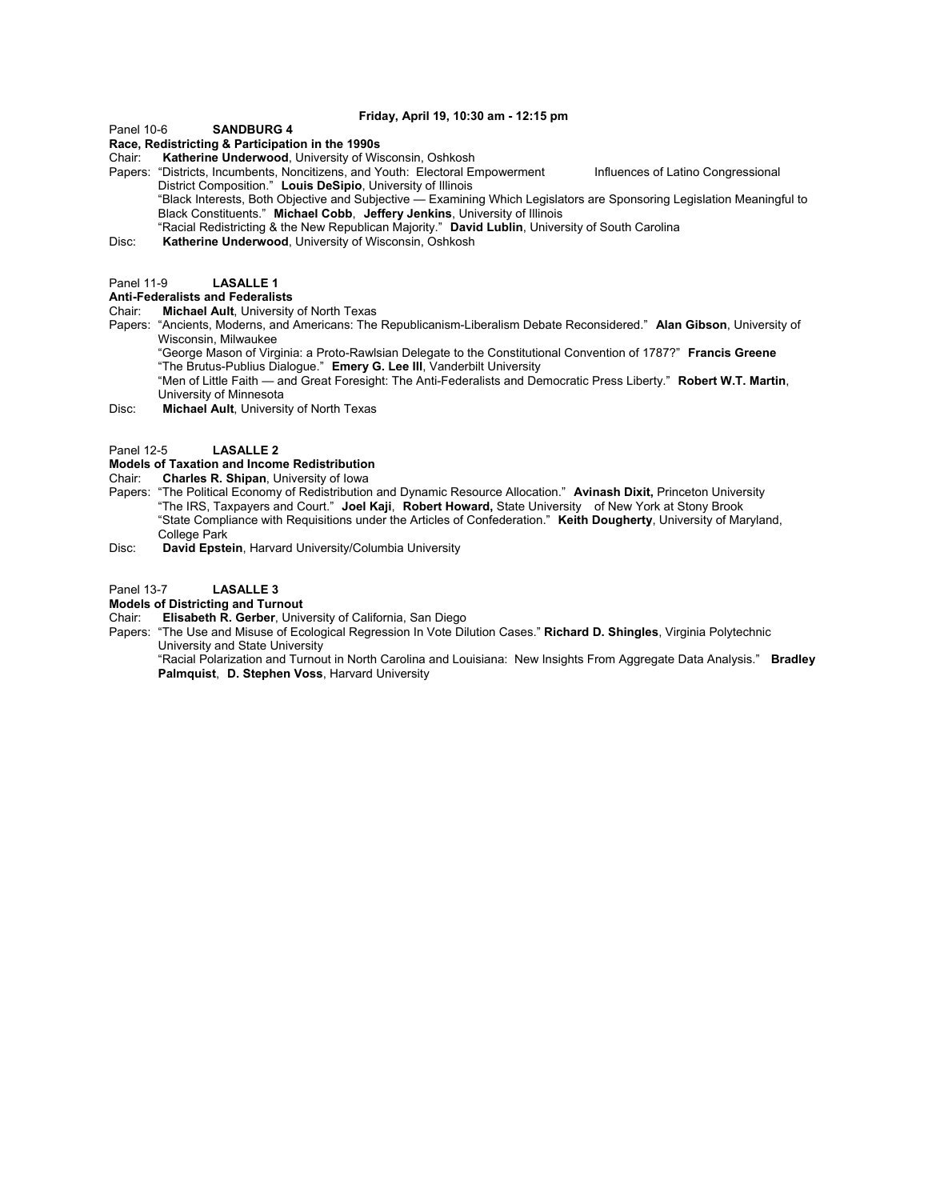**Friday, April 19, 10:30 am - 12:15 pm**

Panel 10-6 **SANDBURG 4**

**Race, Redistricting & Participation in the 1990s**

Chair: **Katherine Underwood**, University of Wisconsin, Oshkosh

Papers: "Districts, Incumbents, Noncitizens, and Youth: Electoral Empowerment Influences of Latino Congressional District Composition." **Louis DeSipio**, University of Illinois

"Black Interests, Both Objective and Subjective — Examining Which Legislators are Sponsoring Legislation Meaningful to Black Constituents." **Michael Cobb**, **Jeffery Jenkins**, University of Illinois

"Racial Redistricting & the New Republican Majority." **David Lublin**, University of South Carolina

Disc: **Katherine Underwood**, University of Wisconsin, Oshkosh

Panel 11-9 **LASALLE 1**

**Anti-Federalists and Federalists**

Chair: **Michael Ault**, University of North Texas

Papers: "Ancients, Moderns, and Americans: The Republicanism-Liberalism Debate Reconsidered." **Alan Gibson**, University of Wisconsin, Milwaukee

"George Mason of Virginia: a Proto-Rawlsian Delegate to the Constitutional Convention of 1787?" **Francis Greene**

"The Brutus-Publius Dialogue." **Emery G. Lee III**, Vanderbilt University

"Men of Little Faith — and Great Foresight: The Anti-Federalists and Democratic Press Liberty." **Robert W.T. Martin**, University of Minnesota

Disc: **Michael Ault**, University of North Texas

Panel 12-5 **LASALLE 2**

**Models of Taxation and Income Redistribution**

Chair: **Charles R. Shipan**, University of Iowa

Papers: "The Political Economy of Redistribution and Dynamic Resource Allocation." **Avinash Dixit,** Princeton University

"The IRS, Taxpayers and Court." **Joel Kaji**, **Robert Howard,** State University of New York at Stony Brook

"State Compliance with Requisitions under the Articles of Confederation." **Keith Dougherty**, University of Maryland, College Park

Disc: **David Epstein**, Harvard University/Columbia University

Panel 13-7 **LASALLE 3**

**Models of Districting and Turnout**

Chair: **Elisabeth R. Gerber**, University of California, San Diego

Papers: "The Use and Misuse of Ecological Regression In Vote Dilution Cases." **Richard D. Shingles**, Virginia Polytechnic University and State University

"Racial Polarization and Turnout in North Carolina and Louisiana: New Insights From Aggregate Data Analysis." **Bradley Palmquist**, **D. Stephen Voss**, Harvard University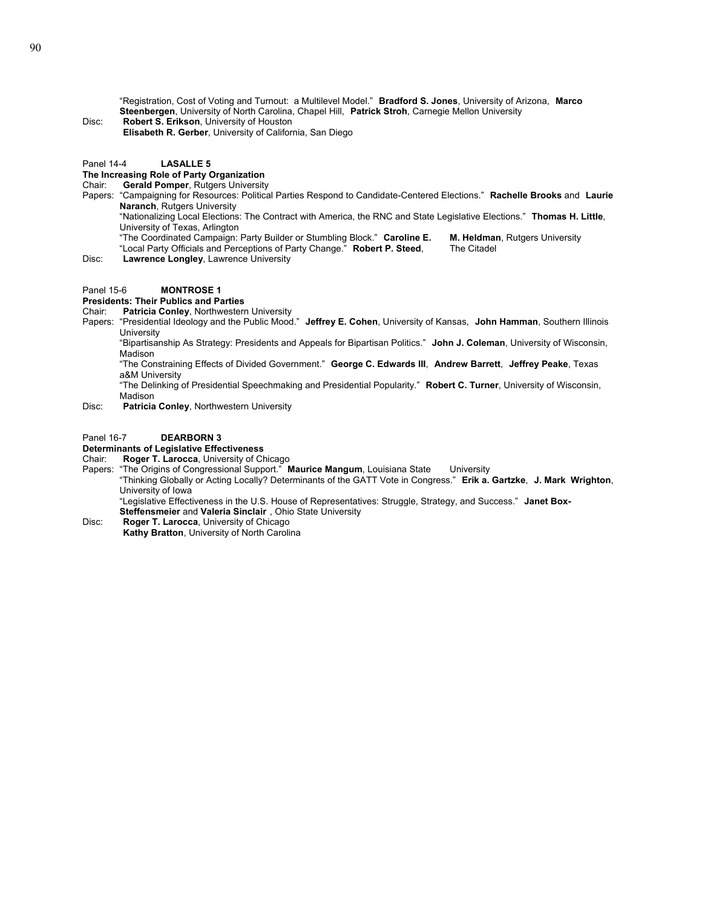"Registration, Cost of Voting and Turnout: a Multilevel Model." **Bradford S. Jones**, University of Arizona, **Marco Steenbergen**, University of North Carolina, Chapel Hill, **Patrick Stroh**, Carnegie Mellon University

Disc: **Robert S. Erikson**, University of Houston
**Elisabeth R. Gerber**, University of California, San Diego

Panel 14-4 **LASALLE 5**

**The Increasing Role of Party Organization**

Chair: **Gerald Pomper**, Rutgers University

Papers: "Campaigning for Resources: Political Parties Respond to Candidate-Centered Elections." **Rachelle Brooks** and **Laurie Naranch**, Rutgers University
"Nationalizing Local Elections: The Contract with America, the RNC and State Legislative Elections." **Thomas H. Little**, University of Texas, Arlington
"The Coordinated Campaign: Party Builder or Stumbling Block." **Caroline E. M. Heldman**, Rutgers University
"Local Party Officials and Perceptions of Party Change." **Robert P. Steed**, The Citadel

Disc: **Lawrence Longley**, Lawrence University

Panel 15-6 **MONTROSE 1**

**Presidents: Their Publics and Parties**

Chair: **Patricia Conley**, Northwestern University

Papers: "Presidential Ideology and the Public Mood." **Jeffrey E. Cohen**, University of Kansas, **John Hamman**, Southern Illinois University
"Bipartisanship As Strategy: Presidents and Appeals for Bipartisan Politics." **John J. Coleman**, University of Wisconsin, Madison
"The Constraining Effects of Divided Government." **George C. Edwards III**, **Andrew Barrett**, **Jeffrey Peake**, Texas a&M University
"The Delinking of Presidential Speechmaking and Presidential Popularity." **Robert C. Turner**, University of Wisconsin, Madison

Disc: **Patricia Conley**, Northwestern University

Panel 16-7 **DEARBORN 3**

**Determinants of Legislative Effectiveness**

Chair: **Roger T. Larocca**, University of Chicago

Papers: "The Origins of Congressional Support." **Maurice Mangum**, Louisiana State University
"Thinking Globally or Acting Locally? Determinants of the GATT Vote in Congress." **Erik a. Gartzke**, **J. Mark Wrighton**, University of Iowa
"Legislative Effectiveness in the U.S. House of Representatives: Struggle, Strategy, and Success." **Janet Box-Steffensmeier** and **Valeria Sinclair** , Ohio State University

Disc: **Roger T. Larocca**, University of Chicago
**Kathy Bratton**, University of North Carolina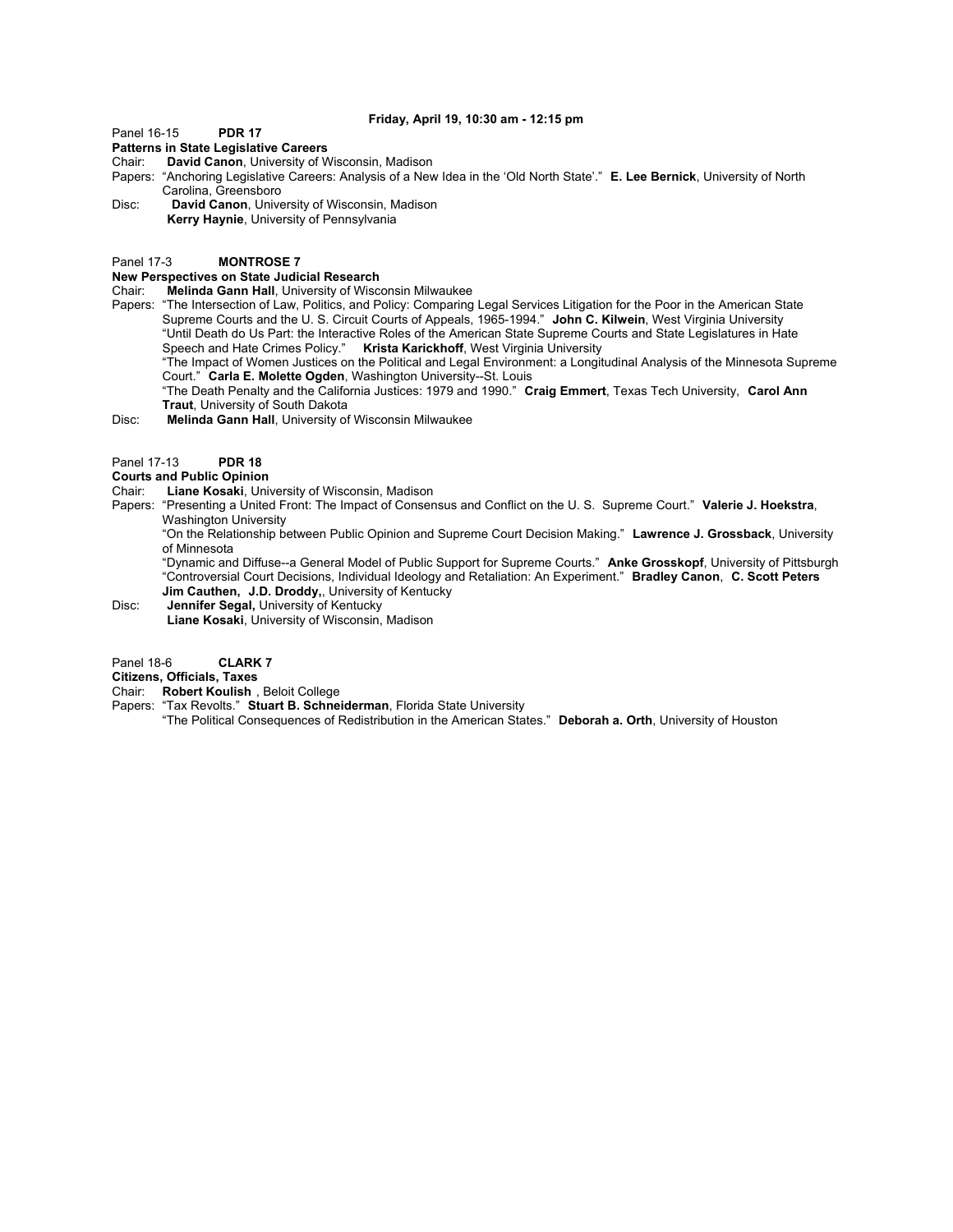**Friday, April 19, 10:30 am - 12:15 pm**

Panel 16-15 **PDR 17**

**Patterns in State Legislative Careers**

Chair: **David Canon**, University of Wisconsin, Madison

Papers: "Anchoring Legislative Careers: Analysis of a New Idea in the 'Old North State'." **E. Lee Bernick**, University of North Carolina, Greensboro

Disc: **David Canon**, University of Wisconsin, Madison
**Kerry Haynie**, University of Pennsylvania

Panel 17-3 **MONTROSE 7**

**New Perspectives on State Judicial Research**

Chair: **Melinda Gann Hall**, University of Wisconsin Milwaukee

Papers: "The Intersection of Law, Politics, and Policy: Comparing Legal Services Litigation for the Poor in the American State Supreme Courts and the U. S. Circuit Courts of Appeals, 1965-1994." **John C. Kilwein**, West Virginia University
"Until Death do Us Part: the Interactive Roles of the American State Supreme Courts and State Legislatures in Hate Speech and Hate Crimes Policy." **Krista Karickhoff**, West Virginia University
"The Impact of Women Justices on the Political and Legal Environment: a Longitudinal Analysis of the Minnesota Supreme Court." **Carla E. Molette Ogden**, Washington University--St. Louis
"The Death Penalty and the California Justices: 1979 and 1990." **Craig Emmert**, Texas Tech University, **Carol Ann Traut**, University of South Dakota

Disc: **Melinda Gann Hall**, University of Wisconsin Milwaukee

Panel 17-13 **PDR 18**

**Courts and Public Opinion**

Chair: **Liane Kosaki**, University of Wisconsin, Madison

Papers: "Presenting a United Front: The Impact of Consensus and Conflict on the U. S. Supreme Court." **Valerie J. Hoekstra**, Washington University
"On the Relationship between Public Opinion and Supreme Court Decision Making." **Lawrence J. Grossback**, University of Minnesota
"Dynamic and Diffuse--a General Model of Public Support for Supreme Courts." **Anke Grosskopf**, University of Pittsburgh
"Controversial Court Decisions, Individual Ideology and Retaliation: An Experiment." **Bradley Canon**, **C. Scott Peters**, **Jim Cauthen, J.D. Droddy,**, University of Kentucky

Disc: **Jennifer Segal,** University of Kentucky
**Liane Kosaki**, University of Wisconsin, Madison

Panel 18-6 **CLARK 7**

**Citizens, Officials, Taxes**

Chair: **Robert Koulish** , Beloit College

Papers: "Tax Revolts." **Stuart B. Schneiderman**, Florida State University
"The Political Consequences of Redistribution in the American States." **Deborah a. Orth**, University of Houston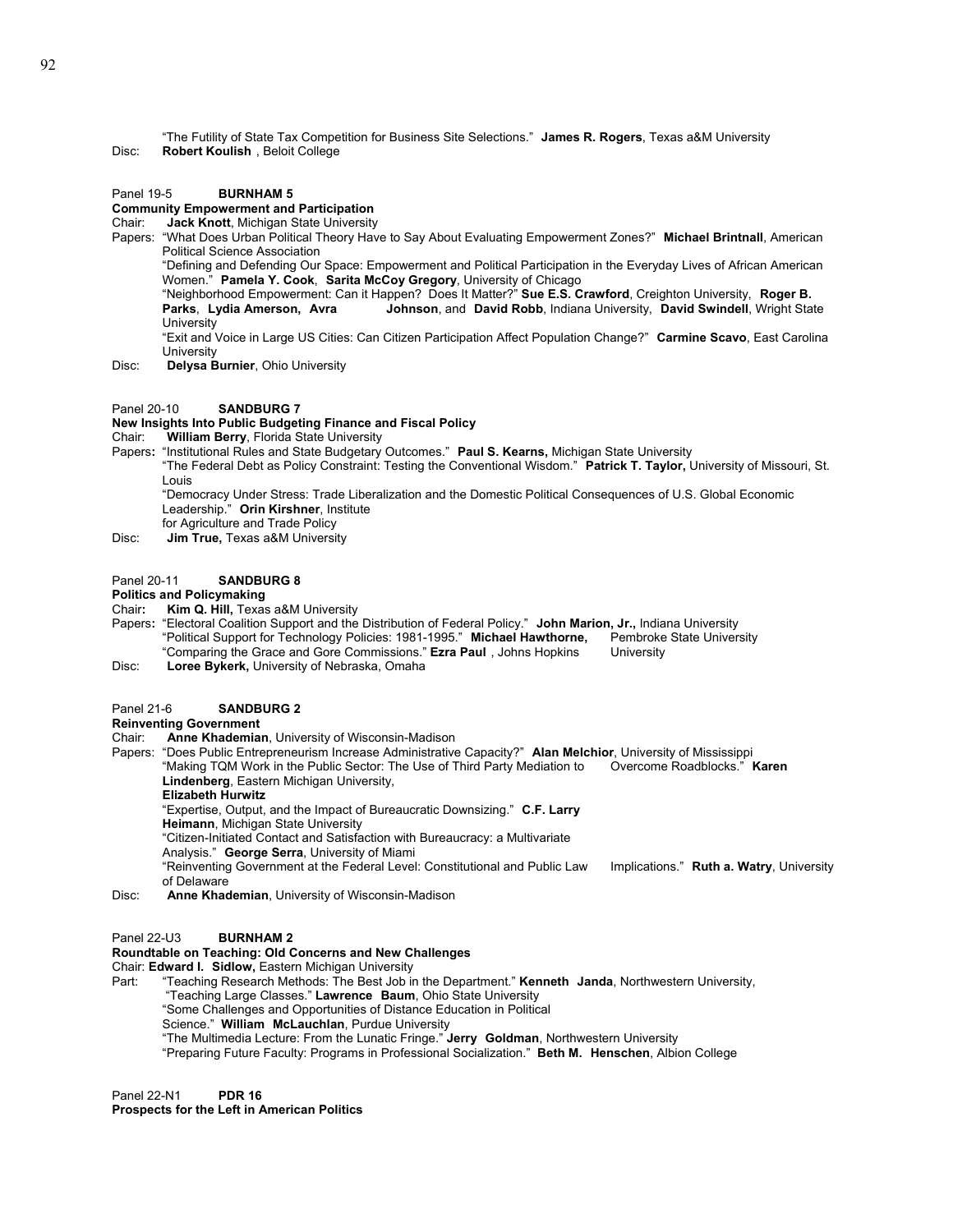"The Futility of State Tax Competition for Business Site Selections." **James R. Rogers**, Texas a&M University

Disc: **Robert Koulish** , Beloit College

Panel 19-5 **BURNHAM 5**

**Community Empowerment and Participation**

Chair: **Jack Knott**, Michigan State University

Papers: "What Does Urban Political Theory Have to Say About Evaluating Empowerment Zones?" **Michael Brintnall**, American Political Science Association

"Defining and Defending Our Space: Empowerment and Political Participation in the Everyday Lives of African American Women." **Pamela Y. Cook**, **Sarita McCoy Gregory**, University of Chicago

"Neighborhood Empowerment: Can it Happen? Does It Matter?" **Sue E.S. Crawford**, Creighton University, **Roger B. Parks**, **Lydia Amerson, Avra Johnson**, and **David Robb**, Indiana University, **David Swindell**, Wright State University

"Exit and Voice in Large US Cities: Can Citizen Participation Affect Population Change?" **Carmine Scavo**, East Carolina University

Disc: **Delysa Burnier**, Ohio University

Panel 20-10 **SANDBURG 7**

**New Insights Into Public Budgeting Finance and Fiscal Policy**

Chair: **William Berry**, Florida State University

Papers: "Institutional Rules and State Budgetary Outcomes." **Paul S. Kearns,** Michigan State University

"The Federal Debt as Policy Constraint: Testing the Conventional Wisdom." **Patrick T. Taylor,** University of Missouri, St. Louis

"Democracy Under Stress: Trade Liberalization and the Domestic Political Consequences of U.S. Global Economic Leadership." **Orin Kirshner**, Institute for Agriculture and Trade Policy

Disc: **Jim True,** Texas a&M University

Panel 20-11 **SANDBURG 8**

**Politics and Policymaking**

Chair: **Kim Q. Hill,** Texas a&M University

Papers: "Electoral Coalition Support and the Distribution of Federal Policy." **John Marion, Jr.,** Indiana University

"Political Support for Technology Policies: 1981-1995." **Michael Hawthorne,** Pembroke State University

"Comparing the Grace and Gore Commissions." **Ezra Paul** , Johns Hopkins University

Disc: **Loree Bykerk,** University of Nebraska, Omaha

Panel 21-6 **SANDBURG 2**

**Reinventing Government**

Chair: **Anne Khademian**, University of Wisconsin-Madison

Papers: "Does Public Entrepreneurism Increase Administrative Capacity?" **Alan Melchior**, University of Mississippi

"Making TQM Work in the Public Sector: The Use of Third Party Mediation to Overcome Roadblocks." **Karen Lindenberg**, Eastern Michigan University, **Elizabeth Hurwitz**

"Expertise, Output, and the Impact of Bureaucratic Downsizing." **C.F. Larry Heimann**, Michigan State University

"Citizen-Initiated Contact and Satisfaction with Bureaucracy: a Multivariate Analysis." **George Serra**, University of Miami

"Reinventing Government at the Federal Level: Constitutional and Public Law Implications." **Ruth a. Watry**, University of Delaware

Disc: **Anne Khademian**, University of Wisconsin-Madison

Panel 22-U3 **BURNHAM 2**

**Roundtable on Teaching: Old Concerns and New Challenges**

Chair: **Edward I. Sidlow,** Eastern Michigan University

Part: "Teaching Research Methods: The Best Job in the Department." **Kenneth Janda**, Northwestern University,

"Teaching Large Classes." **Lawrence Baum**, Ohio State University

"Some Challenges and Opportunities of Distance Education in Political Science." **William McLauchlan**, Purdue University

"The Multimedia Lecture: From the Lunatic Fringe." **Jerry Goldman**, Northwestern University

"Preparing Future Faculty: Programs in Professional Socialization." **Beth M. Henschen**, Albion College

Panel 22-N1 **PDR 16**

**Prospects for the Left in American Politics**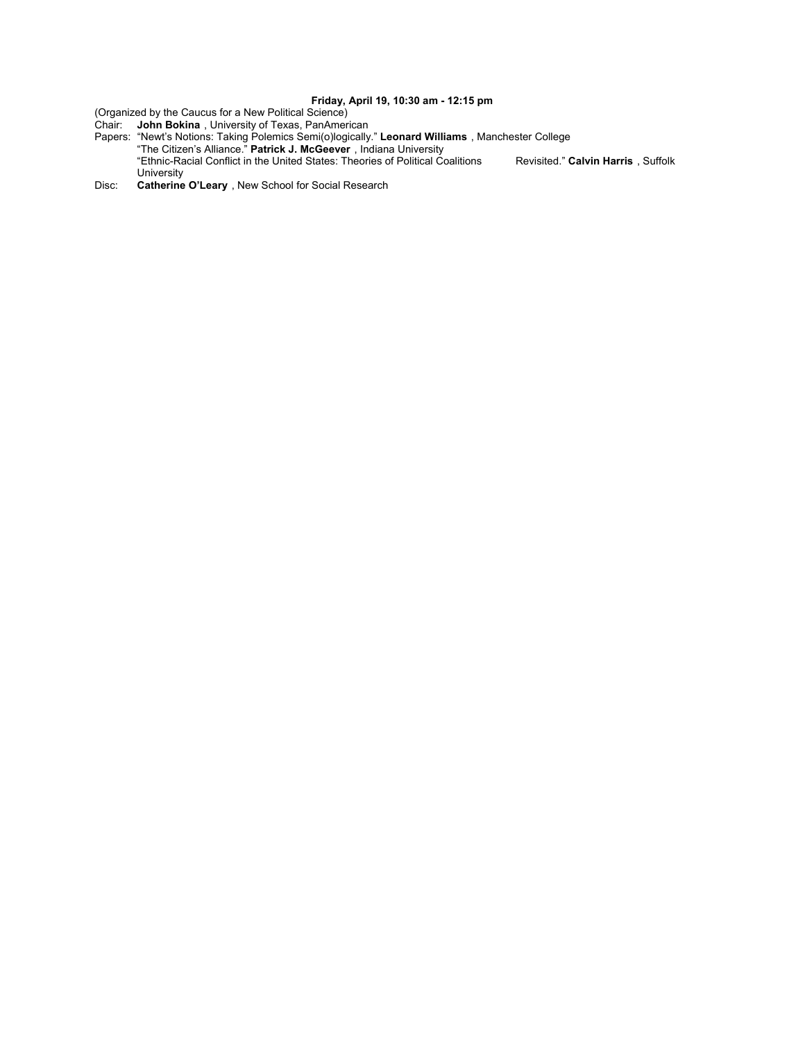**Friday, April 19, 10:30 am - 12:15 pm**

(Organized by the Caucus for a New Political Science)

Chair: **John Bokina** , University of Texas, PanAmerican

Papers: "Newt's Notions: Taking Polemics Semi(o)logically." **Leonard Williams** , Manchester College

"The Citizen's Alliance." **Patrick J. McGeever** , Indiana University

"Ethnic-Racial Conflict in the United States: Theories of Political Coalitions Revisited." **Calvin Harris** , Suffolk University

Disc: **Catherine O'Leary** , New School for Social Research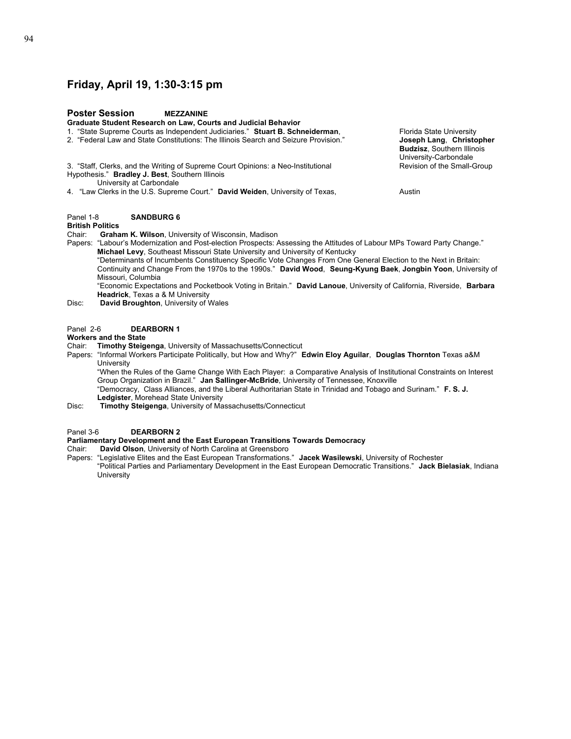## Friday, April 19, 1:30-3:15 pm

### Poster Session **MEZZANINE**

**Graduate Student Research on Law, Courts and Judicial Behavior**

1. "State Supreme Courts as Independent Judiciaries." **Stuart B. Schneiderman**, Florida State University
2. "Federal Law and State Constitutions: The Illinois Search and Seizure Provision." **Joseph Lang**, **Christopher Budzisz**, Southern Illinois University-Carbondale
3. "Staff, Clerks, and the Writing of Supreme Court Opinions: a Neo-Institutional Revision of the Small-Group Hypothesis." **Bradley J. Best**, Southern Illinois University at Carbondale
4. "Law Clerks in the U.S. Supreme Court." **David Weiden**, University of Texas, Austin

### Panel 1-8 **SANDBURG 6**

**British Politics**

Chair: **Graham K. Wilson**, University of Wisconsin, Madison

Papers: "Labour's Modernization and Post-election Prospects: Assessing the Attitudes of Labour MPs Toward Party Change." **Michael Levy**, Southeast Missouri State University and University of Kentucky

"Determinants of Incumbents Constituency Specific Vote Changes From One General Election to the Next in Britain: Continuity and Change From the 1970s to the 1990s." **David Wood**, **Seung-Kyung Baek**, **Jongbin Yoon**, University of Missouri, Columbia

"Economic Expectations and Pocketbook Voting in Britain." **David Lanoue**, University of California, Riverside, **Barbara Headrick**, Texas a & M University

Disc: **David Broughton**, University of Wales

### Panel 2-6 **DEARBORN 1**

**Workers and the State**

Chair: **Timothy Steigenga**, University of Massachusetts/Connecticut

Papers: "Informal Workers Participate Politically, but How and Why?" **Edwin Eloy Aguilar**, **Douglas Thornton** Texas a&M University

"When the Rules of the Game Change With Each Player: a Comparative Analysis of Institutional Constraints on Interest Group Organization in Brazil." **Jan Sallinger-McBride**, University of Tennessee, Knoxville

"Democracy, Class Alliances, and the Liberal Authoritarian State in Trinidad and Tobago and Surinam." **F. S. J. Ledgister**, Morehead State University

Disc: **Timothy Steigenga**, University of Massachusetts/Connecticut

### Panel 3-6 **DEARBORN 2**

**Parliamentary Development and the East European Transitions Towards Democracy**

Chair: **David Olson**, University of North Carolina at Greensboro

Papers: "Legislative Elites and the East European Transformations." **Jacek Wasilewski**, University of Rochester

"Political Parties and Parliamentary Development in the East European Democratic Transitions." **Jack Bielasiak**, Indiana University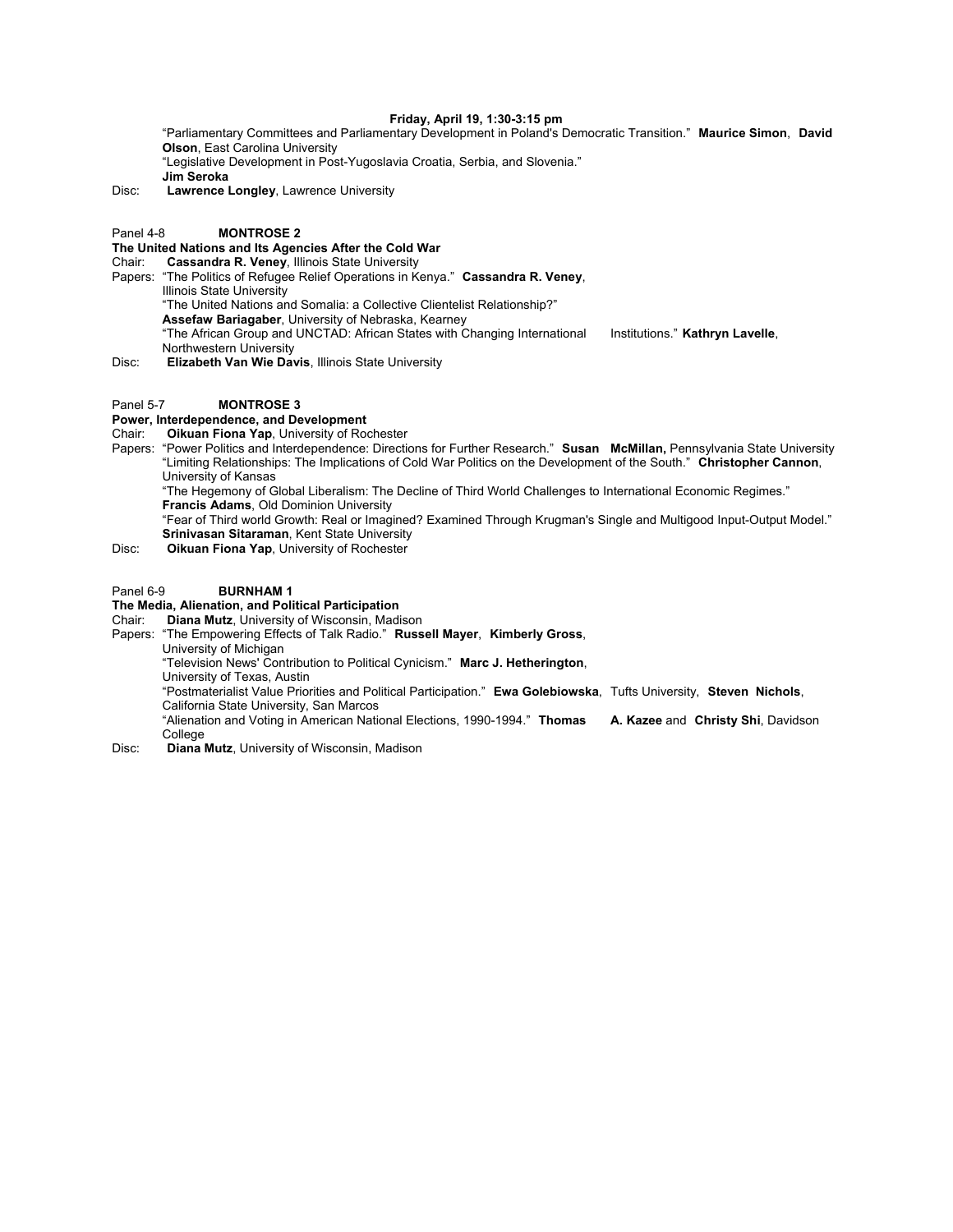**Friday, April 19, 1:30-3:15 pm**

"Parliamentary Committees and Parliamentary Development in Poland's Democratic Transition." **Maurice Simon**, **David Olson**, East Carolina University
"Legislative Development in Post-Yugoslavia Croatia, Serbia, and Slovenia."
**Jim Seroka**

Disc: **Lawrence Longley**, Lawrence University

Panel 4-8 **MONTROSE 2**

**The United Nations and Its Agencies After the Cold War**

Chair: **Cassandra R. Veney**, Illinois State University

Papers: "The Politics of Refugee Relief Operations in Kenya." **Cassandra R. Veney**, Illinois State University
"The United Nations and Somalia: a Collective Clientelist Relationship?"
**Assefaw Bariagaber**, University of Nebraska, Kearney
"The African Group and UNCTAD: African States with Changing International Institutions." **Kathryn Lavelle**, Northwestern University

Disc: **Elizabeth Van Wie Davis**, Illinois State University

Panel 5-7 **MONTROSE 3**

**Power, Interdependence, and Development**

Chair: **Oikuan Fiona Yap**, University of Rochester

Papers: "Power Politics and Interdependence: Directions for Further Research." **Susan McMillan,** Pennsylvania State University
"Limiting Relationships: The Implications of Cold War Politics on the Development of the South." **Christopher Cannon**, University of Kansas
"The Hegemony of Global Liberalism: The Decline of Third World Challenges to International Economic Regimes."
**Francis Adams**, Old Dominion University
"Fear of Third world Growth: Real or Imagined? Examined Through Krugman's Single and Multigood Input-Output Model."
**Srinivasan Sitaraman**, Kent State University

Disc: **Oikuan Fiona Yap**, University of Rochester

Panel 6-9 **BURNHAM 1**

**The Media, Alienation, and Political Participation**

Chair: **Diana Mutz**, University of Wisconsin, Madison

Papers: "The Empowering Effects of Talk Radio." **Russell Mayer**, **Kimberly Gross**, University of Michigan
"Television News' Contribution to Political Cynicism." **Marc J. Hetherington**, University of Texas, Austin
"Postmaterialist Value Priorities and Political Participation." **Ewa Golebiowska**, Tufts University, **Steven Nichols**, California State University, San Marcos
"Alienation and Voting in American National Elections, 1990-1994." **Thomas A. Kazee** and **Christy Shi**, Davidson College

Disc: **Diana Mutz**, University of Wisconsin, Madison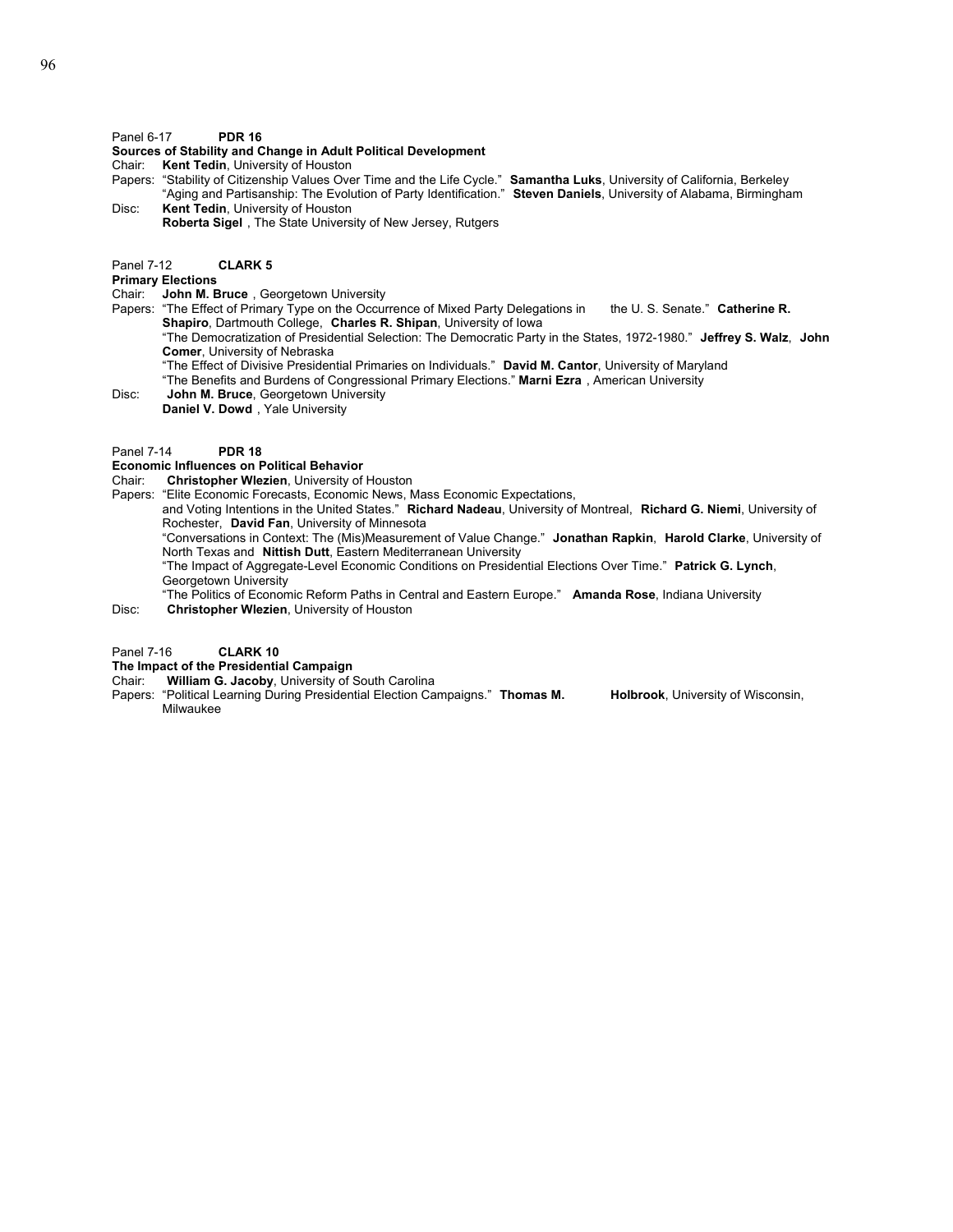Panel 6-17 **PDR 16**

**Sources of Stability and Change in Adult Political Development**

Chair: **Kent Tedin**, University of Houston

Papers: "Stability of Citizenship Values Over Time and the Life Cycle." **Samantha Luks**, University of California, Berkeley

"Aging and Partisanship: The Evolution of Party Identification." **Steven Daniels**, University of Alabama, Birmingham

Disc: **Kent Tedin**, University of Houston

**Roberta Sigel** , The State University of New Jersey, Rutgers

Panel 7-12 **CLARK 5**

**Primary Elections**

Chair: **John M. Bruce** , Georgetown University

Papers: "The Effect of Primary Type on the Occurrence of Mixed Party Delegations in the U. S. Senate." **Catherine R. Shapiro**, Dartmouth College, **Charles R. Shipan**, University of Iowa

"The Democratization of Presidential Selection: The Democratic Party in the States, 1972-1980." **Jeffrey S. Walz**, **John Comer**, University of Nebraska

"The Effect of Divisive Presidential Primaries on Individuals." **David M. Cantor**, University of Maryland

"The Benefits and Burdens of Congressional Primary Elections." **Marni Ezra** , American University

Disc: **John M. Bruce**, Georgetown University

**Daniel V. Dowd** , Yale University

Panel 7-14 **PDR 18**

**Economic Influences on Political Behavior**

Chair: **Christopher Wlezien**, University of Houston

Papers: "Elite Economic Forecasts, Economic News, Mass Economic Expectations, and Voting Intentions in the United States." **Richard Nadeau**, University of Montreal, **Richard G. Niemi**, University of Rochester, **David Fan**, University of Minnesota

"Conversations in Context: The (Mis)Measurement of Value Change." **Jonathan Rapkin**, **Harold Clarke**, University of North Texas and **Nittish Dutt**, Eastern Mediterranean University

"The Impact of Aggregate-Level Economic Conditions on Presidential Elections Over Time." **Patrick G. Lynch**, Georgetown University

"The Politics of Economic Reform Paths in Central and Eastern Europe." **Amanda Rose**, Indiana University

Disc: **Christopher Wlezien**, University of Houston

Panel 7-16 **CLARK 10**

**The Impact of the Presidential Campaign**

Chair: **William G. Jacoby**, University of South Carolina

Papers: "Political Learning During Presidential Election Campaigns." **Thomas M. Holbrook**, University of Wisconsin, Milwaukee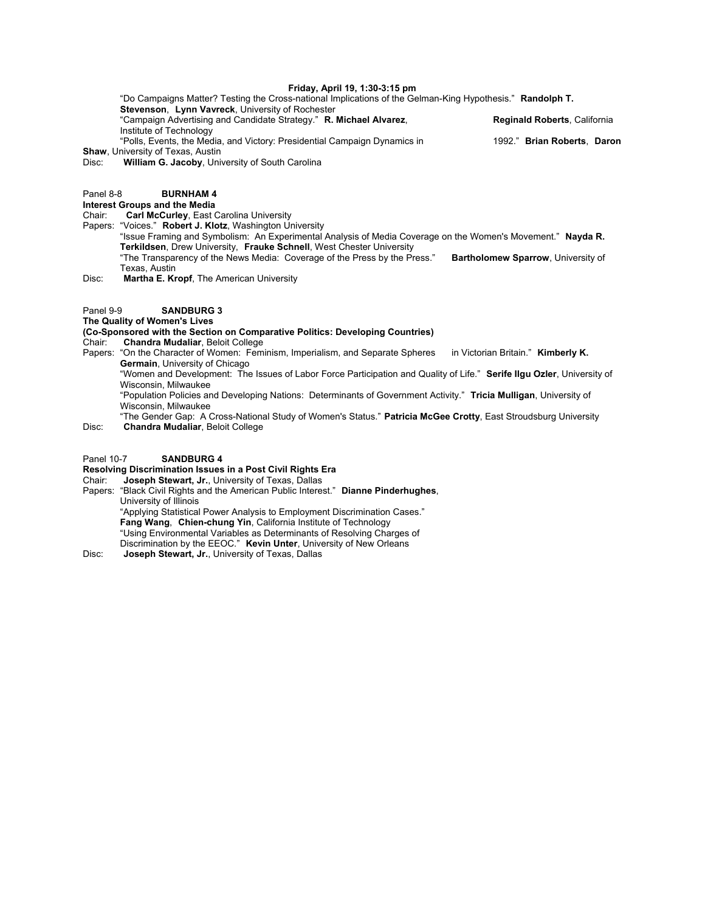**Friday, April 19, 1:30-3:15 pm**

"Do Campaigns Matter? Testing the Cross-national Implications of the Gelman-King Hypothesis." **Randolph T. Stevenson**, **Lynn Vavreck**, University of Rochester

"Campaign Advertising and Candidate Strategy." **R. Michael Alvarez**, **Reginald Roberts**, California Institute of Technology

"Polls, Events, the Media, and Victory: Presidential Campaign Dynamics in 1992." **Brian Roberts**, **Daron Shaw**, University of Texas, Austin

Disc: **William G. Jacoby**, University of South Carolina

Panel 8-8 **BURNHAM 4**

**Interest Groups and the Media**

Chair: **Carl McCurley**, East Carolina University

Papers: "Voices." **Robert J. Klotz**, Washington University

"Issue Framing and Symbolism: An Experimental Analysis of Media Coverage on the Women's Movement." **Nayda R. Terkildsen**, Drew University, **Frauke Schnell**, West Chester University

"The Transparency of the News Media: Coverage of the Press by the Press." **Bartholomew Sparrow**, University of Texas, Austin

Disc: **Martha E. Kropf**, The American University

Panel 9-9 **SANDBURG 3**

**The Quality of Women's Lives**

**(Co-Sponsored with the Section on Comparative Politics: Developing Countries)**

Chair: **Chandra Mudaliar**, Beloit College

Papers: "On the Character of Women: Feminism, Imperialism, and Separate Spheres in Victorian Britain." **Kimberly K. Germain**, University of Chicago

"Women and Development: The Issues of Labor Force Participation and Quality of Life." **Serife Ilgu Ozler**, University of Wisconsin, Milwaukee

"Population Policies and Developing Nations: Determinants of Government Activity." **Tricia Mulligan**, University of Wisconsin, Milwaukee

"The Gender Gap: A Cross-National Study of Women's Status." **Patricia McGee Crotty**, East Stroudsburg University

Disc: **Chandra Mudaliar**, Beloit College

Panel 10-7 **SANDBURG 4**

**Resolving Discrimination Issues in a Post Civil Rights Era**

Chair: **Joseph Stewart, Jr.**, University of Texas, Dallas

Papers: "Black Civil Rights and the American Public Interest." **Dianne Pinderhughes**, University of Illinois

"Applying Statistical Power Analysis to Employment Discrimination Cases." **Fang Wang**, **Chien-chung Yin**, California Institute of Technology

"Using Environmental Variables as Determinants of Resolving Charges of Discrimination by the EEOC." **Kevin Unter**, University of New Orleans

Disc: **Joseph Stewart, Jr.**, University of Texas, Dallas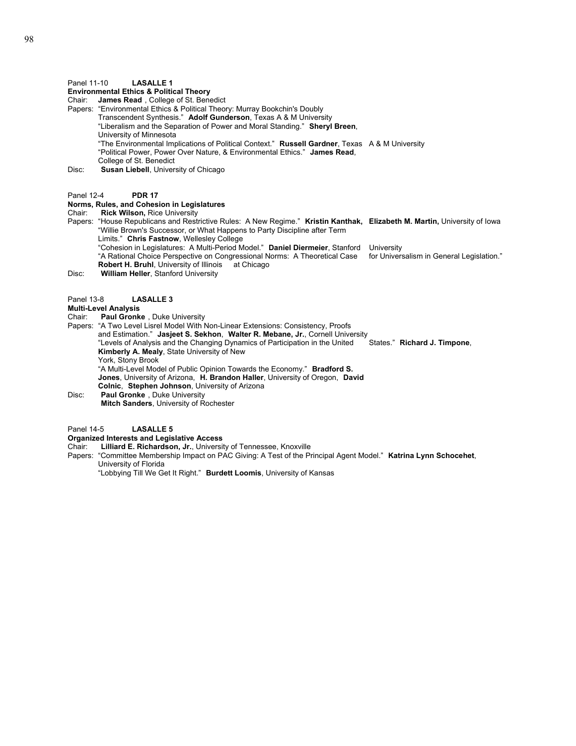Panel 11-10 **LASALLE 1**

**Environmental Ethics & Political Theory**

Chair: **James Read** , College of St. Benedict

Papers: "Environmental Ethics & Political Theory: Murray Bookchin's Doubly Transcendent Synthesis." **Adolf Gunderson**, Texas A & M University

"Liberalism and the Separation of Power and Moral Standing." **Sheryl Breen**, University of Minnesota

"The Environmental Implications of Political Context." **Russell Gardner**, Texas A & M University

"Political Power, Power Over Nature, & Environmental Ethics." **James Read**, College of St. Benedict

Disc: **Susan Liebell**, University of Chicago

Panel 12-4 **PDR 17**

**Norms, Rules, and Cohesion in Legislatures**

Chair: **Rick Wilson,** Rice University

Papers: "House Republicans and Restrictive Rules: A New Regime." **Kristin Kanthak, Elizabeth M. Martin,** University of Iowa

"Willie Brown's Successor, or What Happens to Party Discipline after Term Limits." **Chris Fastnow**, Wellesley College

"Cohesion in Legislatures: A Multi-Period Model." **Daniel Diermeier**, Stanford University

"A Rational Choice Perspective on Congressional Norms: A Theoretical Case for Universalism in General Legislation." **Robert H. Bruhl**, University of Illinois at Chicago

Disc: **William Heller**, Stanford University

Panel 13-8 **LASALLE 3**

**Multi-Level Analysis**

Chair: **Paul Gronke** , Duke University

Papers: "A Two Level Lisrel Model With Non-Linear Extensions: Consistency, Proofs and Estimation." **Jasjeet S. Sekhon**, **Walter R. Mebane, Jr.**, Cornell University

"Levels of Analysis and the Changing Dynamics of Participation in the United States." **Richard J. Timpone**, **Kimberly A. Mealy**, State University of New York, Stony Brook

"A Multi-Level Model of Public Opinion Towards the Economy." **Bradford S. Jones**, University of Arizona, **H. Brandon Haller**, University of Oregon, **David Colnic**, **Stephen Johnson**, University of Arizona

Disc: **Paul Gronke** , Duke University

**Mitch Sanders**, University of Rochester

Panel 14-5 **LASALLE 5**

**Organized Interests and Legislative Access**

Chair: **Lilliard E. Richardson, Jr.**, University of Tennessee, Knoxville

Papers: "Committee Membership Impact on PAC Giving: A Test of the Principal Agent Model." **Katrina Lynn Schocehet**, University of Florida

"Lobbying Till We Get It Right." **Burdett Loomis**, University of Kansas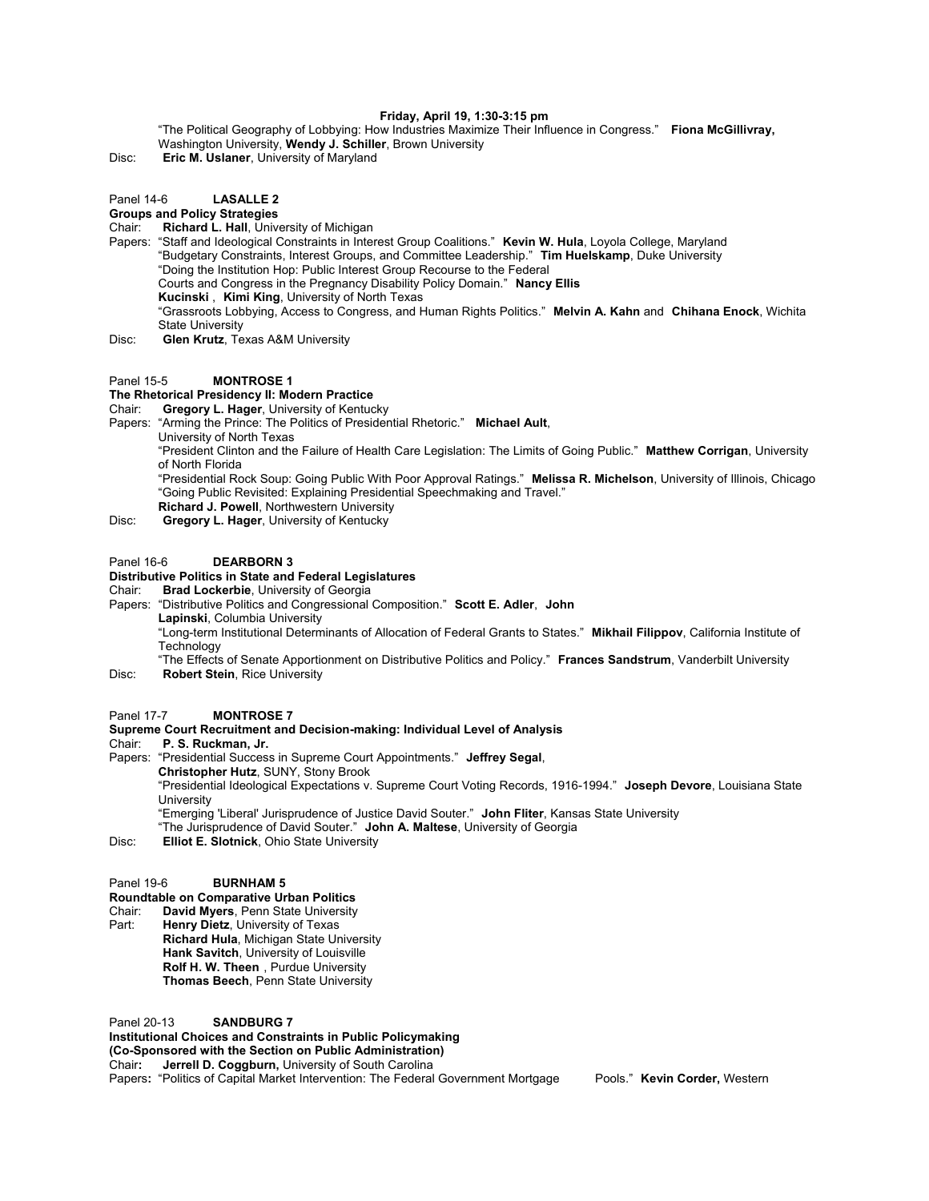**Friday, April 19, 1:30-3:15 pm**

"The Political Geography of Lobbying: How Industries Maximize Their Influence in Congress." **Fiona McGillivray,** Washington University, **Wendy J. Schiller**, Brown University

Disc: **Eric M. Uslaner**, University of Maryland

Panel 14-6 **LASALLE 2**

**Groups and Policy Strategies**

Chair: **Richard L. Hall**, University of Michigan

Papers: "Staff and Ideological Constraints in Interest Group Coalitions." **Kevin W. Hula**, Loyola College, Maryland

"Budgetary Constraints, Interest Groups, and Committee Leadership." **Tim Huelskamp**, Duke University

"Doing the Institution Hop: Public Interest Group Recourse to the Federal Courts and Congress in the Pregnancy Disability Policy Domain." **Nancy Ellis Kucinski** , **Kimi King**, University of North Texas

"Grassroots Lobbying, Access to Congress, and Human Rights Politics." **Melvin A. Kahn** and **Chihana Enock**, Wichita State University

Disc: **Glen Krutz**, Texas A&M University

Panel 15-5 **MONTROSE 1**

**The Rhetorical Presidency II: Modern Practice**

Chair: **Gregory L. Hager**, University of Kentucky

Papers: "Arming the Prince: The Politics of Presidential Rhetoric." **Michael Ault**, University of North Texas

"President Clinton and the Failure of Health Care Legislation: The Limits of Going Public." **Matthew Corrigan**, University of North Florida

"Presidential Rock Soup: Going Public With Poor Approval Ratings." **Melissa R. Michelson**, University of Illinois, Chicago

"Going Public Revisited: Explaining Presidential Speechmaking and Travel." **Richard J. Powell**, Northwestern University

Disc: **Gregory L. Hager**, University of Kentucky

Panel 16-6 **DEARBORN 3**

**Distributive Politics in State and Federal Legislatures**

Chair: **Brad Lockerbie**, University of Georgia

Papers: "Distributive Politics and Congressional Composition." **Scott E. Adler**, **John Lapinski**, Columbia University

"Long-term Institutional Determinants of Allocation of Federal Grants to States." **Mikhail Filippov**, California Institute of Technology

"The Effects of Senate Apportionment on Distributive Politics and Policy." **Frances Sandstrum**, Vanderbilt University

Disc: **Robert Stein**, Rice University

Panel 17-7 **MONTROSE 7**

**Supreme Court Recruitment and Decision-making: Individual Level of Analysis**

Chair: **P. S. Ruckman, Jr.**

Papers: "Presidential Success in Supreme Court Appointments." **Jeffrey Segal**, **Christopher Hutz**, SUNY, Stony Brook

"Presidential Ideological Expectations v. Supreme Court Voting Records, 1916-1994." **Joseph Devore**, Louisiana State University

"Emerging 'Liberal' Jurisprudence of Justice David Souter." **John Fliter**, Kansas State University

"The Jurisprudence of David Souter." **John A. Maltese**, University of Georgia

Disc: **Elliot E. Slotnick**, Ohio State University

Panel 19-6 **BURNHAM 5**

**Roundtable on Comparative Urban Politics**

Chair: **David Myers**, Penn State University

Part: **Henry Dietz**, University of Texas
**Richard Hula**, Michigan State University
**Hank Savitch**, University of Louisville
**Rolf H. W. Theen** , Purdue University
**Thomas Beech**, Penn State University

Panel 20-13 **SANDBURG 7**

**Institutional Choices and Constraints in Public Policymaking**
**(Co-Sponsored with the Section on Public Administration)**

Chair**:** **Jerrell D. Coggburn,** University of South Carolina

Papers**:** "Politics of Capital Market Intervention: The Federal Government Mortgage Pools." **Kevin Corder,** Western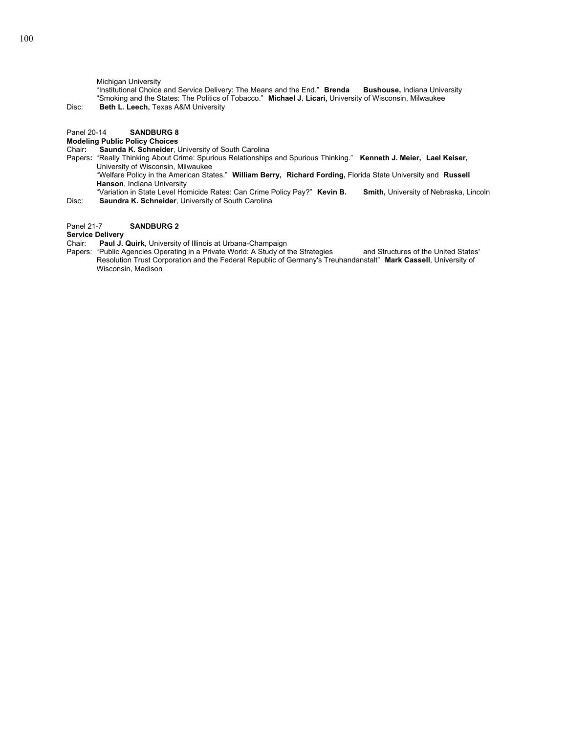Michigan University
"Institutional Choice and Service Delivery: The Means and the End." **Brenda Bushouse,** Indiana University
"Smoking and the States: The Politics of Tobacco." **Michael J. Licari,** University of Wisconsin, Milwaukee

Disc: **Beth L. Leech,** Texas A&M University

Panel 20-14 **SANDBURG 8**

**Modeling Public Policy Choices**

Chair**:** **Saunda K. Schneider**, University of South Carolina

Papers**:** "Really Thinking About Crime: Spurious Relationships and Spurious Thinking." **Kenneth J. Meier, Lael Keiser,** University of Wisconsin, Milwaukee
"Welfare Policy in the American States." **William Berry, Richard Fording,** Florida State University and **Russell Hanson**, Indiana University
"Variation in State Level Homicide Rates: Can Crime Policy Pay?" **Kevin B. Smith,** University of Nebraska, Lincoln

Disc: **Saundra K. Schneider**, University of South Carolina

Panel 21-7 **SANDBURG 2**

**Service Delivery**

Chair: **Paul J. Quirk**, University of Illinois at Urbana-Champaign

Papers: "Public Agencies Operating in a Private World: A Study of the Strategies and Structures of the United States' Resolution Trust Corporation and the Federal Republic of Germany's Treuhandanstalt" **Mark Cassell**, University of Wisconsin, Madison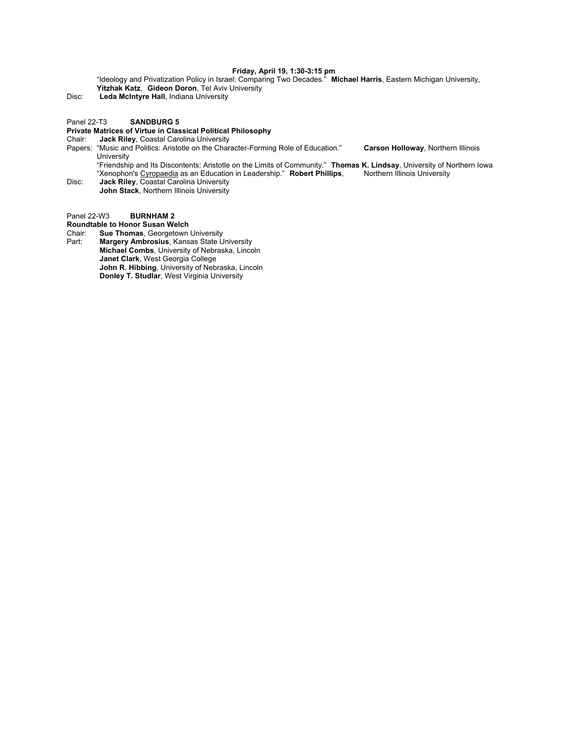**Friday, April 19, 1:30-3:15 pm**

"Ideology and Privatization Policy in Israel: Comparing Two Decades." **Michael Harris**, Eastern Michigan University, **Yitzhak Katz**, **Gideon Doron**, Tel Aviv University

Disc: **Leda McIntyre Hall**, Indiana University

Panel 22-T3 **SANDBURG 5**

**Private Matrices of Virtue in Classical Political Philosophy**

Chair: **Jack Riley**, Coastal Carolina University

Papers: "Music and Politics: Aristotle on the Character-Forming Role of Education." **Carson Holloway**, Northern Illinois University

"Friendship and Its Discontents: Aristotle on the Limits of Community." **Thomas K. Lindsay**, University of Northern Iowa

"Xenophon's Cyropaedia as an Education in Leadership." **Robert Phillips**, Northern Illinois University

Disc: **Jack Riley**, Coastal Carolina University
**John Stack**, Northern Illinois University

Panel 22-W3 **BURNHAM 2**

**Roundtable to Honor Susan Welch**

Chair: **Sue Thomas**, Georgetown University

Part: **Margery Ambrosius**, Kansas State University
**Michael Combs**, University of Nebraska, Lincoln
**Janet Clark**, West Georgia College
**John R. Hibbing**, University of Nebraska, Lincoln
**Donley T. Studlar**, West Virginia University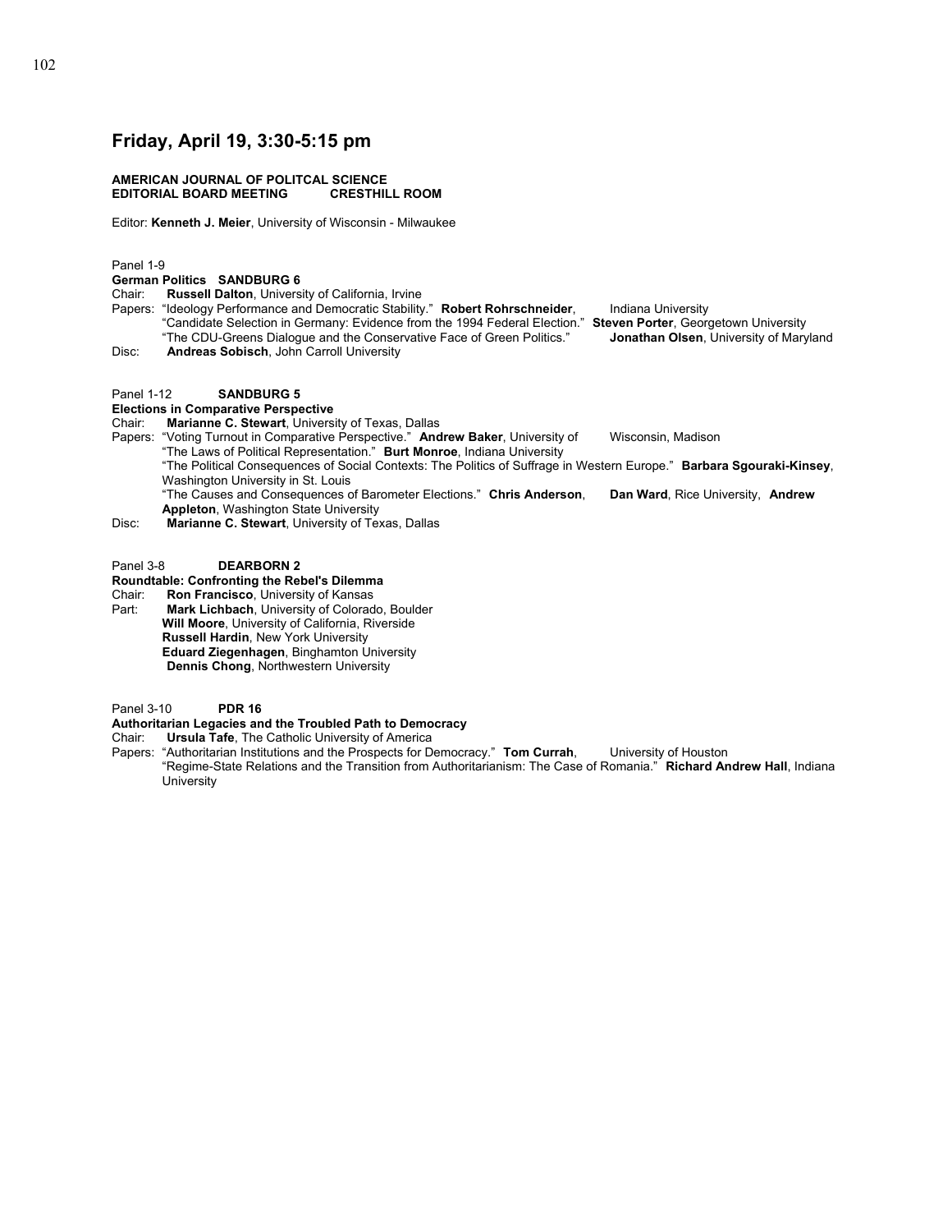## Friday, April 19, 3:30-5:15 pm

**AMERICAN JOURNAL OF POLITCAL SCIENCE**
**EDITORIAL BOARD MEETING CRESTHILL ROOM**

Editor: **Kenneth J. Meier**, University of Wisconsin - Milwaukee

Panel 1-9
**German Politics SANDBURG 6**
Chair: **Russell Dalton**, University of California, Irvine
Papers: "Ideology Performance and Democratic Stability." **Robert Rohrschneider**, Indiana University
"Candidate Selection in Germany: Evidence from the 1994 Federal Election." **Steven Porter**, Georgetown University
"The CDU-Greens Dialogue and the Conservative Face of Green Politics." **Jonathan Olsen**, University of Maryland
Disc: **Andreas Sobisch**, John Carroll University

Panel 1-12 **SANDBURG 5**
**Elections in Comparative Perspective**
Chair: **Marianne C. Stewart**, University of Texas, Dallas
Papers: "Voting Turnout in Comparative Perspective." **Andrew Baker**, University of Wisconsin, Madison
"The Laws of Political Representation." **Burt Monroe**, Indiana University
"The Political Consequences of Social Contexts: The Politics of Suffrage in Western Europe." **Barbara Sgouraki-Kinsey**, Washington University in St. Louis
"The Causes and Consequences of Barometer Elections." **Chris Anderson**, **Dan Ward**, Rice University, **Andrew Appleton**, Washington State University
Disc: **Marianne C. Stewart**, University of Texas, Dallas

Panel 3-8 **DEARBORN 2**
**Roundtable: Confronting the Rebel's Dilemma**
Chair: **Ron Francisco**, University of Kansas
Part: **Mark Lichbach**, University of Colorado, Boulder
**Will Moore**, University of California, Riverside
**Russell Hardin**, New York University
**Eduard Ziegenhagen**, Binghamton University
**Dennis Chong**, Northwestern University

Panel 3-10 **PDR 16**
**Authoritarian Legacies and the Troubled Path to Democracy**
Chair: **Ursula Tafe**, The Catholic University of America
Papers: "Authoritarian Institutions and the Prospects for Democracy." **Tom Currah**, University of Houston
"Regime-State Relations and the Transition from Authoritarianism: The Case of Romania." **Richard Andrew Hall**, Indiana University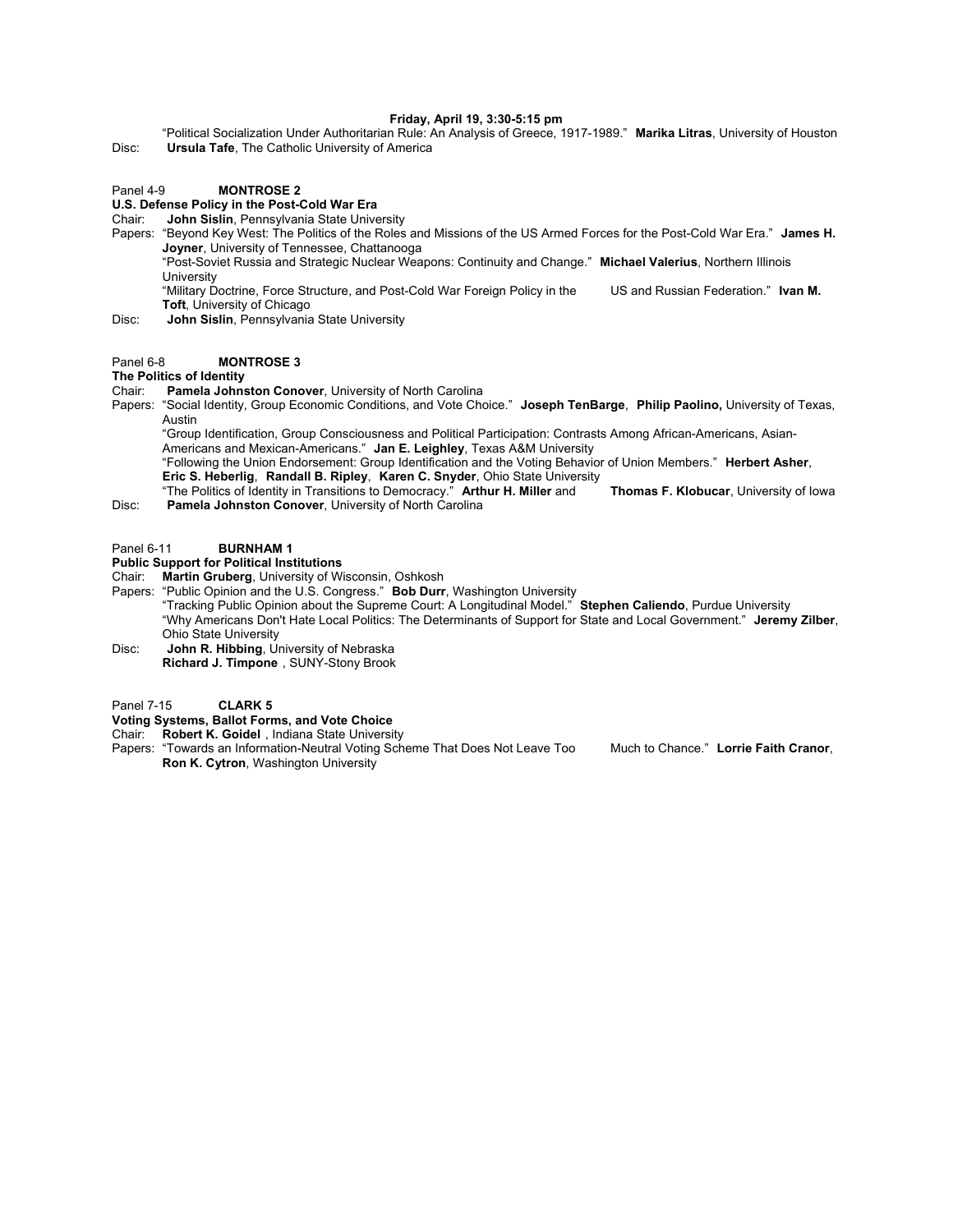**Friday, April 19, 3:30-5:15 pm**

"Political Socialization Under Authoritarian Rule: An Analysis of Greece, 1917-1989." **Marika Litras**, University of Houston

Disc: **Ursula Tafe**, The Catholic University of America

Panel 4-9 **MONTROSE 2**

**U.S. Defense Policy in the Post-Cold War Era**

Chair: **John Sislin**, Pennsylvania State University

Papers: "Beyond Key West: The Politics of the Roles and Missions of the US Armed Forces for the Post-Cold War Era." **James H. Joyner**, University of Tennessee, Chattanooga

"Post-Soviet Russia and Strategic Nuclear Weapons: Continuity and Change." **Michael Valerius**, Northern Illinois University

"Military Doctrine, Force Structure, and Post-Cold War Foreign Policy in the US and Russian Federation." **Ivan M. Toft**, University of Chicago

Disc: **John Sislin**, Pennsylvania State University

Panel 6-8 **MONTROSE 3**

**The Politics of Identity**

Chair: **Pamela Johnston Conover**, University of North Carolina

Papers: "Social Identity, Group Economic Conditions, and Vote Choice." **Joseph TenBarge**, **Philip Paolino,** University of Texas, Austin

"Group Identification, Group Consciousness and Political Participation: Contrasts Among African-Americans, Asian-Americans and Mexican-Americans." **Jan E. Leighley**, Texas A&M University

"Following the Union Endorsement: Group Identification and the Voting Behavior of Union Members." **Herbert Asher**, **Eric S. Heberlig**, **Randall B. Ripley**, **Karen C. Snyder**, Ohio State University

"The Politics of Identity in Transitions to Democracy." **Arthur H. Miller** and **Thomas F. Klobucar**, University of Iowa

Disc: **Pamela Johnston Conover**, University of North Carolina

Panel 6-11 **BURNHAM 1**

**Public Support for Political Institutions**

Chair: **Martin Gruberg**, University of Wisconsin, Oshkosh

Papers: "Public Opinion and the U.S. Congress." **Bob Durr**, Washington University

"Tracking Public Opinion about the Supreme Court: A Longitudinal Model." **Stephen Caliendo**, Purdue University

"Why Americans Don't Hate Local Politics: The Determinants of Support for State and Local Government." **Jeremy Zilber**, Ohio State University

Disc: **John R. Hibbing**, University of Nebraska

**Richard J. Timpone** , SUNY-Stony Brook

Panel 7-15 **CLARK 5**

**Voting Systems, Ballot Forms, and Vote Choice**

Chair: **Robert K. Goidel** , Indiana State University

Papers: "Towards an Information-Neutral Voting Scheme That Does Not Leave Too Much to Chance." **Lorrie Faith Cranor**, **Ron K. Cytron**, Washington University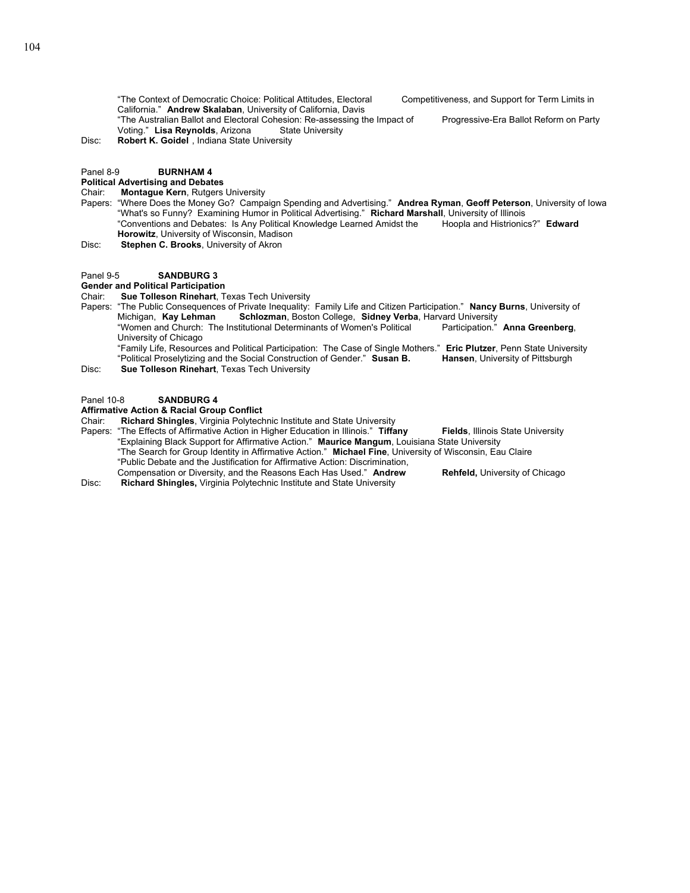"The Context of Democratic Choice: Political Attitudes, Electoral Competitiveness, and Support for Term Limits in California." **Andrew Skalaban**, University of California, Davis
"The Australian Ballot and Electoral Cohesion: Re-assessing the Impact of Progressive-Era Ballot Reform on Party Voting." **Lisa Reynolds**, Arizona State University

Disc: **Robert K. Goidel** , Indiana State University

Panel 8-9 **BURNHAM 4**

**Political Advertising and Debates**

Chair: **Montague Kern**, Rutgers University

Papers: "Where Does the Money Go? Campaign Spending and Advertising." **Andrea Ryman**, **Geoff Peterson**, University of Iowa
"What's so Funny? Examining Humor in Political Advertising." **Richard Marshall**, University of Illinois
"Conventions and Debates: Is Any Political Knowledge Learned Amidst the Hoopla and Histrionics?" **Edward Horowitz**, University of Wisconsin, Madison

Disc: **Stephen C. Brooks**, University of Akron

Panel 9-5 **SANDBURG 3**

**Gender and Political Participation**

Chair: **Sue Tolleson Rinehart**, Texas Tech University

Papers: "The Public Consequences of Private Inequality: Family Life and Citizen Participation." **Nancy Burns**, University of Michigan, **Kay Lehman Schlozman**, Boston College, **Sidney Verba**, Harvard University
"Women and Church: The Institutional Determinants of Women's Political Participation." **Anna Greenberg**, University of Chicago
"Family Life, Resources and Political Participation: The Case of Single Mothers." **Eric Plutzer**, Penn State University
"Political Proselytizing and the Social Construction of Gender." **Susan B. Hansen**, University of Pittsburgh

Disc: **Sue Tolleson Rinehart**, Texas Tech University

Panel 10-8 **SANDBURG 4**

**Affirmative Action & Racial Group Conflict**

Chair: **Richard Shingles**, Virginia Polytechnic Institute and State University

Papers: "The Effects of Affirmative Action in Higher Education in Illinois." **Tiffany Fields**, Illinois State University
"Explaining Black Support for Affirmative Action." **Maurice Mangum**, Louisiana State University
"The Search for Group Identity in Affirmative Action." **Michael Fine**, University of Wisconsin, Eau Claire
"Public Debate and the Justification for Affirmative Action: Discrimination, Compensation or Diversity, and the Reasons Each Has Used." **Andrew Rehfeld,** University of Chicago

Disc: **Richard Shingles,** Virginia Polytechnic Institute and State University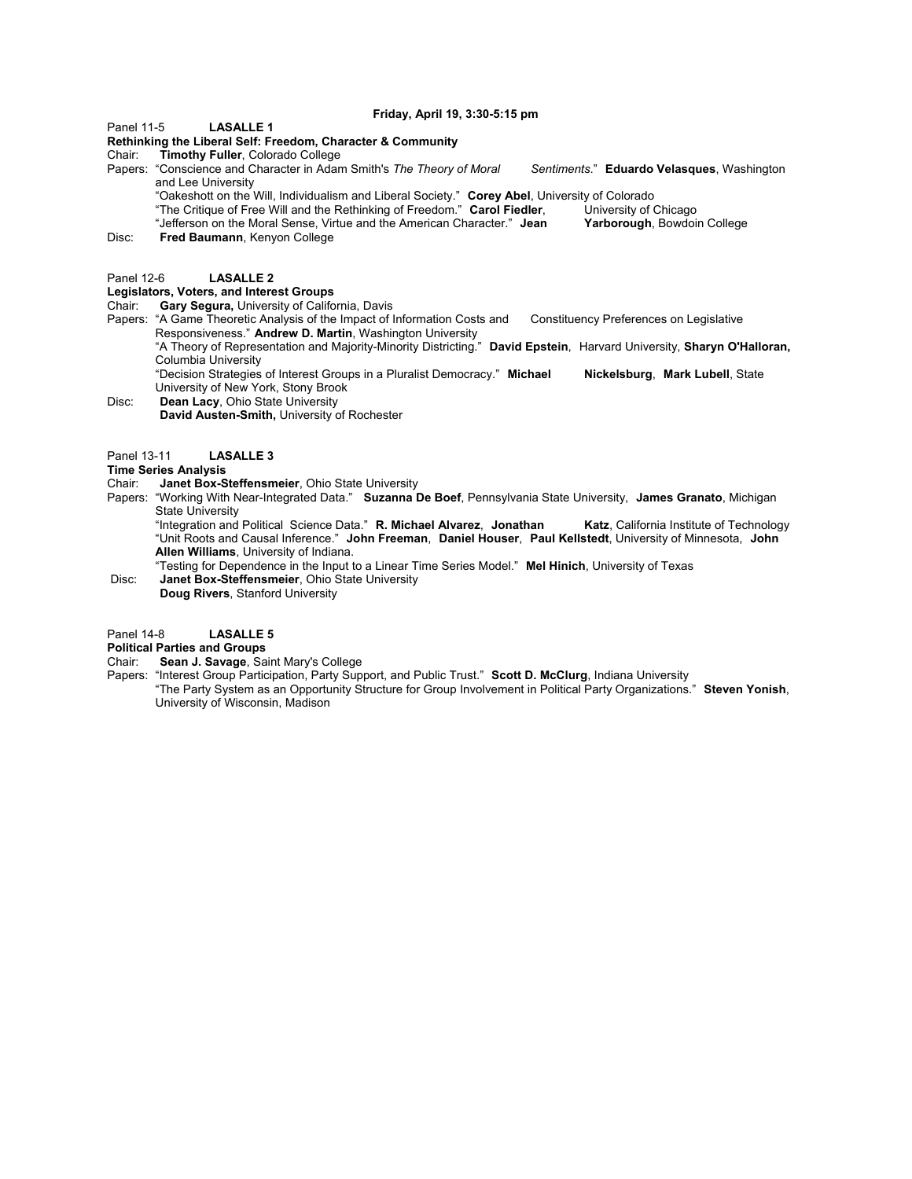**Friday, April 19, 3:30-5:15 pm**

Panel 11-5 **LASALLE 1**

**Rethinking the Liberal Self: Freedom, Character & Community**

Chair: **Timothy Fuller**, Colorado College

Papers: "Conscience and Character in Adam Smith's *The Theory of Moral Sentiments*." **Eduardo Velasques**, Washington and Lee University

"Oakeshott on the Will, Individualism and Liberal Society." **Corey Abel**, University of Colorado

"The Critique of Free Will and the Rethinking of Freedom." **Carol Fiedler**, University of Chicago

"Jefferson on the Moral Sense, Virtue and the American Character." **Jean Yarborough**, Bowdoin College

Disc: **Fred Baumann**, Kenyon College

Panel 12-6 **LASALLE 2**

**Legislators, Voters, and Interest Groups**

Chair: **Gary Segura,** University of California, Davis

Papers: "A Game Theoretic Analysis of the Impact of Information Costs and Constituency Preferences on Legislative Responsiveness." **Andrew D. Martin**, Washington University

"A Theory of Representation and Majority-Minority Districting." **David Epstein**, Harvard University, **Sharyn O'Halloran,** Columbia University

"Decision Strategies of Interest Groups in a Pluralist Democracy." **Michael Nickelsburg**, **Mark Lubell**, State University of New York, Stony Brook

Disc: **Dean Lacy**, Ohio State University

**David Austen-Smith,** University of Rochester

Panel 13-11 **LASALLE 3**

**Time Series Analysis**

Chair: **Janet Box-Steffensmeier**, Ohio State University

Papers: "Working With Near-Integrated Data." **Suzanna De Boef**, Pennsylvania State University, **James Granato**, Michigan State University

"Integration and Political Science Data." **R. Michael Alvarez**, **Jonathan Katz**, California Institute of Technology

"Unit Roots and Causal Inference." **John Freeman**, **Daniel Houser**, **Paul Kellstedt**, University of Minnesota, **John Allen Williams**, University of Indiana.

"Testing for Dependence in the Input to a Linear Time Series Model." **Mel Hinich**, University of Texas

Disc: **Janet Box-Steffensmeier**, Ohio State University

**Doug Rivers**, Stanford University

Panel 14-8 **LASALLE 5**

**Political Parties and Groups**

Chair: **Sean J. Savage**, Saint Mary's College

Papers: "Interest Group Participation, Party Support, and Public Trust." **Scott D. McClurg**, Indiana University

"The Party System as an Opportunity Structure for Group Involvement in Political Party Organizations." **Steven Yonish**, University of Wisconsin, Madison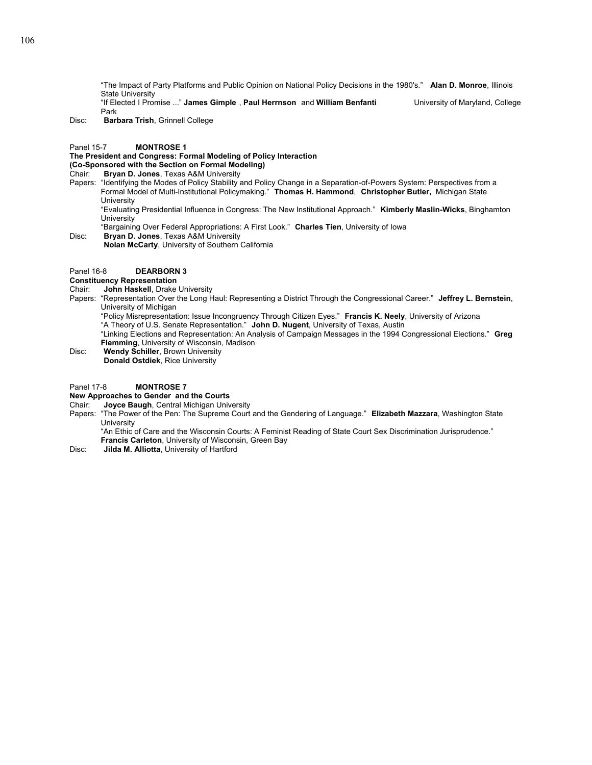"The Impact of Party Platforms and Public Opinion on National Policy Decisions in the 1980's." **Alan D. Monroe**, Illinois State University
"If Elected I Promise ..." **James Gimple** , **Paul Herrnson** and **William Benfanti** University of Maryland, College Park

Disc: **Barbara Trish**, Grinnell College

Panel 15-7 **MONTROSE 1**
**The President and Congress: Formal Modeling of Policy Interaction**
**(Co-Sponsored with the Section on Formal Modeling)**

Chair: **Bryan D. Jones**, Texas A&M University

Papers: "Identifying the Modes of Policy Stability and Policy Change in a Separation-of-Powers System: Perspectives from a Formal Model of Multi-Institutional Policymaking." **Thomas H. Hammond**, **Christopher Butler,** Michigan State University
"Evaluating Presidential Influence in Congress: The New Institutional Approach." **Kimberly Maslin-Wicks**, Binghamton University
"Bargaining Over Federal Appropriations: A First Look." **Charles Tien**, University of Iowa

Disc: **Bryan D. Jones**, Texas A&M University
**Nolan McCarty**, University of Southern California

Panel 16-8 **DEARBORN 3**
**Constituency Representation**

Chair: **John Haskell**, Drake University

Papers: "Representation Over the Long Haul: Representing a District Through the Congressional Career." **Jeffrey L. Bernstein**, University of Michigan
"Policy Misrepresentation: Issue Incongruency Through Citizen Eyes." **Francis K. Neely**, University of Arizona
"A Theory of U.S. Senate Representation." **John D. Nugent**, University of Texas, Austin
"Linking Elections and Representation: An Analysis of Campaign Messages in the 1994 Congressional Elections." **Greg Flemming**, University of Wisconsin, Madison

Disc: **Wendy Schiller**, Brown University
**Donald Ostdiek**, Rice University

Panel 17-8 **MONTROSE 7**
**New Approaches to Gender and the Courts**

Chair: **Joyce Baugh**, Central Michigan University

Papers: "The Power of the Pen: The Supreme Court and the Gendering of Language." **Elizabeth Mazzara**, Washington State University
"An Ethic of Care and the Wisconsin Courts: A Feminist Reading of State Court Sex Discrimination Jurisprudence." **Francis Carleton**, University of Wisconsin, Green Bay

Disc: **Jilda M. Alliotta**, University of Hartford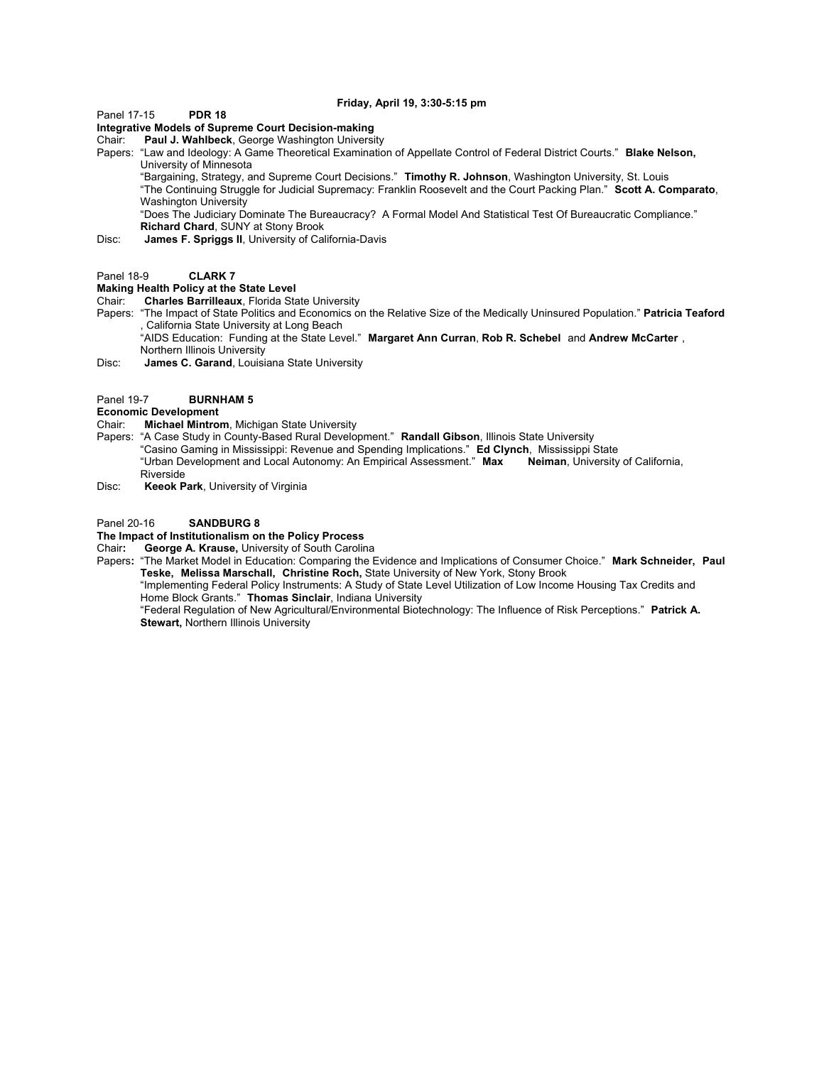**Friday, April 19, 3:30-5:15 pm**

Panel 17-15 **PDR 18**

**Integrative Models of Supreme Court Decision-making**

Chair: **Paul J. Wahlbeck**, George Washington University

Papers: "Law and Ideology: A Game Theoretical Examination of Appellate Control of Federal District Courts." **Blake Nelson,** University of Minnesota

"Bargaining, Strategy, and Supreme Court Decisions." **Timothy R. Johnson**, Washington University, St. Louis

"The Continuing Struggle for Judicial Supremacy: Franklin Roosevelt and the Court Packing Plan." **Scott A. Comparato**, Washington University

"Does The Judiciary Dominate The Bureaucracy? A Formal Model And Statistical Test Of Bureaucratic Compliance." **Richard Chard**, SUNY at Stony Brook

Disc: **James F. Spriggs II**, University of California-Davis

Panel 18-9 **CLARK 7**

**Making Health Policy at the State Level**

Chair: **Charles Barrilleaux**, Florida State University

Papers: "The Impact of State Politics and Economics on the Relative Size of the Medically Uninsured Population." **Patricia Teaford** , California State University at Long Beach

"AIDS Education: Funding at the State Level." **Margaret Ann Curran**, **Rob R. Schebel** and **Andrew McCarter** , Northern Illinois University

Disc: **James C. Garand**, Louisiana State University

Panel 19-7 **BURNHAM 5**

**Economic Development**

Chair: **Michael Mintrom**, Michigan State University

Papers: "A Case Study in County-Based Rural Development." **Randall Gibson**, Illinois State University

"Casino Gaming in Mississippi: Revenue and Spending Implications." **Ed Clynch**, Mississippi State

"Urban Development and Local Autonomy: An Empirical Assessment." **Max Neiman**, University of California, Riverside

Disc: **Keeok Park**, University of Virginia

Panel 20-16 **SANDBURG 8**

**The Impact of Institutionalism on the Policy Process**

Chair**: George A. Krause,** University of South Carolina

Papers**:** "The Market Model in Education: Comparing the Evidence and Implications of Consumer Choice." **Mark Schneider, Paul Teske, Melissa Marschall, Christine Roch,** State University of New York, Stony Brook

"Implementing Federal Policy Instruments: A Study of State Level Utilization of Low Income Housing Tax Credits and Home Block Grants." **Thomas Sinclair**, Indiana University

"Federal Regulation of New Agricultural/Environmental Biotechnology: The Influence of Risk Perceptions." **Patrick A. Stewart,** Northern Illinois University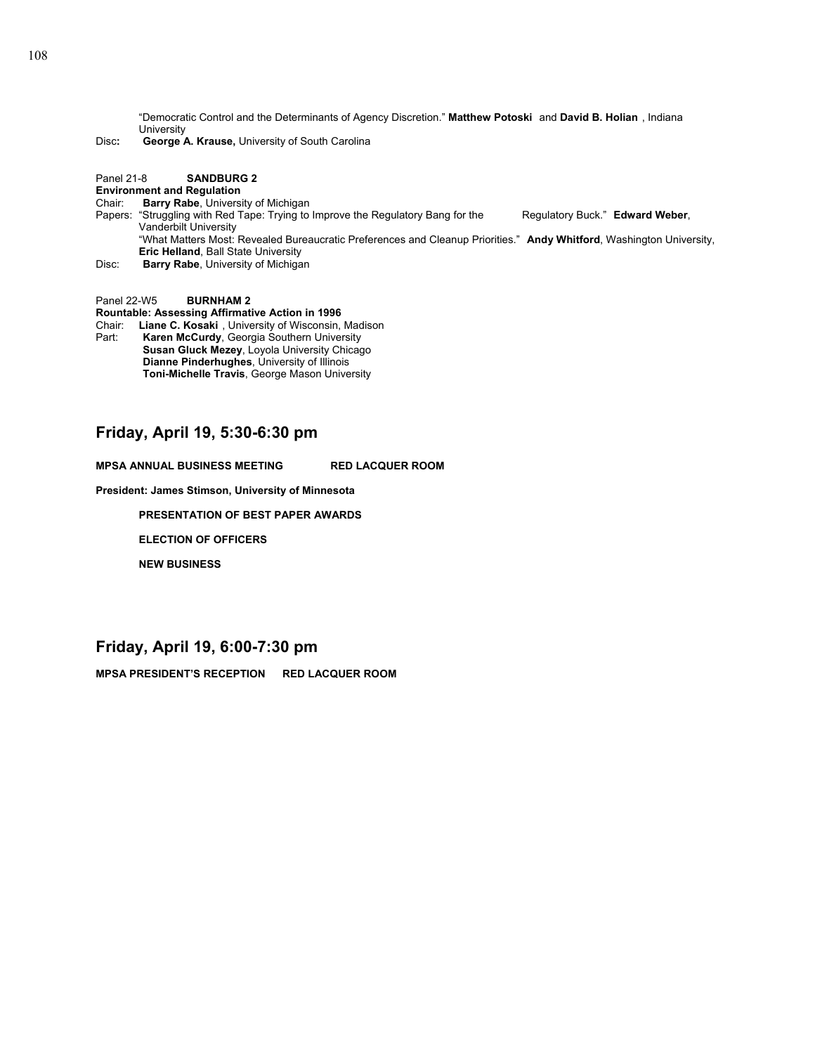"Democratic Control and the Determinants of Agency Discretion." **Matthew Potoski** and **David B. Holian** , Indiana University

Disc**:** **George A. Krause,** University of South Carolina

Panel 21-8 **SANDBURG 2**

**Environment and Regulation**

Chair: **Barry Rabe**, University of Michigan

Papers: "Struggling with Red Tape: Trying to Improve the Regulatory Bang for the Regulatory Buck." **Edward Weber**, Vanderbilt University

"What Matters Most: Revealed Bureaucratic Preferences and Cleanup Priorities." **Andy Whitford**, Washington University, **Eric Helland**, Ball State University

Disc: **Barry Rabe**, University of Michigan

Panel 22-W5 **BURNHAM 2**

**Rountable: Assessing Affirmative Action in 1996**

Chair: **Liane C. Kosaki** , University of Wisconsin, Madison

Part: **Karen McCurdy**, Georgia Southern University
**Susan Gluck Mezey**, Loyola University Chicago
**Dianne Pinderhughes**, University of Illinois
**Toni-Michelle Travis**, George Mason University

## Friday, April 19, 5:30-6:30 pm

**MPSA ANNUAL BUSINESS MEETING RED LACQUER ROOM**

**President: James Stimson, University of Minnesota**

**PRESENTATION OF BEST PAPER AWARDS**

**ELECTION OF OFFICERS**

**NEW BUSINESS**

## Friday, April 19, 6:00-7:30 pm

**MPSA PRESIDENT'S RECEPTION RED LACQUER ROOM**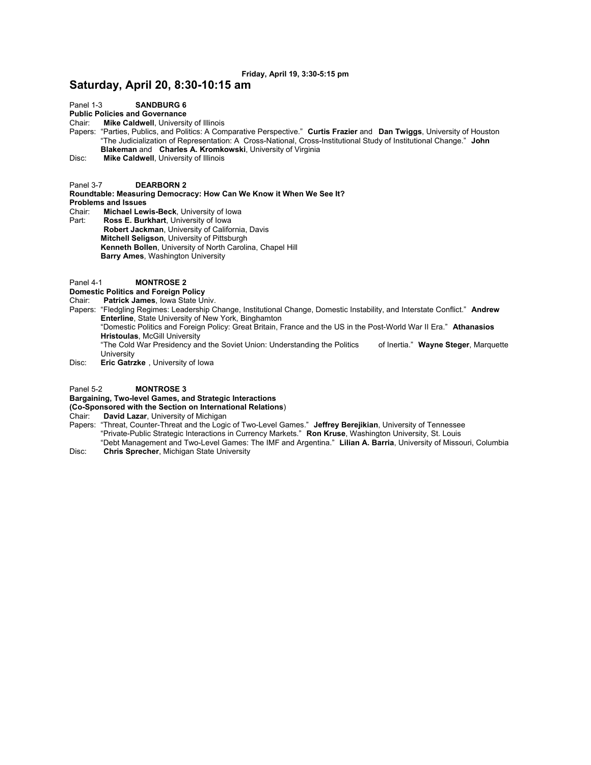Friday, April 19, 3:30-5:15 pm

# Saturday, April 20, 8:30-10:15 am

Panel 1-3 **SANDBURG 6**
**Public Policies and Governance**
Chair: **Mike Caldwell**, University of Illinois
Papers: "Parties, Publics, and Politics: A Comparative Perspective." **Curtis Frazier** and **Dan Twiggs**, University of Houston
"The Judicialization of Representation: A Cross-National, Cross-Institutional Study of Institutional Change." **John Blakeman** and **Charles A. Kromkowski**, University of Virginia
Disc: **Mike Caldwell**, University of Illinois

Panel 3-7 **DEARBORN 2**
**Roundtable: Measuring Democracy: How Can We Know it When We See It? Problems and Issues**
Chair: **Michael Lewis-Beck**, University of Iowa
Part: **Ross E. Burkhart**, University of Iowa
**Robert Jackman**, University of California, Davis
**Mitchell Seligson**, University of Pittsburgh
**Kenneth Bollen**, University of North Carolina, Chapel Hill
**Barry Ames**, Washington University

Panel 4-1 **MONTROSE 2**
**Domestic Politics and Foreign Policy**
Chair: **Patrick James**, Iowa State Univ.
Papers: "Fledgling Regimes: Leadership Change, Institutional Change, Domestic Instability, and Interstate Conflict." **Andrew Enterline**, State University of New York, Binghamton
"Domestic Politics and Foreign Policy: Great Britain, France and the US in the Post-World War II Era." **Athanasios Hristoulas**, McGill University
"The Cold War Presidency and the Soviet Union: Understanding the Politics of Inertia." **Wayne Steger**, Marquette University
Disc: **Eric Gatrzke** , University of Iowa

Panel 5-2 **MONTROSE 3**
**Bargaining, Two-level Games, and Strategic Interactions**
**(Co-Sponsored with the Section on International Relations**)
Chair: **David Lazar**, University of Michigan
Papers: "Threat, Counter-Threat and the Logic of Two-Level Games." **Jeffrey Berejikian**, University of Tennessee
"Private-Public Strategic Interactions in Currency Markets." **Ron Kruse**, Washington University, St. Louis
"Debt Management and Two-Level Games: The IMF and Argentina." **Lilian A. Barria**, University of Missouri, Columbia
Disc: **Chris Sprecher**, Michigan State University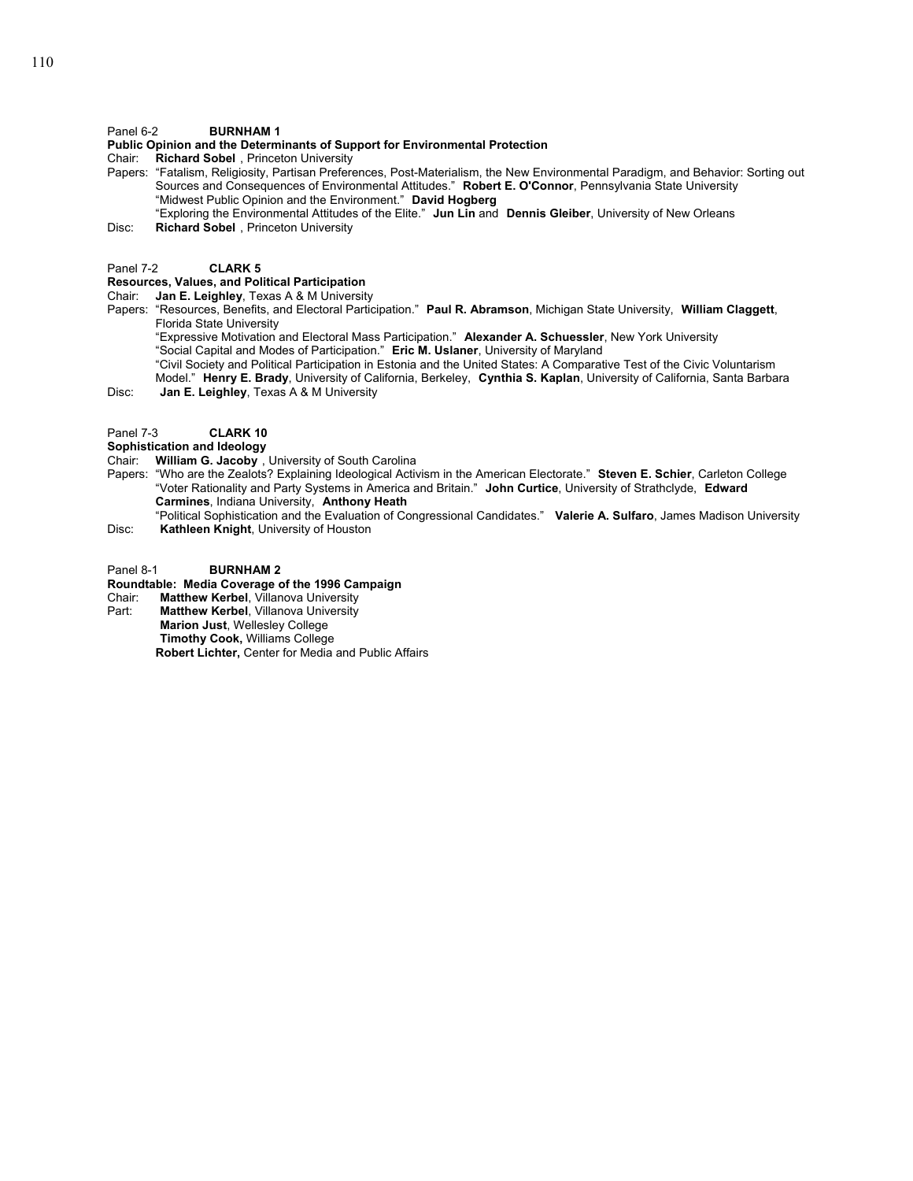Panel 6-2 **BURNHAM 1**

**Public Opinion and the Determinants of Support for Environmental Protection**

Chair: **Richard Sobel** , Princeton University

Papers: "Fatalism, Religiosity, Partisan Preferences, Post-Materialism, the New Environmental Paradigm, and Behavior: Sorting out Sources and Consequences of Environmental Attitudes." **Robert E. O'Connor**, Pennsylvania State University
"Midwest Public Opinion and the Environment." **David Hogberg**
"Exploring the Environmental Attitudes of the Elite." **Jun Lin** and **Dennis Gleiber**, University of New Orleans

Disc: **Richard Sobel** , Princeton University

Panel 7-2 **CLARK 5**

**Resources, Values, and Political Participation**

Chair: **Jan E. Leighley**, Texas A & M University

Papers: "Resources, Benefits, and Electoral Participation." **Paul R. Abramson**, Michigan State University, **William Claggett**, Florida State University
"Expressive Motivation and Electoral Mass Participation." **Alexander A. Schuessler**, New York University
"Social Capital and Modes of Participation." **Eric M. Uslaner**, University of Maryland
"Civil Society and Political Participation in Estonia and the United States: A Comparative Test of the Civic Voluntarism Model." **Henry E. Brady**, University of California, Berkeley, **Cynthia S. Kaplan**, University of California, Santa Barbara

Disc: **Jan E. Leighley**, Texas A & M University

Panel 7-3 **CLARK 10**

**Sophistication and Ideology**

Chair: **William G. Jacoby** , University of South Carolina

Papers: "Who are the Zealots? Explaining Ideological Activism in the American Electorate." **Steven E. Schier**, Carleton College
"Voter Rationality and Party Systems in America and Britain." **John Curtice**, University of Strathclyde, **Edward Carmines**, Indiana University, **Anthony Heath**
"Political Sophistication and the Evaluation of Congressional Candidates." **Valerie A. Sulfaro**, James Madison University

Disc: **Kathleen Knight**, University of Houston

Panel 8-1 **BURNHAM 2**

**Roundtable: Media Coverage of the 1996 Campaign**

Chair: **Matthew Kerbel**, Villanova University

Part: **Matthew Kerbel**, Villanova University
**Marion Just**, Wellesley College
**Timothy Cook,** Williams College
**Robert Lichter,** Center for Media and Public Affairs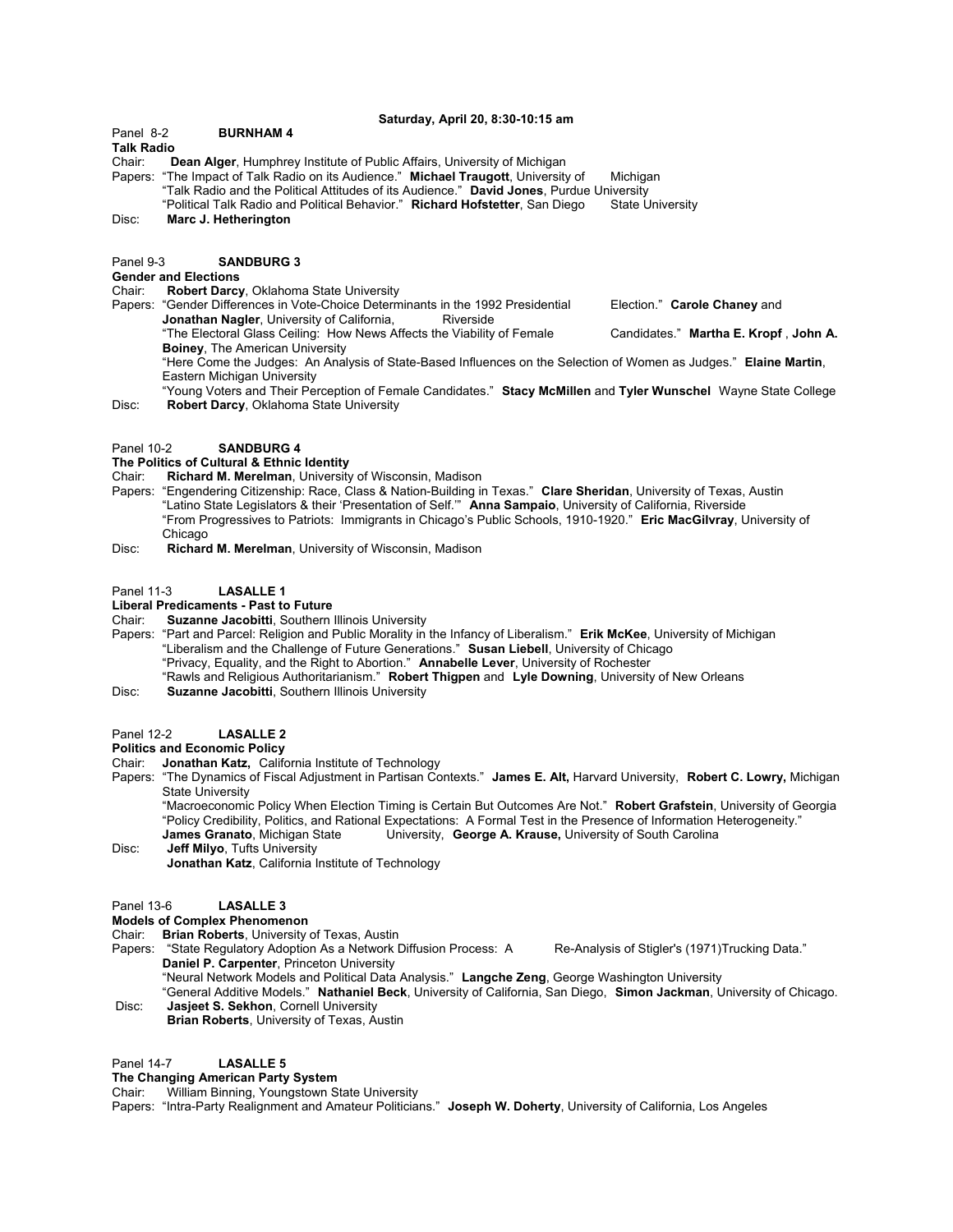**Saturday, April 20, 8:30-10:15 am**

Panel 8-2 **BURNHAM 4**

**Talk Radio**

Chair: **Dean Alger**, Humphrey Institute of Public Affairs, University of Michigan

Papers: "The Impact of Talk Radio on its Audience." **Michael Traugott**, University of Michigan

"Talk Radio and the Political Attitudes of its Audience." **David Jones**, Purdue University

"Political Talk Radio and Political Behavior." **Richard Hofstetter**, San Diego State University

Disc: **Marc J. Hetherington**

Panel 9-3 **SANDBURG 3**

**Gender and Elections**

Chair: **Robert Darcy**, Oklahoma State University

Papers: "Gender Differences in Vote-Choice Determinants in the 1992 Presidential Election." **Carole Chaney** and **Jonathan Nagler**, University of California, Riverside

"The Electoral Glass Ceiling: How News Affects the Viability of Female Candidates." **Martha E. Kropf** , **John A. Boiney**, The American University

"Here Come the Judges: An Analysis of State-Based Influences on the Selection of Women as Judges." **Elaine Martin**, Eastern Michigan University

"Young Voters and Their Perception of Female Candidates." **Stacy McMillen** and **Tyler Wunschel** Wayne State College

Disc: **Robert Darcy**, Oklahoma State University

Panel 10-2 **SANDBURG 4**

**The Politics of Cultural & Ethnic Identity**

Chair: **Richard M. Merelman**, University of Wisconsin, Madison

Papers: "Engendering Citizenship: Race, Class & Nation-Building in Texas." **Clare Sheridan**, University of Texas, Austin

"Latino State Legislators & their 'Presentation of Self.'" **Anna Sampaio**, University of California, Riverside

"From Progressives to Patriots: Immigrants in Chicago's Public Schools, 1910-1920." **Eric MacGilvray**, University of Chicago

Disc: **Richard M. Merelman**, University of Wisconsin, Madison

Panel 11-3 **LASALLE 1**

**Liberal Predicaments - Past to Future**

Chair: **Suzanne Jacobitti**, Southern Illinois University

Papers: "Part and Parcel: Religion and Public Morality in the Infancy of Liberalism." **Erik McKee**, University of Michigan

"Liberalism and the Challenge of Future Generations." **Susan Liebell**, University of Chicago

"Privacy, Equality, and the Right to Abortion." **Annabelle Lever**, University of Rochester

"Rawls and Religious Authoritarianism." **Robert Thigpen** and **Lyle Downing**, University of New Orleans

Disc: **Suzanne Jacobitti**, Southern Illinois University

Panel 12-2 **LASALLE 2**

**Politics and Economic Policy**

Chair: **Jonathan Katz,** California Institute of Technology

Papers: "The Dynamics of Fiscal Adjustment in Partisan Contexts." **James E. Alt,** Harvard University, **Robert C. Lowry,** Michigan State University

"Macroeconomic Policy When Election Timing is Certain But Outcomes Are Not." **Robert Grafstein**, University of Georgia

"Policy Credibility, Politics, and Rational Expectations: A Formal Test in the Presence of Information Heterogeneity." **James Granato**, Michigan State University, **George A. Krause,** University of South Carolina

Disc: **Jeff Milyo**, Tufts University

**Jonathan Katz**, California Institute of Technology

Panel 13-6 **LASALLE 3**

**Models of Complex Phenomenon**

Chair: **Brian Roberts**, University of Texas, Austin

Papers: "State Regulatory Adoption As a Network Diffusion Process: A Re-Analysis of Stigler's (1971)Trucking Data." **Daniel P. Carpenter**, Princeton University

"Neural Network Models and Political Data Analysis." **Langche Zeng**, George Washington University

"General Additive Models." **Nathaniel Beck**, University of California, San Diego, **Simon Jackman**, University of Chicago.

Disc: **Jasjeet S. Sekhon**, Cornell University

**Brian Roberts**, University of Texas, Austin

Panel 14-7 **LASALLE 5**

**The Changing American Party System**

Chair: William Binning, Youngstown State University

Papers: "Intra-Party Realignment and Amateur Politicians." **Joseph W. Doherty**, University of California, Los Angeles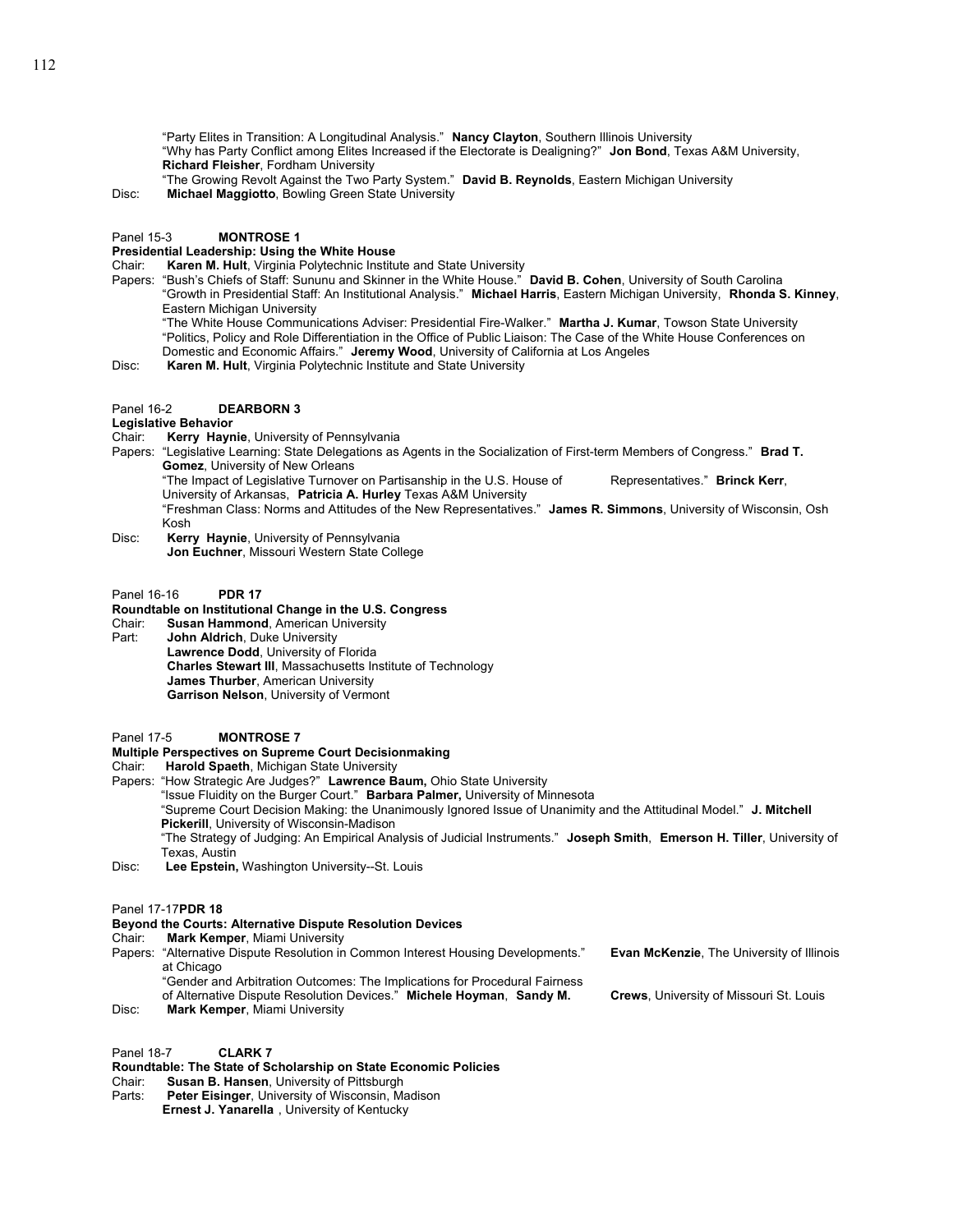"Party Elites in Transition: A Longitudinal Analysis." **Nancy Clayton**, Southern Illinois University
"Why has Party Conflict among Elites Increased if the Electorate is Dealigning?" **Jon Bond**, Texas A&M University, **Richard Fleisher**, Fordham University
"The Growing Revolt Against the Two Party System." **David B. Reynolds**, Eastern Michigan University

Disc: **Michael Maggiotto**, Bowling Green State University

Panel 15-3 **MONTROSE 1**
**Presidential Leadership: Using the White House**
Chair: **Karen M. Hult**, Virginia Polytechnic Institute and State University
Papers: "Bush's Chiefs of Staff: Sununu and Skinner in the White House." **David B. Cohen**, University of South Carolina
"Growth in Presidential Staff: An Institutional Analysis." **Michael Harris**, Eastern Michigan University, **Rhonda S. Kinney**, Eastern Michigan University
"The White House Communications Adviser: Presidential Fire-Walker." **Martha J. Kumar**, Towson State University
"Politics, Policy and Role Differentiation in the Office of Public Liaison: The Case of the White House Conferences on Domestic and Economic Affairs." **Jeremy Wood**, University of California at Los Angeles
Disc: **Karen M. Hult**, Virginia Polytechnic Institute and State University

Panel 16-2 **DEARBORN 3**
**Legislative Behavior**
Chair: **Kerry Haynie**, University of Pennsylvania
Papers: "Legislative Learning: State Delegations as Agents in the Socialization of First-term Members of Congress." **Brad T. Gomez**, University of New Orleans
"The Impact of Legislative Turnover on Partisanship in the U.S. House of Representatives." **Brinck Kerr**, University of Arkansas, **Patricia A. Hurley** Texas A&M University
"Freshman Class: Norms and Attitudes of the New Representatives." **James R. Simmons**, University of Wisconsin, Osh Kosh
Disc: **Kerry Haynie**, University of Pennsylvania
**Jon Euchner**, Missouri Western State College

Panel 16-16 **PDR 17**
**Roundtable on Institutional Change in the U.S. Congress**
Chair: **Susan Hammond**, American University
Part: **John Aldrich**, Duke University
**Lawrence Dodd**, University of Florida
**Charles Stewart III**, Massachusetts Institute of Technology
**James Thurber**, American University
**Garrison Nelson**, University of Vermont

Panel 17-5 **MONTROSE 7**
**Multiple Perspectives on Supreme Court Decisionmaking**
Chair: **Harold Spaeth**, Michigan State University
Papers: "How Strategic Are Judges?" **Lawrence Baum,** Ohio State University
"Issue Fluidity on the Burger Court." **Barbara Palmer,** University of Minnesota
"Supreme Court Decision Making: the Unanimously Ignored Issue of Unanimity and the Attitudinal Model." **J. Mitchell Pickerill**, University of Wisconsin-Madison
"The Strategy of Judging: An Empirical Analysis of Judicial Instruments." **Joseph Smith**, **Emerson H. Tiller**, University of Texas, Austin
Disc: **Lee Epstein,** Washington University--St. Louis

Panel 17-17 **PDR 18**
**Beyond the Courts: Alternative Dispute Resolution Devices**
Chair: **Mark Kemper**, Miami University
Papers: "Alternative Dispute Resolution in Common Interest Housing Developments." **Evan McKenzie**, The University of Illinois at Chicago
"Gender and Arbitration Outcomes: The Implications for Procedural Fairness of Alternative Dispute Resolution Devices." **Michele Hoyman**, **Sandy M. Crews**, University of Missouri St. Louis
Disc: **Mark Kemper**, Miami University

Panel 18-7 **CLARK 7**
**Roundtable: The State of Scholarship on State Economic Policies**
Chair: **Susan B. Hansen**, University of Pittsburgh
Parts: **Peter Eisinger**, University of Wisconsin, Madison
**Ernest J. Yanarella** , University of Kentucky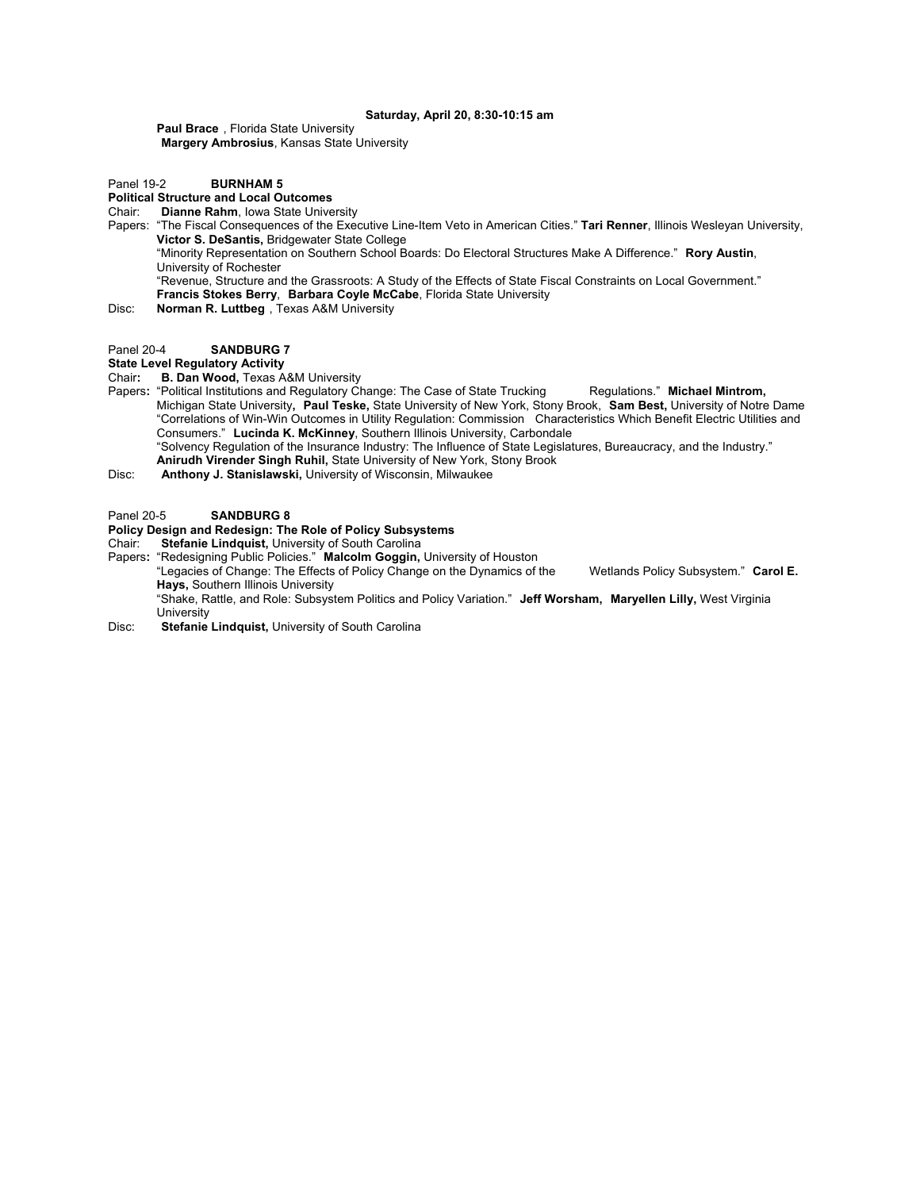**Saturday, April 20, 8:30-10:15 am**

**Paul Brace** , Florida State University
**Margery Ambrosius**, Kansas State University

Panel 19-2 **BURNHAM 5**

**Political Structure and Local Outcomes**

Chair: **Dianne Rahm**, Iowa State University

Papers: "The Fiscal Consequences of the Executive Line-Item Veto in American Cities." **Tari Renner**, Illinois Wesleyan University, **Victor S. DeSantis,** Bridgewater State College

"Minority Representation on Southern School Boards: Do Electoral Structures Make A Difference." **Rory Austin**, University of Rochester

"Revenue, Structure and the Grassroots: A Study of the Effects of State Fiscal Constraints on Local Government." **Francis Stokes Berry**, **Barbara Coyle McCabe**, Florida State University

Disc: **Norman R. Luttbeg** , Texas A&M University

Panel 20-4 **SANDBURG 7**

**State Level Regulatory Activity**

Chair**:** **B. Dan Wood,** Texas A&M University

Papers**:** "Political Institutions and Regulatory Change: The Case of State Trucking Regulations." **Michael Mintrom,** Michigan State University**, Paul Teske,** State University of New York, Stony Brook, **Sam Best,** University of Notre Dame

"Correlations of Win-Win Outcomes in Utility Regulation: Commission Characteristics Which Benefit Electric Utilities and Consumers." **Lucinda K. McKinney**, Southern Illinois University, Carbondale

"Solvency Regulation of the Insurance Industry: The Influence of State Legislatures, Bureaucracy, and the Industry." **Anirudh Virender Singh Ruhil,** State University of New York, Stony Brook

Disc: **Anthony J. Stanislawski,** University of Wisconsin, Milwaukee

Panel 20-5 **SANDBURG 8**

**Policy Design and Redesign: The Role of Policy Subsystems**

Chair: **Stefanie Lindquist,** University of South Carolina

Papers**:** "Redesigning Public Policies." **Malcolm Goggin,** University of Houston

"Legacies of Change: The Effects of Policy Change on the Dynamics of the Wetlands Policy Subsystem." **Carol E. Hays,** Southern Illinois University

"Shake, Rattle, and Role: Subsystem Politics and Policy Variation." **Jeff Worsham, Maryellen Lilly,** West Virginia University

Disc: **Stefanie Lindquist,** University of South Carolina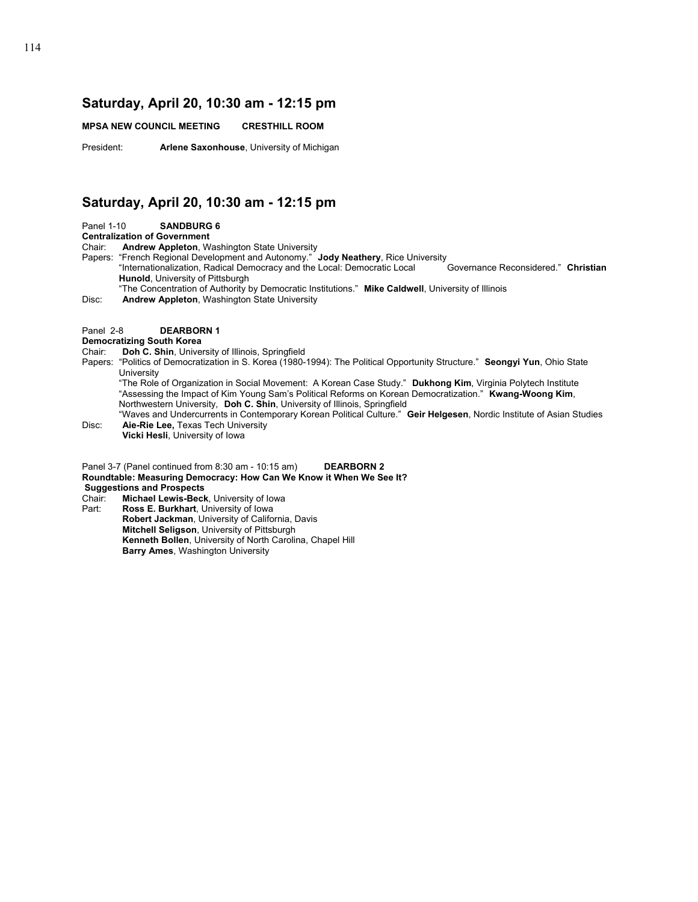## Saturday, April 20, 10:30 am - 12:15 pm

**MPSA NEW COUNCIL MEETING CRESTHILL ROOM**

President: **Arlene Saxonhouse**, University of Michigan

## Saturday, April 20, 10:30 am - 12:15 pm

Panel 1-10 **SANDBURG 6**
**Centralization of Government**
Chair: **Andrew Appleton**, Washington State University
Papers: "French Regional Development and Autonomy." **Jody Neathery**, Rice University
"Internationalization, Radical Democracy and the Local: Democratic Local Governance Reconsidered." **Christian Hunold**, University of Pittsburgh
"The Concentration of Authority by Democratic Institutions." **Mike Caldwell**, University of Illinois
Disc: **Andrew Appleton**, Washington State University

Panel 2-8 **DEARBORN 1**
**Democratizing South Korea**
Chair: **Doh C. Shin**, University of Illinois, Springfield
Papers: "Politics of Democratization in S. Korea (1980-1994): The Political Opportunity Structure." **Seongyi Yun**, Ohio State University
"The Role of Organization in Social Movement: A Korean Case Study." **Dukhong Kim**, Virginia Polytech Institute
"Assessing the Impact of Kim Young Sam's Political Reforms on Korean Democratization." **Kwang-Woong Kim**, Northwestern University, **Doh C. Shin**, University of Illinois, Springfield
"Waves and Undercurrents in Contemporary Korean Political Culture." **Geir Helgesen**, Nordic Institute of Asian Studies
Disc: **Aie-Rie Lee,** Texas Tech University
**Vicki Hesli**, University of Iowa

Panel 3-7 (Panel continued from 8:30 am - 10:15 am) **DEARBORN 2**
**Roundtable: Measuring Democracy: How Can We Know it When We See It? Suggestions and Prospects**
Chair: **Michael Lewis-Beck**, University of Iowa
Part: **Ross E. Burkhart**, University of Iowa
**Robert Jackman**, University of California, Davis
**Mitchell Seligson**, University of Pittsburgh
**Kenneth Bollen**, University of North Carolina, Chapel Hill
**Barry Ames**, Washington University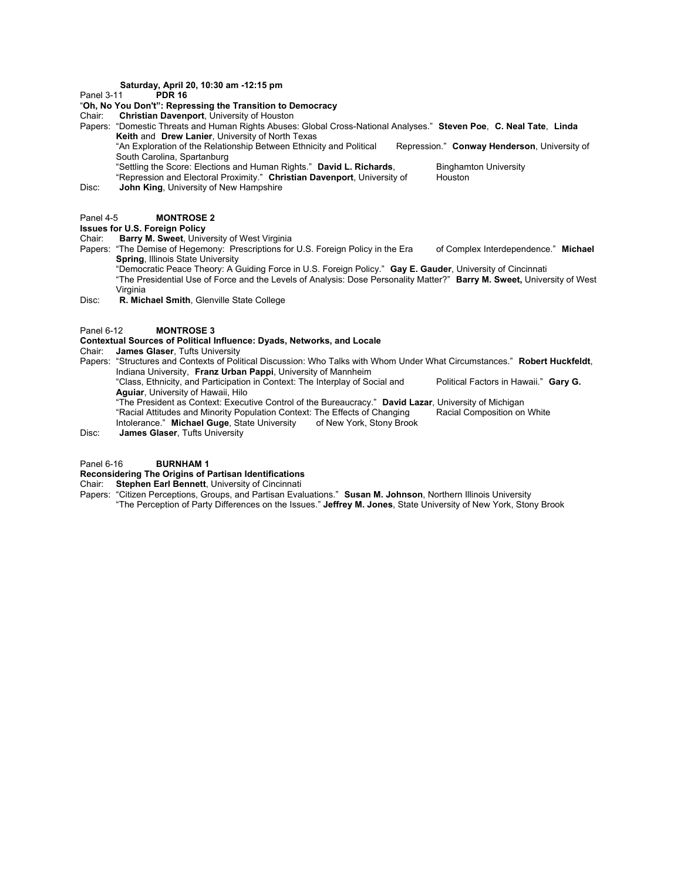**Saturday, April 20, 10:30 am -12:15 pm**

Panel 3-11 **PDR 16**

"**Oh, No You Don't": Repressing the Transition to Democracy**

Chair: **Christian Davenport**, University of Houston

Papers: "Domestic Threats and Human Rights Abuses: Global Cross-National Analyses." **Steven Poe**, **C. Neal Tate**, **Linda Keith** and **Drew Lanier**, University of North Texas

"An Exploration of the Relationship Between Ethnicity and Political Repression." **Conway Henderson**, University of South Carolina, Spartanburg

"Settling the Score: Elections and Human Rights." **David L. Richards**, Binghamton University

"Repression and Electoral Proximity." **Christian Davenport**, University of Houston

Disc: **John King**, University of New Hampshire

Panel 4-5 **MONTROSE 2**

**Issues for U.S. Foreign Policy**

Chair: **Barry M. Sweet**, University of West Virginia

Papers: "The Demise of Hegemony: Prescriptions for U.S. Foreign Policy in the Era of Complex Interdependence." **Michael Spring**, Illinois State University

"Democratic Peace Theory: A Guiding Force in U.S. Foreign Policy." **Gay E. Gauder**, University of Cincinnati

"The Presidential Use of Force and the Levels of Analysis: Dose Personality Matter?" **Barry M. Sweet,** University of West Virginia

Disc: **R. Michael Smith**, Glenville State College

Panel 6-12 **MONTROSE 3**

**Contextual Sources of Political Influence: Dyads, Networks, and Locale**

Chair: **James Glaser**, Tufts University

Papers: "Structures and Contexts of Political Discussion: Who Talks with Whom Under What Circumstances." **Robert Huckfeldt**, Indiana University, **Franz Urban Pappi**, University of Mannheim

"Class, Ethnicity, and Participation in Context: The Interplay of Social and Political Factors in Hawaii." **Gary G. Aguiar**, University of Hawaii, Hilo

"The President as Context: Executive Control of the Bureaucracy." **David Lazar**, University of Michigan

"Racial Attitudes and Minority Population Context: The Effects of Changing Racial Composition on White Intolerance." **Michael Guge**, State University of New York, Stony Brook

Disc: **James Glaser**, Tufts University

Panel 6-16 **BURNHAM 1**

**Reconsidering The Origins of Partisan Identifications**

Chair: **Stephen Earl Bennett**, University of Cincinnati

Papers: "Citizen Perceptions, Groups, and Partisan Evaluations." **Susan M. Johnson**, Northern Illinois University

"The Perception of Party Differences on the Issues." **Jeffrey M. Jones**, State University of New York, Stony Brook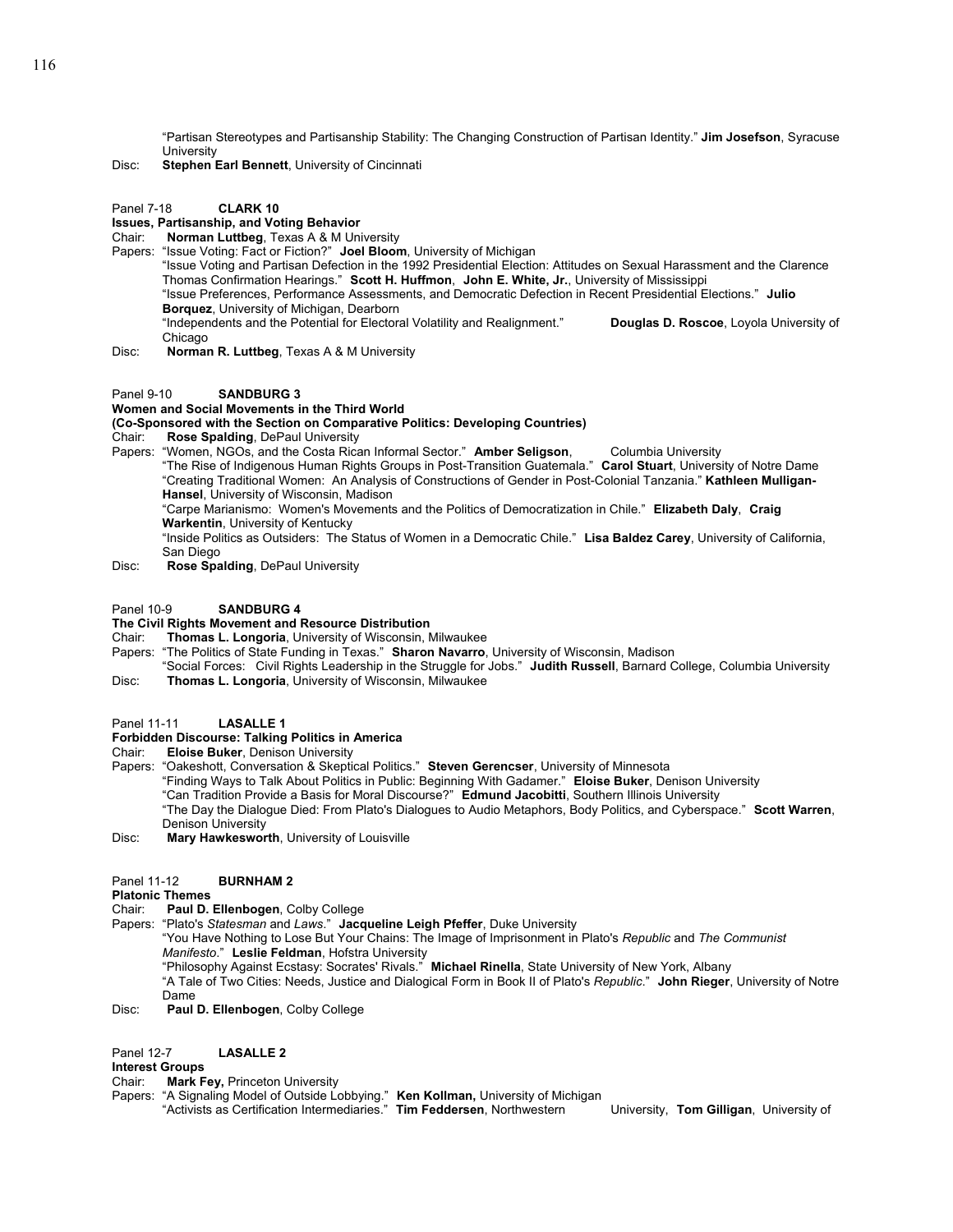"Partisan Stereotypes and Partisanship Stability: The Changing Construction of Partisan Identity." **Jim Josefson**, Syracuse University

Disc: **Stephen Earl Bennett**, University of Cincinnati

Panel 7-18 **CLARK 10**

**Issues, Partisanship, and Voting Behavior**

Chair: **Norman Luttbeg**, Texas A & M University

Papers: "Issue Voting: Fact or Fiction?" **Joel Bloom**, University of Michigan

"Issue Voting and Partisan Defection in the 1992 Presidential Election: Attitudes on Sexual Harassment and the Clarence Thomas Confirmation Hearings." **Scott H. Huffmon**, **John E. White, Jr.**, University of Mississippi

"Issue Preferences, Performance Assessments, and Democratic Defection in Recent Presidential Elections." **Julio Borquez**, University of Michigan, Dearborn

"Independents and the Potential for Electoral Volatility and Realignment." **Douglas D. Roscoe**, Loyola University of Chicago

Disc: **Norman R. Luttbeg**, Texas A & M University

Panel 9-10 **SANDBURG 3**

**Women and Social Movements in the Third World**

**(Co-Sponsored with the Section on Comparative Politics: Developing Countries)**

Chair: **Rose Spalding**, DePaul University

Papers: "Women, NGOs, and the Costa Rican Informal Sector." **Amber Seligson**, Columbia University

"The Rise of Indigenous Human Rights Groups in Post-Transition Guatemala." **Carol Stuart**, University of Notre Dame

"Creating Traditional Women: An Analysis of Constructions of Gender in Post-Colonial Tanzania." **Kathleen Mulligan-Hansel**, University of Wisconsin, Madison

"Carpe Marianismo: Women's Movements and the Politics of Democratization in Chile." **Elizabeth Daly**, **Craig Warkentin**, University of Kentucky

"Inside Politics as Outsiders: The Status of Women in a Democratic Chile." **Lisa Baldez Carey**, University of California, San Diego

Disc: **Rose Spalding**, DePaul University

Panel 10-9 **SANDBURG 4**

**The Civil Rights Movement and Resource Distribution**

Chair: **Thomas L. Longoria**, University of Wisconsin, Milwaukee

Papers: "The Politics of State Funding in Texas." **Sharon Navarro**, University of Wisconsin, Madison

"Social Forces: Civil Rights Leadership in the Struggle for Jobs." **Judith Russell**, Barnard College, Columbia University

Disc: **Thomas L. Longoria**, University of Wisconsin, Milwaukee

Panel 11-11 **LASALLE 1**

**Forbidden Discourse: Talking Politics in America**

Chair: **Eloise Buker**, Denison University

Papers: "Oakeshott, Conversation & Skeptical Politics." **Steven Gerencser**, University of Minnesota

"Finding Ways to Talk About Politics in Public: Beginning With Gadamer." **Eloise Buker**, Denison University

"Can Tradition Provide a Basis for Moral Discourse?" **Edmund Jacobitti**, Southern Illinois University

"The Day the Dialogue Died: From Plato's Dialogues to Audio Metaphors, Body Politics, and Cyberspace." **Scott Warren**, Denison University

Disc: **Mary Hawkesworth**, University of Louisville

Panel 11-12 **BURNHAM 2**

**Platonic Themes**

Chair: **Paul D. Ellenbogen**, Colby College

Papers: "Plato's *Statesman* and *Laws*." **Jacqueline Leigh Pfeffer**, Duke University

"You Have Nothing to Lose But Your Chains: The Image of Imprisonment in Plato's *Republic* and *The Communist Manifesto*." **Leslie Feldman**, Hofstra University

"Philosophy Against Ecstasy: Socrates' Rivals." **Michael Rinella**, State University of New York, Albany

"A Tale of Two Cities: Needs, Justice and Dialogical Form in Book II of Plato's *Republic*." **John Rieger**, University of Notre Dame

Disc: **Paul D. Ellenbogen**, Colby College

Panel 12-7 **LASALLE 2**

**Interest Groups**

Chair: **Mark Fey,** Princeton University

Papers: "A Signaling Model of Outside Lobbying." **Ken Kollman,** University of Michigan

"Activists as Certification Intermediaries." **Tim Feddersen**, Northwestern University, **Tom Gilligan**, University of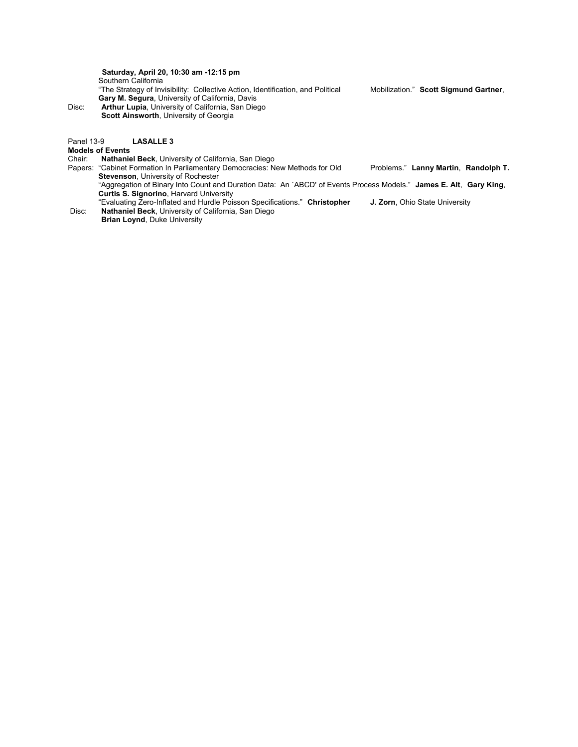**Saturday, April 20, 10:30 am -12:15 pm**

Southern California

"The Strategy of Invisibility: Collective Action, Identification, and Political Mobilization." **Scott Sigmund Gartner**, **Gary M. Segura**, University of California, Davis

Disc: **Arthur Lupia**, University of California, San Diego
**Scott Ainsworth**, University of Georgia

Panel 13-9 **LASALLE 3**

**Models of Events**

Chair: **Nathaniel Beck**, University of California, San Diego

Papers: "Cabinet Formation In Parliamentary Democracies: New Methods for Old Problems." **Lanny Martin**, **Randolph T. Stevenson**, University of Rochester

"Aggregation of Binary Into Count and Duration Data: An `ABCD' of Events Process Models." **James E. Alt**, **Gary King**, **Curtis S. Signorino**, Harvard University

"Evaluating Zero-Inflated and Hurdle Poisson Specifications." **Christopher J. Zorn**, Ohio State University

Disc: **Nathaniel Beck**, University of California, San Diego
**Brian Loynd**, Duke University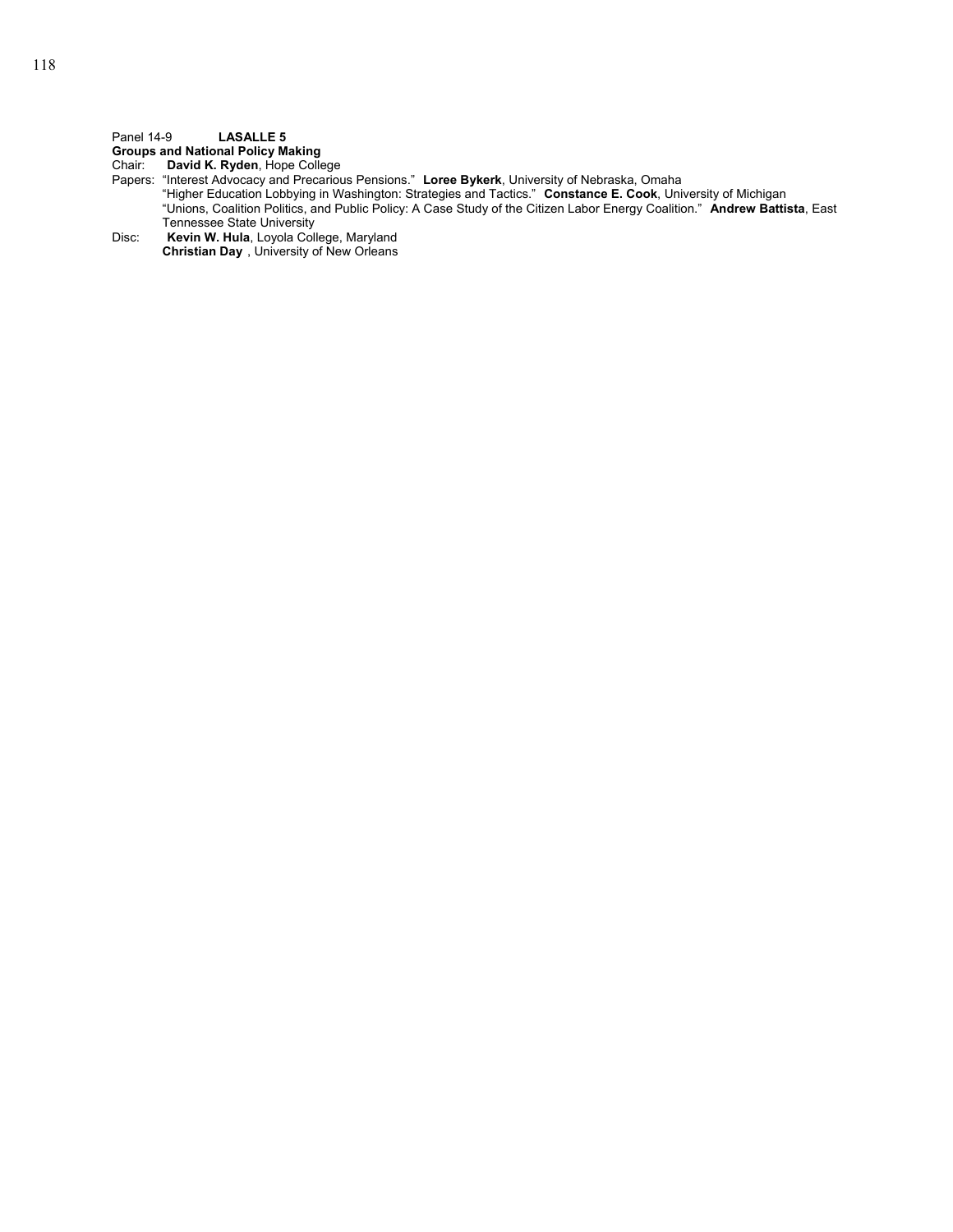Panel 14-9 **LASALLE 5**

**Groups and National Policy Making**

Chair: **David K. Ryden**, Hope College

Papers: "Interest Advocacy and Precarious Pensions." **Loree Bykerk**, University of Nebraska, Omaha

"Higher Education Lobbying in Washington: Strategies and Tactics." **Constance E. Cook**, University of Michigan

"Unions, Coalition Politics, and Public Policy: A Case Study of the Citizen Labor Energy Coalition." **Andrew Battista**, East Tennessee State University

Disc: **Kevin W. Hula**, Loyola College, Maryland

**Christian Day** , University of New Orleans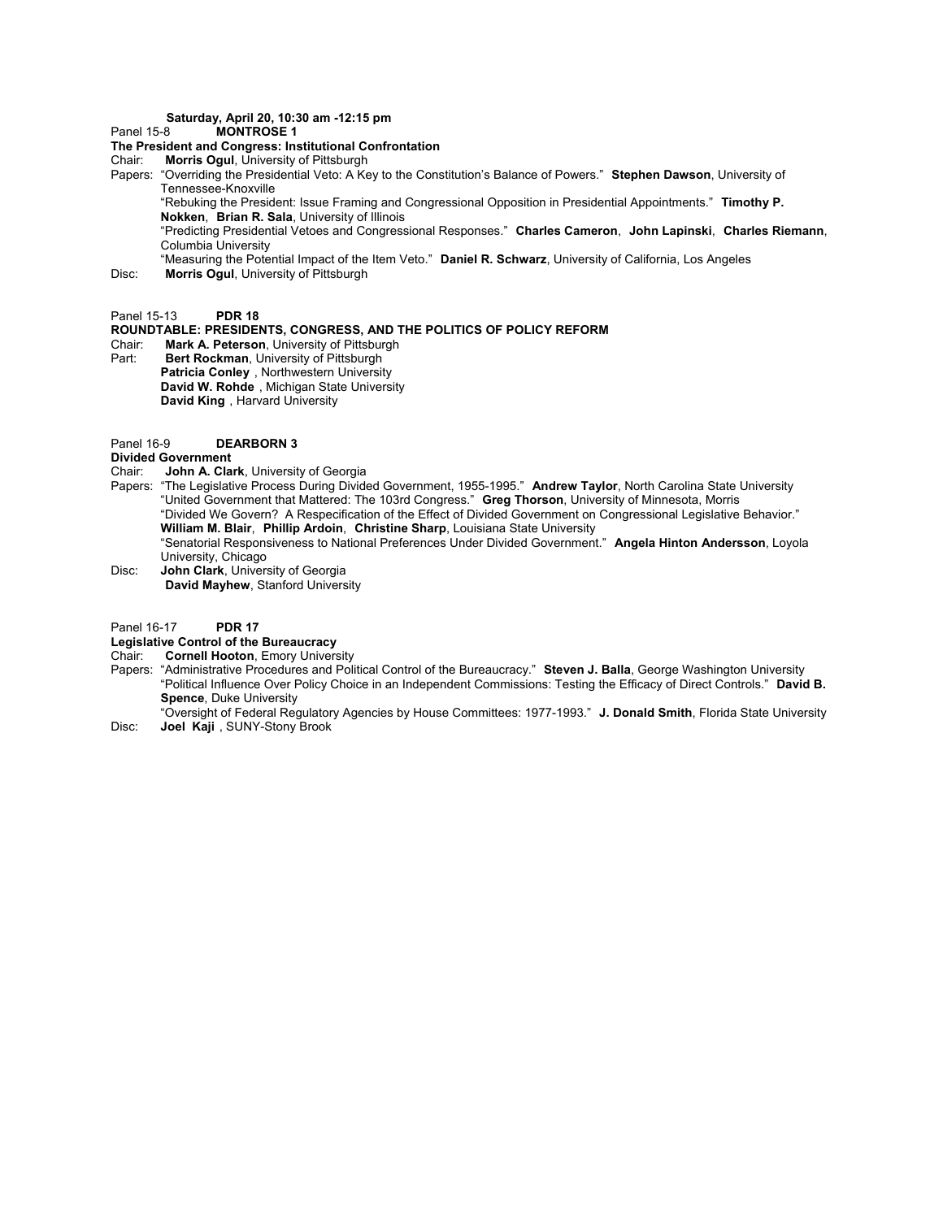**Saturday, April 20, 10:30 am -12:15 pm**

Panel 15-8 **MONTROSE 1**

**The President and Congress: Institutional Confrontation**

Chair: **Morris Ogul**, University of Pittsburgh

Papers: “Overriding the Presidential Veto: A Key to the Constitution’s Balance of Powers.” **Stephen Dawson**, University of Tennessee-Knoxville

“Rebuking the President: Issue Framing and Congressional Opposition in Presidential Appointments.” **Timothy P. Nokken**, **Brian R. Sala**, University of Illinois

“Predicting Presidential Vetoes and Congressional Responses.” **Charles Cameron**, **John Lapinski**, **Charles Riemann**, Columbia University

“Measuring the Potential Impact of the Item Veto.” **Daniel R. Schwarz**, University of California, Los Angeles

Disc: **Morris Ogul**, University of Pittsburgh

Panel 15-13 **PDR 18**

**ROUNDTABLE: PRESIDENTS, CONGRESS, AND THE POLITICS OF POLICY REFORM**

Chair: **Mark A. Peterson**, University of Pittsburgh

Part: **Bert Rockman**, University of Pittsburgh
**Patricia Conley** , Northwestern University
**David W. Rohde** , Michigan State University
**David King** , Harvard University

Panel 16-9 **DEARBORN 3**

**Divided Government**

Chair: **John A. Clark**, University of Georgia

Papers: “The Legislative Process During Divided Government, 1955-1995.” **Andrew Taylor**, North Carolina State University

“United Government that Mattered: The 103rd Congress.” **Greg Thorson**, University of Minnesota, Morris

“Divided We Govern? A Respecification of the Effect of Divided Government on Congressional Legislative Behavior.” **William M. Blair**, **Phillip Ardoin**, **Christine Sharp**, Louisiana State University

“Senatorial Responsiveness to National Preferences Under Divided Government.” **Angela Hinton Andersson**, Loyola University, Chicago

Disc: **John Clark**, University of Georgia
**David Mayhew**, Stanford University

Panel 16-17 **PDR 17**

**Legislative Control of the Bureaucracy**

Chair: **Cornell Hooton**, Emory University

Papers: “Administrative Procedures and Political Control of the Bureaucracy.” **Steven J. Balla**, George Washington University

“Political Influence Over Policy Choice in an Independent Commissions: Testing the Efficacy of Direct Controls.” **David B. Spence**, Duke University

“Oversight of Federal Regulatory Agencies by House Committees: 1977-1993.” **J. Donald Smith**, Florida State University

Disc: **Joel Kaji** , SUNY-Stony Brook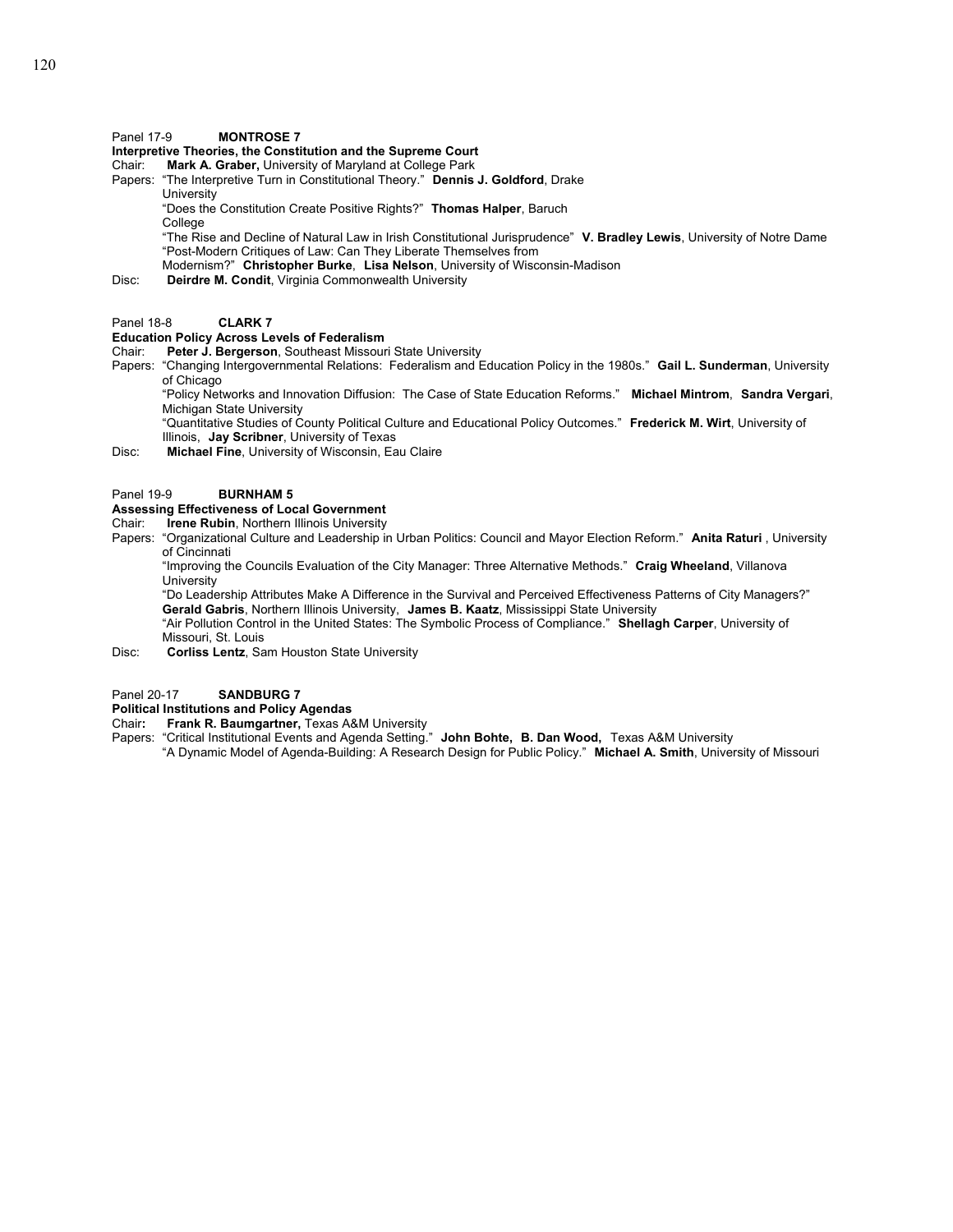Panel 17-9 **MONTROSE 7**

**Interpretive Theories, the Constitution and the Supreme Court**

Chair: **Mark A. Graber,** University of Maryland at College Park

Papers: "The Interpretive Turn in Constitutional Theory." **Dennis J. Goldford**, Drake University

"Does the Constitution Create Positive Rights?" **Thomas Halper**, Baruch College

"The Rise and Decline of Natural Law in Irish Constitutional Jurisprudence" **V. Bradley Lewis**, University of Notre Dame

"Post-Modern Critiques of Law: Can They Liberate Themselves from Modernism?" **Christopher Burke**, **Lisa Nelson**, University of Wisconsin-Madison

Disc: **Deirdre M. Condit**, Virginia Commonwealth University

Panel 18-8 **CLARK 7**

**Education Policy Across Levels of Federalism**

Chair: **Peter J. Bergerson**, Southeast Missouri State University

Papers: "Changing Intergovernmental Relations: Federalism and Education Policy in the 1980s." **Gail L. Sunderman**, University of Chicago

"Policy Networks and Innovation Diffusion: The Case of State Education Reforms." **Michael Mintrom**, **Sandra Vergari**, Michigan State University

"Quantitative Studies of County Political Culture and Educational Policy Outcomes." **Frederick M. Wirt**, University of Illinois, **Jay Scribner**, University of Texas

Disc: **Michael Fine**, University of Wisconsin, Eau Claire

Panel 19-9 **BURNHAM 5**

**Assessing Effectiveness of Local Government**

Chair: **Irene Rubin**, Northern Illinois University

Papers: "Organizational Culture and Leadership in Urban Politics: Council and Mayor Election Reform." **Anita Raturi** , University of Cincinnati

"Improving the Councils Evaluation of the City Manager: Three Alternative Methods." **Craig Wheeland**, Villanova University

"Do Leadership Attributes Make A Difference in the Survival and Perceived Effectiveness Patterns of City Managers?" **Gerald Gabris**, Northern Illinois University, **James B. Kaatz**, Mississippi State University

"Air Pollution Control in the United States: The Symbolic Process of Compliance." **Shellagh Carper**, University of Missouri, St. Louis

Disc: **Corliss Lentz**, Sam Houston State University

Panel 20-17 **SANDBURG 7**

**Political Institutions and Policy Agendas**

Chair**: Frank R. Baumgartner,** Texas A&M University

Papers: "Critical Institutional Events and Agenda Setting." **John Bohte, B. Dan Wood,** Texas A&M University

"A Dynamic Model of Agenda-Building: A Research Design for Public Policy." **Michael A. Smith**, University of Missouri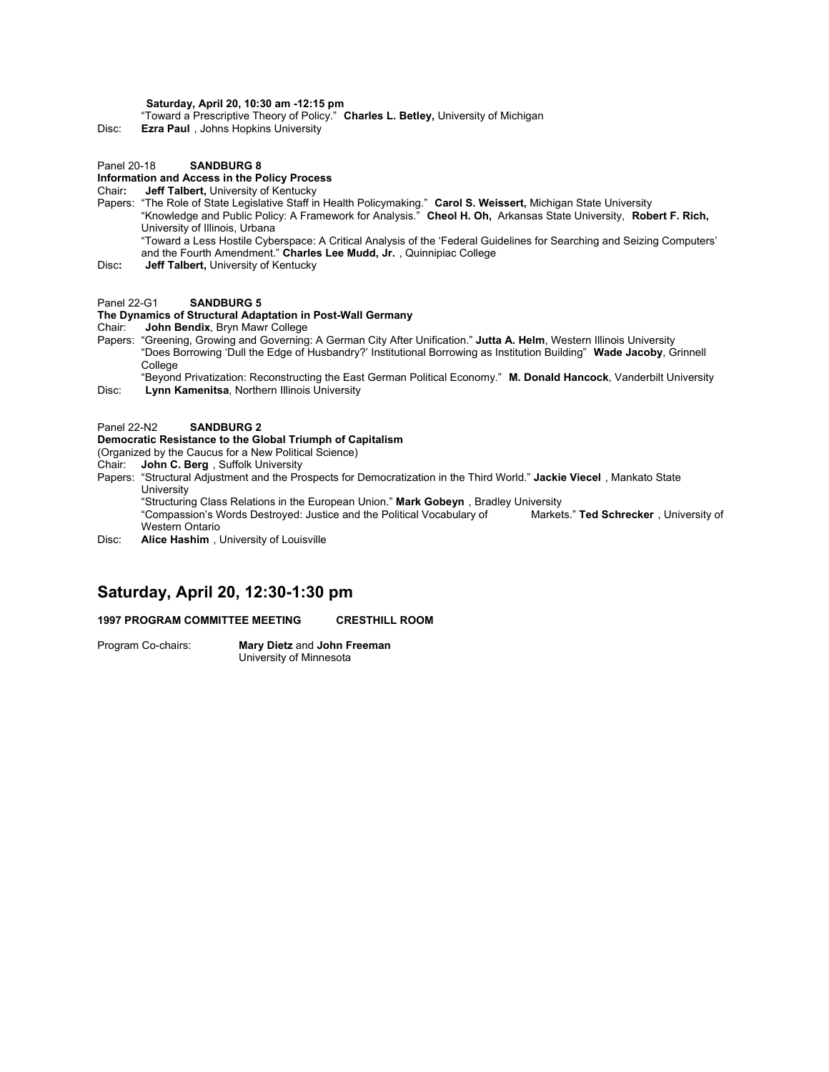**Saturday, April 20, 10:30 am -12:15 pm**

"Toward a Prescriptive Theory of Policy." **Charles L. Betley,** University of Michigan

Disc: **Ezra Paul** , Johns Hopkins University

Panel 20-18 **SANDBURG 8**

**Information and Access in the Policy Process**

Chair**: Jeff Talbert,** University of Kentucky

Papers: "The Role of State Legislative Staff in Health Policymaking." **Carol S. Weissert,** Michigan State University
"Knowledge and Public Policy: A Framework for Analysis." **Cheol H. Oh,** Arkansas State University, **Robert F. Rich,** University of Illinois, Urbana
"Toward a Less Hostile Cyberspace: A Critical Analysis of the 'Federal Guidelines for Searching and Seizing Computers' and the Fourth Amendment." **Charles Lee Mudd, Jr.** , Quinnipiac College

Disc**: Jeff Talbert,** University of Kentucky

Panel 22-G1 **SANDBURG 5**

**The Dynamics of Structural Adaptation in Post-Wall Germany**

Chair: **John Bendix**, Bryn Mawr College

Papers: "Greening, Growing and Governing: A German City After Unification." **Jutta A. Helm**, Western Illinois University
"Does Borrowing 'Dull the Edge of Husbandry?' Institutional Borrowing as Institution Building" **Wade Jacoby**, Grinnell College
"Beyond Privatization: Reconstructing the East German Political Economy." **M. Donald Hancock**, Vanderbilt University

Disc: **Lynn Kamenitsa**, Northern Illinois University

Panel 22-N2 **SANDBURG 2**

**Democratic Resistance to the Global Triumph of Capitalism**

(Organized by the Caucus for a New Political Science)

Chair: **John C. Berg** , Suffolk University

Papers: "Structural Adjustment and the Prospects for Democratization in the Third World." **Jackie Viecel** , Mankato State University
"Structuring Class Relations in the European Union." **Mark Gobeyn** , Bradley University
"Compassion's Words Destroyed: Justice and the Political Vocabulary of Markets." **Ted Schrecker** , University of Western Ontario

Disc: **Alice Hashim** , University of Louisville

## Saturday, April 20, 12:30-1:30 pm

**1997 PROGRAM COMMITTEE MEETING CRESTHILL ROOM**

Program Co-chairs: **Mary Dietz** and **John Freeman**
University of Minnesota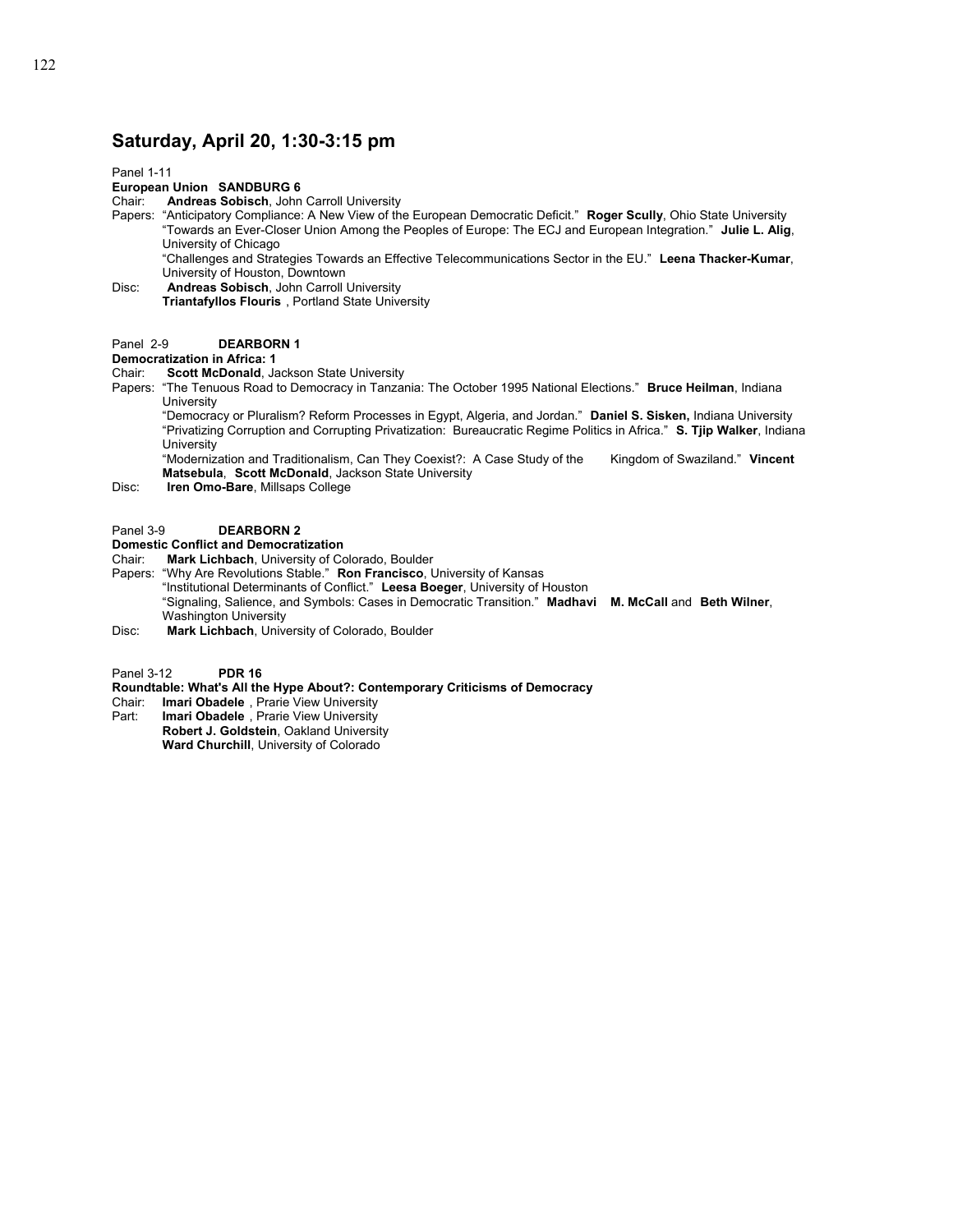## Saturday, April 20, 1:30-3:15 pm

Panel 1-11
**European Union SANDBURG 6**
Chair: **Andreas Sobisch**, John Carroll University
Papers: "Anticipatory Compliance: A New View of the European Democratic Deficit." **Roger Scully**, Ohio State University
"Towards an Ever-Closer Union Among the Peoples of Europe: The ECJ and European Integration." **Julie L. Alig**, University of Chicago
"Challenges and Strategies Towards an Effective Telecommunications Sector in the EU." **Leena Thacker-Kumar**, University of Houston, Downtown
Disc: **Andreas Sobisch**, John Carroll University
**Triantafyllos Flouris** , Portland State University

Panel 2-9 **DEARBORN 1**
**Democratization in Africa: 1**
Chair: **Scott McDonald**, Jackson State University
Papers: "The Tenuous Road to Democracy in Tanzania: The October 1995 National Elections." **Bruce Heilman**, Indiana University
"Democracy or Pluralism? Reform Processes in Egypt, Algeria, and Jordan." **Daniel S. Sisken,** Indiana University
"Privatizing Corruption and Corrupting Privatization: Bureaucratic Regime Politics in Africa." **S. Tjip Walker**, Indiana University
"Modernization and Traditionalism, Can They Coexist?: A Case Study of the Kingdom of Swaziland." **Vincent Matsebula**, **Scott McDonald**, Jackson State University
Disc: **Iren Omo-Bare**, Millsaps College

Panel 3-9 **DEARBORN 2**
**Domestic Conflict and Democratization**
Chair: **Mark Lichbach**, University of Colorado, Boulder
Papers: "Why Are Revolutions Stable." **Ron Francisco**, University of Kansas
"Institutional Determinants of Conflict." **Leesa Boeger**, University of Houston
"Signaling, Salience, and Symbols: Cases in Democratic Transition." **Madhavi M. McCall** and **Beth Wilner**, Washington University
Disc: **Mark Lichbach**, University of Colorado, Boulder

Panel 3-12 **PDR 16**
**Roundtable: What's All the Hype About?: Contemporary Criticisms of Democracy**
Chair: **Imari Obadele** , Prarie View University
Part: **Imari Obadele** , Prarie View University
**Robert J. Goldstein**, Oakland University
**Ward Churchill**, University of Colorado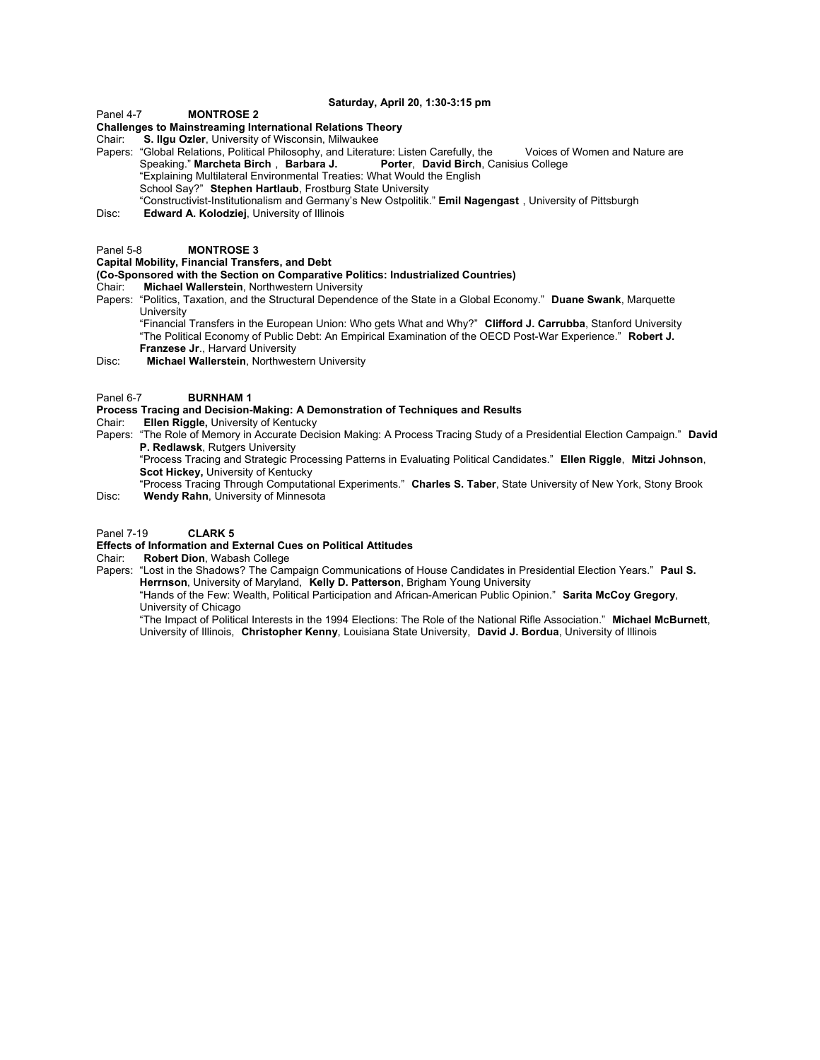**Saturday, April 20, 1:30-3:15 pm**

Panel 4-7 **MONTROSE 2**

**Challenges to Mainstreaming International Relations Theory**

Chair: **S. Ilgu Ozler**, University of Wisconsin, Milwaukee

Papers: "Global Relations, Political Philosophy, and Literature: Listen Carefully, the Voices of Women and Nature are Speaking." **Marcheta Birch**, **Barbara J. Porter**, **David Birch**, Canisius College

"Explaining Multilateral Environmental Treaties: What Would the English School Say?" **Stephen Hartlaub**, Frostburg State University

"Constructivist-Institutionalism and Germany's New Ostpolitik." **Emil Nagengast**, University of Pittsburgh

Disc: **Edward A. Kolodziej**, University of Illinois

Panel 5-8 **MONTROSE 3**

**Capital Mobility, Financial Transfers, and Debt**

**(Co-Sponsored with the Section on Comparative Politics: Industrialized Countries)**

Chair: **Michael Wallerstein**, Northwestern University

Papers: "Politics, Taxation, and the Structural Dependence of the State in a Global Economy." **Duane Swank**, Marquette University

"Financial Transfers in the European Union: Who gets What and Why?" **Clifford J. Carrubba**, Stanford University

"The Political Economy of Public Debt: An Empirical Examination of the OECD Post-War Experience." **Robert J. Franzese Jr**., Harvard University

Disc: **Michael Wallerstein**, Northwestern University

Panel 6-7 **BURNHAM 1**

**Process Tracing and Decision-Making: A Demonstration of Techniques and Results**

Chair: **Ellen Riggle,** University of Kentucky

Papers: "The Role of Memory in Accurate Decision Making: A Process Tracing Study of a Presidential Election Campaign." **David P. Redlawsk**, Rutgers University

"Process Tracing and Strategic Processing Patterns in Evaluating Political Candidates." **Ellen Riggle**, **Mitzi Johnson**, **Scot Hickey,** University of Kentucky

"Process Tracing Through Computational Experiments." **Charles S. Taber**, State University of New York, Stony Brook

Disc: **Wendy Rahn**, University of Minnesota

Panel 7-19 **CLARK 5**

**Effects of Information and External Cues on Political Attitudes**

Chair: **Robert Dion**, Wabash College

Papers: "Lost in the Shadows? The Campaign Communications of House Candidates in Presidential Election Years." **Paul S. Herrnson**, University of Maryland, **Kelly D. Patterson**, Brigham Young University

"Hands of the Few: Wealth, Political Participation and African-American Public Opinion." **Sarita McCoy Gregory**, University of Chicago

"The Impact of Political Interests in the 1994 Elections: The Role of the National Rifle Association." **Michael McBurnett**, University of Illinois, **Christopher Kenny**, Louisiana State University, **David J. Bordua**, University of Illinois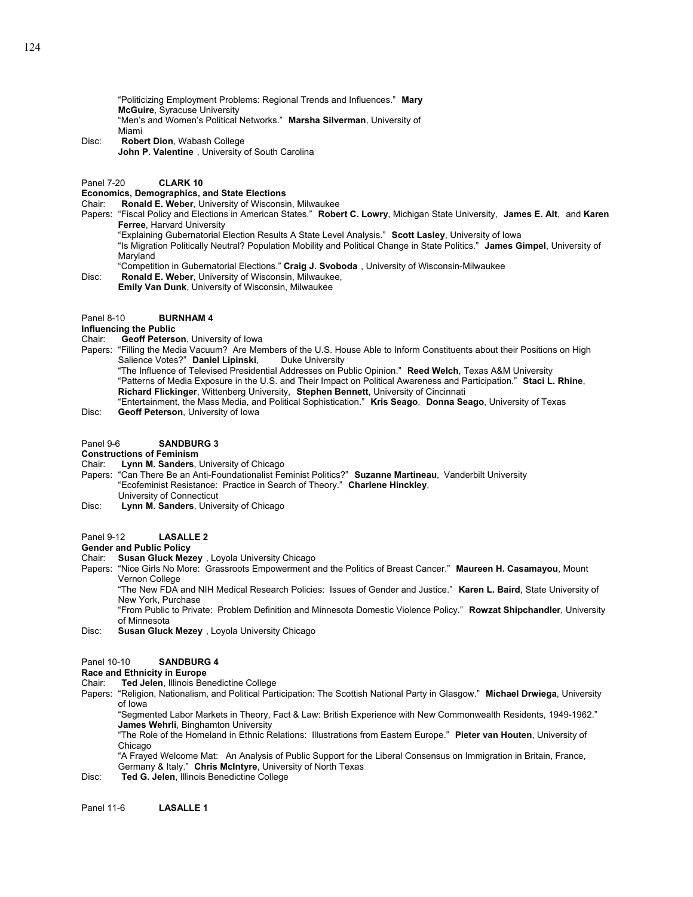"Politicizing Employment Problems: Regional Trends and Influences." **Mary McGuire**, Syracuse University
"Men's and Women's Political Networks." **Marsha Silverman**, University of Miami

Disc: **Robert Dion**, Wabash College
**John P. Valentine** , University of South Carolina

Panel 7-20 **CLARK 10**

**Economics, Demographics, and State Elections**

Chair: **Ronald E. Weber**, University of Wisconsin, Milwaukee

Papers: "Fiscal Policy and Elections in American States." **Robert C. Lowry**, Michigan State University, **James E. Alt**, and **Karen Ferree**, Harvard University
"Explaining Gubernatorial Election Results A State Level Analysis." **Scott Lasley**, University of Iowa
"Is Migration Politically Neutral? Population Mobility and Political Change in State Politics." **James Gimpel**, University of Maryland
"Competition in Gubernatorial Elections." **Craig J. Svoboda** , University of Wisconsin-Milwaukee

Disc: **Ronald E. Weber**, University of Wisconsin, Milwaukee,
**Emily Van Dunk**, University of Wisconsin, Milwaukee

Panel 8-10 **BURNHAM 4**

**Influencing the Public**

Chair: **Geoff Peterson**, University of Iowa

Papers: "Filling the Media Vacuum? Are Members of the U.S. House Able to Inform Constituents about their Positions on High Salience Votes?" **Daniel Lipinski**, Duke University
"The Influence of Televised Presidential Addresses on Public Opinion." **Reed Welch**, Texas A&M University
"Patterns of Media Exposure in the U.S. and Their Impact on Political Awareness and Participation." **Staci L. Rhine**, **Richard Flickinger**, Wittenberg University, **Stephen Bennett**, University of Cincinnati
"Entertainment, the Mass Media, and Political Sophistication." **Kris Seago**, **Donna Seago**, University of Texas

Disc: **Geoff Peterson**, University of Iowa

Panel 9-6 **SANDBURG 3**

**Constructions of Feminism**

Chair: **Lynn M. Sanders**, University of Chicago

Papers: "Can There Be an Anti-Foundationalist Feminist Politics?" **Suzanne Martineau**, Vanderbilt University
"Ecofeminist Resistance: Practice in Search of Theory." **Charlene Hinckley**, University of Connecticut

Disc: **Lynn M. Sanders**, University of Chicago

Panel 9-12 **LASALLE 2**

**Gender and Public Policy**

Chair: **Susan Gluck Mezey** , Loyola University Chicago

Papers: "Nice Girls No More: Grassroots Empowerment and the Politics of Breast Cancer." **Maureen H. Casamayou**, Mount Vernon College
"The New FDA and NIH Medical Research Policies: Issues of Gender and Justice." **Karen L. Baird**, State University of New York, Purchase
"From Public to Private: Problem Definition and Minnesota Domestic Violence Policy." **Rowzat Shipchandler**, University of Minnesota

Disc: **Susan Gluck Mezey** , Loyola University Chicago

Panel 10-10 **SANDBURG 4**

**Race and Ethnicity in Europe**

Chair: **Ted Jelen**, Illinois Benedictine College

Papers: "Religion, Nationalism, and Political Participation: The Scottish National Party in Glasgow." **Michael Drwiega**, University of Iowa
"Segmented Labor Markets in Theory, Fact & Law: British Experience with New Commonwealth Residents, 1949-1962." **James Wehrli**, Binghamton University
"The Role of the Homeland in Ethnic Relations: Illustrations from Eastern Europe." **Pieter van Houten**, University of Chicago
"A Frayed Welcome Mat: An Analysis of Public Support for the Liberal Consensus on Immigration in Britain, France, Germany & Italy." **Chris McIntyre**, University of North Texas

Disc: **Ted G. Jelen**, Illinois Benedictine College

Panel 11-6 **LASALLE 1**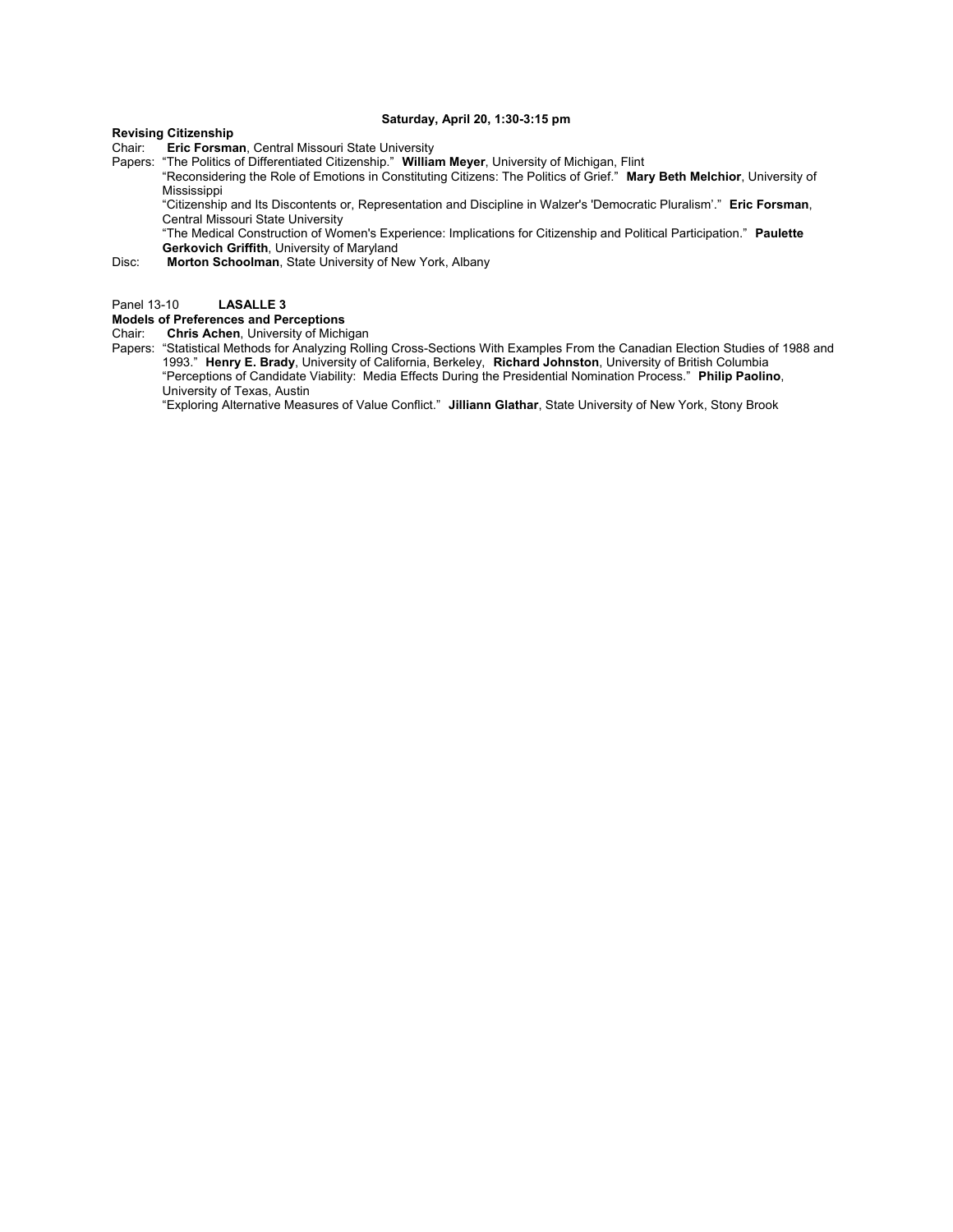**Saturday, April 20, 1:30-3:15 pm**

**Revising Citizenship**

Chair: **Eric Forsman**, Central Missouri State University

Papers: “The Politics of Differentiated Citizenship.” **William Meyer**, University of Michigan, Flint

“Reconsidering the Role of Emotions in Constituting Citizens: The Politics of Grief.” **Mary Beth Melchior**, University of Mississippi

“Citizenship and Its Discontents or, Representation and Discipline in Walzer's 'Democratic Pluralism’.” **Eric Forsman**, Central Missouri State University

“The Medical Construction of Women's Experience: Implications for Citizenship and Political Participation.” **Paulette Gerkovich Griffith**, University of Maryland

Disc: **Morton Schoolman**, State University of New York, Albany

Panel 13-10 **LASALLE 3**

**Models of Preferences and Perceptions**

Chair: **Chris Achen**, University of Michigan

Papers: “Statistical Methods for Analyzing Rolling Cross-Sections With Examples From the Canadian Election Studies of 1988 and 1993.” **Henry E. Brady**, University of California, Berkeley, **Richard Johnston**, University of British Columbia

“Perceptions of Candidate Viability: Media Effects During the Presidential Nomination Process.” **Philip Paolino**, University of Texas, Austin

“Exploring Alternative Measures of Value Conflict.” **Jilliann Glathar**, State University of New York, Stony Brook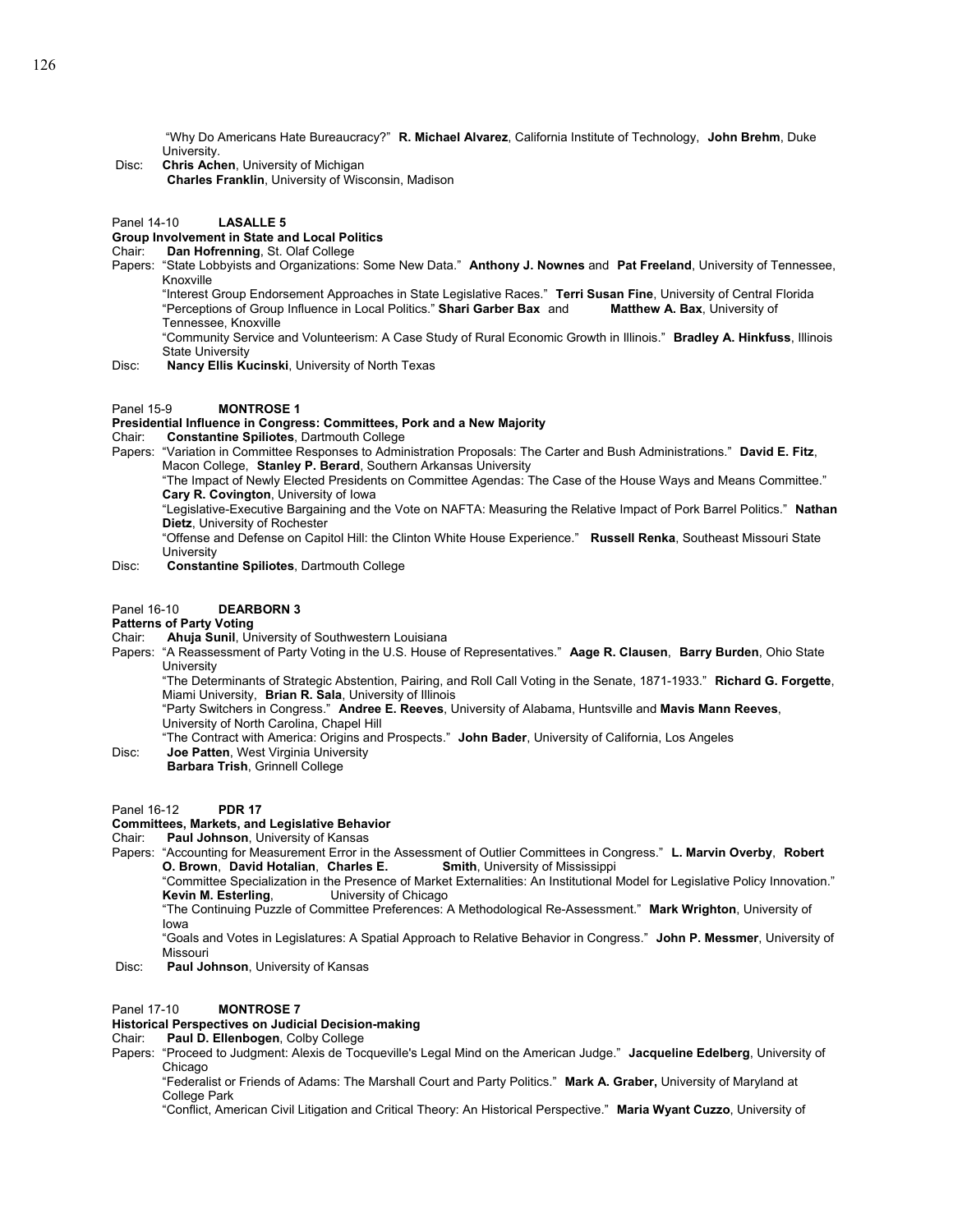"Why Do Americans Hate Bureaucracy?" **R. Michael Alvarez**, California Institute of Technology, **John Brehm**, Duke University.

Disc: **Chris Achen**, University of Michigan
**Charles Franklin**, University of Wisconsin, Madison

Panel 14-10 **LASALLE 5**

**Group Involvement in State and Local Politics**

Chair: **Dan Hofrenning**, St. Olaf College

Papers: "State Lobbyists and Organizations: Some New Data." **Anthony J. Nownes** and **Pat Freeland**, University of Tennessee, Knoxville
"Interest Group Endorsement Approaches in State Legislative Races." **Terri Susan Fine**, University of Central Florida
"Perceptions of Group Influence in Local Politics." **Shari Garber Bax** and **Matthew A. Bax**, University of Tennessee, Knoxville
"Community Service and Volunteerism: A Case Study of Rural Economic Growth in Illinois." **Bradley A. Hinkfuss**, Illinois State University

Disc: **Nancy Ellis Kucinski**, University of North Texas

Panel 15-9 **MONTROSE 1**

**Presidential Influence in Congress: Committees, Pork and a New Majority**

Chair: **Constantine Spiliotes**, Dartmouth College

Papers: "Variation in Committee Responses to Administration Proposals: The Carter and Bush Administrations." **David E. Fitz**, Macon College, **Stanley P. Berard**, Southern Arkansas University
"The Impact of Newly Elected Presidents on Committee Agendas: The Case of the House Ways and Means Committee." **Cary R. Covington**, University of Iowa
"Legislative-Executive Bargaining and the Vote on NAFTA: Measuring the Relative Impact of Pork Barrel Politics." **Nathan Dietz**, University of Rochester
"Offense and Defense on Capitol Hill: the Clinton White House Experience." **Russell Renka**, Southeast Missouri State University

Disc: **Constantine Spiliotes**, Dartmouth College

Panel 16-10 **DEARBORN 3**

**Patterns of Party Voting**

Chair: **Ahuja Sunil**, University of Southwestern Louisiana

Papers: "A Reassessment of Party Voting in the U.S. House of Representatives." **Aage R. Clausen**, **Barry Burden**, Ohio State University
"The Determinants of Strategic Abstention, Pairing, and Roll Call Voting in the Senate, 1871-1933." **Richard G. Forgette**, Miami University, **Brian R. Sala**, University of Illinois
"Party Switchers in Congress." **Andree E. Reeves**, University of Alabama, Huntsville and **Mavis Mann Reeves**, University of North Carolina, Chapel Hill
"The Contract with America: Origins and Prospects." **John Bader**, University of California, Los Angeles

Disc: **Joe Patten**, West Virginia University
**Barbara Trish**, Grinnell College

Panel 16-12 **PDR 17**

**Committees, Markets, and Legislative Behavior**

Chair: **Paul Johnson**, University of Kansas

Papers: "Accounting for Measurement Error in the Assessment of Outlier Committees in Congress." **L. Marvin Overby**, **Robert O. Brown**, **David Hotalian**, **Charles E. Smith**, University of Mississippi
"Committee Specialization in the Presence of Market Externalities: An Institutional Model for Legislative Policy Innovation." **Kevin M. Esterling**, University of Chicago
"The Continuing Puzzle of Committee Preferences: A Methodological Re-Assessment." **Mark Wrighton**, University of Iowa
"Goals and Votes in Legislatures: A Spatial Approach to Relative Behavior in Congress." **John P. Messmer**, University of Missouri

Disc: **Paul Johnson**, University of Kansas

Panel 17-10 **MONTROSE 7**

**Historical Perspectives on Judicial Decision-making**

Chair: **Paul D. Ellenbogen**, Colby College

Papers: "Proceed to Judgment: Alexis de Tocqueville's Legal Mind on the American Judge." **Jacqueline Edelberg**, University of Chicago
"Federalist or Friends of Adams: The Marshall Court and Party Politics." **Mark A. Graber,** University of Maryland at College Park
"Conflict, American Civil Litigation and Critical Theory: An Historical Perspective." **Maria Wyant Cuzzo**, University of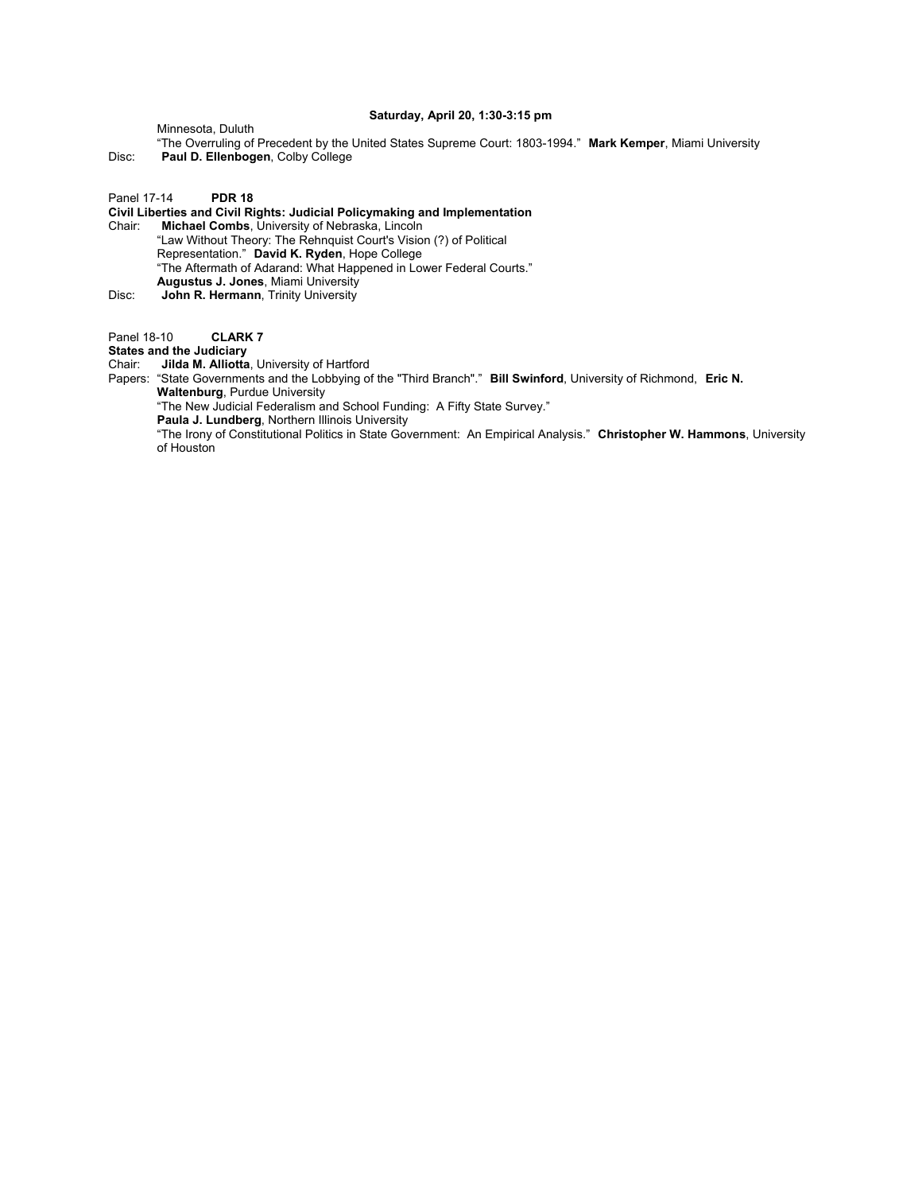**Saturday, April 20, 1:30-3:15 pm**

Minnesota, Duluth
"The Overruling of Precedent by the United States Supreme Court: 1803-1994." **Mark Kemper**, Miami University
Disc: **Paul D. Ellenbogen**, Colby College

Panel 17-14 **PDR 18**
**Civil Liberties and Civil Rights: Judicial Policymaking and Implementation**
Chair: **Michael Combs**, University of Nebraska, Lincoln
"Law Without Theory: The Rehnquist Court's Vision (?) of Political Representation." **David K. Ryden**, Hope College
"The Aftermath of Adarand: What Happened in Lower Federal Courts." **Augustus J. Jones**, Miami University
Disc: **John R. Hermann**, Trinity University

Panel 18-10 **CLARK 7**
**States and the Judiciary**
Chair: **Jilda M. Alliotta**, University of Hartford
Papers: "State Governments and the Lobbying of the "Third Branch"." **Bill Swinford**, University of Richmond, **Eric N. Waltenburg**, Purdue University
"The New Judicial Federalism and School Funding: A Fifty State Survey." **Paula J. Lundberg**, Northern Illinois University
"The Irony of Constitutional Politics in State Government: An Empirical Analysis." **Christopher W. Hammons**, University of Houston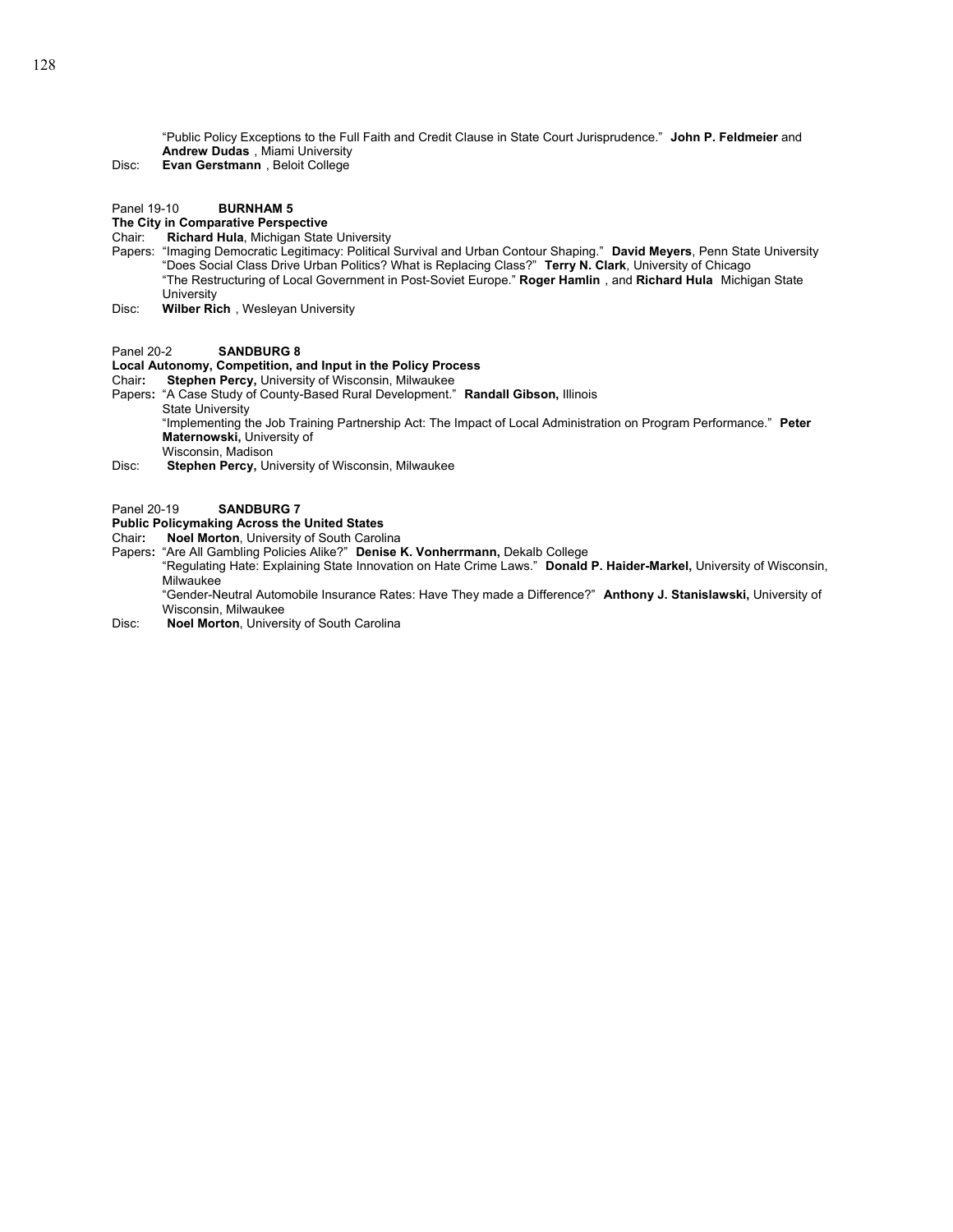"Public Policy Exceptions to the Full Faith and Credit Clause in State Court Jurisprudence." **John P. Feldmeier** and **Andrew Dudas** , Miami University
Disc: **Evan Gerstmann** , Beloit College

Panel 19-10 **BURNHAM 5**
**The City in Comparative Perspective**
Chair: **Richard Hula**, Michigan State University
Papers: "Imaging Democratic Legitimacy: Political Survival and Urban Contour Shaping." **David Meyers**, Penn State University
"Does Social Class Drive Urban Politics? What is Replacing Class?" **Terry N. Clark**, University of Chicago
"The Restructuring of Local Government in Post-Soviet Europe." **Roger Hamlin** , and **Richard Hula** Michigan State University
Disc: **Wilber Rich** , Wesleyan University

Panel 20-2 **SANDBURG 8**
**Local Autonomy, Competition, and Input in the Policy Process**
Chair**:** **Stephen Percy,** University of Wisconsin, Milwaukee
Papers**:** "A Case Study of County-Based Rural Development." **Randall Gibson,** Illinois State University
"Implementing the Job Training Partnership Act: The Impact of Local Administration on Program Performance." **Peter Maternowski,** University of Wisconsin, Madison
Disc: **Stephen Percy,** University of Wisconsin, Milwaukee

Panel 20-19 **SANDBURG 7**
**Public Policymaking Across the United States**
Chair**:** **Noel Morton**, University of South Carolina
Papers**:** "Are All Gambling Policies Alike?" **Denise K. Vonherrmann,** Dekalb College
"Regulating Hate: Explaining State Innovation on Hate Crime Laws." **Donald P. Haider-Markel,** University of Wisconsin, Milwaukee
"Gender-Neutral Automobile Insurance Rates: Have They made a Difference?" **Anthony J. Stanislawski,** University of Wisconsin, Milwaukee
Disc: **Noel Morton**, University of South Carolina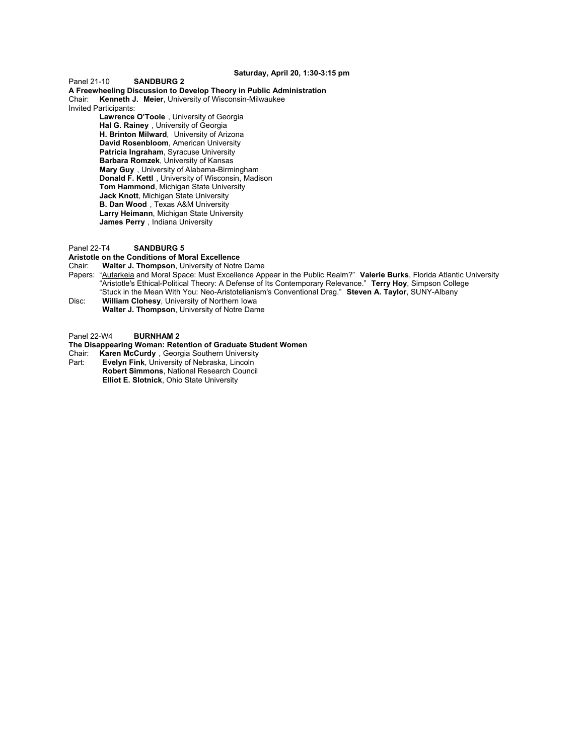**Saturday, April 20, 1:30-3:15 pm**

Panel 21-10 **SANDBURG 2**

**A Freewheeling Discussion to Develop Theory in Public Administration**

Chair: **Kenneth J. Meier**, University of Wisconsin-Milwaukee

Invited Participants:

- **Lawrence O'Toole** , University of Georgia
- **Hal G. Rainey** , University of Georgia
- **H. Brinton Milward**, University of Arizona
- **David Rosenbloom**, American University
- **Patricia Ingraham**, Syracuse University
- **Barbara Romzek**, University of Kansas
- **Mary Guy** , University of Alabama-Birmingham
- **Donald F. Kettl** , University of Wisconsin, Madison
- **Tom Hammond**, Michigan State University
- **Jack Knott**, Michigan State University
- **B. Dan Wood** , Texas A&M University
- **Larry Heimann**, Michigan State University
- **James Perry** , Indiana University

Panel 22-T4 **SANDBURG 5**

**Aristotle on the Conditions of Moral Excellence**

Chair: **Walter J. Thompson**, University of Notre Dame

Papers: "<u>Autarkeia</u> and Moral Space: Must Excellence Appear in the Public Realm?" **Valerie Burks**, Florida Atlantic University
"Aristotle's Ethical-Political Theory: A Defense of Its Contemporary Relevance." **Terry Hoy**, Simpson College
"Stuck in the Mean With You: Neo-Aristotelianism's Conventional Drag." **Steven A. Taylor**, SUNY-Albany

Disc: **William Clohesy**, University of Northern Iowa
**Walter J. Thompson**, University of Notre Dame

Panel 22-W4 **BURNHAM 2**

**The Disappearing Woman: Retention of Graduate Student Women**

Chair: **Karen McCurdy** , Georgia Southern University

Part: **Evelyn Fink**, University of Nebraska, Lincoln
**Robert Simmons**, National Research Council
**Elliot E. Slotnick**, Ohio State University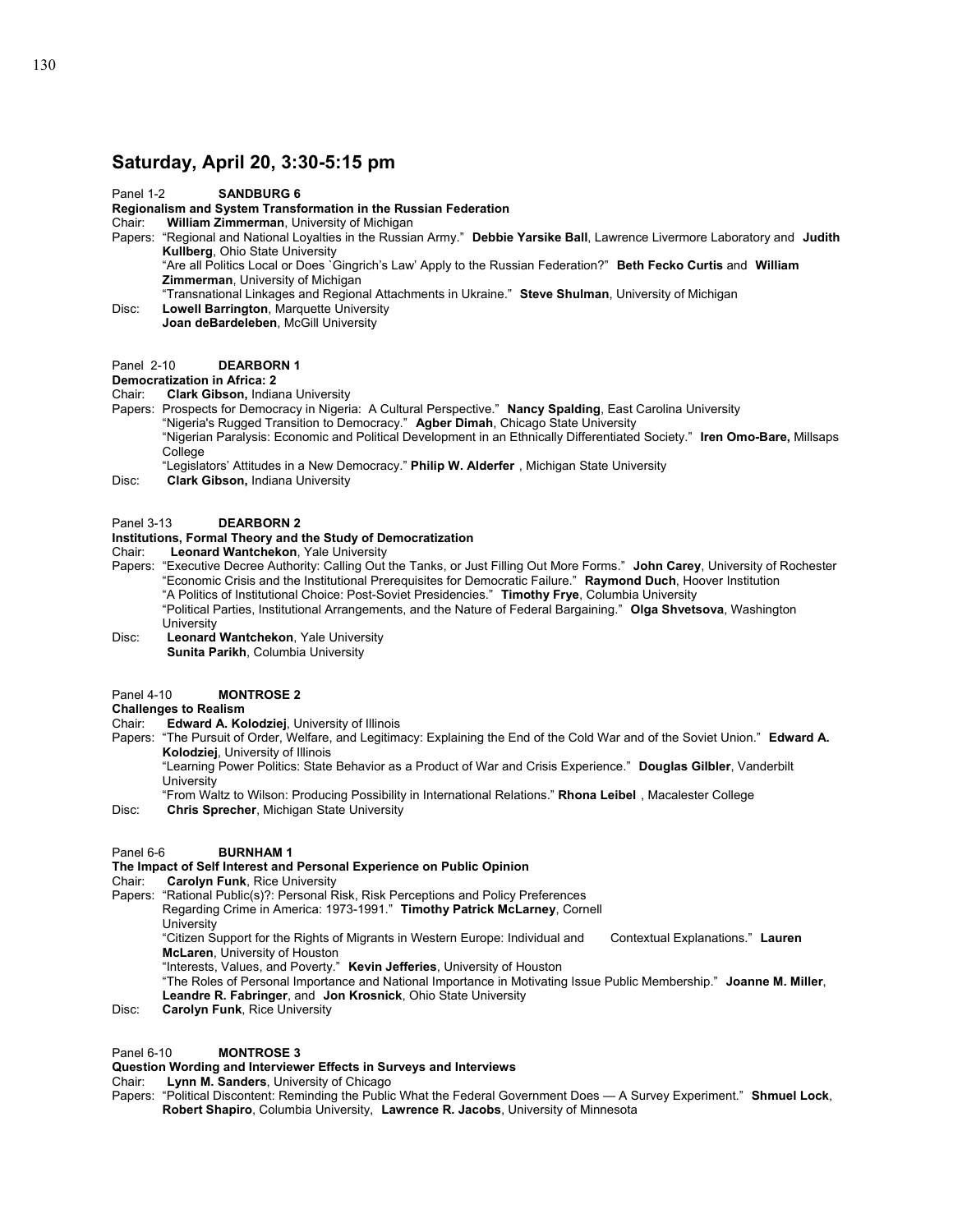## Saturday, April 20, 3:30-5:15 pm

Panel 1-2 **SANDBURG 6**

**Regionalism and System Transformation in the Russian Federation**

Chair: **William Zimmerman**, University of Michigan

Papers: "Regional and National Loyalties in the Russian Army." **Debbie Yarsike Ball**, Lawrence Livermore Laboratory and **Judith Kullberg**, Ohio State University

"Are all Politics Local or Does `Gingrich's Law' Apply to the Russian Federation?" **Beth Fecko Curtis** and **William Zimmerman**, University of Michigan

"Transnational Linkages and Regional Attachments in Ukraine." **Steve Shulman**, University of Michigan

Disc: **Lowell Barrington**, Marquette University

**Joan deBardeleben**, McGill University

Panel 2-10 **DEARBORN 1**

**Democratization in Africa: 2**

Chair: **Clark Gibson,** Indiana University

Papers: Prospects for Democracy in Nigeria: A Cultural Perspective." **Nancy Spalding**, East Carolina University

"Nigeria's Rugged Transition to Democracy." **Agber Dimah**, Chicago State University

"Nigerian Paralysis: Economic and Political Development in an Ethnically Differentiated Society." **Iren Omo-Bare,** Millsaps College

"Legislators' Attitudes in a New Democracy." **Philip W. Alderfer** , Michigan State University

Disc: **Clark Gibson,** Indiana University

Panel 3-13 **DEARBORN 2**

**Institutions, Formal Theory and the Study of Democratization**

Chair: **Leonard Wantchekon**, Yale University

Papers: "Executive Decree Authority: Calling Out the Tanks, or Just Filling Out More Forms." **John Carey**, University of Rochester

"Economic Crisis and the Institutional Prerequisites for Democratic Failure." **Raymond Duch**, Hoover Institution

"A Politics of Institutional Choice: Post-Soviet Presidencies." **Timothy Frye**, Columbia University

"Political Parties, Institutional Arrangements, and the Nature of Federal Bargaining." **Olga Shvetsova**, Washington University

Disc: **Leonard Wantchekon**, Yale University

**Sunita Parikh**, Columbia University

Panel 4-10 **MONTROSE 2**

**Challenges to Realism**

Chair: **Edward A. Kolodziej**, University of Illinois

Papers: "The Pursuit of Order, Welfare, and Legitimacy: Explaining the End of the Cold War and of the Soviet Union." **Edward A. Kolodziej**, University of Illinois

"Learning Power Politics: State Behavior as a Product of War and Crisis Experience." **Douglas Gilbler**, Vanderbilt University

"From Waltz to Wilson: Producing Possibility in International Relations." **Rhona Leibel** , Macalester College

Disc: **Chris Sprecher**, Michigan State University

Panel 6-6 **BURNHAM 1**

**The Impact of Self Interest and Personal Experience on Public Opinion**

Chair: **Carolyn Funk**, Rice University

Papers: "Rational Public(s)?: Personal Risk, Risk Perceptions and Policy Preferences Regarding Crime in America: 1973-1991." **Timothy Patrick McLarney**, Cornell University

"Citizen Support for the Rights of Migrants in Western Europe: Individual and Contextual Explanations." **Lauren McLaren**, University of Houston

"Interests, Values, and Poverty." **Kevin Jefferies**, University of Houston

"The Roles of Personal Importance and National Importance in Motivating Issue Public Membership." **Joanne M. Miller**, **Leandre R. Fabringer**, and **Jon Krosnick**, Ohio State University

Disc: **Carolyn Funk**, Rice University

Panel 6-10 **MONTROSE 3**

**Question Wording and Interviewer Effects in Surveys and Interviews**

Chair: **Lynn M. Sanders**, University of Chicago

Papers: "Political Discontent: Reminding the Public What the Federal Government Does — A Survey Experiment." **Shmuel Lock**, **Robert Shapiro**, Columbia University, **Lawrence R. Jacobs**, University of Minnesota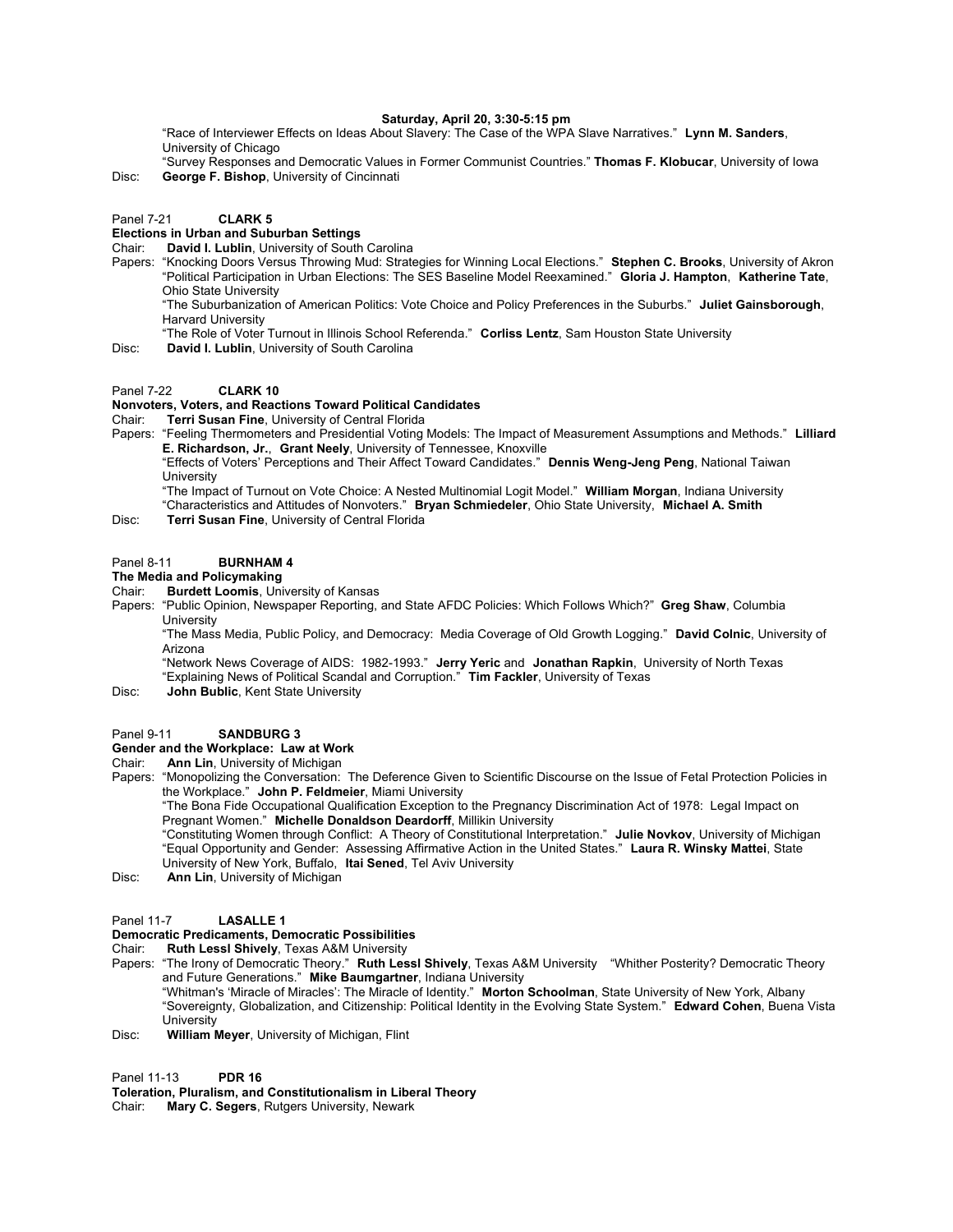**Saturday, April 20, 3:30-5:15 pm**

"Race of Interviewer Effects on Ideas About Slavery: The Case of the WPA Slave Narratives." **Lynn M. Sanders**, University of Chicago

"Survey Responses and Democratic Values in Former Communist Countries." **Thomas F. Klobucar**, University of Iowa

Disc: **George F. Bishop**, University of Cincinnati

Panel 7-21 **CLARK 5**

**Elections in Urban and Suburban Settings**

Chair: **David I. Lublin**, University of South Carolina

Papers: "Knocking Doors Versus Throwing Mud: Strategies for Winning Local Elections." **Stephen C. Brooks**, University of Akron

"Political Participation in Urban Elections: The SES Baseline Model Reexamined." **Gloria J. Hampton**, **Katherine Tate**, Ohio State University

"The Suburbanization of American Politics: Vote Choice and Policy Preferences in the Suburbs." **Juliet Gainsborough**, Harvard University

"The Role of Voter Turnout in Illinois School Referenda." **Corliss Lentz**, Sam Houston State University

Disc: **David I. Lublin**, University of South Carolina

Panel 7-22 **CLARK 10**

**Nonvoters, Voters, and Reactions Toward Political Candidates**

Chair: **Terri Susan Fine**, University of Central Florida

Papers: "Feeling Thermometers and Presidential Voting Models: The Impact of Measurement Assumptions and Methods." **Lilliard E. Richardson, Jr.**, **Grant Neely**, University of Tennessee, Knoxville

"Effects of Voters' Perceptions and Their Affect Toward Candidates." **Dennis Weng-Jeng Peng**, National Taiwan University

"The Impact of Turnout on Vote Choice: A Nested Multinomial Logit Model." **William Morgan**, Indiana University

"Characteristics and Attitudes of Nonvoters." **Bryan Schmiedeler**, Ohio State University, **Michael A. Smith**

Disc: **Terri Susan Fine**, University of Central Florida

Panel 8-11 **BURNHAM 4**

**The Media and Policymaking**

Chair: **Burdett Loomis**, University of Kansas

Papers: "Public Opinion, Newspaper Reporting, and State AFDC Policies: Which Follows Which?" **Greg Shaw**, Columbia University

"The Mass Media, Public Policy, and Democracy: Media Coverage of Old Growth Logging." **David Colnic**, University of Arizona

"Network News Coverage of AIDS: 1982-1993." **Jerry Yeric** and **Jonathan Rapkin**, University of North Texas

"Explaining News of Political Scandal and Corruption." **Tim Fackler**, University of Texas

Disc: **John Bublic**, Kent State University

Panel 9-11 **SANDBURG 3**

**Gender and the Workplace: Law at Work**

Chair: **Ann Lin**, University of Michigan

Papers: "Monopolizing the Conversation: The Deference Given to Scientific Discourse on the Issue of Fetal Protection Policies in the Workplace." **John P. Feldmeier**, Miami University

"The Bona Fide Occupational Qualification Exception to the Pregnancy Discrimination Act of 1978: Legal Impact on Pregnant Women." **Michelle Donaldson Deardorff**, Millikin University

"Constituting Women through Conflict: A Theory of Constitutional Interpretation." **Julie Novkov**, University of Michigan

"Equal Opportunity and Gender: Assessing Affirmative Action in the United States." **Laura R. Winsky Mattei**, State University of New York, Buffalo, **Itai Sened**, Tel Aviv University

Disc: **Ann Lin**, University of Michigan

Panel 11-7 **LASALLE 1**

**Democratic Predicaments, Democratic Possibilities**

Chair: **Ruth Lessl Shively**, Texas A&M University

Papers: "The Irony of Democratic Theory." **Ruth Lessl Shively**, Texas A&M University "Whither Posterity? Democratic Theory and Future Generations." **Mike Baumgartner**, Indiana University

"Whitman's 'Miracle of Miracles': The Miracle of Identity." **Morton Schoolman**, State University of New York, Albany

"Sovereignty, Globalization, and Citizenship: Political Identity in the Evolving State System." **Edward Cohen**, Buena Vista University

Disc: **William Meyer**, University of Michigan, Flint

Panel 11-13 **PDR 16**

**Toleration, Pluralism, and Constitutionalism in Liberal Theory**

Chair: **Mary C. Segers**, Rutgers University, Newark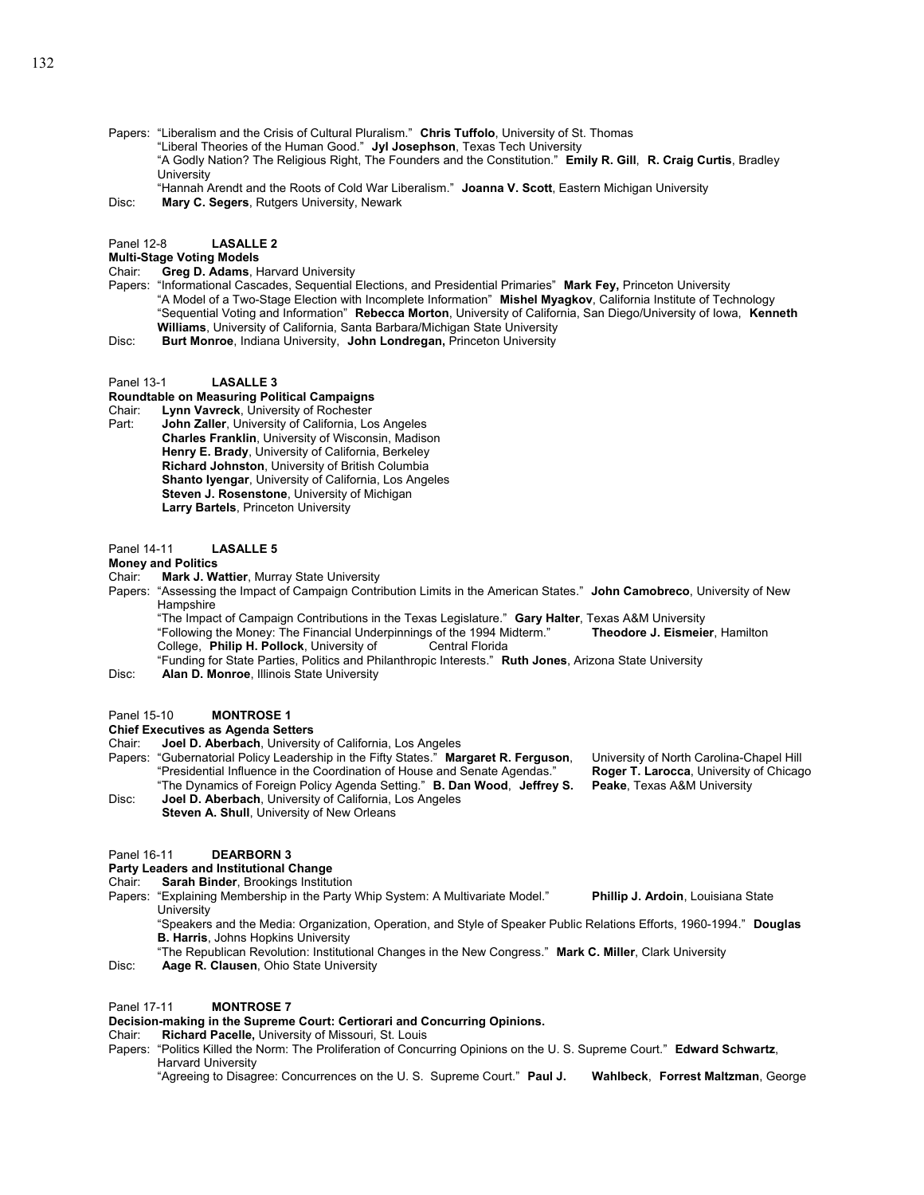Papers: "Liberalism and the Crisis of Cultural Pluralism." **Chris Tuffolo**, University of St. Thomas
"Liberal Theories of the Human Good." **Jyl Josephson**, Texas Tech University
"A Godly Nation? The Religious Right, The Founders and the Constitution." **Emily R. Gill**, **R. Craig Curtis**, Bradley University
"Hannah Arendt and the Roots of Cold War Liberalism." **Joanna V. Scott**, Eastern Michigan University
Disc: **Mary C. Segers**, Rutgers University, Newark

Panel 12-8 **LASALLE 2**
**Multi-Stage Voting Models**
Chair: **Greg D. Adams**, Harvard University
Papers: "Informational Cascades, Sequential Elections, and Presidential Primaries" **Mark Fey,** Princeton University
"A Model of a Two-Stage Election with Incomplete Information" **Mishel Myagkov**, California Institute of Technology
"Sequential Voting and Information" **Rebecca Morton**, University of California, San Diego/University of Iowa, **Kenneth Williams**, University of California, Santa Barbara/Michigan State University
Disc: **Burt Monroe**, Indiana University, **John Londregan,** Princeton University

Panel 13-1 **LASALLE 3**
**Roundtable on Measuring Political Campaigns**
Chair: **Lynn Vavreck**, University of Rochester
Part: **John Zaller**, University of California, Los Angeles
**Charles Franklin**, University of Wisconsin, Madison
**Henry E. Brady**, University of California, Berkeley
**Richard Johnston**, University of British Columbia
**Shanto Iyengar**, University of California, Los Angeles
**Steven J. Rosenstone**, University of Michigan
**Larry Bartels**, Princeton University

Panel 14-11 **LASALLE 5**
**Money and Politics**
Chair: **Mark J. Wattier**, Murray State University
Papers: "Assessing the Impact of Campaign Contribution Limits in the American States." **John Camobreco**, University of New Hampshire
"The Impact of Campaign Contributions in the Texas Legislature." **Gary Halter**, Texas A&M University
"Following the Money: The Financial Underpinnings of the 1994 Midterm." **Theodore J. Eismeier**, Hamilton College, **Philip H. Pollock**, University of Central Florida
"Funding for State Parties, Politics and Philanthropic Interests." **Ruth Jones**, Arizona State University
Disc: **Alan D. Monroe**, Illinois State University

Panel 15-10 **MONTROSE 1**
**Chief Executives as Agenda Setters**
Chair: **Joel D. Aberbach**, University of California, Los Angeles
Papers: "Gubernatorial Policy Leadership in the Fifty States." **Margaret R. Ferguson**, University of North Carolina-Chapel Hill
"Presidential Influence in the Coordination of House and Senate Agendas." **Roger T. Larocca**, University of Chicago
"The Dynamics of Foreign Policy Agenda Setting." **B. Dan Wood**, **Jeffrey S. Peake**, Texas A&M University
Disc: **Joel D. Aberbach**, University of California, Los Angeles
**Steven A. Shull**, University of New Orleans

Panel 16-11 **DEARBORN 3**
**Party Leaders and Institutional Change**
Chair: **Sarah Binder**, Brookings Institution
Papers: "Explaining Membership in the Party Whip System: A Multivariate Model." **Phillip J. Ardoin**, Louisiana State University
"Speakers and the Media: Organization, Operation, and Style of Speaker Public Relations Efforts, 1960-1994." **Douglas B. Harris**, Johns Hopkins University
"The Republican Revolution: Institutional Changes in the New Congress." **Mark C. Miller**, Clark University
Disc: **Aage R. Clausen**, Ohio State University

Panel 17-11 **MONTROSE 7**
**Decision-making in the Supreme Court: Certiorari and Concurring Opinions.**
Chair: **Richard Pacelle,** University of Missouri, St. Louis
Papers: "Politics Killed the Norm: The Proliferation of Concurring Opinions on the U. S. Supreme Court." **Edward Schwartz**, Harvard University
"Agreeing to Disagree: Concurrences on the U. S. Supreme Court." **Paul J. Wahlbeck**, **Forrest Maltzman**, George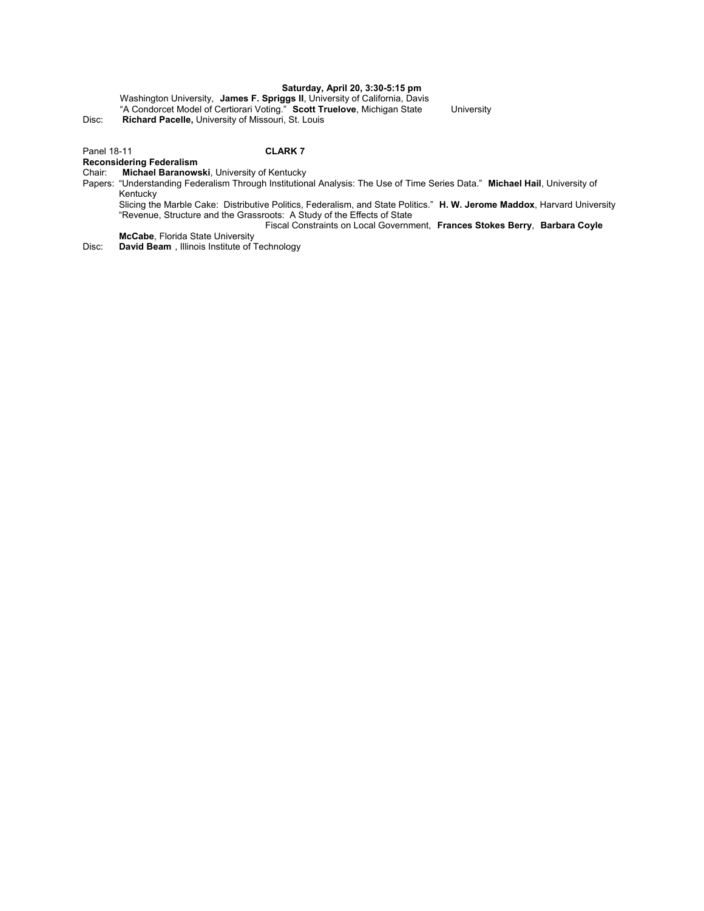**Saturday, April 20, 3:30-5:15 pm**

Washington University, **James F. Spriggs II**, University of California, Davis
"A Condorcet Model of Certiorari Voting." **Scott Truelove**, Michigan State University

Disc: **Richard Pacelle,** University of Missouri, St. Louis

Panel 18-11 **CLARK 7**

**Reconsidering Federalism**

Chair: **Michael Baranowski**, University of Kentucky

Papers: "Understanding Federalism Through Institutional Analysis: The Use of Time Series Data." **Michael Hail**, University of Kentucky

Slicing the Marble Cake: Distributive Politics, Federalism, and State Politics." **H. W. Jerome Maddox**, Harvard University

"Revenue, Structure and the Grassroots: A Study of the Effects of State Fiscal Constraints on Local Government, **Frances Stokes Berry**, **Barbara Coyle McCabe**, Florida State University

Disc: **David Beam** , Illinois Institute of Technology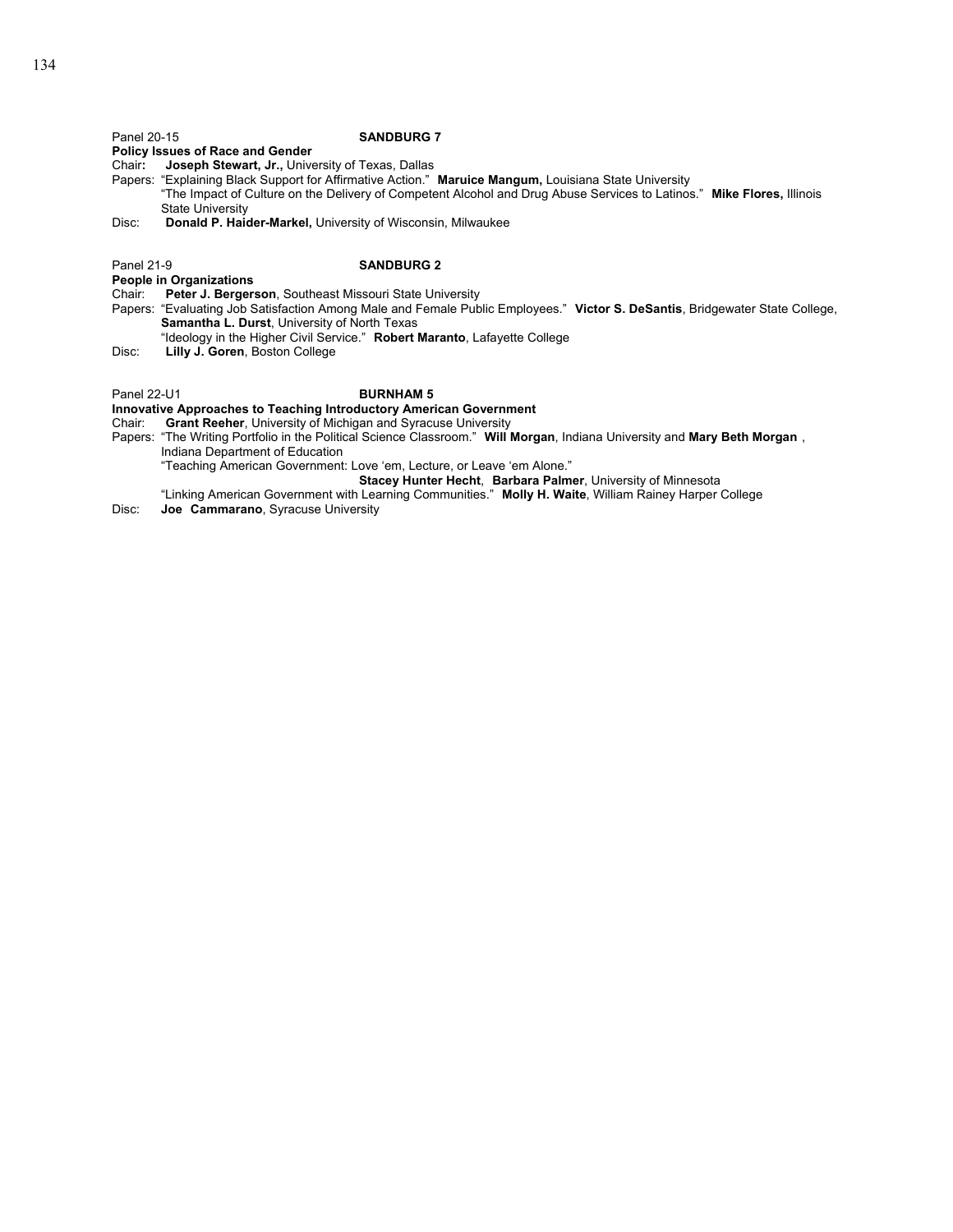Panel 20-15 **SANDBURG 7**

**Policy Issues of Race and Gender**

Chair: **Joseph Stewart, Jr.,** University of Texas, Dallas

Papers: "Explaining Black Support for Affirmative Action." **Maruice Mangum,** Louisiana State University

"The Impact of Culture on the Delivery of Competent Alcohol and Drug Abuse Services to Latinos." **Mike Flores,** Illinois State University

Disc: **Donald P. Haider-Markel,** University of Wisconsin, Milwaukee

Panel 21-9 **SANDBURG 2**

**People in Organizations**

Chair: **Peter J. Bergerson**, Southeast Missouri State University

Papers: "Evaluating Job Satisfaction Among Male and Female Public Employees." **Victor S. DeSantis**, Bridgewater State College, **Samantha L. Durst**, University of North Texas

"Ideology in the Higher Civil Service." **Robert Maranto**, Lafayette College

Disc: **Lilly J. Goren**, Boston College

Panel 22-U1 **BURNHAM 5**

**Innovative Approaches to Teaching Introductory American Government**

Chair: **Grant Reeher**, University of Michigan and Syracuse University

Papers: "The Writing Portfolio in the Political Science Classroom." **Will Morgan**, Indiana University and **Mary Beth Morgan** , Indiana Department of Education

"Teaching American Government: Love 'em, Lecture, or Leave 'em Alone." **Stacey Hunter Hecht**, **Barbara Palmer**, University of Minnesota

"Linking American Government with Learning Communities." **Molly H. Waite**, William Rainey Harper College

Disc: **Joe Cammarano**, Syracuse University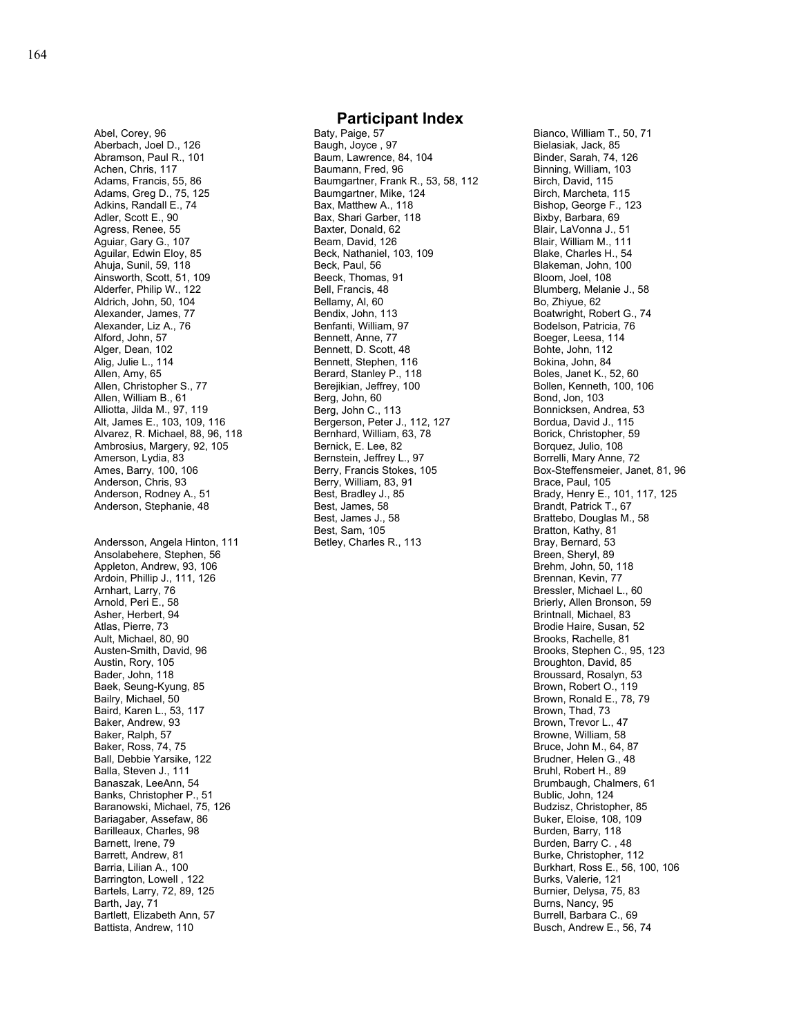# Participant Index

Abel, Corey, 96
Aberbach, Joel D., 126
Abramson, Paul R., 101
Achen, Chris, 117
Adams, Francis, 55, 86
Adams, Greg D., 75, 125
Adkins, Randall E., 74
Adler, Scott E., 90
Agress, Renee, 55
Aguiar, Gary G., 107
Aguilar, Edwin Eloy, 85
Ahuja, Sunil, 59, 118
Ainsworth, Scott, 51, 109
Alderfer, Philip W., 122
Aldrich, John, 50, 104
Alexander, James, 77
Alexander, Liz A., 76
Alford, John, 57
Alger, Dean, 102
Alig, Julie L., 114
Allen, Amy, 65
Allen, Christopher S., 77
Allen, William B., 61
Alliotta, Jilda M., 97, 119
Alt, James E., 103, 109, 116
Alvarez, R. Michael, 88, 96, 118
Ambrosius, Margery, 92, 105
Amerson, Lydia, 83
Ames, Barry, 100, 106
Anderson, Chris, 93
Anderson, Rodney A., 51
Anderson, Stephanie, 48

Andersson, Angela Hinton, 111
Ansolabehere, Stephen, 56
Appleton, Andrew, 93, 106
Ardoin, Phillip J., 111, 126
Arnhart, Larry, 76
Arnold, Peri E., 58
Asher, Herbert, 94
Atlas, Pierre, 73
Ault, Michael, 80, 90
Austen-Smith, David, 96
Austin, Rory, 105
Bader, John, 118
Baek, Seung-Kyung, 85
Bailry, Michael, 50
Baird, Karen L., 53, 117
Baker, Andrew, 93
Baker, Ralph, 57
Baker, Ross, 74, 75
Ball, Debbie Yarsike, 122
Balla, Steven J., 111
Banaszak, LeeAnn, 54
Banks, Christopher P., 51
Baranowski, Michael, 75, 126
Bariagaber, Assefaw, 86
Barilleaux, Charles, 98
Barnett, Irene, 79
Barrett, Andrew, 81
Barria, Lilian A., 100
Barrington, Lowell , 122
Bartels, Larry, 72, 89, 125
Barth, Jay, 71
Bartlett, Elizabeth Ann, 57
Battista, Andrew, 110
Baty, Paige, 57
Baugh, Joyce , 97
Baum, Lawrence, 84, 104
Baumann, Fred, 96
Baumgartner, Frank R., 53, 58, 112
Baumgartner, Mike, 124
Bax, Matthew A., 118
Bax, Shari Garber, 118
Baxter, Donald, 62
Beam, David, 126
Beck, Nathaniel, 103, 109
Beck, Paul, 56
Beeck, Thomas, 91
Bell, Francis, 48
Bellamy, Al, 60
Bendix, John, 113
Benfanti, William, 97
Bennett, Anne, 77
Bennett, D. Scott, 48
Bennett, Stephen, 116
Berard, Stanley P., 118
Berejikian, Jeffrey, 100
Berg, John, 60
Berg, John C., 113
Bergerson, Peter J., 112, 127
Bernhard, William, 63, 78
Bernick, E. Lee, 82
Bernstein, Jeffrey L., 97
Berry, Francis Stokes, 105
Berry, William, 83, 91
Best, Bradley J., 85
Best, James, 58
Best, James J., 58
Best, Sam, 105
Betley, Charles R., 113
Bianco, William T., 50, 71
Bielasiak, Jack, 85
Binder, Sarah, 74, 126
Binning, William, 103
Birch, David, 115
Birch, Marcheta, 115
Bishop, George F., 123
Bixby, Barbara, 69
Blair, LaVonna J., 51
Blair, William M., 111
Blake, Charles H., 54
Blakeman, John, 100
Bloom, Joel, 108
Blumberg, Melanie J., 58
Bo, Zhiyue, 62
Boatwright, Robert G., 74
Bodelson, Patricia, 76
Boeger, Leesa, 114
Bohte, John, 112
Bokina, John, 84
Boles, Janet K., 52, 60
Bollen, Kenneth, 100, 106
Bond, Jon, 103
Bonnicksen, Andrea, 53
Bordua, David J., 115
Borick, Christopher, 59
Borquez, Julio, 108
Borrelli, Mary Anne, 72
Box-Steffensmeier, Janet, 81, 96
Brace, Paul, 105
Brady, Henry E., 101, 117, 125
Brandt, Patrick T., 67
Brattebo, Douglas M., 58
Bratton, Kathy, 81
Bray, Bernard, 53
Breen, Sheryl, 89
Brehm, John, 50, 118
Brennan, Kevin, 77
Bressler, Michael L., 60
Brierly, Allen Bronson, 59
Brintnall, Michael, 83
Brodie Haire, Susan, 52
Brooks, Rachelle, 81
Brooks, Stephen C., 95, 123
Broughton, David, 85
Broussard, Rosalyn, 53
Brown, Robert O., 119
Brown, Ronald E., 78, 79
Brown, Thad, 73
Brown, Trevor L., 47
Browne, William, 58
Bruce, John M., 64, 87
Brudner, Helen G., 48
Bruhl, Robert H., 89
Brumbaugh, Chalmers, 61
Bublic, John, 124
Budzisz, Christopher, 85
Buker, Eloise, 108, 109
Burden, Barry, 118
Burden, Barry C. , 48
Burke, Christopher, 112
Burkhart, Ross E., 56, 100, 106
Burks, Valerie, 121
Burnier, Delysa, 75, 83
Burns, Nancy, 95
Burrell, Barbara C., 69
Busch, Andrew E., 56, 74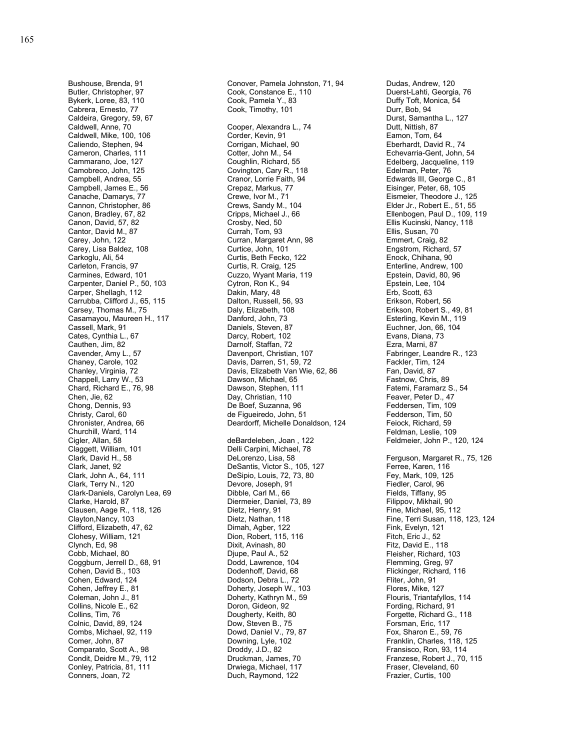Bushouse, Brenda, 91
Butler, Christopher, 97
Bykerk, Loree, 83, 110
Cabrera, Ernesto, 77
Caldeira, Gregory, 59, 67
Caldwell, Anne, 70
Caldwell, Mike, 100, 106
Caliendo, Stephen, 94
Cameron, Charles, 111
Cammarano, Joe, 127
Camobreco, John, 125
Campbell, Andrea, 55
Campbell, James E., 56
Canache, Damarys, 77
Cannon, Christopher, 86
Canon, Bradley, 67, 82
Canon, David, 57, 82
Cantor, David M., 87
Carey, John, 122
Carey, Lisa Baldez, 108
Carkoglu, Ali, 54
Carleton, Francis, 97
Carmines, Edward, 101
Carpenter, Daniel P., 50, 103
Carper, Shellagh, 112
Carrubba, Clifford J., 65, 115
Carsey, Thomas M., 75
Casamayou, Maureen H., 117
Cassell, Mark, 91
Cates, Cynthia L., 67
Cauthen, Jim, 82
Cavender, Amy L., 57
Chaney, Carole, 102
Chanley, Virginia, 72
Chappell, Larry W., 53
Chard, Richard E., 76, 98
Chen, Jie, 62
Chong, Dennis, 93
Christy, Carol, 60
Chronister, Andrea, 66
Churchill, Ward, 114
Cigler, Allan, 58
Claggett, William, 101
Clark, David H., 58
Clark, Janet, 92
Clark, John A., 64, 111
Clark, Terry N., 120
Clark-Daniels, Carolyn Lea, 69
Clarke, Harold, 87
Clausen, Aage R., 118, 126
Clayton,Nancy, 103
Clifford, Elizabeth, 47, 62
Clohesy, William, 121
Clynch, Ed, 98
Cobb, Michael, 80
Coggburn, Jerrell D., 68, 91
Cohen, David B., 103
Cohen, Edward, 124
Cohen, Jeffrey E., 81
Coleman, John J., 81
Collins, Nicole E., 62
Collins, Tim, 76
Colnic, David, 89, 124
Combs, Michael, 92, 119
Comer, John, 87
Comparato, Scott A., 98
Condit, Deidre M., 79, 112
Conley, Patricia, 81, 111
Conners, Joan, 72
Conover, Pamela Johnston, 71, 94
Cook, Constance E., 110
Cook, Pamela Y., 83
Cook, Timothy, 101

Cooper, Alexandra L., 74
Corder, Kevin, 91
Corrigan, Michael, 90
Cotter, John M., 54
Coughlin, Richard, 55
Covington, Cary R., 118
Cranor, Lorrie Faith, 94
Crepaz, Markus, 77
Crewe, Ivor M., 71
Crews, Sandy M., 104
Cripps, Michael J., 66
Crosby, Ned, 50
Currah, Tom, 93
Curran, Margaret Ann, 98
Curtice, John, 101
Curtis, Beth Fecko, 122
Curtis, R. Craig, 125
Cuzzo, Wyant Maria, 119
Cytron, Ron K., 94
Dakin, Mary, 48
Dalton, Russell, 56, 93
Daly, Elizabeth, 108
Danford, John, 73
Daniels, Steven, 87
Darcy, Robert, 102
Darnolf, Staffan, 72
Davenport, Christian, 107
Davis, Darren, 51, 59, 72
Davis, Elizabeth Van Wie, 62, 86
Dawson, Michael, 65
Dawson, Stephen, 111
Day, Christian, 110
De Boef, Suzanna, 96
de Figueiredo, John, 51
Deardorff, Michelle Donaldson, 124

deBardeleben, Joan , 122
Delli Carpini, Michael, 78
DeLorenzo, Lisa, 58
DeSantis, Victor S., 105, 127
DeSipio, Louis, 72, 73, 80
Devore, Joseph, 91
Dibble, Carl M., 66
Diermeier, Daniel, 73, 89
Dietz, Henry, 91
Dietz, Nathan, 118
Dimah, Agber, 122
Dion, Robert, 115, 116
Dixit, Avinash, 80
Djupe, Paul A., 52
Dodd, Lawrence, 104
Dodenhoff, David, 68
Dodson, Debra L., 72
Doherty, Joseph W., 103
Doherty, Kathryn M., 59
Doron, Gideon, 92
Dougherty, Keith, 80
Dow, Steven B., 75
Dowd, Daniel V., 79, 87
Downing, Lyle, 102
Droddy, J.D., 82
Druckman, James, 70
Drwiega, Michael, 117
Duch, Raymond, 122
Dudas, Andrew, 120
Duerst-Lahti, Georgia, 76
Duffy Toft, Monica, 54
Durr, Bob, 94
Durst, Samantha L., 127
Dutt, Nittish, 87
Eamon, Tom, 64
Eberhardt, David R., 74
Echevarria-Gent, John, 54
Edelberg, Jacqueline, 119
Edelman, Peter, 76
Edwards III, George C., 81
Eisinger, Peter, 68, 105
Eismeier, Theodore J., 125
Elder Jr., Robert E., 51, 55
Ellenbogen, Paul D., 109, 119
Ellis Kucinski, Nancy, 118
Ellis, Susan, 70
Emmert, Craig, 82
Engstrom, Richard, 57
Enock, Chihana, 90
Enterline, Andrew, 100
Epstein, David, 80, 96
Epstein, Lee, 104
Erb, Scott, 63
Erikson, Robert, 56
Erikson, Robert S., 49, 81
Esterling, Kevin M., 119
Euchner, Jon, 66, 104
Evans, Diana, 73
Ezra, Marni, 87
Fabringer, Leandre R., 123
Fackler, Tim, 124
Fan, David, 87
Fastnow, Chris, 89
Fatemi, Faramarz S., 54
Feaver, Peter D., 47
Feddersen, Tim, 109
Fedderson, Tim, 50
Feiock, Richard, 59
Feldman, Leslie, 109
Feldmeier, John P., 120, 124

Ferguson, Margaret R., 75, 126
Ferree, Karen, 116
Fey, Mark, 109, 125
Fiedler, Carol, 96
Fields, Tiffany, 95
Filippov, Mikhail, 90
Fine, Michael, 95, 112
Fine, Terri Susan, 118, 123, 124
Fink, Evelyn, 121
Fitch, Eric J., 52
Fitz, David E., 118
Fleisher, Richard, 103
Flemming, Greg, 97
Flickinger, Richard, 116
Fliter, John, 91
Flores, Mike, 127
Flouris, Triantafyllos, 114
Fording, Richard, 91
Forgette, Richard G., 118
Forsman, Eric, 117
Fox, Sharon E., 59, 76
Franklin, Charles, 118, 125
Fransisco, Ron, 93, 114
Franzese, Robert J., 70, 115
Fraser, Cleveland, 60
Frazier, Curtis, 100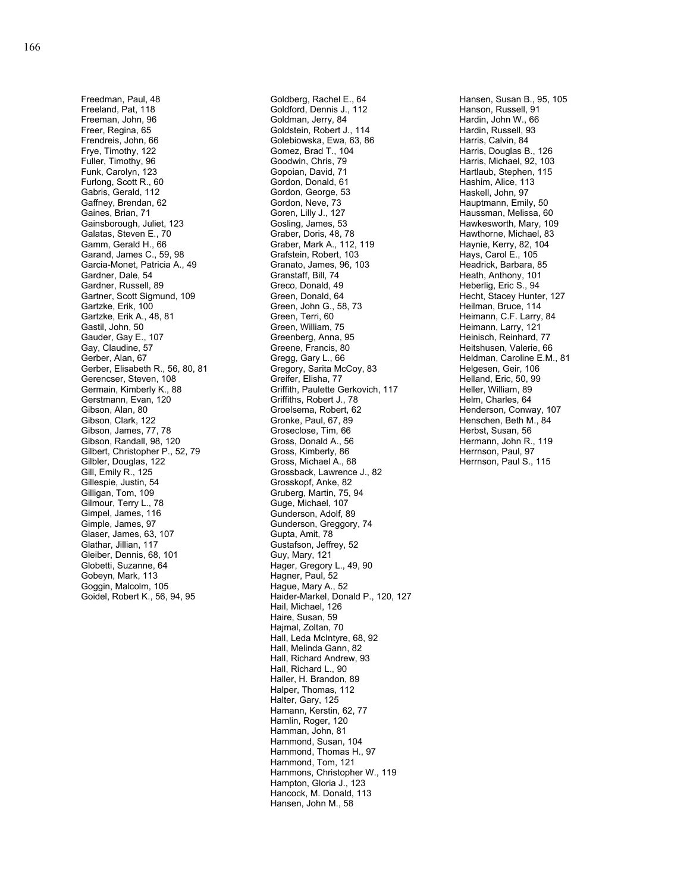Freedman, Paul, 48
Freeland, Pat, 118
Freeman, John, 96
Freer, Regina, 65
Frendreis, John, 66
Frye, Timothy, 122
Fuller, Timothy, 96
Funk, Carolyn, 123
Furlong, Scott R., 60
Gabris, Gerald, 112
Gaffney, Brendan, 62
Gaines, Brian, 71
Gainsborough, Juliet, 123
Galatas, Steven E., 70
Gamm, Gerald H., 66
Garand, James C., 59, 98
Garcia-Monet, Patricia A., 49
Gardner, Dale, 54
Gardner, Russell, 89
Gartner, Scott Sigmund, 109
Gartzke, Erik, 100
Gartzke, Erik A., 48, 81
Gastil, John, 50
Gauder, Gay E., 107
Gay, Claudine, 57
Gerber, Alan, 67
Gerber, Elisabeth R., 56, 80, 81
Gerencser, Steven, 108
Germain, Kimberly K., 88
Gerstmann, Evan, 120
Gibson, Alan, 80
Gibson, Clark, 122
Gibson, James, 77, 78
Gibson, Randall, 98, 120
Gilbert, Christopher P., 52, 79
Gilbler, Douglas, 122
Gill, Emily R., 125
Gillespie, Justin, 54
Gilligan, Tom, 109
Gilmour, Terry L., 78
Gimpel, James, 116
Gimple, James, 97
Glaser, James, 63, 107
Glathar, Jillian, 117
Gleiber, Dennis, 68, 101
Globetti, Suzanne, 64
Gobeyn, Mark, 113
Goggin, Malcolm, 105
Goidel, Robert K., 56, 94, 95
Goldberg, Rachel E., 64
Goldford, Dennis J., 112
Goldman, Jerry, 84
Goldstein, Robert J., 114
Golebiowska, Ewa, 63, 86
Gomez, Brad T., 104
Goodwin, Chris, 79
Gopoian, David, 71
Gordon, Donald, 61
Gordon, George, 53
Gordon, Neve, 73
Goren, Lilly J., 127
Gosling, James, 53
Graber, Doris, 48, 78
Graber, Mark A., 112, 119
Grafstein, Robert, 103
Granato, James, 96, 103
Granstaff, Bill, 74
Greco, Donald, 49
Green, Donald, 64
Green, John G., 58, 73
Green, Terri, 60
Green, William, 75
Greenberg, Anna, 95
Greene, Francis, 80
Gregg, Gary L., 66
Gregory, Sarita McCoy, 83
Greifer, Elisha, 77
Griffith, Paulette Gerkovich, 117
Griffiths, Robert J., 78
Groelsema, Robert, 62
Gronke, Paul, 67, 89
Groseclose, Tim, 66
Gross, Donald A., 56
Gross, Kimberly, 86
Gross, Michael A., 68
Grossback, Lawrence J., 82
Grosskopf, Anke, 82
Gruberg, Martin, 75, 94
Guge, Michael, 107
Gunderson, Adolf, 89
Gunderson, Greggory, 74
Gupta, Amit, 78
Gustafson, Jeffrey, 52
Guy, Mary, 121
Hager, Gregory L., 49, 90
Hagner, Paul, 52
Hague, Mary A., 52
Haider-Markel, Donald P., 120, 127
Hail, Michael, 126
Haire, Susan, 59
Hajmal, Zoltan, 70
Hall, Leda McIntyre, 68, 92
Hall, Melinda Gann, 82
Hall, Richard Andrew, 93
Hall, Richard L., 90
Haller, H. Brandon, 89
Halper, Thomas, 112
Halter, Gary, 125
Hamann, Kerstin, 62, 77
Hamlin, Roger, 120
Hamman, John, 81
Hammond, Susan, 104
Hammond, Thomas H., 97
Hammond, Tom, 121
Hammons, Christopher W., 119
Hampton, Gloria J., 123
Hancock, M. Donald, 113
Hansen, John M., 58
Hansen, Susan B., 95, 105
Hanson, Russell, 91
Hardin, John W., 66
Hardin, Russell, 93
Harris, Calvin, 84
Harris, Douglas B., 126
Harris, Michael, 92, 103
Hartlaub, Stephen, 115
Hashim, Alice, 113
Haskell, John, 97
Hauptmann, Emily, 50
Haussman, Melissa, 60
Hawkesworth, Mary, 109
Hawthorne, Michael, 83
Haynie, Kerry, 82, 104
Hays, Carol E., 105
Headrick, Barbara, 85
Heath, Anthony, 101
Heberlig, Eric S., 94
Hecht, Stacey Hunter, 127
Heilman, Bruce, 114
Heimann, C.F. Larry, 84
Heimann, Larry, 121
Heinisch, Reinhard, 77
Heitshusen, Valerie, 66
Heldman, Caroline E.M., 81
Helgesen, Geir, 106
Helland, Eric, 50, 99
Heller, William, 89
Helm, Charles, 64
Henderson, Conway, 107
Henschen, Beth M., 84
Herbst, Susan, 56
Hermann, John R., 119
Herrnson, Paul, 97
Herrnson, Paul S., 115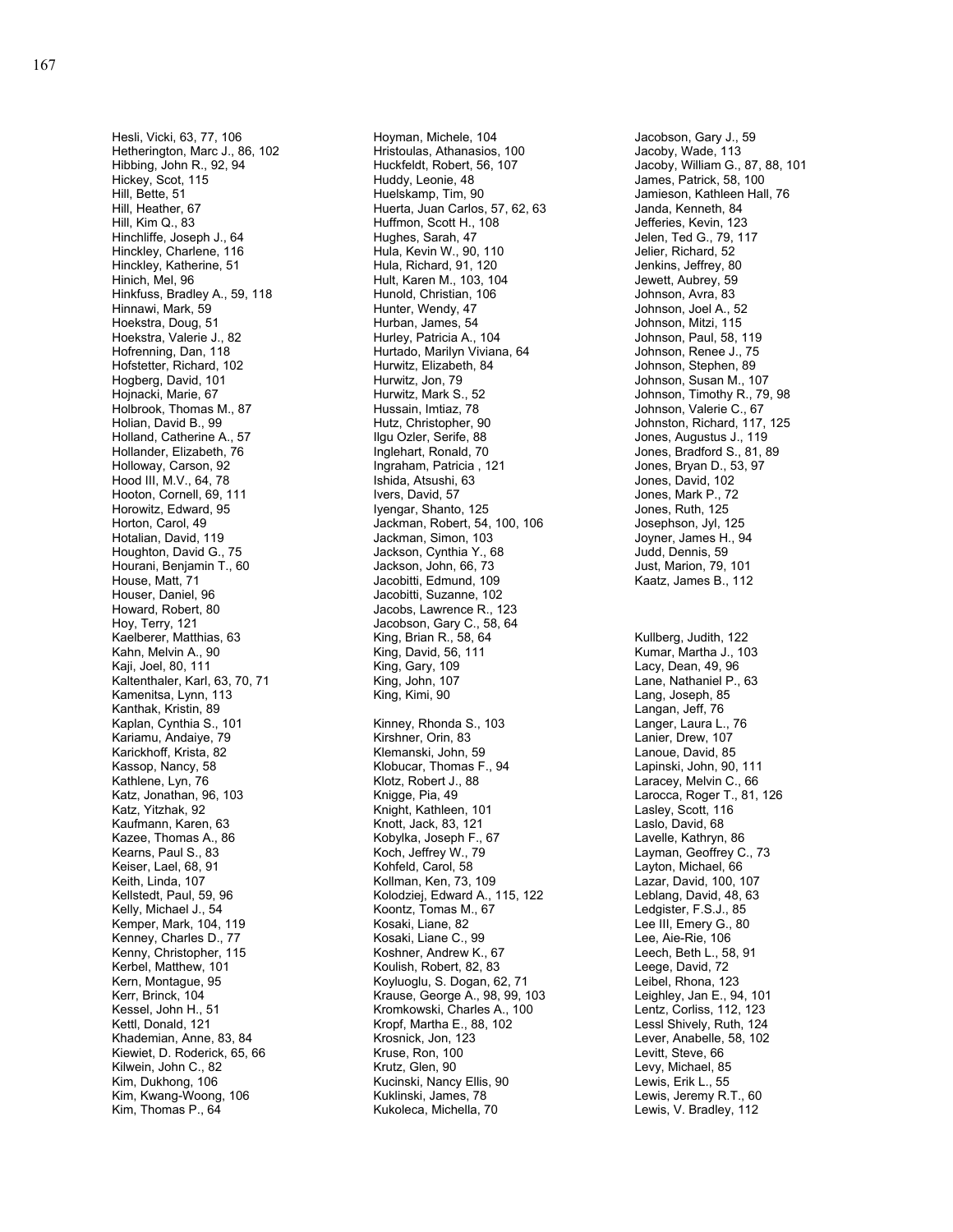Hesli, Vicki, 63, 77, 106
Hetherington, Marc J., 86, 102
Hibbing, John R., 92, 94
Hickey, Scot, 115
Hill, Bette, 51
Hill, Heather, 67
Hill, Kim Q., 83
Hinchliffe, Joseph J., 64
Hinckley, Charlene, 116
Hinckley, Katherine, 51
Hinich, Mel, 96
Hinkfuss, Bradley A., 59, 118
Hinnawi, Mark, 59
Hoekstra, Doug, 51
Hoekstra, Valerie J., 82
Hofrenning, Dan, 118
Hofstetter, Richard, 102
Hogberg, David, 101
Hojnacki, Marie, 67
Holbrook, Thomas M., 87
Holian, David B., 99
Holland, Catherine A., 57
Hollander, Elizabeth, 76
Holloway, Carson, 92
Hood III, M.V., 64, 78
Hooton, Cornell, 69, 111
Horowitz, Edward, 95
Horton, Carol, 49
Hotalian, David, 119
Houghton, David G., 75
Hourani, Benjamin T., 60
House, Matt, 71
Houser, Daniel, 96
Howard, Robert, 80
Hoy, Terry, 121
Hoyman, Michele, 104
Hristoulas, Athanasios, 100
Huckfeldt, Robert, 56, 107
Huddy, Leonie, 48
Huelskamp, Tim, 90
Huerta, Juan Carlos, 57, 62, 63
Huffmon, Scott H., 108
Hughes, Sarah, 47
Hula, Kevin W., 90, 110
Hula, Richard, 91, 120
Hult, Karen M., 103, 104
Hunold, Christian, 106
Hunter, Wendy, 47
Hurban, James, 54
Hurley, Patricia A., 104
Hurtado, Marilyn Viviana, 64
Hurwitz, Elizabeth, 84
Hurwitz, Jon, 79
Hurwitz, Mark S., 52
Hussain, Imtiaz, 78
Hutz, Christopher, 90
Ilgu Ozler, Serife, 88
Inglehart, Ronald, 70
Ingraham, Patricia , 121
Ishida, Atsushi, 63
Ivers, David, 57
Iyengar, Shanto, 125
Jackman, Robert, 54, 100, 106
Jackman, Simon, 103
Jackson, Cynthia Y., 68
Jackson, John, 66, 73
Jacobitti, Edmund, 109
Jacobitti, Suzanne, 102
Jacobs, Lawrence R., 123
Jacobson, Gary C., 58, 64
Jacobson, Gary J., 59
Jacoby, Wade, 113
Jacoby, William G., 87, 88, 101
James, Patrick, 58, 100
Jamieson, Kathleen Hall, 76
Janda, Kenneth, 84
Jefferies, Kevin, 123
Jelen, Ted G., 79, 117
Jelier, Richard, 52
Jenkins, Jeffrey, 80
Jewett, Aubrey, 59
Johnson, Avra, 83
Johnson, Joel A., 52
Johnson, Mitzi, 115
Johnson, Paul, 58, 119
Johnson, Renee J., 75
Johnson, Stephen, 89
Johnson, Susan M., 107
Johnson, Timothy R., 79, 98
Johnson, Valerie C., 67
Johnston, Richard, 117, 125
Jones, Augustus J., 119
Jones, Bradford S., 81, 89
Jones, Bryan D., 53, 97
Jones, David, 102
Jones, Mark P., 72
Jones, Ruth, 125
Josephson, Jyl, 125
Joyner, James H., 94
Judd, Dennis, 59
Just, Marion, 79, 101
Kaatz, James B., 112
Kaelberer, Matthias, 63
Kahn, Melvin A., 90
Kaji, Joel, 80, 111
Kaltenthaler, Karl, 63, 70, 71
Kamenitsa, Lynn, 113
Kanthak, Kristin, 89
Kaplan, Cynthia S., 101
Kariamu, Andaiye, 79
Karickhoff, Krista, 82
Kassop, Nancy, 58
Kathlene, Lyn, 76
Katz, Jonathan, 96, 103
Katz, Yitzhak, 92
Kaufmann, Karen, 63
Kazee, Thomas A., 86
Kearns, Paul S., 83
Keiser, Lael, 68, 91
Keith, Linda, 107
Kellstedt, Paul, 59, 96
Kelly, Michael J., 54
Kemper, Mark, 104, 119
Kenney, Charles D., 77
Kenny, Christopher, 115
Kerbel, Matthew, 101
Kern, Montague, 95
Kerr, Brinck, 104
Kessel, John H., 51
Kettl, Donald, 121
Khademian, Anne, 83, 84
Kiewiet, D. Roderick, 65, 66
Kilwein, John C., 82
Kim, Dukhong, 106
Kim, Kwang-Woong, 106
Kim, Thomas P., 64
King, Brian R., 58, 64
King, David, 56, 111
King, Gary, 109
King, John, 107
King, Kimi, 90
Kinney, Rhonda S., 103
Kirshner, Orin, 83
Klemanski, John, 59
Klobucar, Thomas F., 94
Klotz, Robert J., 88
Knigge, Pia, 49
Knight, Kathleen, 101
Knott, Jack, 83, 121
Kobylka, Joseph F., 67
Koch, Jeffrey W., 79
Kohfeld, Carol, 58
Kollman, Ken, 73, 109
Kolodziej, Edward A., 115, 122
Koontz, Tomas M., 67
Kosaki, Liane, 82
Kosaki, Liane C., 99
Koshner, Andrew K., 67
Koulish, Robert, 82, 83
Koyluoglu, S. Dogan, 62, 71
Krause, George A., 98, 99, 103
Kromkowski, Charles A., 100
Kropf, Martha E., 88, 102
Krosnick, Jon, 123
Kruse, Ron, 100
Krutz, Glen, 90
Kucinski, Nancy Ellis, 90
Kuklinski, James, 78
Kukoleca, Michella, 70
Kullberg, Judith, 122
Kumar, Martha J., 103
Lacy, Dean, 49, 96
Lane, Nathaniel P., 63
Lang, Joseph, 85
Langan, Jeff, 76
Langer, Laura L., 76
Lanier, Drew, 107
Lanoue, David, 85
Lapinski, John, 90, 111
Laracey, Melvin C., 66
Larocca, Roger T., 81, 126
Lasley, Scott, 116
Laslo, David, 68
Lavelle, Kathryn, 86
Layman, Geoffrey C., 73
Layton, Michael, 66
Lazar, David, 100, 107
Leblang, David, 48, 63
Ledgister, F.S.J., 85
Lee III, Emery G., 80
Lee, Aie-Rie, 106
Leech, Beth L., 58, 91
Leege, David, 72
Leibel, Rhona, 123
Leighley, Jan E., 94, 101
Lentz, Corliss, 112, 123
Lessl Shively, Ruth, 124
Lever, Anabelle, 58, 102
Levitt, Steve, 66
Levy, Michael, 85
Lewis, Erik L., 55
Lewis, Jeremy R.T., 60
Lewis, V. Bradley, 112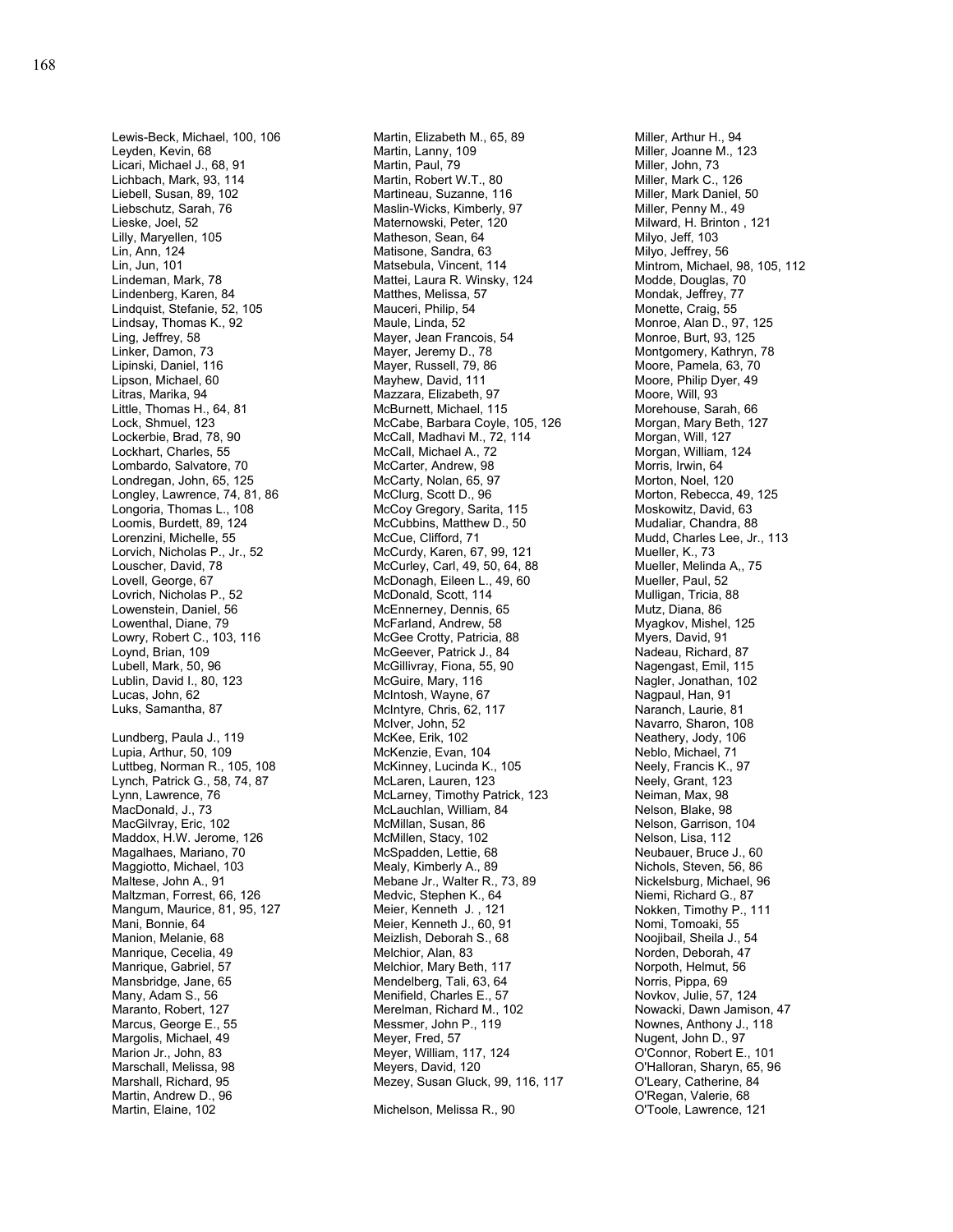Lewis-Beck, Michael, 100, 106
Leyden, Kevin, 68
Licari, Michael J., 68, 91
Lichbach, Mark, 93, 114
Liebell, Susan, 89, 102
Liebschutz, Sarah, 76
Lieske, Joel, 52
Lilly, Maryellen, 105
Lin, Ann, 124
Lin, Jun, 101
Lindeman, Mark, 78
Lindenberg, Karen, 84
Lindquist, Stefanie, 52, 105
Lindsay, Thomas K., 92
Ling, Jeffrey, 58
Linker, Damon, 73
Lipinski, Daniel, 116
Lipson, Michael, 60
Litras, Marika, 94
Little, Thomas H., 64, 81
Lock, Shmuel, 123
Lockerbie, Brad, 78, 90
Lockhart, Charles, 55
Lombardo, Salvatore, 70
Londregan, John, 65, 125
Longley, Lawrence, 74, 81, 86
Longoria, Thomas L., 108
Loomis, Burdett, 89, 124
Lorenzini, Michelle, 55
Lorvich, Nicholas P., Jr., 52
Louscher, David, 78
Lovell, George, 67
Lovrich, Nicholas P., 52
Lowenstein, Daniel, 56
Lowenthal, Diane, 79
Lowry, Robert C., 103, 116
Loynd, Brian, 109
Lubell, Mark, 50, 96
Lublin, David I., 80, 123
Lucas, John, 62
Luks, Samantha, 87

Lundberg, Paula J., 119
Lupia, Arthur, 50, 109
Luttbeg, Norman R., 105, 108
Lynch, Patrick G., 58, 74, 87
Lynn, Lawrence, 76
MacDonald, J., 73
MacGilvray, Eric, 102
Maddox, H.W. Jerome, 126
Magalhaes, Mariano, 70
Maggiotto, Michael, 103
Maltese, John A., 91
Maltzman, Forrest, 66, 126
Mangum, Maurice, 81, 95, 127
Mani, Bonnie, 64
Manion, Melanie, 68
Manrique, Cecelia, 49
Manrique, Gabriel, 57
Mansbridge, Jane, 65
Many, Adam S., 56
Maranto, Robert, 127
Marcus, George E., 55
Margolis, Michael, 49
Marion Jr., John, 83
Marschall, Melissa, 98
Marshall, Richard, 95
Martin, Andrew D., 96
Martin, Elaine, 102
Martin, Elizabeth M., 65, 89
Martin, Lanny, 109
Martin, Paul, 79
Martin, Robert W.T., 80
Martineau, Suzanne, 116
Maslin-Wicks, Kimberly, 97
Maternowski, Peter, 120
Matheson, Sean, 64
Matisone, Sandra, 63
Matsebula, Vincent, 114
Mattei, Laura R. Winsky, 124
Matthes, Melissa, 57
Mauceri, Philip, 54
Maule, Linda, 52
Mayer, Jean Francois, 54
Mayer, Jeremy D., 78
Mayer, Russell, 79, 86
Mayhew, David, 111
Mazzara, Elizabeth, 97
McBurnett, Michael, 115
McCabe, Barbara Coyle, 105, 126
McCall, Madhavi M., 72, 114
McCall, Michael A., 72
McCarter, Andrew, 98
McCarty, Nolan, 65, 97
McClurg, Scott D., 96
McCoy Gregory, Sarita, 115
McCubbins, Matthew D., 50
McCue, Clifford, 71
McCurdy, Karen, 67, 99, 121
McCurley, Carl, 49, 50, 64, 88
McDonagh, Eileen L., 49, 60
McDonald, Scott, 114
McEnnerney, Dennis, 65
McFarland, Andrew, 58
McGee Crotty, Patricia, 88
McGeever, Patrick J., 84
McGillivray, Fiona, 55, 90
McGuire, Mary, 116
McIntosh, Wayne, 67
McIntyre, Chris, 62, 117
McIver, John, 52
McKee, Erik, 102
McKenzie, Evan, 104
McKinney, Lucinda K., 105
McLaren, Lauren, 123
McLarney, Timothy Patrick, 123
McLauchlan, William, 84
McMillan, Susan, 86
McMillen, Stacy, 102
McSpadden, Lettie, 68
Mealy, Kimberly A., 89
Mebane Jr., Walter R., 73, 89
Medvic, Stephen K., 64
Meier, Kenneth J. , 121
Meier, Kenneth J., 60, 91
Meizlish, Deborah S., 68
Melchior, Alan, 83
Melchior, Mary Beth, 117
Mendelberg, Tali, 63, 64
Menifield, Charles E., 57
Merelman, Richard M., 102
Messmer, John P., 119
Meyer, Fred, 57
Meyer, William, 117, 124
Meyers, David, 120
Mezey, Susan Gluck, 99, 116, 117

Michelson, Melissa R., 90
Miller, Arthur H., 94
Miller, Joanne M., 123
Miller, John, 73
Miller, Mark C., 126
Miller, Mark Daniel, 50
Miller, Penny M., 49
Milward, H. Brinton , 121
Milyo, Jeff, 103
Milyo, Jeffrey, 56
Mintrom, Michael, 98, 105, 112
Modde, Douglas, 70
Mondak, Jeffrey, 77
Monette, Craig, 55
Monroe, Alan D., 97, 125
Monroe, Burt, 93, 125
Montgomery, Kathryn, 78
Moore, Pamela, 63, 70
Moore, Philip Dyer, 49
Moore, Will, 93
Morehouse, Sarah, 66
Morgan, Mary Beth, 127
Morgan, Will, 127
Morgan, William, 124
Morris, Irwin, 64
Morton, Noel, 120
Morton, Rebecca, 49, 125
Moskowitz, David, 63
Mudaliar, Chandra, 88
Mudd, Charles Lee, Jr., 113
Mueller, K., 73
Mueller, Melinda A,, 75
Mueller, Paul, 52
Mulligan, Tricia, 88
Mutz, Diana, 86
Myagkov, Mishel, 125
Myers, David, 91
Nadeau, Richard, 87
Nagengast, Emil, 115
Nagler, Jonathan, 102
Nagpaul, Han, 91
Naranch, Laurie, 81
Navarro, Sharon, 108
Neathery, Jody, 106
Neblo, Michael, 71
Neely, Francis K., 97
Neely, Grant, 123
Neiman, Max, 98
Nelson, Blake, 98
Nelson, Garrison, 104
Nelson, Lisa, 112
Neubauer, Bruce J., 60
Nichols, Steven, 56, 86
Nickelsburg, Michael, 96
Niemi, Richard G., 87
Nokken, Timothy P., 111
Nomi, Tomoaki, 55
Noojibail, Sheila J., 54
Norden, Deborah, 47
Norpoth, Helmut, 56
Norris, Pippa, 69
Novkov, Julie, 57, 124
Nowacki, Dawn Jamison, 47
Nownes, Anthony J., 118
Nugent, John D., 97
O'Connor, Robert E., 101
O'Halloran, Sharyn, 65, 96
O'Leary, Catherine, 84
O'Regan, Valerie, 68
O'Toole, Lawrence, 121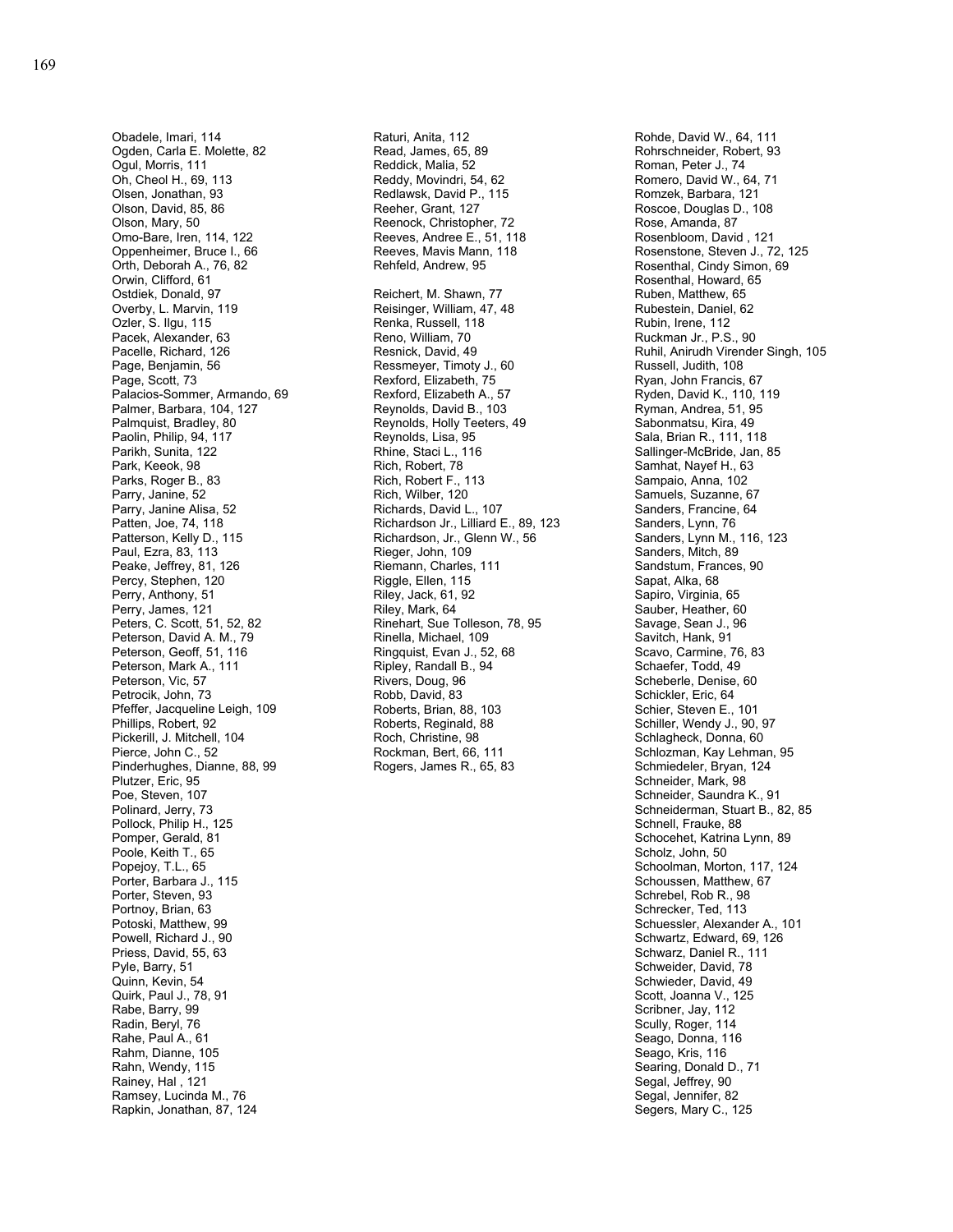Obadele, Imari, 114
Ogden, Carla E. Molette, 82
Ogul, Morris, 111
Oh, Cheol H., 69, 113
Olsen, Jonathan, 93
Olson, David, 85, 86
Olson, Mary, 50
Omo-Bare, Iren, 114, 122
Oppenheimer, Bruce I., 66
Orth, Deborah A., 76, 82
Orwin, Clifford, 61
Ostdiek, Donald, 97
Overby, L. Marvin, 119
Ozler, S. Ilgu, 115
Pacek, Alexander, 63
Pacelle, Richard, 126
Page, Benjamin, 56
Page, Scott, 73
Palacios-Sommer, Armando, 69
Palmer, Barbara, 104, 127
Palmquist, Bradley, 80
Paolin, Philip, 94, 117
Parikh, Sunita, 122
Park, Keeok, 98
Parks, Roger B., 83
Parry, Janine, 52
Parry, Janine Alisa, 52
Patten, Joe, 74, 118
Patterson, Kelly D., 115
Paul, Ezra, 83, 113
Peake, Jeffrey, 81, 126
Percy, Stephen, 120
Perry, Anthony, 51
Perry, James, 121
Peters, C. Scott, 51, 52, 82
Peterson, David A. M., 79
Peterson, Geoff, 51, 116
Peterson, Mark A., 111
Peterson, Vic, 57
Petrocik, John, 73
Pfeffer, Jacqueline Leigh, 109
Phillips, Robert, 92
Pickerill, J. Mitchell, 104
Pierce, John C., 52
Pinderhughes, Dianne, 88, 99
Plutzer, Eric, 95
Poe, Steven, 107
Polinard, Jerry, 73
Pollock, Philip H., 125
Pomper, Gerald, 81
Poole, Keith T., 65
Popejoy, T.L., 65
Porter, Barbara J., 115
Porter, Steven, 93
Portnoy, Brian, 63
Potoski, Matthew, 99
Powell, Richard J., 90
Priess, David, 55, 63
Pyle, Barry, 51
Quinn, Kevin, 54
Quirk, Paul J., 78, 91
Rabe, Barry, 99
Radin, Beryl, 76
Rahe, Paul A., 61
Rahm, Dianne, 105
Rahn, Wendy, 115
Rainey, Hal , 121
Ramsey, Lucinda M., 76
Rapkin, Jonathan, 87, 124
Raturi, Anita, 112
Read, James, 65, 89
Reddick, Malia, 52
Reddy, Movindri, 54, 62
Redlawsk, David P., 115
Reeher, Grant, 127
Reenock, Christopher, 72
Reeves, Andree E., 51, 118
Reeves, Mavis Mann, 118
Rehfeld, Andrew, 95

Reichert, M. Shawn, 77
Reisinger, William, 47, 48
Renka, Russell, 118
Reno, William, 70
Resnick, David, 49
Ressmeyer, Timoty J., 60
Rexford, Elizabeth, 75
Rexford, Elizabeth A., 57
Reynolds, David B., 103
Reynolds, Holly Teeters, 49
Reynolds, Lisa, 95
Rhine, Staci L., 116
Rich, Robert, 78
Rich, Robert F., 113
Rich, Wilber, 120
Richards, David L., 107
Richardson Jr., Lilliard E., 89, 123
Richardson, Jr., Glenn W., 56
Rieger, John, 109
Riemann, Charles, 111
Riggle, Ellen, 115
Riley, Jack, 61, 92
Riley, Mark, 64
Rinehart, Sue Tolleson, 78, 95
Rinella, Michael, 109
Ringquist, Evan J., 52, 68
Ripley, Randall B., 94
Rivers, Doug, 96
Robb, David, 83
Roberts, Brian, 88, 103
Roberts, Reginald, 88
Roch, Christine, 98
Rockman, Bert, 66, 111
Rogers, James R., 65, 83
Rohde, David W., 64, 111
Rohrschneider, Robert, 93
Roman, Peter J., 74
Romero, David W., 64, 71
Romzek, Barbara, 121
Roscoe, Douglas D., 108
Rose, Amanda, 87
Rosenbloom, David , 121
Rosenstone, Steven J., 72, 125
Rosenthal, Cindy Simon, 69
Rosenthal, Howard, 65
Ruben, Matthew, 65
Rubestein, Daniel, 62
Rubin, Irene, 112
Ruckman Jr., P.S., 90
Ruhil, Anirudh Virender Singh, 105
Russell, Judith, 108
Ryan, John Francis, 67
Ryden, David K., 110, 119
Ryman, Andrea, 51, 95
Sabonmatsu, Kira, 49
Sala, Brian R., 111, 118
Sallinger-McBride, Jan, 85
Samhat, Nayef H., 63
Sampaio, Anna, 102
Samuels, Suzanne, 67
Sanders, Francine, 64
Sanders, Lynn, 76
Sanders, Lynn M., 116, 123
Sanders, Mitch, 89
Sandstum, Frances, 90
Sapat, Alka, 68
Sapiro, Virginia, 65
Sauber, Heather, 60
Savage, Sean J., 96
Savitch, Hank, 91
Scavo, Carmine, 76, 83
Schaefer, Todd, 49
Scheberle, Denise, 60
Schickler, Eric, 64
Schier, Steven E., 101
Schiller, Wendy J., 90, 97
Schlagheck, Donna, 60
Schlozman, Kay Lehman, 95
Schmiedeler, Bryan, 124
Schneider, Mark, 98
Schneider, Saundra K., 91
Schneiderman, Stuart B., 82, 85
Schnell, Frauke, 88
Schocehet, Katrina Lynn, 89
Scholz, John, 50
Schoolman, Morton, 117, 124
Schoussen, Matthew, 67
Schrebel, Rob R., 98
Schrecker, Ted, 113
Schuessler, Alexander A., 101
Schwartz, Edward, 69, 126
Schwarz, Daniel R., 111
Schweider, David, 78
Schwieder, David, 49
Scott, Joanna V., 125
Scribner, Jay, 112
Scully, Roger, 114
Seago, Donna, 116
Seago, Kris, 116
Searing, Donald D., 71
Segal, Jeffrey, 90
Segal, Jennifer, 82
Segers, Mary C., 125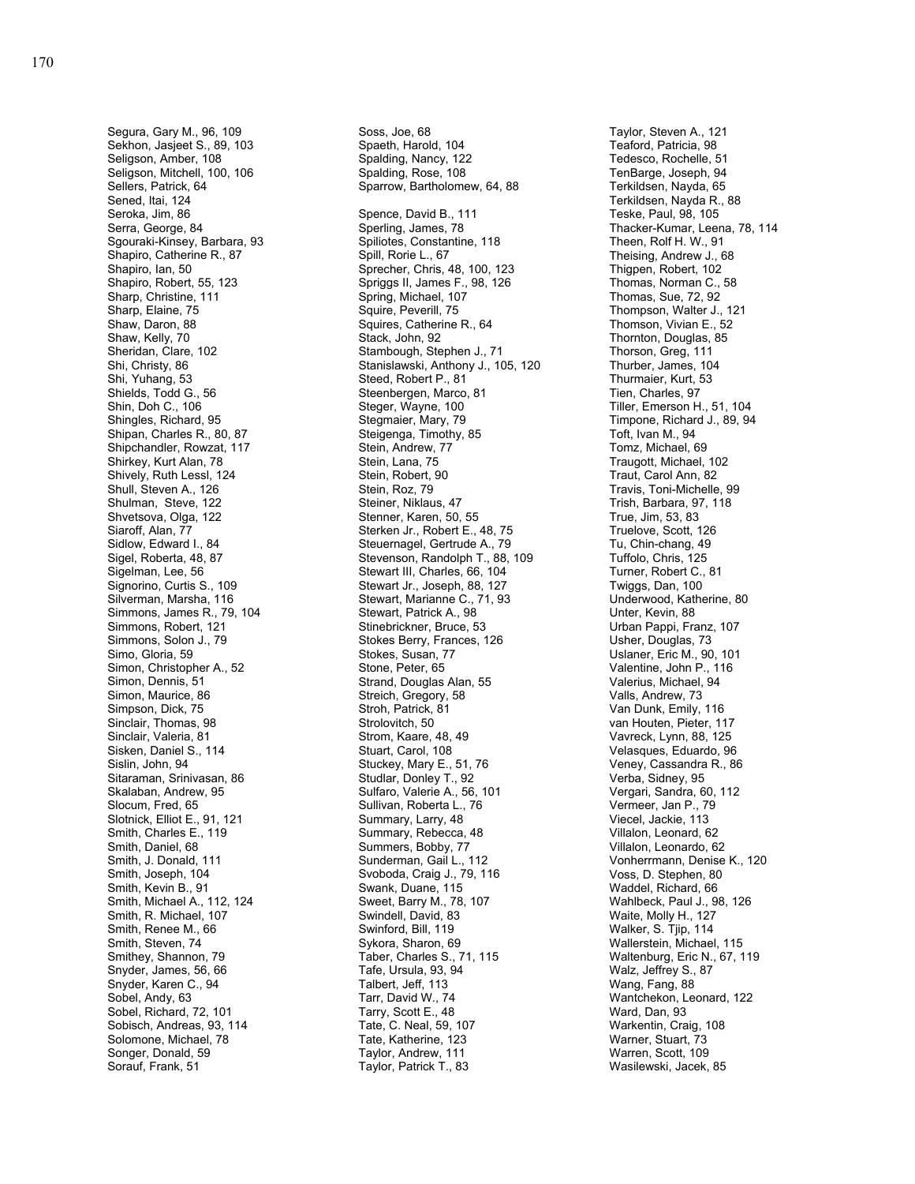Segura, Gary M., 96, 109
Sekhon, Jasjeet S., 89, 103
Seligson, Amber, 108
Seligson, Mitchell, 100, 106
Sellers, Patrick, 64
Sened, Itai, 124
Seroka, Jim, 86
Serra, George, 84
Sgouraki-Kinsey, Barbara, 93
Shapiro, Catherine R., 87
Shapiro, Ian, 50
Shapiro, Robert, 55, 123
Sharp, Christine, 111
Sharp, Elaine, 75
Shaw, Daron, 88
Shaw, Kelly, 70
Sheridan, Clare, 102
Shi, Christy, 86
Shi, Yuhang, 53
Shields, Todd G., 56
Shin, Doh C., 106
Shingles, Richard, 95
Shipan, Charles R., 80, 87
Shipchandler, Rowzat, 117
Shirkey, Kurt Alan, 78
Shively, Ruth Lessl, 124
Shull, Steven A., 126
Shulman, Steve, 122
Shvetsova, Olga, 122
Siaroff, Alan, 77
Sidlow, Edward I., 84
Sigel, Roberta, 48, 87
Sigelman, Lee, 56
Signorino, Curtis S., 109
Silverman, Marsha, 116
Simmons, James R., 79, 104
Simmons, Robert, 121
Simmons, Solon J., 79
Simo, Gloria, 59
Simon, Christopher A., 52
Simon, Dennis, 51
Simon, Maurice, 86
Simpson, Dick, 75
Sinclair, Thomas, 98
Sinclair, Valeria, 81
Sisken, Daniel S., 114
Sislin, John, 94
Sitaraman, Srinivasan, 86
Skalaban, Andrew, 95
Slocum, Fred, 65
Slotnick, Elliot E., 91, 121
Smith, Charles E., 119
Smith, Daniel, 68
Smith, J. Donald, 111
Smith, Joseph, 104
Smith, Kevin B., 91
Smith, Michael A., 112, 124
Smith, R. Michael, 107
Smith, Renee M., 66
Smith, Steven, 74
Smithey, Shannon, 79
Snyder, James, 56, 66
Snyder, Karen C., 94
Sobel, Andy, 63
Sobel, Richard, 72, 101
Sobisch, Andreas, 93, 114
Solomone, Michael, 78
Songer, Donald, 59
Sorauf, Frank, 51
Soss, Joe, 68
Spaeth, Harold, 104
Spalding, Nancy, 122
Spalding, Rose, 108
Sparrow, Bartholomew, 64, 88
Spence, David B., 111
Sperling, James, 78
Spiliotes, Constantine, 118
Spill, Rorie L., 67
Sprecher, Chris, 48, 100, 123
Spriggs II, James F., 98, 126
Spring, Michael, 107
Squire, Peverill, 75
Squires, Catherine R., 64
Stack, John, 92
Stambough, Stephen J., 71
Stanislawski, Anthony J., 105, 120
Steed, Robert P., 81
Steenbergen, Marco, 81
Steger, Wayne, 100
Stegmaier, Mary, 79
Steigenga, Timothy, 85
Stein, Andrew, 77
Stein, Lana, 75
Stein, Robert, 90
Stein, Roz, 79
Steiner, Niklaus, 47
Stenner, Karen, 50, 55
Sterken Jr., Robert E., 48, 75
Steuernagel, Gertrude A., 79
Stevenson, Randolph T., 88, 109
Stewart III, Charles, 66, 104
Stewart Jr., Joseph, 88, 127
Stewart, Marianne C., 71, 93
Stewart, Patrick A., 98
Stinebrickner, Bruce, 53
Stokes Berry, Frances, 126
Stokes, Susan, 77
Stone, Peter, 65
Strand, Douglas Alan, 55
Streich, Gregory, 58
Stroh, Patrick, 81
Strolovitch, 50
Strom, Kaare, 48, 49
Stuart, Carol, 108
Stuckey, Mary E., 51, 76
Studlar, Donley T., 92
Sulfaro, Valerie A., 56, 101
Sullivan, Roberta L., 76
Summary, Larry, 48
Summary, Rebecca, 48
Summers, Bobby, 77
Sunderman, Gail L., 112
Svoboda, Craig J., 79, 116
Swank, Duane, 115
Sweet, Barry M., 78, 107
Swindell, David, 83
Swinford, Bill, 119
Sykora, Sharon, 69
Taber, Charles S., 71, 115
Tafe, Ursula, 93, 94
Talbert, Jeff, 113
Tarr, David W., 74
Tarry, Scott E., 48
Tate, C. Neal, 59, 107
Tate, Katherine, 123
Taylor, Andrew, 111
Taylor, Patrick T., 83
Taylor, Steven A., 121
Teaford, Patricia, 98
Tedesco, Rochelle, 51
TenBarge, Joseph, 94
Terkildsen, Nayda, 65
Terkildsen, Nayda R., 88
Teske, Paul, 98, 105
Thacker-Kumar, Leena, 78, 114
Theen, Rolf H. W., 91
Theising, Andrew J., 68
Thigpen, Robert, 102
Thomas, Norman C., 58
Thomas, Sue, 72, 92
Thompson, Walter J., 121
Thomson, Vivian E., 52
Thornton, Douglas, 85
Thorson, Greg, 111
Thurber, James, 104
Thurmaier, Kurt, 53
Tien, Charles, 97
Tiller, Emerson H., 51, 104
Timpone, Richard J., 89, 94
Toft, Ivan M., 94
Tomz, Michael, 69
Traugott, Michael, 102
Traut, Carol Ann, 82
Travis, Toni-Michelle, 99
Trish, Barbara, 97, 118
True, Jim, 53, 83
Truelove, Scott, 126
Tu, Chin-chang, 49
Tuffolo, Chris, 125
Turner, Robert C., 81
Twiggs, Dan, 100
Underwood, Katherine, 80
Unter, Kevin, 88
Urban Pappi, Franz, 107
Usher, Douglas, 73
Uslaner, Eric M., 90, 101
Valentine, John P., 116
Valerius, Michael, 94
Valls, Andrew, 73
Van Dunk, Emily, 116
van Houten, Pieter, 117
Vavreck, Lynn, 88, 125
Velasques, Eduardo, 96
Veney, Cassandra R., 86
Verba, Sidney, 95
Vergari, Sandra, 60, 112
Vermeer, Jan P., 79
Viecel, Jackie, 113
Villalon, Leonard, 62
Villalon, Leonardo, 62
Vonherrmann, Denise K., 120
Voss, D. Stephen, 80
Waddel, Richard, 66
Wahlbeck, Paul J., 98, 126
Waite, Molly H., 127
Walker, S. Tjip, 114
Wallerstein, Michael, 115
Waltenburg, Eric N., 67, 119
Walz, Jeffrey S., 87
Wang, Fang, 88
Wantchekon, Leonard, 122
Ward, Dan, 93
Warkentin, Craig, 108
Warner, Stuart, 73
Warren, Scott, 109
Wasilewski, Jacek, 85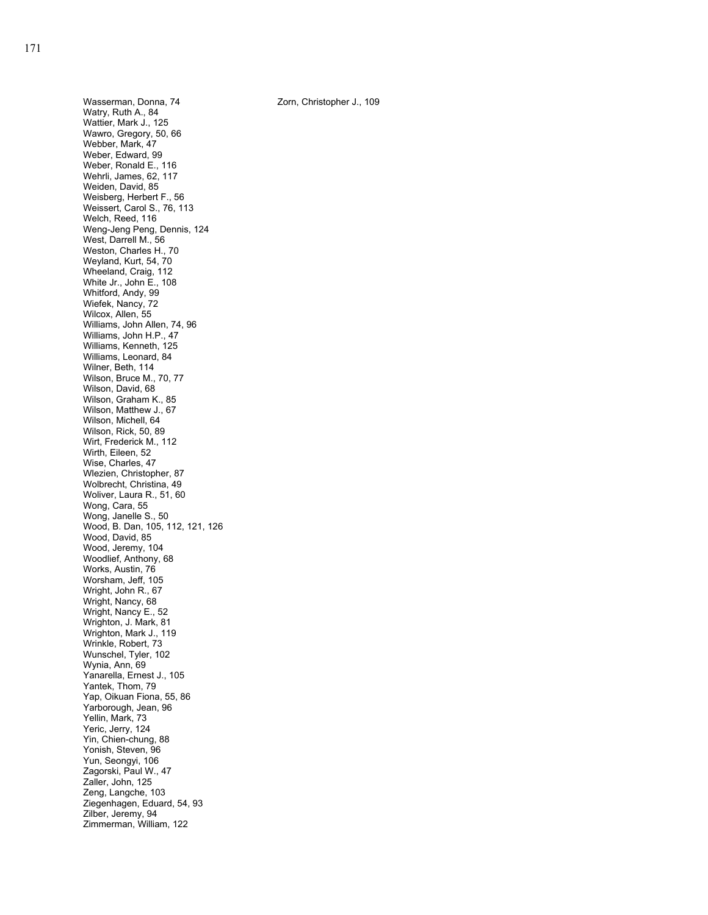Wasserman, Donna, 74
Watry, Ruth A., 84
Wattier, Mark J., 125
Wawro, Gregory, 50, 66
Webber, Mark, 47
Weber, Edward, 99
Weber, Ronald E., 116
Wehrli, James, 62, 117
Weiden, David, 85
Weisberg, Herbert F., 56
Weissert, Carol S., 76, 113
Welch, Reed, 116
Weng-Jeng Peng, Dennis, 124
West, Darrell M., 56
Weston, Charles H., 70
Weyland, Kurt, 54, 70
Wheeland, Craig, 112
White Jr., John E., 108
Whitford, Andy, 99
Wiefek, Nancy, 72
Wilcox, Allen, 55
Williams, John Allen, 74, 96
Williams, John H.P., 47
Williams, Kenneth, 125
Williams, Leonard, 84
Wilner, Beth, 114
Wilson, Bruce M., 70, 77
Wilson, David, 68
Wilson, Graham K., 85
Wilson, Matthew J., 67
Wilson, Michell, 64
Wilson, Rick, 50, 89
Wirt, Frederick M., 112
Wirth, Eileen, 52
Wise, Charles, 47
Wlezien, Christopher, 87
Wolbrecht, Christina, 49
Woliver, Laura R., 51, 60
Wong, Cara, 55
Wong, Janelle S., 50
Wood, B. Dan, 105, 112, 121, 126
Wood, David, 85
Wood, Jeremy, 104
Woodlief, Anthony, 68
Works, Austin, 76
Worsham, Jeff, 105
Wright, John R., 67
Wright, Nancy, 68
Wright, Nancy E., 52
Wrighton, J. Mark, 81
Wrighton, Mark J., 119
Wrinkle, Robert, 73
Wunschel, Tyler, 102
Wynia, Ann, 69
Yanarella, Ernest J., 105
Yantek, Thom, 79
Yap, Oikuan Fiona, 55, 86
Yarborough, Jean, 96
Yellin, Mark, 73
Yeric, Jerry, 124
Yin, Chien-chung, 88
Yonish, Steven, 96
Yun, Seongyi, 106
Zagorski, Paul W., 47
Zaller, John, 125
Zeng, Langche, 103
Ziegenhagen, Eduard, 54, 93
Zilber, Jeremy, 94
Zimmerman, William, 122
Zorn, Christopher J., 109